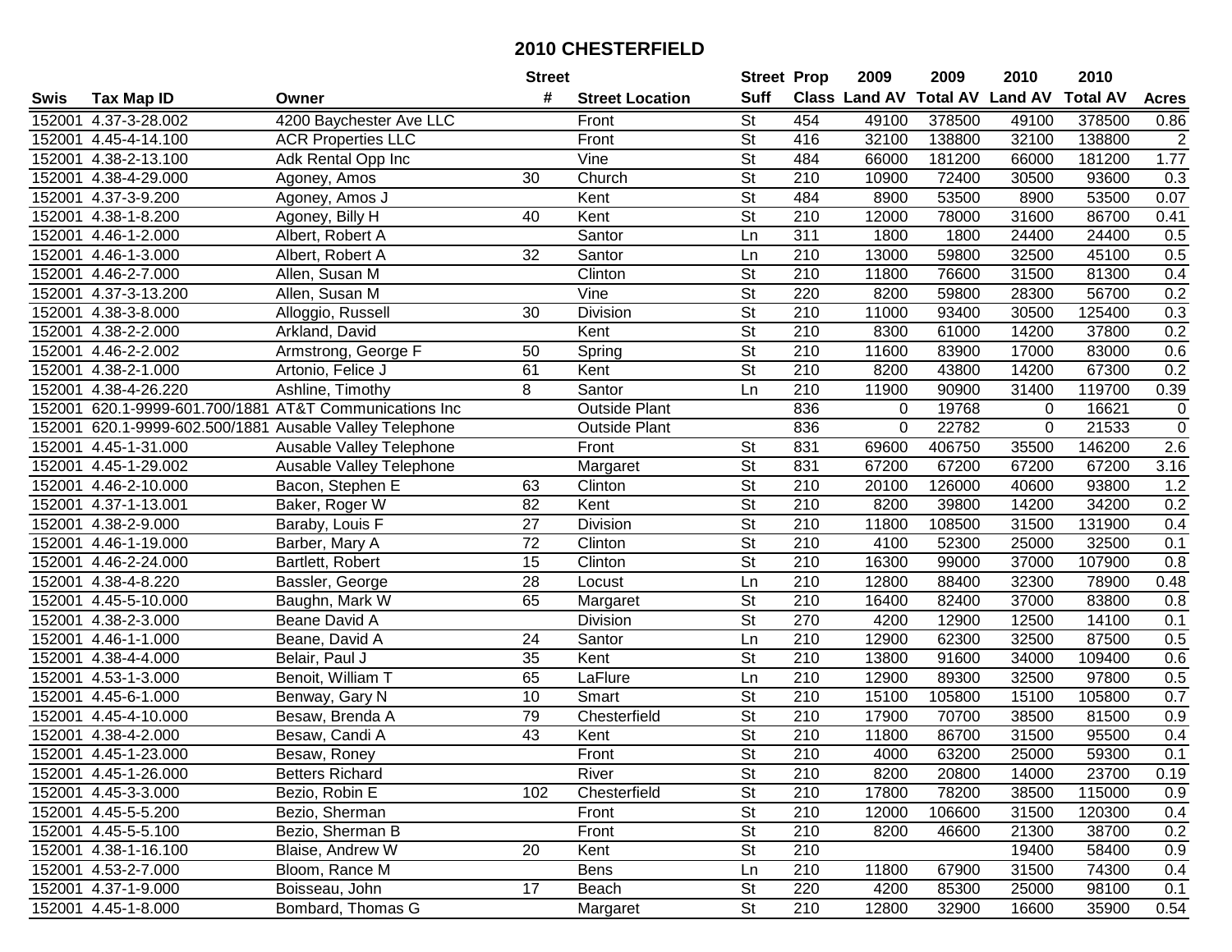# 2010 CHESTERFIELD

| Swis | Tax Map ID | Owner | Street # | Street Location | Street Suff | Prop Class | 2009 Land AV | 2009 Total AV | 2010 Land AV | 2010 Total AV | Acres |
|---|---|---|---|---|---|---|---|---|---|---|---|
| 152001 | 4.37-3-28.002 | 4200 Baychester Ave LLC | | Front | St | 454 | 49100 | 378500 | 49100 | 378500 | 0.86 |
| 152001 | 4.45-4-14.100 | ACR Properties LLC | | Front | St | 416 | 32100 | 138800 | 32100 | 138800 | 2 |
| 152001 | 4.38-2-13.100 | Adk Rental Opp Inc | | Vine | St | 484 | 66000 | 181200 | 66000 | 181200 | 1.77 |
| 152001 | 4.38-4-29.000 | Agoney, Amos | 30 | Church | St | 210 | 10900 | 72400 | 30500 | 93600 | 0.3 |
| 152001 | 4.37-3-9.200 | Agoney, Amos J | | Kent | St | 484 | 8900 | 53500 | 8900 | 53500 | 0.07 |
| 152001 | 4.38-1-8.200 | Agoney, Billy H | 40 | Kent | St | 210 | 12000 | 78000 | 31600 | 86700 | 0.41 |
| 152001 | 4.46-1-2.000 | Albert, Robert A | | Santor | Ln | 311 | 1800 | 1800 | 24400 | 24400 | 0.5 |
| 152001 | 4.46-1-3.000 | Albert, Robert A | 32 | Santor | Ln | 210 | 13000 | 59800 | 32500 | 45100 | 0.5 |
| 152001 | 4.46-2-7.000 | Allen, Susan M | | Clinton | St | 210 | 11800 | 76600 | 31500 | 81300 | 0.4 |
| 152001 | 4.37-3-13.200 | Allen, Susan M | | Vine | St | 220 | 8200 | 59800 | 28300 | 56700 | 0.2 |
| 152001 | 4.38-3-8.000 | Alloggio, Russell | 30 | Division | St | 210 | 11000 | 93400 | 30500 | 125400 | 0.3 |
| 152001 | 4.38-2-2.000 | Arkland, David | | Kent | St | 210 | 8300 | 61000 | 14200 | 37800 | 0.2 |
| 152001 | 4.46-2-2.002 | Armstrong, George F | 50 | Spring | St | 210 | 11600 | 83900 | 17000 | 83000 | 0.6 |
| 152001 | 4.38-2-1.000 | Artonio, Felice J | 61 | Kent | St | 210 | 8200 | 43800 | 14200 | 67300 | 0.2 |
| 152001 | 4.38-4-26.220 | Ashline, Timothy | 8 | Santor | Ln | 210 | 11900 | 90900 | 31400 | 119700 | 0.39 |
| 152001 | 620.1-9999-601.700/1881 | AT&T Communications Inc | | Outside Plant | | 836 | 0 | 19768 | 0 | 16621 | 0 |
| 152001 | 620.1-9999-602.500/1881 | Ausable Valley Telephone | | Outside Plant | | 836 | 0 | 22782 | 0 | 21533 | 0 |
| 152001 | 4.45-1-31.000 | Ausable Valley Telephone | | Front | St | 831 | 69600 | 406750 | 35500 | 146200 | 2.6 |
| 152001 | 4.45-1-29.002 | Ausable Valley Telephone | | Margaret | St | 831 | 67200 | 67200 | 67200 | 67200 | 3.16 |
| 152001 | 4.46-2-10.000 | Bacon, Stephen E | 63 | Clinton | St | 210 | 20100 | 126000 | 40600 | 93800 | 1.2 |
| 152001 | 4.37-1-13.001 | Baker, Roger W | 82 | Kent | St | 210 | 8200 | 39800 | 14200 | 34200 | 0.2 |
| 152001 | 4.38-2-9.000 | Baraby, Louis F | 27 | Division | St | 210 | 11800 | 108500 | 31500 | 131900 | 0.4 |
| 152001 | 4.46-1-19.000 | Barber, Mary A | 72 | Clinton | St | 210 | 4100 | 52300 | 25000 | 32500 | 0.1 |
| 152001 | 4.46-2-24.000 | Bartlett, Robert | 15 | Clinton | St | 210 | 16300 | 99000 | 37000 | 107900 | 0.8 |
| 152001 | 4.38-4-8.220 | Bassler, George | 28 | Locust | Ln | 210 | 12800 | 88400 | 32300 | 78900 | 0.48 |
| 152001 | 4.45-5-10.000 | Baughn, Mark W | 65 | Margaret | St | 210 | 16400 | 82400 | 37000 | 83800 | 0.8 |
| 152001 | 4.38-2-3.000 | Beane David A | | Division | St | 270 | 4200 | 12900 | 12500 | 14100 | 0.1 |
| 152001 | 4.46-1-1.000 | Beane, David A | 24 | Santor | Ln | 210 | 12900 | 62300 | 32500 | 87500 | 0.5 |
| 152001 | 4.38-4-4.000 | Belair, Paul J | 35 | Kent | St | 210 | 13800 | 91600 | 34000 | 109400 | 0.6 |
| 152001 | 4.53-1-3.000 | Benoit, William T | 65 | LaFlure | Ln | 210 | 12900 | 89300 | 32500 | 97800 | 0.5 |
| 152001 | 4.45-6-1.000 | Benway, Gary N | 10 | Smart | St | 210 | 15100 | 105800 | 15100 | 105800 | 0.7 |
| 152001 | 4.45-4-10.000 | Besaw, Brenda A | 79 | Chesterfield | St | 210 | 17900 | 70700 | 38500 | 81500 | 0.9 |
| 152001 | 4.38-4-2.000 | Besaw, Candi A | 43 | Kent | St | 210 | 11800 | 86700 | 31500 | 95500 | 0.4 |
| 152001 | 4.45-1-23.000 | Besaw, Roney | | Front | St | 210 | 4000 | 63200 | 25000 | 59300 | 0.1 |
| 152001 | 4.45-1-26.000 | Betters Richard | | River | St | 210 | 8200 | 20800 | 14000 | 23700 | 0.19 |
| 152001 | 4.45-3-3.000 | Bezio, Robin E | 102 | Chesterfield | St | 210 | 17800 | 78200 | 38500 | 115000 | 0.9 |
| 152001 | 4.45-5-5.200 | Bezio, Sherman | | Front | St | 210 | 12000 | 106600 | 31500 | 120300 | 0.4 |
| 152001 | 4.45-5-5.100 | Bezio, Sherman B | | Front | St | 210 | 8200 | 46600 | 21300 | 38700 | 0.2 |
| 152001 | 4.38-1-16.100 | Blaise, Andrew W | 20 | Kent | St | 210 | | | 19400 | 58400 | 0.9 |
| 152001 | 4.53-2-7.000 | Bloom, Rance M | | Bens | Ln | 210 | 11800 | 67900 | 31500 | 74300 | 0.4 |
| 152001 | 4.37-1-9.000 | Boisseau, John | 17 | Beach | St | 220 | 4200 | 85300 | 25000 | 98100 | 0.1 |
| 152001 | 4.45-1-8.000 | Bombard, Thomas G | | Margaret | St | 210 | 12800 | 32900 | 16600 | 35900 | 0.54 |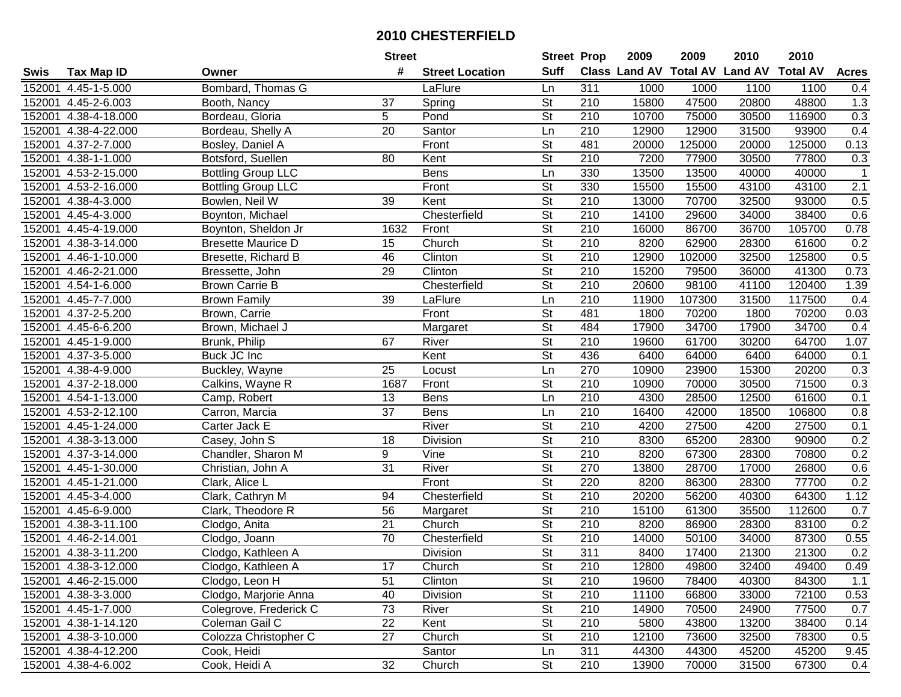## 2010 CHESTERFIELD

| Swis | Tax Map ID | Owner | Street # | Street Location | Street Suff | Prop Class | 2009 Land AV | 2009 Total AV | 2010 Land AV | 2010 Total AV | Acres |
|---|---|---|---|---|---|---|---|---|---|---|---|
| 152001 | 4.45-1-5.000 | Bombard, Thomas G | | LaFlure | Ln | 311 | 1000 | 1000 | 1100 | 1100 | 0.4 |
| 152001 | 4.45-2-6.003 | Booth, Nancy | 37 | Spring | St | 210 | 15800 | 47500 | 20800 | 48800 | 1.3 |
| 152001 | 4.38-4-18.000 | Bordeau, Gloria | 5 | Pond | St | 210 | 10700 | 75000 | 30500 | 116900 | 0.3 |
| 152001 | 4.38-4-22.000 | Bordeau, Shelly A | 20 | Santor | Ln | 210 | 12900 | 12900 | 31500 | 93900 | 0.4 |
| 152001 | 4.37-2-7.000 | Bosley, Daniel A | | Front | St | 481 | 20000 | 125000 | 20000 | 125000 | 0.13 |
| 152001 | 4.38-1-1.000 | Botsford, Suellen | 80 | Kent | St | 210 | 7200 | 77900 | 30500 | 77800 | 0.3 |
| 152001 | 4.53-2-15.000 | Bottling Group LLC | | Bens | Ln | 330 | 13500 | 13500 | 40000 | 40000 | 1 |
| 152001 | 4.53-2-16.000 | Bottling Group LLC | | Front | St | 330 | 15500 | 15500 | 43100 | 43100 | 2.1 |
| 152001 | 4.38-4-3.000 | Bowlen, Neil W | 39 | Kent | St | 210 | 13000 | 70700 | 32500 | 93000 | 0.5 |
| 152001 | 4.45-4-3.000 | Boynton, Michael | | Chesterfield | St | 210 | 14100 | 29600 | 34000 | 38400 | 0.6 |
| 152001 | 4.45-4-19.000 | Boynton, Sheldon Jr | 1632 | Front | St | 210 | 16000 | 86700 | 36700 | 105700 | 0.78 |
| 152001 | 4.38-3-14.000 | Bresette Maurice D | 15 | Church | St | 210 | 8200 | 62900 | 28300 | 61600 | 0.2 |
| 152001 | 4.46-1-10.000 | Bresette, Richard B | 46 | Clinton | St | 210 | 12900 | 102000 | 32500 | 125800 | 0.5 |
| 152001 | 4.46-2-21.000 | Bressette, John | 29 | Clinton | St | 210 | 15200 | 79500 | 36000 | 41300 | 0.73 |
| 152001 | 4.54-1-6.000 | Brown Carrie B | | Chesterfield | St | 210 | 20600 | 98100 | 41100 | 120400 | 1.39 |
| 152001 | 4.45-7-7.000 | Brown Family | 39 | LaFlure | Ln | 210 | 11900 | 107300 | 31500 | 117500 | 0.4 |
| 152001 | 4.37-2-5.200 | Brown, Carrie | | Front | St | 481 | 1800 | 70200 | 1800 | 70200 | 0.03 |
| 152001 | 4.45-6-6.200 | Brown, Michael J | | Margaret | St | 484 | 17900 | 34700 | 17900 | 34700 | 0.4 |
| 152001 | 4.45-1-9.000 | Brunk, Philip | 67 | River | St | 210 | 19600 | 61700 | 30200 | 64700 | 1.07 |
| 152001 | 4.37-3-5.000 | Buck JC Inc | | Kent | St | 436 | 6400 | 64000 | 6400 | 64000 | 0.1 |
| 152001 | 4.38-4-9.000 | Buckley, Wayne | 25 | Locust | Ln | 270 | 10900 | 23900 | 15300 | 20200 | 0.3 |
| 152001 | 4.37-2-18.000 | Calkins, Wayne R | 1687 | Front | St | 210 | 10900 | 70000 | 30500 | 71500 | 0.3 |
| 152001 | 4.54-1-13.000 | Camp, Robert | 13 | Bens | Ln | 210 | 4300 | 28500 | 12500 | 61600 | 0.1 |
| 152001 | 4.53-2-12.100 | Carron, Marcia | 37 | Bens | Ln | 210 | 16400 | 42000 | 18500 | 106800 | 0.8 |
| 152001 | 4.45-1-24.000 | Carter Jack E | | River | St | 210 | 4200 | 27500 | 4200 | 27500 | 0.1 |
| 152001 | 4.38-3-13.000 | Casey, John S | 18 | Division | St | 210 | 8300 | 65200 | 28300 | 90900 | 0.2 |
| 152001 | 4.37-3-14.000 | Chandler, Sharon M | 9 | Vine | St | 210 | 8200 | 67300 | 28300 | 70800 | 0.2 |
| 152001 | 4.45-1-30.000 | Christian, John A | 31 | River | St | 270 | 13800 | 28700 | 17000 | 26800 | 0.6 |
| 152001 | 4.45-1-21.000 | Clark, Alice L | | Front | St | 220 | 8200 | 86300 | 28300 | 77700 | 0.2 |
| 152001 | 4.45-3-4.000 | Clark, Cathryn M | 94 | Chesterfield | St | 210 | 20200 | 56200 | 40300 | 64300 | 1.12 |
| 152001 | 4.45-6-9.000 | Clark, Theodore R | 56 | Margaret | St | 210 | 15100 | 61300 | 35500 | 112600 | 0.7 |
| 152001 | 4.38-3-11.100 | Clodgo, Anita | 21 | Church | St | 210 | 8200 | 86900 | 28300 | 83100 | 0.2 |
| 152001 | 4.46-2-14.001 | Clodgo, Joann | 70 | Chesterfield | St | 210 | 14000 | 50100 | 34000 | 87300 | 0.55 |
| 152001 | 4.38-3-11.200 | Clodgo, Kathleen A | | Division | St | 311 | 8400 | 17400 | 21300 | 21300 | 0.2 |
| 152001 | 4.38-3-12.000 | Clodgo, Kathleen A | 17 | Church | St | 210 | 12800 | 49800 | 32400 | 49400 | 0.49 |
| 152001 | 4.46-2-15.000 | Clodgo, Leon H | 51 | Clinton | St | 210 | 19600 | 78400 | 40300 | 84300 | 1.1 |
| 152001 | 4.38-3-3.000 | Clodgo, Marjorie Anna | 40 | Division | St | 210 | 11100 | 66800 | 33000 | 72100 | 0.53 |
| 152001 | 4.45-1-7.000 | Colegrove, Frederick C | 73 | River | St | 210 | 14900 | 70500 | 24900 | 77500 | 0.7 |
| 152001 | 4.38-1-14.120 | Coleman Gail C | 22 | Kent | St | 210 | 5800 | 43800 | 13200 | 38400 | 0.14 |
| 152001 | 4.38-3-10.000 | Colozza Christopher C | 27 | Church | St | 210 | 12100 | 73600 | 32500 | 78300 | 0.5 |
| 152001 | 4.38-4-12.200 | Cook, Heidi | | Santor | Ln | 311 | 44300 | 44300 | 45200 | 45200 | 9.45 |
| 152001 | 4.38-4-6.002 | Cook, Heidi A | 32 | Church | St | 210 | 13900 | 70000 | 31500 | 67300 | 0.4 |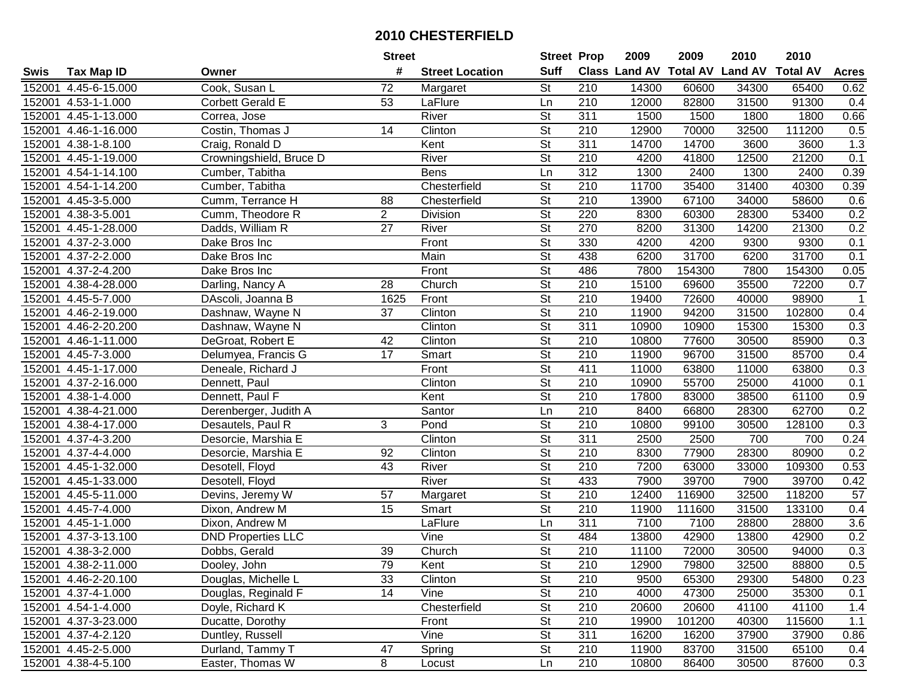# 2010 CHESTERFIELD

| Swis | Tax Map ID | Owner | Street # | Street Location | Street Suff | Prop Class | 2009 Land AV | 2009 Total AV | 2010 Land AV | 2010 Total AV | Acres |
|---|---|---|---|---|---|---|---|---|---|---|---|
| 152001 | 4.45-6-15.000 | Cook, Susan L | 72 | Margaret | St | 210 | 14300 | 60600 | 34300 | 65400 | 0.62 |
| 152001 | 4.53-1-1.000 | Corbett Gerald E | 53 | LaFlure | Ln | 210 | 12000 | 82800 | 31500 | 91300 | 0.4 |
| 152001 | 4.45-1-13.000 | Correa, Jose | | River | St | 311 | 1500 | 1500 | 1800 | 1800 | 0.66 |
| 152001 | 4.46-1-16.000 | Costin, Thomas J | 14 | Clinton | St | 210 | 12900 | 70000 | 32500 | 111200 | 0.5 |
| 152001 | 4.38-1-8.100 | Craig, Ronald D | | Kent | St | 311 | 14700 | 14700 | 3600 | 3600 | 1.3 |
| 152001 | 4.45-1-19.000 | Crowningshield, Bruce D | | River | St | 210 | 4200 | 41800 | 12500 | 21200 | 0.1 |
| 152001 | 4.54-1-14.100 | Cumber, Tabitha | | Bens | Ln | 312 | 1300 | 2400 | 1300 | 2400 | 0.39 |
| 152001 | 4.54-1-14.200 | Cumber, Tabitha | | Chesterfield | St | 210 | 11700 | 35400 | 31400 | 40300 | 0.39 |
| 152001 | 4.45-3-5.000 | Cumm, Terrance H | 88 | Chesterfield | St | 210 | 13900 | 67100 | 34000 | 58600 | 0.6 |
| 152001 | 4.38-3-5.001 | Cumm, Theodore R | 2 | Division | St | 220 | 8300 | 60300 | 28300 | 53400 | 0.2 |
| 152001 | 4.45-1-28.000 | Dadds, William R | 27 | River | St | 270 | 8200 | 31300 | 14200 | 21300 | 0.2 |
| 152001 | 4.37-2-3.000 | Dake Bros Inc | | Front | St | 330 | 4200 | 4200 | 9300 | 9300 | 0.1 |
| 152001 | 4.37-2-2.000 | Dake Bros Inc | | Main | St | 438 | 6200 | 31700 | 6200 | 31700 | 0.1 |
| 152001 | 4.37-2-4.200 | Dake Bros Inc | | Front | St | 486 | 7800 | 154300 | 7800 | 154300 | 0.05 |
| 152001 | 4.38-4-28.000 | Darling, Nancy A | 28 | Church | St | 210 | 15100 | 69600 | 35500 | 72200 | 0.7 |
| 152001 | 4.45-5-7.000 | DAscoli, Joanna B | 1625 | Front | St | 210 | 19400 | 72600 | 40000 | 98900 | 1 |
| 152001 | 4.46-2-19.000 | Dashnaw, Wayne N | 37 | Clinton | St | 210 | 11900 | 94200 | 31500 | 102800 | 0.4 |
| 152001 | 4.46-2-20.200 | Dashnaw, Wayne N | | Clinton | St | 311 | 10900 | 10900 | 15300 | 15300 | 0.3 |
| 152001 | 4.46-1-11.000 | DeGroat, Robert E | 42 | Clinton | St | 210 | 10800 | 77600 | 30500 | 85900 | 0.3 |
| 152001 | 4.45-7-3.000 | Delumyea, Francis G | 17 | Smart | St | 210 | 11900 | 96700 | 31500 | 85700 | 0.4 |
| 152001 | 4.45-1-17.000 | Deneale, Richard J | | Front | St | 411 | 11000 | 63800 | 11000 | 63800 | 0.3 |
| 152001 | 4.37-2-16.000 | Dennett, Paul | | Clinton | St | 210 | 10900 | 55700 | 25000 | 41000 | 0.1 |
| 152001 | 4.38-1-4.000 | Dennett, Paul F | | Kent | St | 210 | 17800 | 83000 | 38500 | 61100 | 0.9 |
| 152001 | 4.38-4-21.000 | Derenberger, Judith A | | Santor | Ln | 210 | 8400 | 66800 | 28300 | 62700 | 0.2 |
| 152001 | 4.38-4-17.000 | Desautels, Paul R | 3 | Pond | St | 210 | 10800 | 99100 | 30500 | 128100 | 0.3 |
| 152001 | 4.37-4-3.200 | Desorcie, Marshia E | | Clinton | St | 311 | 2500 | 2500 | 700 | 700 | 0.24 |
| 152001 | 4.37-4-4.000 | Desorcie, Marshia E | 92 | Clinton | St | 210 | 8300 | 77900 | 28300 | 80900 | 0.2 |
| 152001 | 4.45-1-32.000 | Desotell, Floyd | 43 | River | St | 210 | 7200 | 63000 | 33000 | 109300 | 0.53 |
| 152001 | 4.45-1-33.000 | Desotell, Floyd | | River | St | 433 | 7900 | 39700 | 7900 | 39700 | 0.42 |
| 152001 | 4.45-5-11.000 | Devins, Jeremy W | 57 | Margaret | St | 210 | 12400 | 116900 | 32500 | 118200 | 57 |
| 152001 | 4.45-7-4.000 | Dixon, Andrew M | 15 | Smart | St | 210 | 11900 | 111600 | 31500 | 133100 | 0.4 |
| 152001 | 4.45-1-1.000 | Dixon, Andrew M | | LaFlure | Ln | 311 | 7100 | 7100 | 28800 | 28800 | 3.6 |
| 152001 | 4.37-3-13.100 | DND Properties LLC | | Vine | St | 484 | 13800 | 42900 | 13800 | 42900 | 0.2 |
| 152001 | 4.38-3-2.000 | Dobbs, Gerald | 39 | Church | St | 210 | 11100 | 72000 | 30500 | 94000 | 0.3 |
| 152001 | 4.38-2-11.000 | Dooley, John | 79 | Kent | St | 210 | 12900 | 79800 | 32500 | 88800 | 0.5 |
| 152001 | 4.46-2-20.100 | Douglas, Michelle L | 33 | Clinton | St | 210 | 9500 | 65300 | 29300 | 54800 | 0.23 |
| 152001 | 4.37-4-1.000 | Douglas, Reginald F | 14 | Vine | St | 210 | 4000 | 47300 | 25000 | 35300 | 0.1 |
| 152001 | 4.54-1-4.000 | Doyle, Richard K | | Chesterfield | St | 210 | 20600 | 20600 | 41100 | 41100 | 1.4 |
| 152001 | 4.37-3-23.000 | Ducatte, Dorothy | | Front | St | 210 | 19900 | 101200 | 40300 | 115600 | 1.1 |
| 152001 | 4.37-4-2.120 | Duntley, Russell | | Vine | St | 311 | 16200 | 16200 | 37900 | 37900 | 0.86 |
| 152001 | 4.45-2-5.000 | Durland, Tammy T | 47 | Spring | St | 210 | 11900 | 83700 | 31500 | 65100 | 0.4 |
| 152001 | 4.38-4-5.100 | Easter, Thomas W | 8 | Locust | Ln | 210 | 10800 | 86400 | 30500 | 87600 | 0.3 |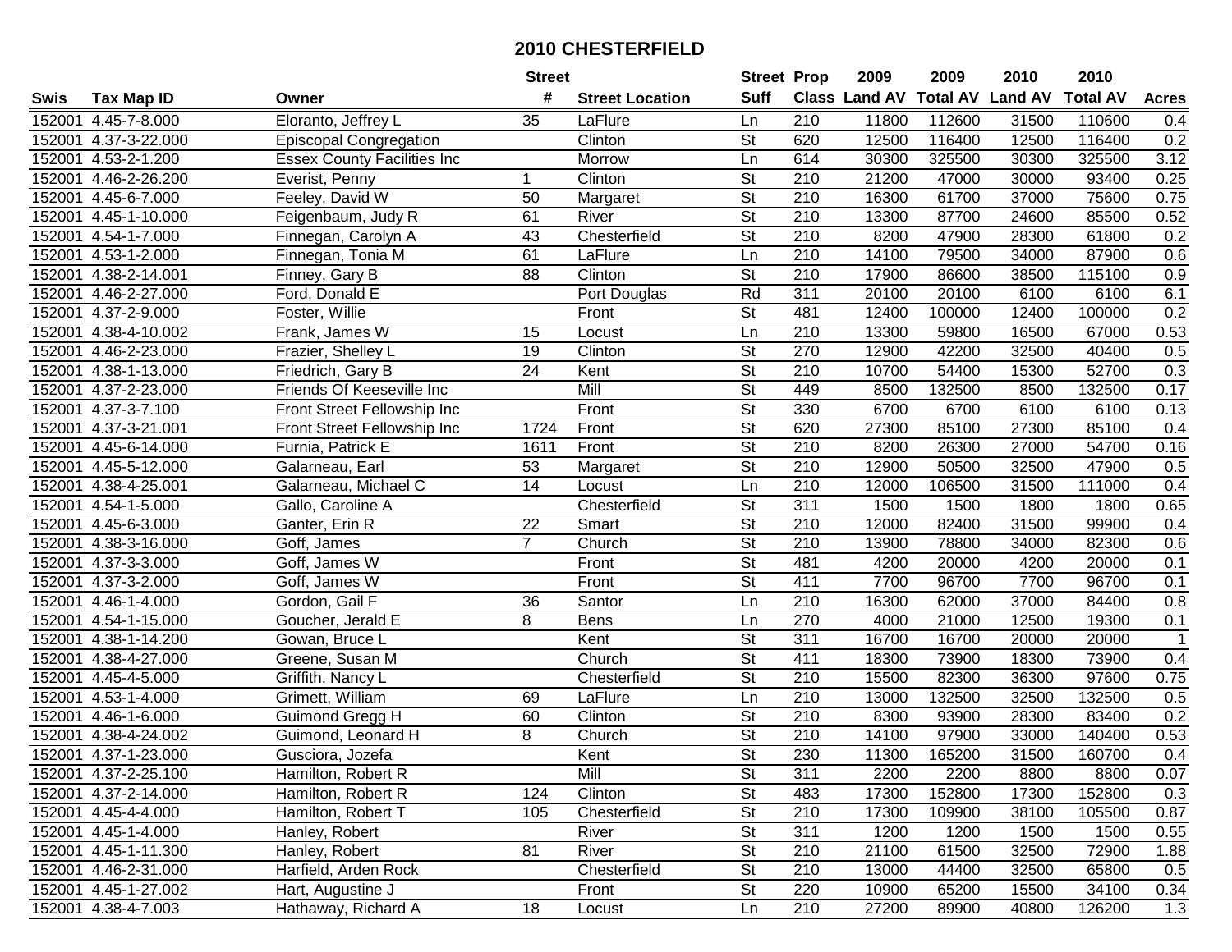# 2010 CHESTERFIELD

| Swis | Tax Map ID | Owner | Street # | Street Location | Street Suff | Prop Class | 2009 Land AV | 2009 Total AV | 2010 Land AV | 2010 Total AV | Acres |
|---|---|---|---|---|---|---|---|---|---|---|---|
| 152001 | 4.45-7-8.000 | Eloranto, Jeffrey L | 35 | LaFlure | Ln | 210 | 11800 | 112600 | 31500 | 110600 | 0.4 |
| 152001 | 4.37-3-22.000 | Episcopal Congregation | | Clinton | St | 620 | 12500 | 116400 | 12500 | 116400 | 0.2 |
| 152001 | 4.53-2-1.200 | Essex County Facilities Inc | | Morrow | Ln | 614 | 30300 | 325500 | 30300 | 325500 | 3.12 |
| 152001 | 4.46-2-26.200 | Everist, Penny | 1 | Clinton | St | 210 | 21200 | 47000 | 30000 | 93400 | 0.25 |
| 152001 | 4.45-6-7.000 | Feeley, David W | 50 | Margaret | St | 210 | 16300 | 61700 | 37000 | 75600 | 0.75 |
| 152001 | 4.45-1-10.000 | Feigenbaum, Judy R | 61 | River | St | 210 | 13300 | 87700 | 24600 | 85500 | 0.52 |
| 152001 | 4.54-1-7.000 | Finnegan, Carolyn A | 43 | Chesterfield | St | 210 | 8200 | 47900 | 28300 | 61800 | 0.2 |
| 152001 | 4.53-1-2.000 | Finnegan, Tonia M | 61 | LaFlure | Ln | 210 | 14100 | 79500 | 34000 | 87900 | 0.6 |
| 152001 | 4.38-2-14.001 | Finney, Gary B | 88 | Clinton | St | 210 | 17900 | 86600 | 38500 | 115100 | 0.9 |
| 152001 | 4.46-2-27.000 | Ford, Donald E | | Port Douglas | Rd | 311 | 20100 | 20100 | 6100 | 6100 | 6.1 |
| 152001 | 4.37-2-9.000 | Foster, Willie | | Front | St | 481 | 12400 | 100000 | 12400 | 100000 | 0.2 |
| 152001 | 4.38-4-10.002 | Frank, James W | 15 | Locust | Ln | 210 | 13300 | 59800 | 16500 | 67000 | 0.53 |
| 152001 | 4.46-2-23.000 | Frazier, Shelley L | 19 | Clinton | St | 270 | 12900 | 42200 | 32500 | 40400 | 0.5 |
| 152001 | 4.38-1-13.000 | Friedrich, Gary B | 24 | Kent | St | 210 | 10700 | 54400 | 15300 | 52700 | 0.3 |
| 152001 | 4.37-2-23.000 | Friends Of Keeseville Inc | | Mill | St | 449 | 8500 | 132500 | 8500 | 132500 | 0.17 |
| 152001 | 4.37-3-7.100 | Front Street Fellowship Inc | | Front | St | 330 | 6700 | 6700 | 6100 | 6100 | 0.13 |
| 152001 | 4.37-3-21.001 | Front Street Fellowship Inc | 1724 | Front | St | 620 | 27300 | 85100 | 27300 | 85100 | 0.4 |
| 152001 | 4.45-6-14.000 | Furnia, Patrick E | 1611 | Front | St | 210 | 8200 | 26300 | 27000 | 54700 | 0.16 |
| 152001 | 4.45-5-12.000 | Galarneau, Earl | 53 | Margaret | St | 210 | 12900 | 50500 | 32500 | 47900 | 0.5 |
| 152001 | 4.38-4-25.001 | Galarneau, Michael C | 14 | Locust | Ln | 210 | 12000 | 106500 | 31500 | 111000 | 0.4 |
| 152001 | 4.54-1-5.000 | Gallo, Caroline A | | Chesterfield | St | 311 | 1500 | 1500 | 1800 | 1800 | 0.65 |
| 152001 | 4.45-6-3.000 | Ganter, Erin R | 22 | Smart | St | 210 | 12000 | 82400 | 31500 | 99900 | 0.4 |
| 152001 | 4.38-3-16.000 | Goff, James | 7 | Church | St | 210 | 13900 | 78800 | 34000 | 82300 | 0.6 |
| 152001 | 4.37-3-3.000 | Goff, James W | | Front | St | 481 | 4200 | 20000 | 4200 | 20000 | 0.1 |
| 152001 | 4.37-3-2.000 | Goff, James W | | Front | St | 411 | 7700 | 96700 | 7700 | 96700 | 0.1 |
| 152001 | 4.46-1-4.000 | Gordon, Gail F | 36 | Santor | Ln | 210 | 16300 | 62000 | 37000 | 84400 | 0.8 |
| 152001 | 4.54-1-15.000 | Goucher, Jerald E | 8 | Bens | Ln | 270 | 4000 | 21000 | 12500 | 19300 | 0.1 |
| 152001 | 4.38-1-14.200 | Gowan, Bruce L | | Kent | St | 311 | 16700 | 16700 | 20000 | 20000 | 1 |
| 152001 | 4.38-4-27.000 | Greene, Susan M | | Church | St | 411 | 18300 | 73900 | 18300 | 73900 | 0.4 |
| 152001 | 4.45-4-5.000 | Griffith, Nancy L | | Chesterfield | St | 210 | 15500 | 82300 | 36300 | 97600 | 0.75 |
| 152001 | 4.53-1-4.000 | Grimett, William | 69 | LaFlure | Ln | 210 | 13000 | 132500 | 32500 | 132500 | 0.5 |
| 152001 | 4.46-1-6.000 | Guimond Gregg H | 60 | Clinton | St | 210 | 8300 | 93900 | 28300 | 83400 | 0.2 |
| 152001 | 4.38-4-24.002 | Guimond, Leonard H | 8 | Church | St | 210 | 14100 | 97900 | 33000 | 140400 | 0.53 |
| 152001 | 4.37-1-23.000 | Gusciora, Jozefa | | Kent | St | 230 | 11300 | 165200 | 31500 | 160700 | 0.4 |
| 152001 | 4.37-2-25.100 | Hamilton, Robert R | | Mill | St | 311 | 2200 | 2200 | 8800 | 8800 | 0.07 |
| 152001 | 4.37-2-14.000 | Hamilton, Robert R | 124 | Clinton | St | 483 | 17300 | 152800 | 17300 | 152800 | 0.3 |
| 152001 | 4.45-4-4.000 | Hamilton, Robert T | 105 | Chesterfield | St | 210 | 17300 | 109900 | 38100 | 105500 | 0.87 |
| 152001 | 4.45-1-4.000 | Hanley, Robert | | River | St | 311 | 1200 | 1200 | 1500 | 1500 | 0.55 |
| 152001 | 4.45-1-11.300 | Hanley, Robert | 81 | River | St | 210 | 21100 | 61500 | 32500 | 72900 | 1.88 |
| 152001 | 4.46-2-31.000 | Harfield, Arden Rock | | Chesterfield | St | 210 | 13000 | 44400 | 32500 | 65800 | 0.5 |
| 152001 | 4.45-1-27.002 | Hart, Augustine J | | Front | St | 220 | 10900 | 65200 | 15500 | 34100 | 0.34 |
| 152001 | 4.38-4-7.003 | Hathaway, Richard A | 18 | Locust | Ln | 210 | 27200 | 89900 | 40800 | 126200 | 1.3 |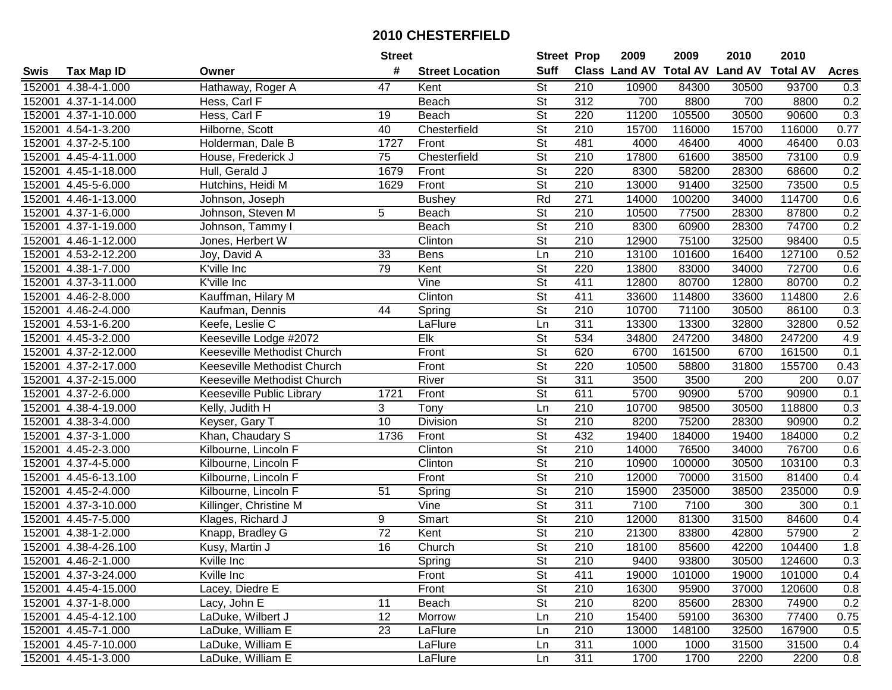# 2010 CHESTERFIELD

| Swis | Tax Map ID | Owner | Street # | Street Location | Street Suff | Prop Class | 2009 Land AV | 2009 Total AV | 2010 Land AV | 2010 Total AV | Acres |
|---|---|---|---|---|---|---|---|---|---|---|---|
| 152001 | 4.38-4-1.000 | Hathaway, Roger A | 47 | Kent | St | 210 | 10900 | 84300 | 30500 | 93700 | 0.3 |
| 152001 | 4.37-1-14.000 | Hess, Carl F | | Beach | St | 312 | 700 | 8800 | 700 | 8800 | 0.2 |
| 152001 | 4.37-1-10.000 | Hess, Carl F | 19 | Beach | St | 220 | 11200 | 105500 | 30500 | 90600 | 0.3 |
| 152001 | 4.54-1-3.200 | Hilborne, Scott | 40 | Chesterfield | St | 210 | 15700 | 116000 | 15700 | 116000 | 0.77 |
| 152001 | 4.37-2-5.100 | Holderman, Dale B | 1727 | Front | St | 481 | 4000 | 46400 | 4000 | 46400 | 0.03 |
| 152001 | 4.45-4-11.000 | House, Frederick J | 75 | Chesterfield | St | 210 | 17800 | 61600 | 38500 | 73100 | 0.9 |
| 152001 | 4.45-1-18.000 | Hull, Gerald J | 1679 | Front | St | 220 | 8300 | 58200 | 28300 | 68600 | 0.2 |
| 152001 | 4.45-5-6.000 | Hutchins, Heidi M | 1629 | Front | St | 210 | 13000 | 91400 | 32500 | 73500 | 0.5 |
| 152001 | 4.46-1-13.000 | Johnson, Joseph | | Bushey | Rd | 271 | 14000 | 100200 | 34000 | 114700 | 0.6 |
| 152001 | 4.37-1-6.000 | Johnson, Steven M | 5 | Beach | St | 210 | 10500 | 77500 | 28300 | 87800 | 0.2 |
| 152001 | 4.37-1-19.000 | Johnson, Tammy I | | Beach | St | 210 | 8300 | 60900 | 28300 | 74700 | 0.2 |
| 152001 | 4.46-1-12.000 | Jones, Herbert W | | Clinton | St | 210 | 12900 | 75100 | 32500 | 98400 | 0.5 |
| 152001 | 4.53-2-12.200 | Joy, David A | 33 | Bens | Ln | 210 | 13100 | 101600 | 16400 | 127100 | 0.52 |
| 152001 | 4.38-1-7.000 | K'ville Inc | 79 | Kent | St | 220 | 13800 | 83000 | 34000 | 72700 | 0.6 |
| 152001 | 4.37-3-11.000 | K'ville Inc | | Vine | St | 411 | 12800 | 80700 | 12800 | 80700 | 0.2 |
| 152001 | 4.46-2-8.000 | Kauffman, Hilary M | | Clinton | St | 411 | 33600 | 114800 | 33600 | 114800 | 2.6 |
| 152001 | 4.46-2-4.000 | Kaufman, Dennis | 44 | Spring | St | 210 | 10700 | 71100 | 30500 | 86100 | 0.3 |
| 152001 | 4.53-1-6.200 | Keefe, Leslie C | | LaFlure | Ln | 311 | 13300 | 13300 | 32800 | 32800 | 0.52 |
| 152001 | 4.45-3-2.000 | Keeseville Lodge #2072 | | Elk | St | 534 | 34800 | 247200 | 34800 | 247200 | 4.9 |
| 152001 | 4.37-2-12.000 | Keeseville Methodist Church | | Front | St | 620 | 6700 | 161500 | 6700 | 161500 | 0.1 |
| 152001 | 4.37-2-17.000 | Keeseville Methodist Church | | Front | St | 220 | 10500 | 58800 | 31800 | 155700 | 0.43 |
| 152001 | 4.37-2-15.000 | Keeseville Methodist Church | | River | St | 311 | 3500 | 3500 | 200 | 200 | 0.07 |
| 152001 | 4.37-2-6.000 | Keeseville Public Library | 1721 | Front | St | 611 | 5700 | 90900 | 5700 | 90900 | 0.1 |
| 152001 | 4.38-4-19.000 | Kelly, Judith H | 3 | Tony | Ln | 210 | 10700 | 98500 | 30500 | 118800 | 0.3 |
| 152001 | 4.38-3-4.000 | Keyser, Gary T | 10 | Division | St | 210 | 8200 | 75200 | 28300 | 90900 | 0.2 |
| 152001 | 4.37-3-1.000 | Khan, Chaudary S | 1736 | Front | St | 432 | 19400 | 184000 | 19400 | 184000 | 0.2 |
| 152001 | 4.45-2-3.000 | Kilbourne, Lincoln F | | Clinton | St | 210 | 14000 | 76500 | 34000 | 76700 | 0.6 |
| 152001 | 4.37-4-5.000 | Kilbourne, Lincoln F | | Clinton | St | 210 | 10900 | 100000 | 30500 | 103100 | 0.3 |
| 152001 | 4.45-6-13.100 | Kilbourne, Lincoln F | | Front | St | 210 | 12000 | 70000 | 31500 | 81400 | 0.4 |
| 152001 | 4.45-2-4.000 | Kilbourne, Lincoln F | 51 | Spring | St | 210 | 15900 | 235000 | 38500 | 235000 | 0.9 |
| 152001 | 4.37-3-10.000 | Killinger, Christine M | | Vine | St | 311 | 7100 | 7100 | 300 | 300 | 0.1 |
| 152001 | 4.45-7-5.000 | Klages, Richard J | 9 | Smart | St | 210 | 12000 | 81300 | 31500 | 84600 | 0.4 |
| 152001 | 4.38-1-2.000 | Knapp, Bradley G | 72 | Kent | St | 210 | 21300 | 83800 | 42800 | 57900 | 2 |
| 152001 | 4.38-4-26.100 | Kusy, Martin J | 16 | Church | St | 210 | 18100 | 85600 | 42200 | 104400 | 1.8 |
| 152001 | 4.46-2-1.000 | Kville Inc | | Spring | St | 210 | 9400 | 93800 | 30500 | 124600 | 0.3 |
| 152001 | 4.37-3-24.000 | Kville Inc | | Front | St | 411 | 19000 | 101000 | 19000 | 101000 | 0.4 |
| 152001 | 4.45-4-15.000 | Lacey, Diedre E | | Front | St | 210 | 16300 | 95900 | 37000 | 120600 | 0.8 |
| 152001 | 4.37-1-8.000 | Lacy, John E | 11 | Beach | St | 210 | 8200 | 85600 | 28300 | 74900 | 0.2 |
| 152001 | 4.45-4-12.100 | LaDuke, Wilbert J | 12 | Morrow | Ln | 210 | 15400 | 59100 | 36300 | 77400 | 0.75 |
| 152001 | 4.45-7-1.000 | LaDuke, William E | 23 | LaFlure | Ln | 210 | 13000 | 148100 | 32500 | 167900 | 0.5 |
| 152001 | 4.45-7-10.000 | LaDuke, William E | | LaFlure | Ln | 311 | 1000 | 1000 | 31500 | 31500 | 0.4 |
| 152001 | 4.45-1-3.000 | LaDuke, William E | | LaFlure | Ln | 311 | 1700 | 1700 | 2200 | 2200 | 0.8 |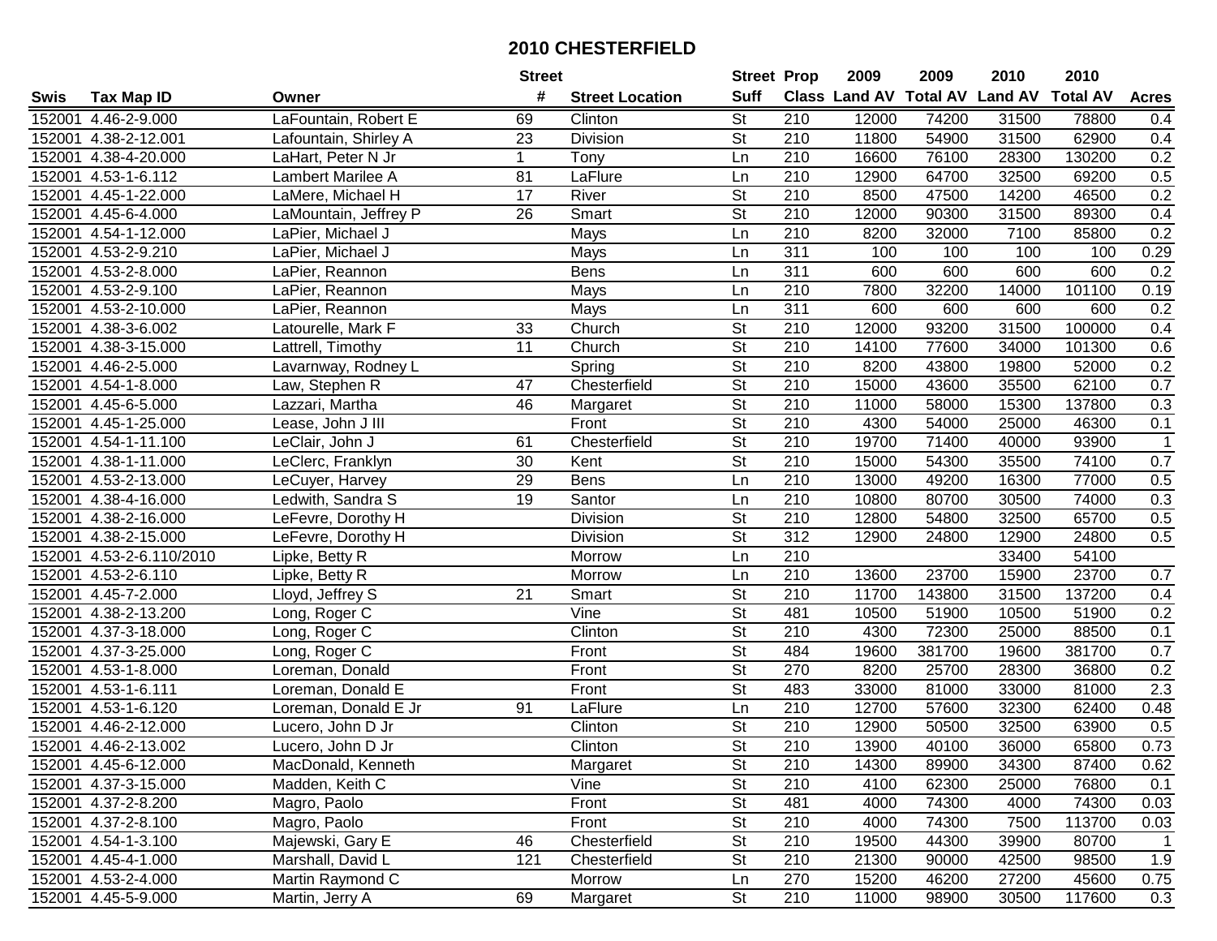# 2010 CHESTERFIELD

| Swis | Tax Map ID | Owner | Street # | Street Location | Street Suff | Prop Class | 2009 Land AV | 2009 Total AV | 2010 Land AV | 2010 Total AV | Acres |
|---|---|---|---|---|---|---|---|---|---|---|---|
| 152001 | 4.46-2-9.000 | LaFountain, Robert E | 69 | Clinton | St | 210 | 12000 | 74200 | 31500 | 78800 | 0.4 |
| 152001 | 4.38-2-12.001 | Lafountain, Shirley A | 23 | Division | St | 210 | 11800 | 54900 | 31500 | 62900 | 0.4 |
| 152001 | 4.38-4-20.000 | LaHart, Peter N Jr | 1 | Tony | Ln | 210 | 16600 | 76100 | 28300 | 130200 | 0.2 |
| 152001 | 4.53-1-6.112 | Lambert Marilee A | 81 | LaFlure | Ln | 210 | 12900 | 64700 | 32500 | 69200 | 0.5 |
| 152001 | 4.45-1-22.000 | LaMere, Michael H | 17 | River | St | 210 | 8500 | 47500 | 14200 | 46500 | 0.2 |
| 152001 | 4.45-6-4.000 | LaMountain, Jeffrey P | 26 | Smart | St | 210 | 12000 | 90300 | 31500 | 89300 | 0.4 |
| 152001 | 4.54-1-12.000 | LaPier, Michael J | | Mays | Ln | 210 | 8200 | 32000 | 7100 | 85800 | 0.2 |
| 152001 | 4.53-2-9.210 | LaPier, Michael J | | Mays | Ln | 311 | 100 | 100 | 100 | 100 | 0.29 |
| 152001 | 4.53-2-8.000 | LaPier, Reannon | | Bens | Ln | 311 | 600 | 600 | 600 | 600 | 0.2 |
| 152001 | 4.53-2-9.100 | LaPier, Reannon | | Mays | Ln | 210 | 7800 | 32200 | 14000 | 101100 | 0.19 |
| 152001 | 4.53-2-10.000 | LaPier, Reannon | | Mays | Ln | 311 | 600 | 600 | 600 | 600 | 0.2 |
| 152001 | 4.38-3-6.002 | Latourelle, Mark F | 33 | Church | St | 210 | 12000 | 93200 | 31500 | 100000 | 0.4 |
| 152001 | 4.38-3-15.000 | Lattrell, Timothy | 11 | Church | St | 210 | 14100 | 77600 | 34000 | 101300 | 0.6 |
| 152001 | 4.46-2-5.000 | Lavarnway, Rodney L | | Spring | St | 210 | 8200 | 43800 | 19800 | 52000 | 0.2 |
| 152001 | 4.54-1-8.000 | Law, Stephen R | 47 | Chesterfield | St | 210 | 15000 | 43600 | 35500 | 62100 | 0.7 |
| 152001 | 4.45-6-5.000 | Lazzari, Martha | 46 | Margaret | St | 210 | 11000 | 58000 | 15300 | 137800 | 0.3 |
| 152001 | 4.45-1-25.000 | Lease, John J III | | Front | St | 210 | 4300 | 54000 | 25000 | 46300 | 0.1 |
| 152001 | 4.54-1-11.100 | LeClair, John J | 61 | Chesterfield | St | 210 | 19700 | 71400 | 40000 | 93900 | 1 |
| 152001 | 4.38-1-11.000 | LeClerc, Franklyn | 30 | Kent | St | 210 | 15000 | 54300 | 35500 | 74100 | 0.7 |
| 152001 | 4.53-2-13.000 | LeCuyer, Harvey | 29 | Bens | Ln | 210 | 13000 | 49200 | 16300 | 77000 | 0.5 |
| 152001 | 4.38-4-16.000 | Ledwith, Sandra S | 19 | Santor | Ln | 210 | 10800 | 80700 | 30500 | 74000 | 0.3 |
| 152001 | 4.38-2-16.000 | LeFevre, Dorothy H | | Division | St | 210 | 12800 | 54800 | 32500 | 65700 | 0.5 |
| 152001 | 4.38-2-15.000 | LeFevre, Dorothy H | | Division | St | 312 | 12900 | 24800 | 12900 | 24800 | 0.5 |
| 152001 | 4.53-2-6.110/2010 | Lipke, Betty R | | Morrow | Ln | 210 | | | 33400 | 54100 | |
| 152001 | 4.53-2-6.110 | Lipke, Betty R | | Morrow | Ln | 210 | 13600 | 23700 | 15900 | 23700 | 0.7 |
| 152001 | 4.45-7-2.000 | Lloyd, Jeffrey S | 21 | Smart | St | 210 | 11700 | 143800 | 31500 | 137200 | 0.4 |
| 152001 | 4.38-2-13.200 | Long, Roger C | | Vine | St | 481 | 10500 | 51900 | 10500 | 51900 | 0.2 |
| 152001 | 4.37-3-18.000 | Long, Roger C | | Clinton | St | 210 | 4300 | 72300 | 25000 | 88500 | 0.1 |
| 152001 | 4.37-3-25.000 | Long, Roger C | | Front | St | 484 | 19600 | 381700 | 19600 | 381700 | 0.7 |
| 152001 | 4.53-1-8.000 | Loreman, Donald | | Front | St | 270 | 8200 | 25700 | 28300 | 36800 | 0.2 |
| 152001 | 4.53-1-6.111 | Loreman, Donald E | | Front | St | 483 | 33000 | 81000 | 33000 | 81000 | 2.3 |
| 152001 | 4.53-1-6.120 | Loreman, Donald E Jr | 91 | LaFlure | Ln | 210 | 12700 | 57600 | 32300 | 62400 | 0.48 |
| 152001 | 4.46-2-12.000 | Lucero, John D Jr | | Clinton | St | 210 | 12900 | 50500 | 32500 | 63900 | 0.5 |
| 152001 | 4.46-2-13.002 | Lucero, John D Jr | | Clinton | St | 210 | 13900 | 40100 | 36000 | 65800 | 0.73 |
| 152001 | 4.45-6-12.000 | MacDonald, Kenneth | | Margaret | St | 210 | 14300 | 89900 | 34300 | 87400 | 0.62 |
| 152001 | 4.37-3-15.000 | Madden, Keith C | | Vine | St | 210 | 4100 | 62300 | 25000 | 76800 | 0.1 |
| 152001 | 4.37-2-8.200 | Magro, Paolo | | Front | St | 481 | 4000 | 74300 | 4000 | 74300 | 0.03 |
| 152001 | 4.37-2-8.100 | Magro, Paolo | | Front | St | 210 | 4000 | 74300 | 7500 | 113700 | 0.03 |
| 152001 | 4.54-1-3.100 | Majewski, Gary E | 46 | Chesterfield | St | 210 | 19500 | 44300 | 39900 | 80700 | 1 |
| 152001 | 4.45-4-1.000 | Marshall, David L | 121 | Chesterfield | St | 210 | 21300 | 90000 | 42500 | 98500 | 1.9 |
| 152001 | 4.53-2-4.000 | Martin Raymond C | | Morrow | Ln | 270 | 15200 | 46200 | 27200 | 45600 | 0.75 |
| 152001 | 4.45-5-9.000 | Martin, Jerry A | 69 | Margaret | St | 210 | 11000 | 98900 | 30500 | 117600 | 0.3 |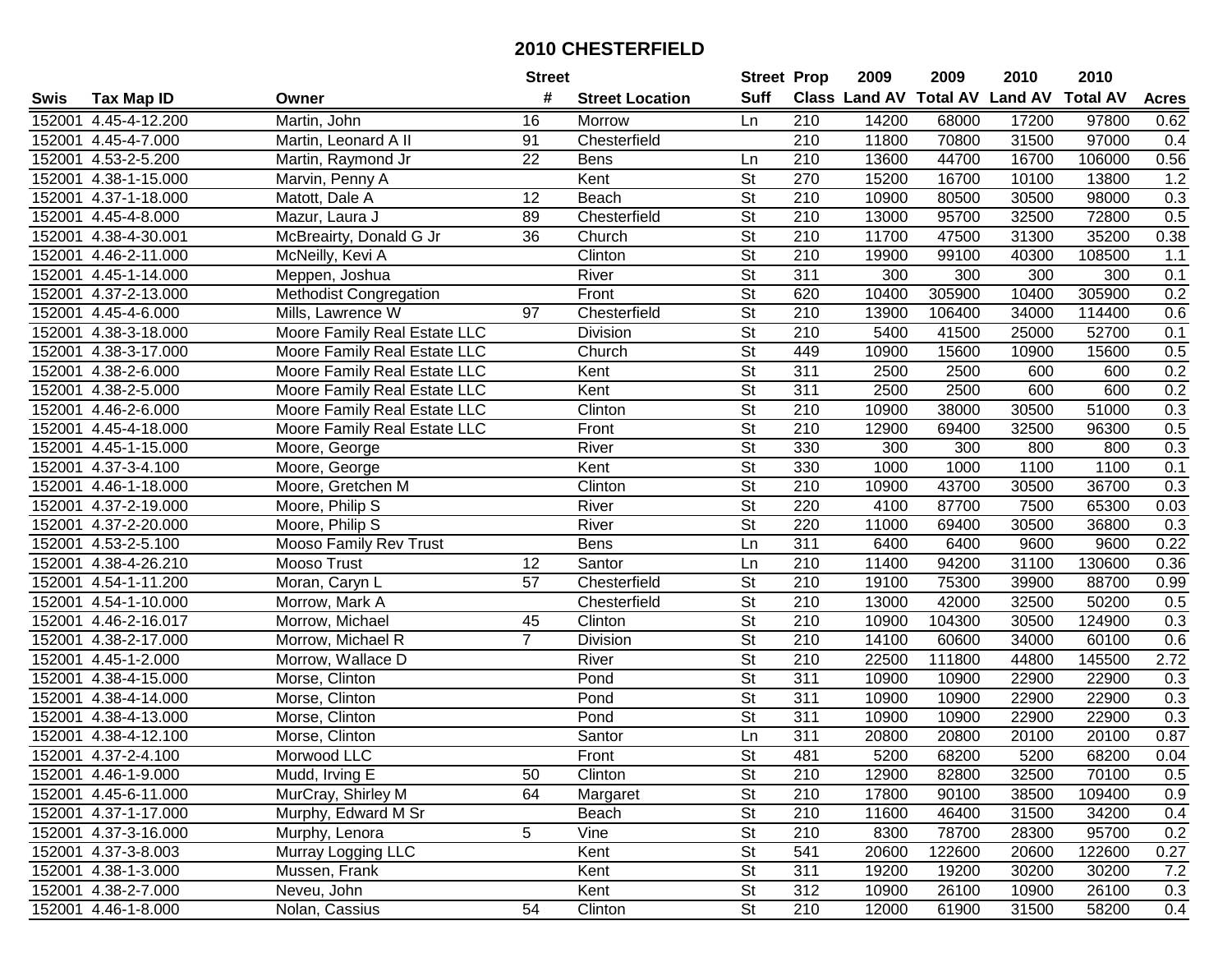# 2010 CHESTERFIELD

| Swis | Tax Map ID | Owner | Street # | Street Location | Street Suff | Prop Class | 2009 Land AV | 2009 Total AV | 2010 Land AV | 2010 Total AV | Acres |
|---|---|---|---|---|---|---|---|---|---|---|---|
| 152001 | 4.45-4-12.200 | Martin, John | 16 | Morrow | Ln | 210 | 14200 | 68000 | 17200 | 97800 | 0.62 |
| 152001 | 4.45-4-7.000 | Martin, Leonard A II | 91 | Chesterfield | | 210 | 11800 | 70800 | 31500 | 97000 | 0.4 |
| 152001 | 4.53-2-5.200 | Martin, Raymond Jr | 22 | Bens | Ln | 210 | 13600 | 44700 | 16700 | 106000 | 0.56 |
| 152001 | 4.38-1-15.000 | Marvin, Penny A | | Kent | St | 270 | 15200 | 16700 | 10100 | 13800 | 1.2 |
| 152001 | 4.37-1-18.000 | Matott, Dale A | 12 | Beach | St | 210 | 10900 | 80500 | 30500 | 98000 | 0.3 |
| 152001 | 4.45-4-8.000 | Mazur, Laura J | 89 | Chesterfield | St | 210 | 13000 | 95700 | 32500 | 72800 | 0.5 |
| 152001 | 4.38-4-30.001 | McBreairty, Donald G Jr | 36 | Church | St | 210 | 11700 | 47500 | 31300 | 35200 | 0.38 |
| 152001 | 4.46-2-11.000 | McNeilly, Kevi A | | Clinton | St | 210 | 19900 | 99100 | 40300 | 108500 | 1.1 |
| 152001 | 4.45-1-14.000 | Meppen, Joshua | | River | St | 311 | 300 | 300 | 300 | 300 | 0.1 |
| 152001 | 4.37-2-13.000 | Methodist Congregation | | Front | St | 620 | 10400 | 305900 | 10400 | 305900 | 0.2 |
| 152001 | 4.45-4-6.000 | Mills, Lawrence W | 97 | Chesterfield | St | 210 | 13900 | 106400 | 34000 | 114400 | 0.6 |
| 152001 | 4.38-3-18.000 | Moore Family Real Estate LLC | | Division | St | 210 | 5400 | 41500 | 25000 | 52700 | 0.1 |
| 152001 | 4.38-3-17.000 | Moore Family Real Estate LLC | | Church | St | 449 | 10900 | 15600 | 10900 | 15600 | 0.5 |
| 152001 | 4.38-2-6.000 | Moore Family Real Estate LLC | | Kent | St | 311 | 2500 | 2500 | 600 | 600 | 0.2 |
| 152001 | 4.38-2-5.000 | Moore Family Real Estate LLC | | Kent | St | 311 | 2500 | 2500 | 600 | 600 | 0.2 |
| 152001 | 4.46-2-6.000 | Moore Family Real Estate LLC | | Clinton | St | 210 | 10900 | 38000 | 30500 | 51000 | 0.3 |
| 152001 | 4.45-4-18.000 | Moore Family Real Estate LLC | | Front | St | 210 | 12900 | 69400 | 32500 | 96300 | 0.5 |
| 152001 | 4.45-1-15.000 | Moore, George | | River | St | 330 | 300 | 300 | 800 | 800 | 0.3 |
| 152001 | 4.37-3-4.100 | Moore, George | | Kent | St | 330 | 1000 | 1000 | 1100 | 1100 | 0.1 |
| 152001 | 4.46-1-18.000 | Moore, Gretchen M | | Clinton | St | 210 | 10900 | 43700 | 30500 | 36700 | 0.3 |
| 152001 | 4.37-2-19.000 | Moore, Philip S | | River | St | 220 | 4100 | 87700 | 7500 | 65300 | 0.03 |
| 152001 | 4.37-2-20.000 | Moore, Philip S | | River | St | 220 | 11000 | 69400 | 30500 | 36800 | 0.3 |
| 152001 | 4.53-2-5.100 | Mooso Family Rev Trust | | Bens | Ln | 311 | 6400 | 6400 | 9600 | 9600 | 0.22 |
| 152001 | 4.38-4-26.210 | Mooso Trust | 12 | Santor | Ln | 210 | 11400 | 94200 | 31100 | 130600 | 0.36 |
| 152001 | 4.54-1-11.200 | Moran, Caryn L | 57 | Chesterfield | St | 210 | 19100 | 75300 | 39900 | 88700 | 0.99 |
| 152001 | 4.54-1-10.000 | Morrow, Mark A | | Chesterfield | St | 210 | 13000 | 42000 | 32500 | 50200 | 0.5 |
| 152001 | 4.46-2-16.017 | Morrow, Michael | 45 | Clinton | St | 210 | 10900 | 104300 | 30500 | 124900 | 0.3 |
| 152001 | 4.38-2-17.000 | Morrow, Michael R | 7 | Division | St | 210 | 14100 | 60600 | 34000 | 60100 | 0.6 |
| 152001 | 4.45-1-2.000 | Morrow, Wallace D | | River | St | 210 | 22500 | 111800 | 44800 | 145500 | 2.72 |
| 152001 | 4.38-4-15.000 | Morse, Clinton | | Pond | St | 311 | 10900 | 10900 | 22900 | 22900 | 0.3 |
| 152001 | 4.38-4-14.000 | Morse, Clinton | | Pond | St | 311 | 10900 | 10900 | 22900 | 22900 | 0.3 |
| 152001 | 4.38-4-13.000 | Morse, Clinton | | Pond | St | 311 | 10900 | 10900 | 22900 | 22900 | 0.3 |
| 152001 | 4.38-4-12.100 | Morse, Clinton | | Santor | Ln | 311 | 20800 | 20800 | 20100 | 20100 | 0.87 |
| 152001 | 4.37-2-4.100 | Morwood LLC | | Front | St | 481 | 5200 | 68200 | 5200 | 68200 | 0.04 |
| 152001 | 4.46-1-9.000 | Mudd, Irving E | 50 | Clinton | St | 210 | 12900 | 82800 | 32500 | 70100 | 0.5 |
| 152001 | 4.45-6-11.000 | MurCray, Shirley M | 64 | Margaret | St | 210 | 17800 | 90100 | 38500 | 109400 | 0.9 |
| 152001 | 4.37-1-17.000 | Murphy, Edward M Sr | | Beach | St | 210 | 11600 | 46400 | 31500 | 34200 | 0.4 |
| 152001 | 4.37-3-16.000 | Murphy, Lenora | 5 | Vine | St | 210 | 8300 | 78700 | 28300 | 95700 | 0.2 |
| 152001 | 4.37-3-8.003 | Murray Logging LLC | | Kent | St | 541 | 20600 | 122600 | 20600 | 122600 | 0.27 |
| 152001 | 4.38-1-3.000 | Mussen, Frank | | Kent | St | 311 | 19200 | 19200 | 30200 | 30200 | 7.2 |
| 152001 | 4.38-2-7.000 | Neveu, John | | Kent | St | 312 | 10900 | 26100 | 10900 | 26100 | 0.3 |
| 152001 | 4.46-1-8.000 | Nolan, Cassius | 54 | Clinton | St | 210 | 12000 | 61900 | 31500 | 58200 | 0.4 |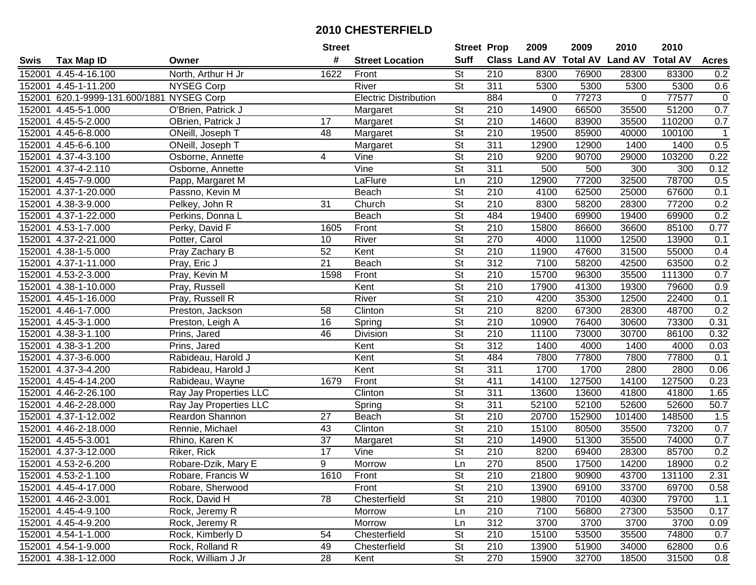# 2010 CHESTERFIELD

| Swis | Tax Map ID | Owner | Street # | Street Location | Street Suff | Prop Class | 2009 Land AV | 2009 Total AV | 2010 Land AV | 2010 Total AV | Acres |
|---|---|---|---|---|---|---|---|---|---|---|---|
| 152001 | 4.45-4-16.100 | North, Arthur H Jr | 1622 | Front | St | 210 | 8300 | 76900 | 28300 | 83300 | 0.2 |
| 152001 | 4.45-1-11.200 | NYSEG Corp | | River | St | 311 | 5300 | 5300 | 5300 | 5300 | 0.6 |
| 152001 | 620.1-9999-131.600/1881 | NYSEG Corp | | Electric Distribution | | 884 | 0 | 77273 | 0 | 77577 | 0 |
| 152001 | 4.45-5-1.000 | O'Brien, Patrick J | | Margaret | St | 210 | 14900 | 66500 | 35500 | 51200 | 0.7 |
| 152001 | 4.45-5-2.000 | OBrien, Patrick J | 17 | Margaret | St | 210 | 14600 | 83900 | 35500 | 110200 | 0.7 |
| 152001 | 4.45-6-8.000 | ONeill, Joseph T | 48 | Margaret | St | 210 | 19500 | 85900 | 40000 | 100100 | 1 |
| 152001 | 4.45-6-6.100 | ONeill, Joseph T | | Margaret | St | 311 | 12900 | 12900 | 1400 | 1400 | 0.5 |
| 152001 | 4.37-4-3.100 | Osborne, Annette | 4 | Vine | St | 210 | 9200 | 90700 | 29000 | 103200 | 0.22 |
| 152001 | 4.37-4-2.110 | Osborne, Annette | | Vine | St | 311 | 500 | 500 | 300 | 300 | 0.12 |
| 152001 | 4.45-7-9.000 | Papp, Margaret M | | LaFlure | Ln | 210 | 12900 | 77200 | 32500 | 78700 | 0.5 |
| 152001 | 4.37-1-20.000 | Passno, Kevin M | | Beach | St | 210 | 4100 | 62500 | 25000 | 67600 | 0.1 |
| 152001 | 4.38-3-9.000 | Pelkey, John R | 31 | Church | St | 210 | 8300 | 58200 | 28300 | 77200 | 0.2 |
| 152001 | 4.37-1-22.000 | Perkins, Donna L | | Beach | St | 484 | 19400 | 69900 | 19400 | 69900 | 0.2 |
| 152001 | 4.53-1-7.000 | Perky, David F | 1605 | Front | St | 210 | 15800 | 86600 | 36600 | 85100 | 0.77 |
| 152001 | 4.37-2-21.000 | Potter, Carol | 10 | River | St | 270 | 4000 | 11000 | 12500 | 13900 | 0.1 |
| 152001 | 4.38-1-5.000 | Pray Zachary B | 52 | Kent | St | 210 | 11900 | 47600 | 31500 | 55000 | 0.4 |
| 152001 | 4.37-1-11.000 | Pray, Eric J | 21 | Beach | St | 312 | 7100 | 58200 | 42500 | 63500 | 0.2 |
| 152001 | 4.53-2-3.000 | Pray, Kevin M | 1598 | Front | St | 210 | 15700 | 96300 | 35500 | 111300 | 0.7 |
| 152001 | 4.38-1-10.000 | Pray, Russell | | Kent | St | 210 | 17900 | 41300 | 19300 | 79600 | 0.9 |
| 152001 | 4.45-1-16.000 | Pray, Russell R | | River | St | 210 | 4200 | 35300 | 12500 | 22400 | 0.1 |
| 152001 | 4.46-1-7.000 | Preston, Jackson | 58 | Clinton | St | 210 | 8200 | 67300 | 28300 | 48700 | 0.2 |
| 152001 | 4.45-3-1.000 | Preston, Leigh A | 16 | Spring | St | 210 | 10900 | 76400 | 30600 | 73300 | 0.31 |
| 152001 | 4.38-3-1.100 | Prins, Jared | 46 | Division | St | 210 | 11100 | 73000 | 30700 | 86100 | 0.32 |
| 152001 | 4.38-3-1.200 | Prins, Jared | | Kent | St | 312 | 1400 | 4000 | 1400 | 4000 | 0.03 |
| 152001 | 4.37-3-6.000 | Rabideau, Harold J | | Kent | St | 484 | 7800 | 77800 | 7800 | 77800 | 0.1 |
| 152001 | 4.37-3-4.200 | Rabideau, Harold J | | Kent | St | 311 | 1700 | 1700 | 2800 | 2800 | 0.06 |
| 152001 | 4.45-4-14.200 | Rabideau, Wayne | 1679 | Front | St | 411 | 14100 | 127500 | 14100 | 127500 | 0.23 |
| 152001 | 4.46-2-26.100 | Ray Jay Properties LLC | | Clinton | St | 311 | 13600 | 13600 | 41800 | 41800 | 1.65 |
| 152001 | 4.46-2-28.000 | Ray Jay Properties LLC | | Spring | St | 311 | 52100 | 52100 | 52600 | 52600 | 50.7 |
| 152001 | 4.37-1-12.002 | Reardon Shannon | 27 | Beach | St | 210 | 20700 | 152900 | 101400 | 148500 | 1.5 |
| 152001 | 4.46-2-18.000 | Rennie, Michael | 43 | Clinton | St | 210 | 15100 | 80500 | 35500 | 73200 | 0.7 |
| 152001 | 4.45-5-3.001 | Rhino, Karen K | 37 | Margaret | St | 210 | 14900 | 51300 | 35500 | 74000 | 0.7 |
| 152001 | 4.37-3-12.000 | Riker, Rick | 17 | Vine | St | 210 | 8200 | 69400 | 28300 | 85700 | 0.2 |
| 152001 | 4.53-2-6.200 | Robare-Dzik, Mary E | 9 | Morrow | Ln | 270 | 8500 | 17500 | 14200 | 18900 | 0.2 |
| 152001 | 4.53-2-1.100 | Robare, Francis W | 1610 | Front | St | 210 | 21800 | 90900 | 43700 | 131100 | 2.31 |
| 152001 | 4.45-4-17.000 | Robare, Sherwood | | Front | St | 210 | 13900 | 69100 | 33700 | 69700 | 0.58 |
| 152001 | 4.46-2-3.001 | Rock, David H | 78 | Chesterfield | St | 210 | 19800 | 70100 | 40300 | 79700 | 1.1 |
| 152001 | 4.45-4-9.100 | Rock, Jeremy R | | Morrow | Ln | 210 | 7100 | 56800 | 27300 | 53500 | 0.17 |
| 152001 | 4.45-4-9.200 | Rock, Jeremy R | | Morrow | Ln | 312 | 3700 | 3700 | 3700 | 3700 | 0.09 |
| 152001 | 4.54-1-1.000 | Rock, Kimberly D | 54 | Chesterfield | St | 210 | 15100 | 53500 | 35500 | 74800 | 0.7 |
| 152001 | 4.54-1-9.000 | Rock, Rolland R | 49 | Chesterfield | St | 210 | 13900 | 51900 | 34000 | 62800 | 0.6 |
| 152001 | 4.38-1-12.000 | Rock, William J Jr | 28 | Kent | St | 270 | 15900 | 32700 | 18500 | 31500 | 0.8 |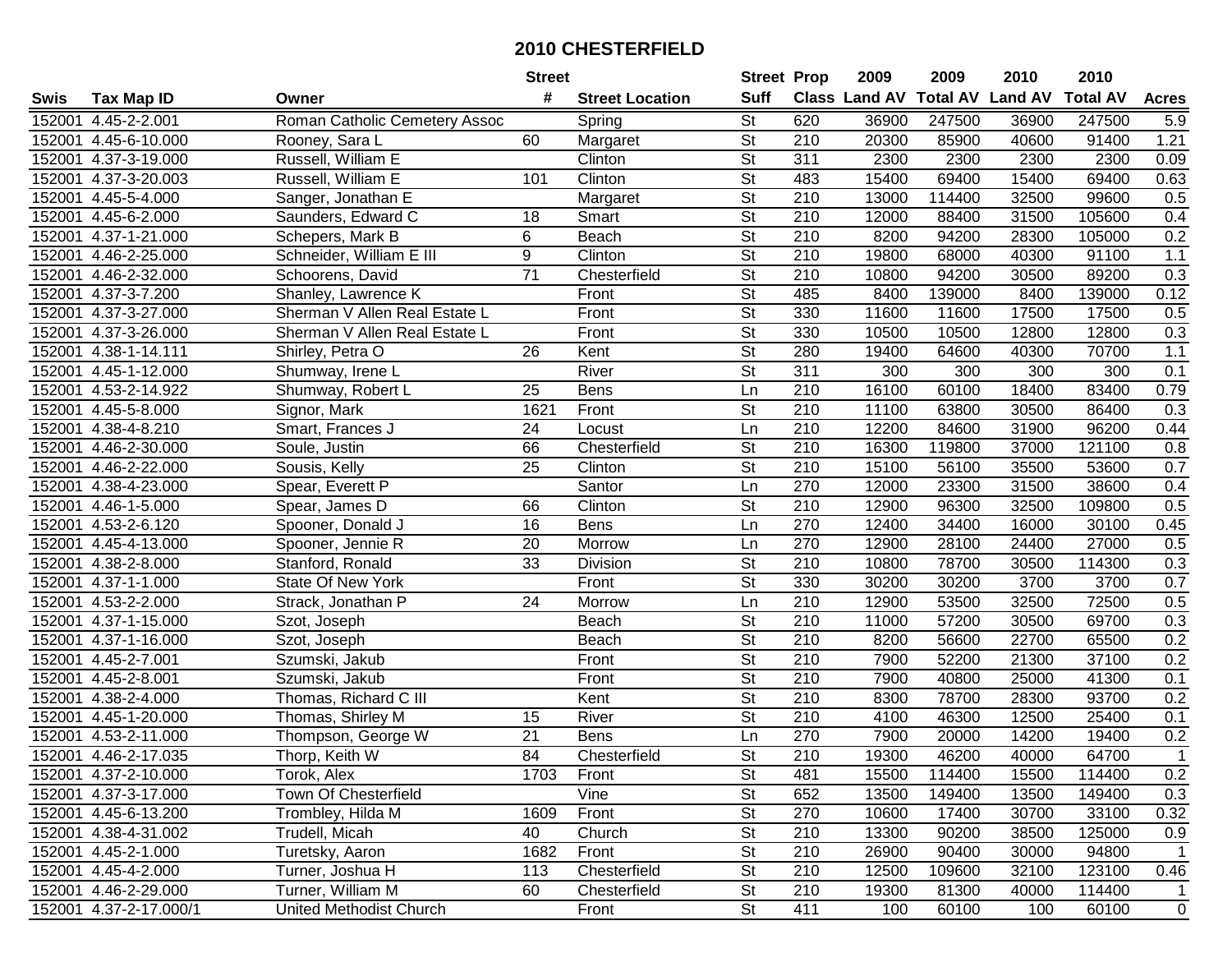# 2010 CHESTERFIELD

| Swis | Tax Map ID | Owner | Street # | Street Location | Street Suff | Prop Class | 2009 Land AV | 2009 Total AV | 2010 Land AV | 2010 Total AV | Acres |
|---|---|---|---|---|---|---|---|---|---|---|---|
| 152001 | 4.45-2-2.001 | Roman Catholic Cemetery Assoc | | Spring | St | 620 | 36900 | 247500 | 36900 | 247500 | 5.9 |
| 152001 | 4.45-6-10.000 | Rooney, Sara L | 60 | Margaret | St | 210 | 20300 | 85900 | 40600 | 91400 | 1.21 |
| 152001 | 4.37-3-19.000 | Russell, William E | | Clinton | St | 311 | 2300 | 2300 | 2300 | 2300 | 0.09 |
| 152001 | 4.37-3-20.003 | Russell, William E | 101 | Clinton | St | 483 | 15400 | 69400 | 15400 | 69400 | 0.63 |
| 152001 | 4.45-5-4.000 | Sanger, Jonathan E | | Margaret | St | 210 | 13000 | 114400 | 32500 | 99600 | 0.5 |
| 152001 | 4.45-6-2.000 | Saunders, Edward C | 18 | Smart | St | 210 | 12000 | 88400 | 31500 | 105600 | 0.4 |
| 152001 | 4.37-1-21.000 | Schepers, Mark B | 6 | Beach | St | 210 | 8200 | 94200 | 28300 | 105000 | 0.2 |
| 152001 | 4.46-2-25.000 | Schneider, William E III | 9 | Clinton | St | 210 | 19800 | 68000 | 40300 | 91100 | 1.1 |
| 152001 | 4.46-2-32.000 | Schoorens, David | 71 | Chesterfield | St | 210 | 10800 | 94200 | 30500 | 89200 | 0.3 |
| 152001 | 4.37-3-7.200 | Shanley, Lawrence K | | Front | St | 485 | 8400 | 139000 | 8400 | 139000 | 0.12 |
| 152001 | 4.37-3-27.000 | Sherman V Allen Real Estate L | | Front | St | 330 | 11600 | 11600 | 17500 | 17500 | 0.5 |
| 152001 | 4.37-3-26.000 | Sherman V Allen Real Estate L | | Front | St | 330 | 10500 | 10500 | 12800 | 12800 | 0.3 |
| 152001 | 4.38-1-14.111 | Shirley, Petra O | 26 | Kent | St | 280 | 19400 | 64600 | 40300 | 70700 | 1.1 |
| 152001 | 4.45-1-12.000 | Shumway, Irene L | | River | St | 311 | 300 | 300 | 300 | 300 | 0.1 |
| 152001 | 4.53-2-14.922 | Shumway, Robert L | 25 | Bens | Ln | 210 | 16100 | 60100 | 18400 | 83400 | 0.79 |
| 152001 | 4.45-5-8.000 | Signor, Mark | 1621 | Front | St | 210 | 11100 | 63800 | 30500 | 86400 | 0.3 |
| 152001 | 4.38-4-8.210 | Smart, Frances J | 24 | Locust | Ln | 210 | 12200 | 84600 | 31900 | 96200 | 0.44 |
| 152001 | 4.46-2-30.000 | Soule, Justin | 66 | Chesterfield | St | 210 | 16300 | 119800 | 37000 | 121100 | 0.8 |
| 152001 | 4.46-2-22.000 | Sousis, Kelly | 25 | Clinton | St | 210 | 15100 | 56100 | 35500 | 53600 | 0.7 |
| 152001 | 4.38-4-23.000 | Spear, Everett P | | Santor | Ln | 270 | 12000 | 23300 | 31500 | 38600 | 0.4 |
| 152001 | 4.46-1-5.000 | Spear, James D | 66 | Clinton | St | 210 | 12900 | 96300 | 32500 | 109800 | 0.5 |
| 152001 | 4.53-2-6.120 | Spooner, Donald J | 16 | Bens | Ln | 270 | 12400 | 34400 | 16000 | 30100 | 0.45 |
| 152001 | 4.45-4-13.000 | Spooner, Jennie R | 20 | Morrow | Ln | 270 | 12900 | 28100 | 24400 | 27000 | 0.5 |
| 152001 | 4.38-2-8.000 | Stanford, Ronald | 33 | Division | St | 210 | 10800 | 78700 | 30500 | 114300 | 0.3 |
| 152001 | 4.37-1-1.000 | State Of New York | | Front | St | 330 | 30200 | 30200 | 3700 | 3700 | 0.7 |
| 152001 | 4.53-2-2.000 | Strack, Jonathan P | 24 | Morrow | Ln | 210 | 12900 | 53500 | 32500 | 72500 | 0.5 |
| 152001 | 4.37-1-15.000 | Szot, Joseph | | Beach | St | 210 | 11000 | 57200 | 30500 | 69700 | 0.3 |
| 152001 | 4.37-1-16.000 | Szot, Joseph | | Beach | St | 210 | 8200 | 56600 | 22700 | 65500 | 0.2 |
| 152001 | 4.45-2-7.001 | Szumski, Jakub | | Front | St | 210 | 7900 | 52200 | 21300 | 37100 | 0.2 |
| 152001 | 4.45-2-8.001 | Szumski, Jakub | | Front | St | 210 | 7900 | 40800 | 25000 | 41300 | 0.1 |
| 152001 | 4.38-2-4.000 | Thomas, Richard C III | | Kent | St | 210 | 8300 | 78700 | 28300 | 93700 | 0.2 |
| 152001 | 4.45-1-20.000 | Thomas, Shirley M | 15 | River | St | 210 | 4100 | 46300 | 12500 | 25400 | 0.1 |
| 152001 | 4.53-2-11.000 | Thompson, George W | 21 | Bens | Ln | 270 | 7900 | 20000 | 14200 | 19400 | 0.2 |
| 152001 | 4.46-2-17.035 | Thorp, Keith W | 84 | Chesterfield | St | 210 | 19300 | 46200 | 40000 | 64700 | 1 |
| 152001 | 4.37-2-10.000 | Torok, Alex | 1703 | Front | St | 481 | 15500 | 114400 | 15500 | 114400 | 0.2 |
| 152001 | 4.37-3-17.000 | Town Of Chesterfield | | Vine | St | 652 | 13500 | 149400 | 13500 | 149400 | 0.3 |
| 152001 | 4.45-6-13.200 | Trombley, Hilda M | 1609 | Front | St | 270 | 10600 | 17400 | 30700 | 33100 | 0.32 |
| 152001 | 4.38-4-31.002 | Trudell, Micah | 40 | Church | St | 210 | 13300 | 90200 | 38500 | 125000 | 0.9 |
| 152001 | 4.45-2-1.000 | Turetsky, Aaron | 1682 | Front | St | 210 | 26900 | 90400 | 30000 | 94800 | 1 |
| 152001 | 4.45-4-2.000 | Turner, Joshua H | 113 | Chesterfield | St | 210 | 12500 | 109600 | 32100 | 123100 | 0.46 |
| 152001 | 4.46-2-29.000 | Turner, William M | 60 | Chesterfield | St | 210 | 19300 | 81300 | 40000 | 114400 | 1 |
| 152001 | 4.37-2-17.000/1 | United Methodist Church | | Front | St | 411 | 100 | 60100 | 100 | 60100 | 0 |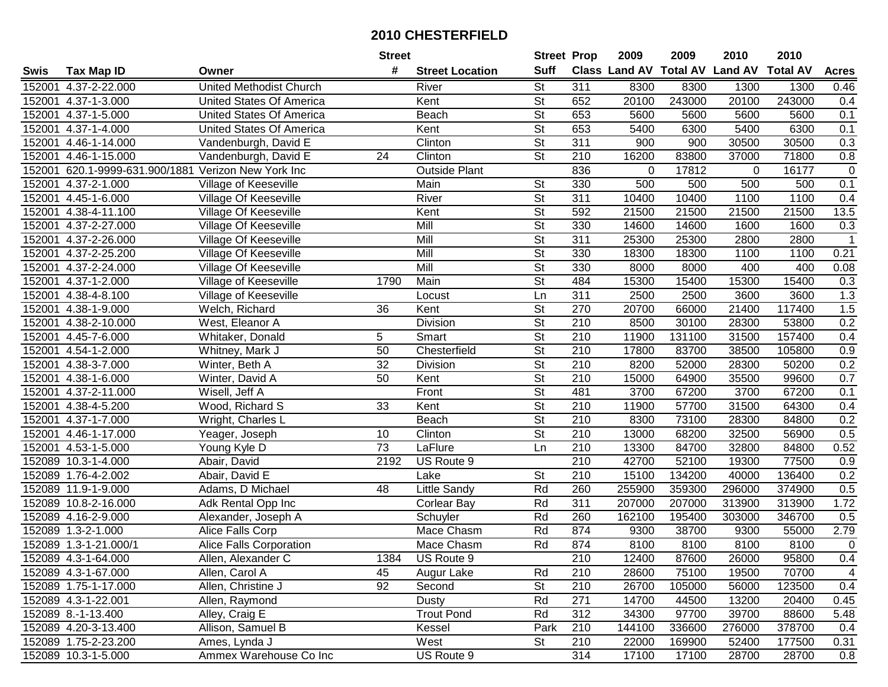# 2010 CHESTERFIELD

| Swis | Tax Map ID | Owner | Street # | Street Location | Street Suff | Prop Class | 2009 Land AV | 2009 Total AV | 2010 Land AV | 2010 Total AV | Acres |
|---|---|---|---|---|---|---|---|---|---|---|---|
| 152001 | 4.37-2-22.000 | United Methodist Church | | River | St | 311 | 8300 | 8300 | 1300 | 1300 | 0.46 |
| 152001 | 4.37-1-3.000 | United States Of America | | Kent | St | 652 | 20100 | 243000 | 20100 | 243000 | 0.4 |
| 152001 | 4.37-1-5.000 | United States Of America | | Beach | St | 653 | 5600 | 5600 | 5600 | 5600 | 0.1 |
| 152001 | 4.37-1-4.000 | United States Of America | | Kent | St | 653 | 5400 | 6300 | 5400 | 6300 | 0.1 |
| 152001 | 4.46-1-14.000 | Vandenburgh, David E | | Clinton | St | 311 | 900 | 900 | 30500 | 30500 | 0.3 |
| 152001 | 4.46-1-15.000 | Vandenburgh, David E | 24 | Clinton | St | 210 | 16200 | 83800 | 37000 | 71800 | 0.8 |
| 152001 | 620.1-9999-631.900/1881 | Verizon New York Inc | | Outside Plant | | 836 | 0 | 17812 | 0 | 16177 | 0 |
| 152001 | 4.37-2-1.000 | Village of Keeseville | | Main | St | 330 | 500 | 500 | 500 | 500 | 0.1 |
| 152001 | 4.45-1-6.000 | Village Of Keeseville | | River | St | 311 | 10400 | 10400 | 1100 | 1100 | 0.4 |
| 152001 | 4.38-4-11.100 | Village Of Keeseville | | Kent | St | 592 | 21500 | 21500 | 21500 | 21500 | 13.5 |
| 152001 | 4.37-2-27.000 | Village Of Keeseville | | Mill | St | 330 | 14600 | 14600 | 1600 | 1600 | 0.3 |
| 152001 | 4.37-2-26.000 | Village Of Keeseville | | Mill | St | 311 | 25300 | 25300 | 2800 | 2800 | 1 |
| 152001 | 4.37-2-25.200 | Village Of Keeseville | | Mill | St | 330 | 18300 | 18300 | 1100 | 1100 | 0.21 |
| 152001 | 4.37-2-24.000 | Village Of Keeseville | | Mill | St | 330 | 8000 | 8000 | 400 | 400 | 0.08 |
| 152001 | 4.37-1-2.000 | Village of Keeseville | 1790 | Main | St | 484 | 15300 | 15400 | 15300 | 15400 | 0.3 |
| 152001 | 4.38-4-8.100 | Village of Keeseville | | Locust | Ln | 311 | 2500 | 2500 | 3600 | 3600 | 1.3 |
| 152001 | 4.38-1-9.000 | Welch, Richard | 36 | Kent | St | 270 | 20700 | 66000 | 21400 | 117400 | 1.5 |
| 152001 | 4.38-2-10.000 | West, Eleanor A | | Division | St | 210 | 8500 | 30100 | 28300 | 53800 | 0.2 |
| 152001 | 4.45-7-6.000 | Whitaker, Donald | 5 | Smart | St | 210 | 11900 | 131100 | 31500 | 157400 | 0.4 |
| 152001 | 4.54-1-2.000 | Whitney, Mark J | 50 | Chesterfield | St | 210 | 17800 | 83700 | 38500 | 105800 | 0.9 |
| 152001 | 4.38-3-7.000 | Winter, Beth A | 32 | Division | St | 210 | 8200 | 52000 | 28300 | 50200 | 0.2 |
| 152001 | 4.38-1-6.000 | Winter, David A | 50 | Kent | St | 210 | 15000 | 64900 | 35500 | 99600 | 0.7 |
| 152001 | 4.37-2-11.000 | Wisell, Jeff A | | Front | St | 481 | 3700 | 67200 | 3700 | 67200 | 0.1 |
| 152001 | 4.38-4-5.200 | Wood, Richard S | 33 | Kent | St | 210 | 11900 | 57700 | 31500 | 64300 | 0.4 |
| 152001 | 4.37-1-7.000 | Wright, Charles L | | Beach | St | 210 | 8300 | 73100 | 28300 | 84800 | 0.2 |
| 152001 | 4.46-1-17.000 | Yeager, Joseph | 10 | Clinton | St | 210 | 13000 | 68200 | 32500 | 56900 | 0.5 |
| 152001 | 4.53-1-5.000 | Young Kyle D | 73 | LaFlure | Ln | 210 | 13300 | 84700 | 32800 | 84800 | 0.52 |
| 152089 | 10.3-1-4.000 | Abair, David | 2192 | US Route 9 | | 210 | 42700 | 52100 | 19300 | 77500 | 0.9 |
| 152089 | 1.76-4-2.002 | Abair, David E | | Lake | St | 210 | 15100 | 134200 | 40000 | 136400 | 0.2 |
| 152089 | 11.9-1-9.000 | Adams, D Michael | 48 | Little Sandy | Rd | 260 | 255900 | 359300 | 296000 | 374900 | 0.5 |
| 152089 | 10.8-2-16.000 | Adk Rental Opp Inc | | Corlear Bay | Rd | 311 | 207000 | 207000 | 313900 | 313900 | 1.72 |
| 152089 | 4.16-2-9.000 | Alexander, Joseph A | | Schuyler | Rd | 260 | 162100 | 195400 | 303000 | 346700 | 0.5 |
| 152089 | 1.3-2-1.000 | Alice Falls Corp | | Mace Chasm | Rd | 874 | 9300 | 38700 | 9300 | 55000 | 2.79 |
| 152089 | 1.3-1-21.000/1 | Alice Falls Corporation | | Mace Chasm | Rd | 874 | 8100 | 8100 | 8100 | 8100 | 0 |
| 152089 | 4.3-1-64.000 | Allen, Alexander C | 1384 | US Route 9 | | 210 | 12400 | 87600 | 26000 | 95800 | 0.4 |
| 152089 | 4.3-1-67.000 | Allen, Carol A | 45 | Augur Lake | Rd | 210 | 28600 | 75100 | 19500 | 70700 | 4 |
| 152089 | 1.75-1-17.000 | Allen, Christine J | 92 | Second | St | 210 | 26700 | 105000 | 56000 | 123500 | 0.4 |
| 152089 | 4.3-1-22.001 | Allen, Raymond | | Dusty | Rd | 271 | 14700 | 44500 | 13200 | 20400 | 0.45 |
| 152089 | 8.-1-13.400 | Alley, Craig E | | Trout Pond | Rd | 312 | 34300 | 97700 | 39700 | 88600 | 5.48 |
| 152089 | 4.20-3-13.400 | Allison, Samuel B | | Kessel | Park | 210 | 144100 | 336600 | 276000 | 378700 | 0.4 |
| 152089 | 1.75-2-23.200 | Ames, Lynda J | | West | St | 210 | 22000 | 169900 | 52400 | 177500 | 0.31 |
| 152089 | 10.3-1-5.000 | Ammex Warehouse Co Inc | | US Route 9 | | 314 | 17100 | 17100 | 28700 | 28700 | 0.8 |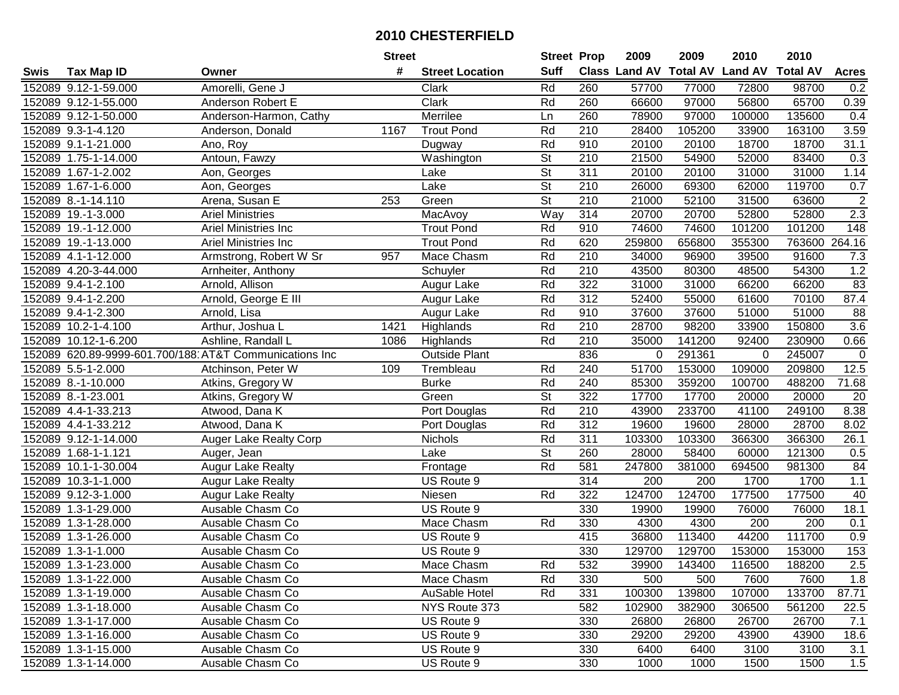# 2010 CHESTERFIELD

| Swis | Tax Map ID | Owner | Street # | Street Location | Street Suff | Prop Class | 2009 Land AV | 2009 Total AV | 2010 Land AV | 2010 Total AV | Acres |
|---|---|---|---|---|---|---|---|---|---|---|---|
| 152089 | 9.12-1-59.000 | Amorelli, Gene J | | Clark | Rd | 260 | 57700 | 77000 | 72800 | 98700 | 0.2 |
| 152089 | 9.12-1-55.000 | Anderson Robert E | | Clark | Rd | 260 | 66600 | 97000 | 56800 | 65700 | 0.39 |
| 152089 | 9.12-1-50.000 | Anderson-Harmon, Cathy | | Merrilee | Ln | 260 | 78900 | 97000 | 100000 | 135600 | 0.4 |
| 152089 | 9.3-1-4.120 | Anderson, Donald | 1167 | Trout Pond | Rd | 210 | 28400 | 105200 | 33900 | 163100 | 3.59 |
| 152089 | 9.1-1-21.000 | Ano, Roy | | Dugway | Rd | 910 | 20100 | 20100 | 18700 | 18700 | 31.1 |
| 152089 | 1.75-1-14.000 | Antoun, Fawzy | | Washington | St | 210 | 21500 | 54900 | 52000 | 83400 | 0.3 |
| 152089 | 1.67-1-2.002 | Aon, Georges | | Lake | St | 311 | 20100 | 20100 | 31000 | 31000 | 1.14 |
| 152089 | 1.67-1-6.000 | Aon, Georges | | Lake | St | 210 | 26000 | 69300 | 62000 | 119700 | 0.7 |
| 152089 | 8.-1-14.110 | Arena, Susan E | 253 | Green | St | 210 | 21000 | 52100 | 31500 | 63600 | 2 |
| 152089 | 19.-1-3.000 | Ariel Ministries | | MacAvoy | Way | 314 | 20700 | 20700 | 52800 | 52800 | 2.3 |
| 152089 | 19.-1-12.000 | Ariel Ministries Inc | | Trout Pond | Rd | 910 | 74600 | 74600 | 101200 | 101200 | 148 |
| 152089 | 19.-1-13.000 | Ariel Ministries Inc | | Trout Pond | Rd | 620 | 259800 | 656800 | 355300 | 763600 | 264.16 |
| 152089 | 4.1-1-12.000 | Armstrong, Robert W Sr | 957 | Mace Chasm | Rd | 210 | 34000 | 96900 | 39500 | 91600 | 7.3 |
| 152089 | 4.20-3-44.000 | Arnheiter, Anthony | | Schuyler | Rd | 210 | 43500 | 80300 | 48500 | 54300 | 1.2 |
| 152089 | 9.4-1-2.100 | Arnold, Allison | | Augur Lake | Rd | 322 | 31000 | 31000 | 66200 | 66200 | 83 |
| 152089 | 9.4-1-2.200 | Arnold, George E III | | Augur Lake | Rd | 312 | 52400 | 55000 | 61600 | 70100 | 87.4 |
| 152089 | 9.4-1-2.300 | Arnold, Lisa | | Augur Lake | Rd | 910 | 37600 | 37600 | 51000 | 51000 | 88 |
| 152089 | 10.2-1-4.100 | Arthur, Joshua L | 1421 | Highlands | Rd | 210 | 28700 | 98200 | 33900 | 150800 | 3.6 |
| 152089 | 10.12-1-6.200 | Ashline, Randall L | 1086 | Highlands | Rd | 210 | 35000 | 141200 | 92400 | 230900 | 0.66 |
| 152089 | 620.89-9999-601.700/188 | AT&T Communications Inc | | Outside Plant | | 836 | 0 | 291361 | 0 | 245007 | 0 |
| 152089 | 5.5-1-2.000 | Atchinson, Peter W | 109 | Trembleau | Rd | 240 | 51700 | 153000 | 109000 | 209800 | 12.5 |
| 152089 | 8.-1-10.000 | Atkins, Gregory W | | Burke | Rd | 240 | 85300 | 359200 | 100700 | 488200 | 71.68 |
| 152089 | 8.-1-23.001 | Atkins, Gregory W | | Green | St | 322 | 17700 | 17700 | 20000 | 20000 | 20 |
| 152089 | 4.4-1-33.213 | Atwood, Dana K | | Port Douglas | Rd | 210 | 43900 | 233700 | 41100 | 249100 | 8.38 |
| 152089 | 4.4-1-33.212 | Atwood, Dana K | | Port Douglas | Rd | 312 | 19600 | 19600 | 28000 | 28700 | 8.02 |
| 152089 | 9.12-1-14.000 | Auger Lake Realty Corp | | Nichols | Rd | 311 | 103300 | 103300 | 366300 | 366300 | 26.1 |
| 152089 | 1.68-1-1.121 | Auger, Jean | | Lake | St | 260 | 28000 | 58400 | 60000 | 121300 | 0.5 |
| 152089 | 10.1-1-30.004 | Augur Lake Realty | | Frontage | Rd | 581 | 247800 | 381000 | 694500 | 981300 | 84 |
| 152089 | 10.3-1-1.000 | Augur Lake Realty | | US Route 9 | | 314 | 200 | 200 | 1700 | 1700 | 1.1 |
| 152089 | 9.12-3-1.000 | Augur Lake Realty | | Niesen | Rd | 322 | 124700 | 124700 | 177500 | 177500 | 40 |
| 152089 | 1.3-1-29.000 | Ausable Chasm Co | | US Route 9 | | 330 | 19900 | 19900 | 76000 | 76000 | 18.1 |
| 152089 | 1.3-1-28.000 | Ausable Chasm Co | | Mace Chasm | Rd | 330 | 4300 | 4300 | 200 | 200 | 0.1 |
| 152089 | 1.3-1-26.000 | Ausable Chasm Co | | US Route 9 | | 415 | 36800 | 113400 | 44200 | 111700 | 0.9 |
| 152089 | 1.3-1-1.000 | Ausable Chasm Co | | US Route 9 | | 330 | 129700 | 129700 | 153000 | 153000 | 153 |
| 152089 | 1.3-1-23.000 | Ausable Chasm Co | | Mace Chasm | Rd | 532 | 39900 | 143400 | 116500 | 188200 | 2.5 |
| 152089 | 1.3-1-22.000 | Ausable Chasm Co | | Mace Chasm | Rd | 330 | 500 | 500 | 7600 | 7600 | 1.8 |
| 152089 | 1.3-1-19.000 | Ausable Chasm Co | | AuSable Hotel | Rd | 331 | 100300 | 139800 | 107000 | 133700 | 87.71 |
| 152089 | 1.3-1-18.000 | Ausable Chasm Co | | NYS Route 373 | | 582 | 102900 | 382900 | 306500 | 561200 | 22.5 |
| 152089 | 1.3-1-17.000 | Ausable Chasm Co | | US Route 9 | | 330 | 26800 | 26800 | 26700 | 26700 | 7.1 |
| 152089 | 1.3-1-16.000 | Ausable Chasm Co | | US Route 9 | | 330 | 29200 | 29200 | 43900 | 43900 | 18.6 |
| 152089 | 1.3-1-15.000 | Ausable Chasm Co | | US Route 9 | | 330 | 6400 | 6400 | 3100 | 3100 | 3.1 |
| 152089 | 1.3-1-14.000 | Ausable Chasm Co | | US Route 9 | | 330 | 1000 | 1000 | 1500 | 1500 | 1.5 |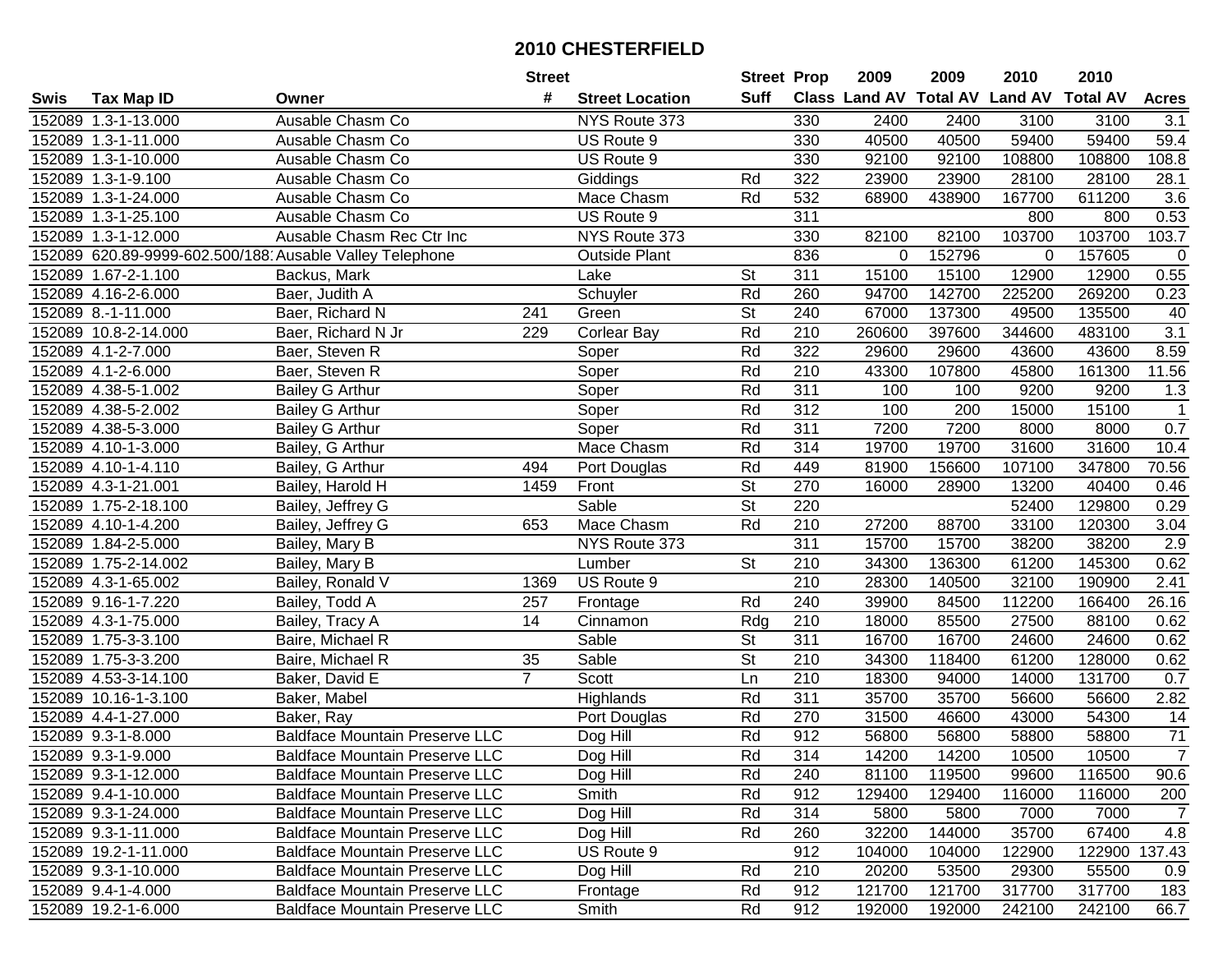# 2010 CHESTERFIELD

| Swis | Tax Map ID | Owner | Street # | Street Location | Street Suff | Prop Class | 2009 Land AV | 2009 Total AV | 2010 Land AV | 2010 Total AV | Acres |
|---|---|---|---|---|---|---|---|---|---|---|---|
| 152089 | 1.3-1-13.000 | Ausable Chasm Co | | NYS Route 373 | | 330 | 2400 | 2400 | 3100 | 3100 | 3.1 |
| 152089 | 1.3-1-11.000 | Ausable Chasm Co | | US Route 9 | | 330 | 40500 | 40500 | 59400 | 59400 | 59.4 |
| 152089 | 1.3-1-10.000 | Ausable Chasm Co | | US Route 9 | | 330 | 92100 | 92100 | 108800 | 108800 | 108.8 |
| 152089 | 1.3-1-9.100 | Ausable Chasm Co | | Giddings | Rd | 322 | 23900 | 23900 | 28100 | 28100 | 28.1 |
| 152089 | 1.3-1-24.000 | Ausable Chasm Co | | Mace Chasm | Rd | 532 | 68900 | 438900 | 167700 | 611200 | 3.6 |
| 152089 | 1.3-1-25.100 | Ausable Chasm Co | | US Route 9 | | 311 | | | 800 | 800 | 0.53 |
| 152089 | 1.3-1-12.000 | Ausable Chasm Rec Ctr Inc | | NYS Route 373 | | 330 | 82100 | 82100 | 103700 | 103700 | 103.7 |
| 152089 | 620.89-9999-602.500/188 | Ausable Valley Telephone | | Outside Plant | | 836 | 0 | 152796 | 0 | 157605 | 0 |
| 152089 | 1.67-2-1.100 | Backus, Mark | | Lake | St | 311 | 15100 | 15100 | 12900 | 12900 | 0.55 |
| 152089 | 4.16-2-6.000 | Baer, Judith A | | Schuyler | Rd | 260 | 94700 | 142700 | 225200 | 269200 | 0.23 |
| 152089 | 8.-1-11.000 | Baer, Richard N | 241 | Green | St | 240 | 67000 | 137300 | 49500 | 135500 | 40 |
| 152089 | 10.8-2-14.000 | Baer, Richard N Jr | 229 | Corlear Bay | Rd | 210 | 260600 | 397600 | 344600 | 483100 | 3.1 |
| 152089 | 4.1-2-7.000 | Baer, Steven R | | Soper | Rd | 322 | 29600 | 29600 | 43600 | 43600 | 8.59 |
| 152089 | 4.1-2-6.000 | Baer, Steven R | | Soper | Rd | 210 | 43300 | 107800 | 45800 | 161300 | 11.56 |
| 152089 | 4.38-5-1.002 | Bailey G Arthur | | Soper | Rd | 311 | 100 | 100 | 9200 | 9200 | 1.3 |
| 152089 | 4.38-5-2.002 | Bailey G Arthur | | Soper | Rd | 312 | 100 | 200 | 15000 | 15100 | 1 |
| 152089 | 4.38-5-3.000 | Bailey G Arthur | | Soper | Rd | 311 | 7200 | 7200 | 8000 | 8000 | 0.7 |
| 152089 | 4.10-1-3.000 | Bailey, G Arthur | | Mace Chasm | Rd | 314 | 19700 | 19700 | 31600 | 31600 | 10.4 |
| 152089 | 4.10-1-4.110 | Bailey, G Arthur | 494 | Port Douglas | Rd | 449 | 81900 | 156600 | 107100 | 347800 | 70.56 |
| 152089 | 4.3-1-21.001 | Bailey, Harold H | 1459 | Front | St | 270 | 16000 | 28900 | 13200 | 40400 | 0.46 |
| 152089 | 1.75-2-18.100 | Bailey, Jeffrey G | | Sable | St | 220 | | | 52400 | 129800 | 0.29 |
| 152089 | 4.10-1-4.200 | Bailey, Jeffrey G | 653 | Mace Chasm | Rd | 210 | 27200 | 88700 | 33100 | 120300 | 3.04 |
| 152089 | 1.84-2-5.000 | Bailey, Mary B | | NYS Route 373 | | 311 | 15700 | 15700 | 38200 | 38200 | 2.9 |
| 152089 | 1.75-2-14.002 | Bailey, Mary B | | Lumber | St | 210 | 34300 | 136300 | 61200 | 145300 | 0.62 |
| 152089 | 4.3-1-65.002 | Bailey, Ronald V | 1369 | US Route 9 | | 210 | 28300 | 140500 | 32100 | 190900 | 2.41 |
| 152089 | 9.16-1-7.220 | Bailey, Todd A | 257 | Frontage | Rd | 240 | 39900 | 84500 | 112200 | 166400 | 26.16 |
| 152089 | 4.3-1-75.000 | Bailey, Tracy A | 14 | Cinnamon | Rdg | 210 | 18000 | 85500 | 27500 | 88100 | 0.62 |
| 152089 | 1.75-3-3.100 | Baire, Michael R | | Sable | St | 311 | 16700 | 16700 | 24600 | 24600 | 0.62 |
| 152089 | 1.75-3-3.200 | Baire, Michael R | 35 | Sable | St | 210 | 34300 | 118400 | 61200 | 128000 | 0.62 |
| 152089 | 4.53-3-14.100 | Baker, David E | 7 | Scott | Ln | 210 | 18300 | 94000 | 14000 | 131700 | 0.7 |
| 152089 | 10.16-1-3.100 | Baker, Mabel | | Highlands | Rd | 311 | 35700 | 35700 | 56600 | 56600 | 2.82 |
| 152089 | 4.4-1-27.000 | Baker, Ray | | Port Douglas | Rd | 270 | 31500 | 46600 | 43000 | 54300 | 14 |
| 152089 | 9.3-1-8.000 | Baldface Mountain Preserve LLC | | Dog Hill | Rd | 912 | 56800 | 56800 | 58800 | 58800 | 71 |
| 152089 | 9.3-1-9.000 | Baldface Mountain Preserve LLC | | Dog Hill | Rd | 314 | 14200 | 14200 | 10500 | 10500 | 7 |
| 152089 | 9.3-1-12.000 | Baldface Mountain Preserve LLC | | Dog Hill | Rd | 240 | 81100 | 119500 | 99600 | 116500 | 90.6 |
| 152089 | 9.4-1-10.000 | Baldface Mountain Preserve LLC | | Smith | Rd | 912 | 129400 | 129400 | 116000 | 116000 | 200 |
| 152089 | 9.3-1-24.000 | Baldface Mountain Preserve LLC | | Dog Hill | Rd | 314 | 5800 | 5800 | 7000 | 7000 | 7 |
| 152089 | 9.3-1-11.000 | Baldface Mountain Preserve LLC | | Dog Hill | Rd | 260 | 32200 | 144000 | 35700 | 67400 | 4.8 |
| 152089 | 19.2-1-11.000 | Baldface Mountain Preserve LLC | | US Route 9 | | 912 | 104000 | 104000 | 122900 | 122900 | 137.43 |
| 152089 | 9.3-1-10.000 | Baldface Mountain Preserve LLC | | Dog Hill | Rd | 210 | 20200 | 53500 | 29300 | 55500 | 0.9 |
| 152089 | 9.4-1-4.000 | Baldface Mountain Preserve LLC | | Frontage | Rd | 912 | 121700 | 121700 | 317700 | 317700 | 183 |
| 152089 | 19.2-1-6.000 | Baldface Mountain Preserve LLC | | Smith | Rd | 912 | 192000 | 192000 | 242100 | 242100 | 66.7 |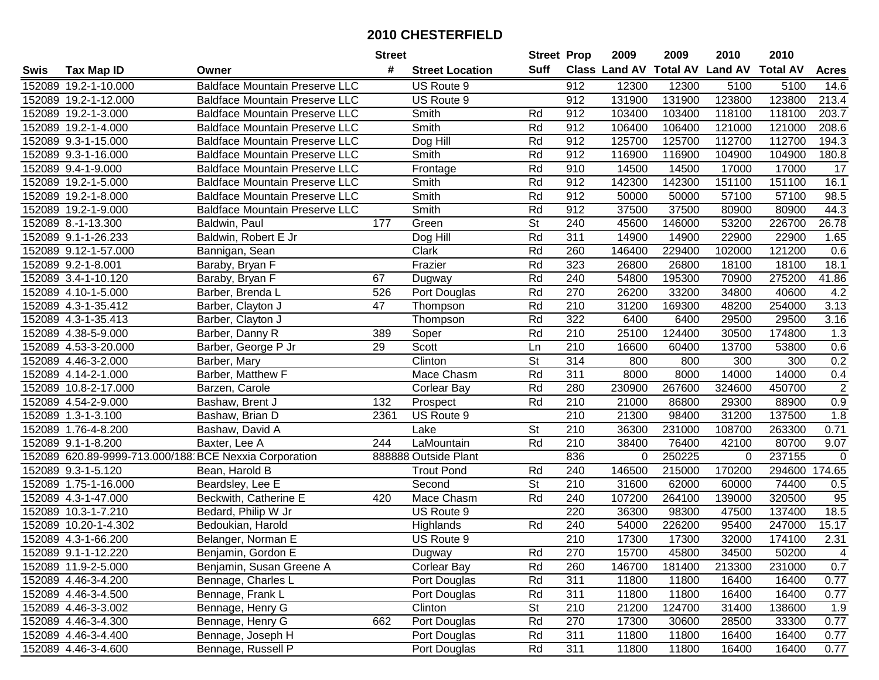# 2010 CHESTERFIELD

| Swis | Tax Map ID | Owner | Street # | Street Location | Street Suff | Prop Class | 2009 Land AV | 2009 Total AV | 2010 Land AV | 2010 Total AV | Acres |
|---|---|---|---|---|---|---|---|---|---|---|---|
| 152089 | 19.2-1-10.000 | Baldface Mountain Preserve LLC | | US Route 9 | | 912 | 12300 | 12300 | 5100 | 5100 | 14.6 |
| 152089 | 19.2-1-12.000 | Baldface Mountain Preserve LLC | | US Route 9 | | 912 | 131900 | 131900 | 123800 | 123800 | 213.4 |
| 152089 | 19.2-1-3.000 | Baldface Mountain Preserve LLC | | Smith | Rd | 912 | 103400 | 103400 | 118100 | 118100 | 203.7 |
| 152089 | 19.2-1-4.000 | Baldface Mountain Preserve LLC | | Smith | Rd | 912 | 106400 | 106400 | 121000 | 121000 | 208.6 |
| 152089 | 9.3-1-15.000 | Baldface Mountain Preserve LLC | | Dog Hill | Rd | 912 | 125700 | 125700 | 112700 | 112700 | 194.3 |
| 152089 | 9.3-1-16.000 | Baldface Mountain Preserve LLC | | Smith | Rd | 912 | 116900 | 116900 | 104900 | 104900 | 180.8 |
| 152089 | 9.4-1-9.000 | Baldface Mountain Preserve LLC | | Frontage | Rd | 910 | 14500 | 14500 | 17000 | 17000 | 17 |
| 152089 | 19.2-1-5.000 | Baldface Mountain Preserve LLC | | Smith | Rd | 912 | 142300 | 142300 | 151100 | 151100 | 16.1 |
| 152089 | 19.2-1-8.000 | Baldface Mountain Preserve LLC | | Smith | Rd | 912 | 50000 | 50000 | 57100 | 57100 | 98.5 |
| 152089 | 19.2-1-9.000 | Baldface Mountain Preserve LLC | | Smith | Rd | 912 | 37500 | 37500 | 80900 | 80900 | 44.3 |
| 152089 | 8.-1-13.300 | Baldwin, Paul | 177 | Green | St | 240 | 45600 | 146000 | 53200 | 226700 | 26.78 |
| 152089 | 9.1-1-26.233 | Baldwin, Robert E Jr | | Dog Hill | Rd | 311 | 14900 | 14900 | 22900 | 22900 | 1.65 |
| 152089 | 9.12-1-57.000 | Bannigan, Sean | | Clark | Rd | 260 | 146400 | 229400 | 102000 | 121200 | 0.6 |
| 152089 | 9.2-1-8.001 | Baraby, Bryan F | | Frazier | Rd | 323 | 26800 | 26800 | 18100 | 18100 | 18.1 |
| 152089 | 3.4-1-10.120 | Baraby, Bryan F | 67 | Dugway | Rd | 240 | 54800 | 195300 | 70900 | 275200 | 41.86 |
| 152089 | 4.10-1-5.000 | Barber, Brenda L | 526 | Port Douglas | Rd | 270 | 26200 | 33200 | 34800 | 40600 | 4.2 |
| 152089 | 4.3-1-35.412 | Barber, Clayton J | 47 | Thompson | Rd | 210 | 31200 | 169300 | 48200 | 254000 | 3.13 |
| 152089 | 4.3-1-35.413 | Barber, Clayton J | | Thompson | Rd | 322 | 6400 | 6400 | 29500 | 29500 | 3.16 |
| 152089 | 4.38-5-9.000 | Barber, Danny R | 389 | Soper | Rd | 210 | 25100 | 124400 | 30500 | 174800 | 1.3 |
| 152089 | 4.53-3-20.000 | Barber, George P Jr | 29 | Scott | Ln | 210 | 16600 | 60400 | 13700 | 53800 | 0.6 |
| 152089 | 4.46-3-2.000 | Barber, Mary | | Clinton | St | 314 | 800 | 800 | 300 | 300 | 0.2 |
| 152089 | 4.14-2-1.000 | Barber, Matthew F | | Mace Chasm | Rd | 311 | 8000 | 8000 | 14000 | 14000 | 0.4 |
| 152089 | 10.8-2-17.000 | Barzen, Carole | | Corlear Bay | Rd | 280 | 230900 | 267600 | 324600 | 450700 | 2 |
| 152089 | 4.54-2-9.000 | Bashaw, Brent J | 132 | Prospect | Rd | 210 | 21000 | 86800 | 29300 | 88900 | 0.9 |
| 152089 | 1.3-1-3.100 | Bashaw, Brian D | 2361 | US Route 9 | | 210 | 21300 | 98400 | 31200 | 137500 | 1.8 |
| 152089 | 1.76-4-8.200 | Bashaw, David A | | Lake | St | 210 | 36300 | 231000 | 108700 | 263300 | 0.71 |
| 152089 | 9.1-1-8.200 | Baxter, Lee A | 244 | LaMountain | Rd | 210 | 38400 | 76400 | 42100 | 80700 | 9.07 |
| 152089 | 620.89-9999-713.000/188 | BCE Nexxia Corporation | 888888 | Outside Plant | | 836 | 0 | 250225 | 0 | 237155 | 0 |
| 152089 | 9.3-1-5.120 | Bean, Harold B | | Trout Pond | Rd | 240 | 146500 | 215000 | 170200 | 294600 | 174.65 |
| 152089 | 1.75-1-16.000 | Beardsley, Lee E | | Second | St | 210 | 31600 | 62000 | 60000 | 74400 | 0.5 |
| 152089 | 4.3-1-47.000 | Beckwith, Catherine E | 420 | Mace Chasm | Rd | 240 | 107200 | 264100 | 139000 | 320500 | 95 |
| 152089 | 10.3-1-7.210 | Bedard, Philip W Jr | | US Route 9 | | 220 | 36300 | 98300 | 47500 | 137400 | 18.5 |
| 152089 | 10.20-1-4.302 | Bedoukian, Harold | | Highlands | Rd | 240 | 54000 | 226200 | 95400 | 247000 | 15.17 |
| 152089 | 4.3-1-66.200 | Belanger, Norman E | | US Route 9 | | 210 | 17300 | 17300 | 32000 | 174100 | 2.31 |
| 152089 | 9.1-1-12.220 | Benjamin, Gordon E | | Dugway | Rd | 270 | 15700 | 45800 | 34500 | 50200 | 4 |
| 152089 | 11.9-2-5.000 | Benjamin, Susan Greene A | | Corlear Bay | Rd | 260 | 146700 | 181400 | 213300 | 231000 | 0.7 |
| 152089 | 4.46-3-4.200 | Bennage, Charles L | | Port Douglas | Rd | 311 | 11800 | 11800 | 16400 | 16400 | 0.77 |
| 152089 | 4.46-3-4.500 | Bennage, Frank L | | Port Douglas | Rd | 311 | 11800 | 11800 | 16400 | 16400 | 0.77 |
| 152089 | 4.46-3-3.002 | Bennage, Henry G | | Clinton | St | 210 | 21200 | 124700 | 31400 | 138600 | 1.9 |
| 152089 | 4.46-3-4.300 | Bennage, Henry G | 662 | Port Douglas | Rd | 270 | 17300 | 30600 | 28500 | 33300 | 0.77 |
| 152089 | 4.46-3-4.400 | Bennage, Joseph H | | Port Douglas | Rd | 311 | 11800 | 11800 | 16400 | 16400 | 0.77 |
| 152089 | 4.46-3-4.600 | Bennage, Russell P | | Port Douglas | Rd | 311 | 11800 | 11800 | 16400 | 16400 | 0.77 |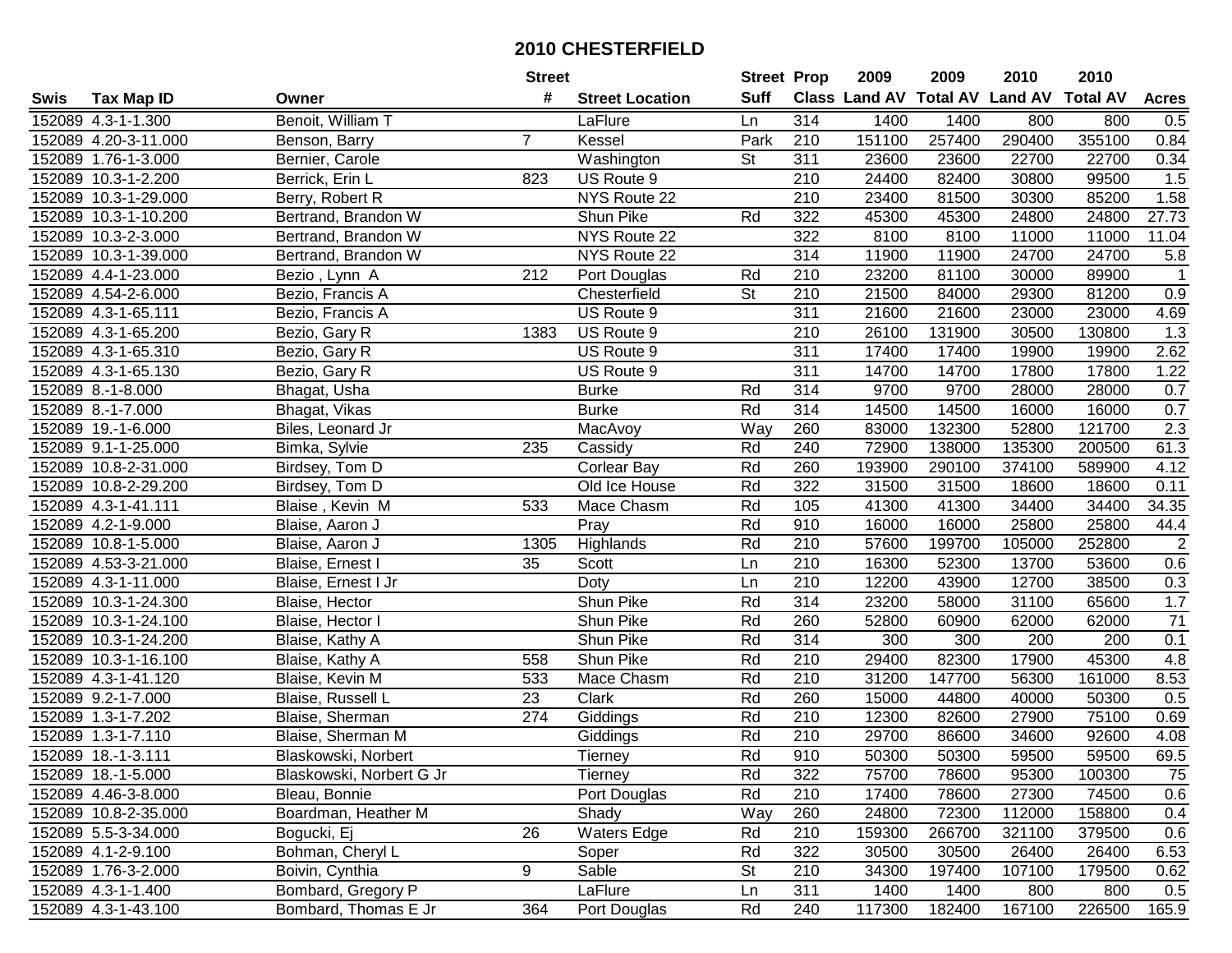# 2010 CHESTERFIELD

| Swis | Tax Map ID | Owner | Street # | Street Location | Street Suff | Prop Class | 2009 Land AV | 2009 Total AV | 2010 Land AV | 2010 Total AV | Acres |
|---|---|---|---|---|---|---|---|---|---|---|---|
| 152089 | 4.3-1-1.300 | Benoit, William T | | LaFlure | Ln | 314 | 1400 | 1400 | 800 | 800 | 0.5 |
| 152089 | 4.20-3-11.000 | Benson, Barry | 7 | Kessel | Park | 210 | 151100 | 257400 | 290400 | 355100 | 0.84 |
| 152089 | 1.76-1-3.000 | Bernier, Carole | | Washington | St | 311 | 23600 | 23600 | 22700 | 22700 | 0.34 |
| 152089 | 10.3-1-2.200 | Berrick, Erin L | 823 | US Route 9 | | 210 | 24400 | 82400 | 30800 | 99500 | 1.5 |
| 152089 | 10.3-1-29.000 | Berry, Robert R | | NYS Route 22 | | 210 | 23400 | 81500 | 30300 | 85200 | 1.58 |
| 152089 | 10.3-1-10.200 | Bertrand, Brandon W | | Shun Pike | Rd | 322 | 45300 | 45300 | 24800 | 24800 | 27.73 |
| 152089 | 10.3-2-3.000 | Bertrand, Brandon W | | NYS Route 22 | | 322 | 8100 | 8100 | 11000 | 11000 | 11.04 |
| 152089 | 10.3-1-39.000 | Bertrand, Brandon W | | NYS Route 22 | | 314 | 11900 | 11900 | 24700 | 24700 | 5.8 |
| 152089 | 4.4-1-23.000 | Bezio , Lynn A | 212 | Port Douglas | Rd | 210 | 23200 | 81100 | 30000 | 89900 | 1 |
| 152089 | 4.54-2-6.000 | Bezio, Francis A | | Chesterfield | St | 210 | 21500 | 84000 | 29300 | 81200 | 0.9 |
| 152089 | 4.3-1-65.111 | Bezio, Francis A | | US Route 9 | | 311 | 21600 | 21600 | 23000 | 23000 | 4.69 |
| 152089 | 4.3-1-65.200 | Bezio, Gary R | 1383 | US Route 9 | | 210 | 26100 | 131900 | 30500 | 130800 | 1.3 |
| 152089 | 4.3-1-65.310 | Bezio, Gary R | | US Route 9 | | 311 | 17400 | 17400 | 19900 | 19900 | 2.62 |
| 152089 | 4.3-1-65.130 | Bezio, Gary R | | US Route 9 | | 311 | 14700 | 14700 | 17800 | 17800 | 1.22 |
| 152089 | 8.-1-8.000 | Bhagat, Usha | | Burke | Rd | 314 | 9700 | 9700 | 28000 | 28000 | 0.7 |
| 152089 | 8.-1-7.000 | Bhagat, Vikas | | Burke | Rd | 314 | 14500 | 14500 | 16000 | 16000 | 0.7 |
| 152089 | 19.-1-6.000 | Biles, Leonard Jr | | MacAvoy | Way | 260 | 83000 | 132300 | 52800 | 121700 | 2.3 |
| 152089 | 9.1-1-25.000 | Bimka, Sylvie | 235 | Cassidy | Rd | 240 | 72900 | 138000 | 135300 | 200500 | 61.3 |
| 152089 | 10.8-2-31.000 | Birdsey, Tom D | | Corlear Bay | Rd | 260 | 193900 | 290100 | 374100 | 589900 | 4.12 |
| 152089 | 10.8-2-29.200 | Birdsey, Tom D | | Old Ice House | Rd | 322 | 31500 | 31500 | 18600 | 18600 | 0.11 |
| 152089 | 4.3-1-41.111 | Blaise , Kevin M | 533 | Mace Chasm | Rd | 105 | 41300 | 41300 | 34400 | 34400 | 34.35 |
| 152089 | 4.2-1-9.000 | Blaise, Aaron J | | Pray | Rd | 910 | 16000 | 16000 | 25800 | 25800 | 44.4 |
| 152089 | 10.8-1-5.000 | Blaise, Aaron J | 1305 | Highlands | Rd | 210 | 57600 | 199700 | 105000 | 252800 | 2 |
| 152089 | 4.53-3-21.000 | Blaise, Ernest I | 35 | Scott | Ln | 210 | 16300 | 52300 | 13700 | 53600 | 0.6 |
| 152089 | 4.3-1-11.000 | Blaise, Ernest I Jr | | Doty | Ln | 210 | 12200 | 43900 | 12700 | 38500 | 0.3 |
| 152089 | 10.3-1-24.300 | Blaise, Hector | | Shun Pike | Rd | 314 | 23200 | 58000 | 31100 | 65600 | 1.7 |
| 152089 | 10.3-1-24.100 | Blaise, Hector I | | Shun Pike | Rd | 260 | 52800 | 60900 | 62000 | 62000 | 71 |
| 152089 | 10.3-1-24.200 | Blaise, Kathy A | | Shun Pike | Rd | 314 | 300 | 300 | 200 | 200 | 0.1 |
| 152089 | 10.3-1-16.100 | Blaise, Kathy A | 558 | Shun Pike | Rd | 210 | 29400 | 82300 | 17900 | 45300 | 4.8 |
| 152089 | 4.3-1-41.120 | Blaise, Kevin M | 533 | Mace Chasm | Rd | 210 | 31200 | 147700 | 56300 | 161000 | 8.53 |
| 152089 | 9.2-1-7.000 | Blaise, Russell L | 23 | Clark | Rd | 260 | 15000 | 44800 | 40000 | 50300 | 0.5 |
| 152089 | 1.3-1-7.202 | Blaise, Sherman | 274 | Giddings | Rd | 210 | 12300 | 82600 | 27900 | 75100 | 0.69 |
| 152089 | 1.3-1-7.110 | Blaise, Sherman M | | Giddings | Rd | 210 | 29700 | 86600 | 34600 | 92600 | 4.08 |
| 152089 | 18.-1-3.111 | Blaskowski, Norbert | | Tierney | Rd | 910 | 50300 | 50300 | 59500 | 59500 | 69.5 |
| 152089 | 18.-1-5.000 | Blaskowski, Norbert G Jr | | Tierney | Rd | 322 | 75700 | 78600 | 95300 | 100300 | 75 |
| 152089 | 4.46-3-8.000 | Bleau, Bonnie | | Port Douglas | Rd | 210 | 17400 | 78600 | 27300 | 74500 | 0.6 |
| 152089 | 10.8-2-35.000 | Boardman, Heather M | | Shady | Way | 260 | 24800 | 72300 | 112000 | 158800 | 0.4 |
| 152089 | 5.5-3-34.000 | Bogucki, Ej | 26 | Waters Edge | Rd | 210 | 159300 | 266700 | 321100 | 379500 | 0.6 |
| 152089 | 4.1-2-9.100 | Bohman, Cheryl L | | Soper | Rd | 322 | 30500 | 30500 | 26400 | 26400 | 6.53 |
| 152089 | 1.76-3-2.000 | Boivin, Cynthia | 9 | Sable | St | 210 | 34300 | 197400 | 107100 | 179500 | 0.62 |
| 152089 | 4.3-1-1.400 | Bombard, Gregory P | | LaFlure | Ln | 311 | 1400 | 1400 | 800 | 800 | 0.5 |
| 152089 | 4.3-1-43.100 | Bombard, Thomas E Jr | 364 | Port Douglas | Rd | 240 | 117300 | 182400 | 167100 | 226500 | 165.9 |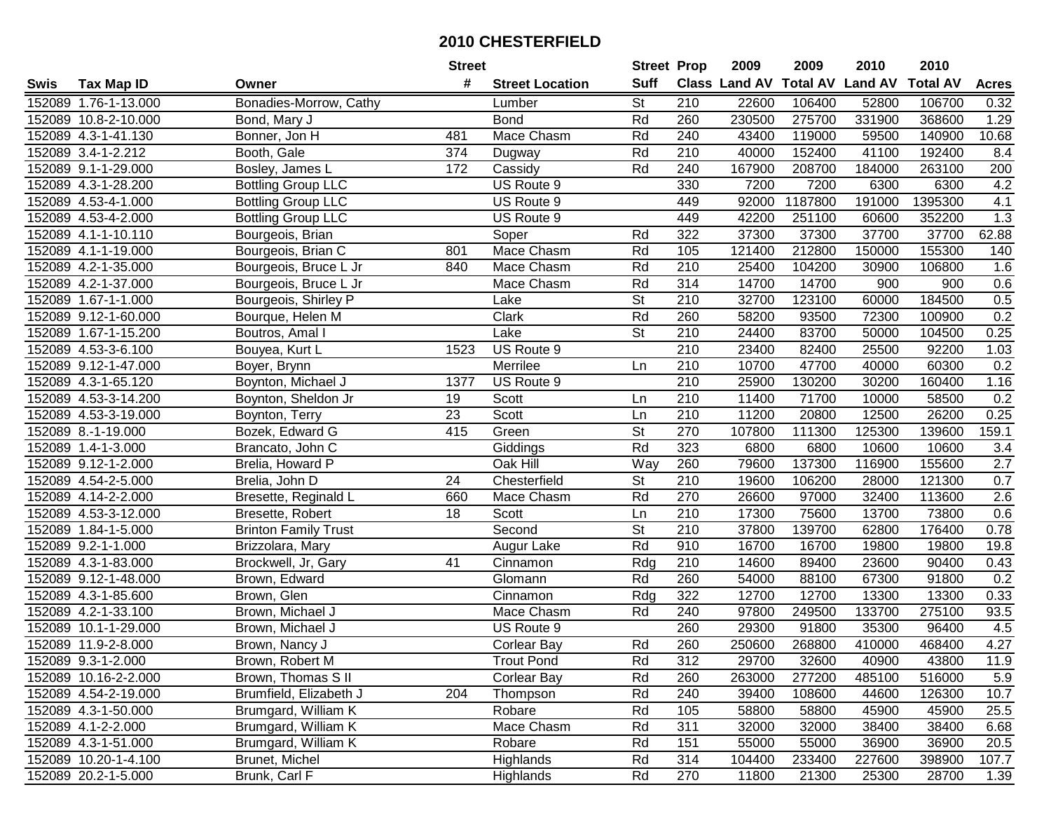# 2010 CHESTERFIELD

| Swis | Tax Map ID | Owner | Street # | Street Location | Street Suff | Prop Class | 2009 Land AV | 2009 Total AV | 2010 Land AV | 2010 Total AV | Acres |
|---|---|---|---|---|---|---|---|---|---|---|---|
| 152089 | 1.76-1-13.000 | Bonadies-Morrow, Cathy | | Lumber | St | 210 | 22600 | 106400 | 52800 | 106700 | 0.32 |
| 152089 | 10.8-2-10.000 | Bond, Mary J | | Bond | Rd | 260 | 230500 | 275700 | 331900 | 368600 | 1.29 |
| 152089 | 4.3-1-41.130 | Bonner, Jon H | 481 | Mace Chasm | Rd | 240 | 43400 | 119000 | 59500 | 140900 | 10.68 |
| 152089 | 3.4-1-2.212 | Booth, Gale | 374 | Dugway | Rd | 210 | 40000 | 152400 | 41100 | 192400 | 8.4 |
| 152089 | 9.1-1-29.000 | Bosley, James L | 172 | Cassidy | Rd | 240 | 167900 | 208700 | 184000 | 263100 | 200 |
| 152089 | 4.3-1-28.200 | Bottling Group LLC | | US Route 9 | | 330 | 7200 | 7200 | 6300 | 6300 | 4.2 |
| 152089 | 4.53-4-1.000 | Bottling Group LLC | | US Route 9 | | 449 | 92000 | 1187800 | 191000 | 1395300 | 4.1 |
| 152089 | 4.53-4-2.000 | Bottling Group LLC | | US Route 9 | | 449 | 42200 | 251100 | 60600 | 352200 | 1.3 |
| 152089 | 4.1-1-10.110 | Bourgeois, Brian | | Soper | Rd | 322 | 37300 | 37300 | 37700 | 37700 | 62.88 |
| 152089 | 4.1-1-19.000 | Bourgeois, Brian C | 801 | Mace Chasm | Rd | 105 | 121400 | 212800 | 150000 | 155300 | 140 |
| 152089 | 4.2-1-35.000 | Bourgeois, Bruce L Jr | 840 | Mace Chasm | Rd | 210 | 25400 | 104200 | 30900 | 106800 | 1.6 |
| 152089 | 4.2-1-37.000 | Bourgeois, Bruce L Jr | | Mace Chasm | Rd | 314 | 14700 | 14700 | 900 | 900 | 0.6 |
| 152089 | 1.67-1-1.000 | Bourgeois, Shirley P | | Lake | St | 210 | 32700 | 123100 | 60000 | 184500 | 0.5 |
| 152089 | 9.12-1-60.000 | Bourque, Helen M | | Clark | Rd | 260 | 58200 | 93500 | 72300 | 100900 | 0.2 |
| 152089 | 1.67-1-15.200 | Boutros, Amal I | | Lake | St | 210 | 24400 | 83700 | 50000 | 104500 | 0.25 |
| 152089 | 4.53-3-6.100 | Bouyea, Kurt L | 1523 | US Route 9 | | 210 | 23400 | 82400 | 25500 | 92200 | 1.03 |
| 152089 | 9.12-1-47.000 | Boyer, Brynn | | Merrilee | Ln | 210 | 10700 | 47700 | 40000 | 60300 | 0.2 |
| 152089 | 4.3-1-65.120 | Boynton, Michael J | 1377 | US Route 9 | | 210 | 25900 | 130200 | 30200 | 160400 | 1.16 |
| 152089 | 4.53-3-14.200 | Boynton, Sheldon Jr | 19 | Scott | Ln | 210 | 11400 | 71700 | 10000 | 58500 | 0.2 |
| 152089 | 4.53-3-19.000 | Boynton, Terry | 23 | Scott | Ln | 210 | 11200 | 20800 | 12500 | 26200 | 0.25 |
| 152089 | 8.-1-19.000 | Bozek, Edward G | 415 | Green | St | 270 | 107800 | 111300 | 125300 | 139600 | 159.1 |
| 152089 | 1.4-1-3.000 | Brancato, John C | | Giddings | Rd | 323 | 6800 | 6800 | 10600 | 10600 | 3.4 |
| 152089 | 9.12-1-2.000 | Brelia, Howard P | | Oak Hill | Way | 260 | 79600 | 137300 | 116900 | 155600 | 2.7 |
| 152089 | 4.54-2-5.000 | Brelia, John D | 24 | Chesterfield | St | 210 | 19600 | 106200 | 28000 | 121300 | 0.7 |
| 152089 | 4.14-2-2.000 | Bresette, Reginald L | 660 | Mace Chasm | Rd | 270 | 26600 | 97000 | 32400 | 113600 | 2.6 |
| 152089 | 4.53-3-12.000 | Bresette, Robert | 18 | Scott | Ln | 210 | 17300 | 75600 | 13700 | 73800 | 0.6 |
| 152089 | 1.84-1-5.000 | Brinton Family Trust | | Second | St | 210 | 37800 | 139700 | 62800 | 176400 | 0.78 |
| 152089 | 9.2-1-1.000 | Brizzolara, Mary | | Augur Lake | Rd | 910 | 16700 | 16700 | 19800 | 19800 | 19.8 |
| 152089 | 4.3-1-83.000 | Brockwell, Jr, Gary | 41 | Cinnamon | Rdg | 210 | 14600 | 89400 | 23600 | 90400 | 0.43 |
| 152089 | 9.12-1-48.000 | Brown, Edward | | Glomann | Rd | 260 | 54000 | 88100 | 67300 | 91800 | 0.2 |
| 152089 | 4.3-1-85.600 | Brown, Glen | | Cinnamon | Rdg | 322 | 12700 | 12700 | 13300 | 13300 | 0.33 |
| 152089 | 4.2-1-33.100 | Brown, Michael J | | Mace Chasm | Rd | 240 | 97800 | 249500 | 133700 | 275100 | 93.5 |
| 152089 | 10.1-1-29.000 | Brown, Michael J | | US Route 9 | | 260 | 29300 | 91800 | 35300 | 96400 | 4.5 |
| 152089 | 11.9-2-8.000 | Brown, Nancy J | | Corlear Bay | Rd | 260 | 250600 | 268800 | 410000 | 468400 | 4.27 |
| 152089 | 9.3-1-2.000 | Brown, Robert M | | Trout Pond | Rd | 312 | 29700 | 32600 | 40900 | 43800 | 11.9 |
| 152089 | 10.16-2-2.000 | Brown, Thomas S II | | Corlear Bay | Rd | 260 | 263000 | 277200 | 485100 | 516000 | 5.9 |
| 152089 | 4.54-2-19.000 | Brumfield, Elizabeth J | 204 | Thompson | Rd | 240 | 39400 | 108600 | 44600 | 126300 | 10.7 |
| 152089 | 4.3-1-50.000 | Brumgard, William K | | Robare | Rd | 105 | 58800 | 58800 | 45900 | 45900 | 25.5 |
| 152089 | 4.1-2-2.000 | Brumgard, William K | | Mace Chasm | Rd | 311 | 32000 | 32000 | 38400 | 38400 | 6.68 |
| 152089 | 4.3-1-51.000 | Brumgard, William K | | Robare | Rd | 151 | 55000 | 55000 | 36900 | 36900 | 20.5 |
| 152089 | 10.20-1-4.100 | Brunet, Michel | | Highlands | Rd | 314 | 104400 | 233400 | 227600 | 398900 | 107.7 |
| 152089 | 20.2-1-5.000 | Brunk, Carl F | | Highlands | Rd | 270 | 11800 | 21300 | 25300 | 28700 | 1.39 |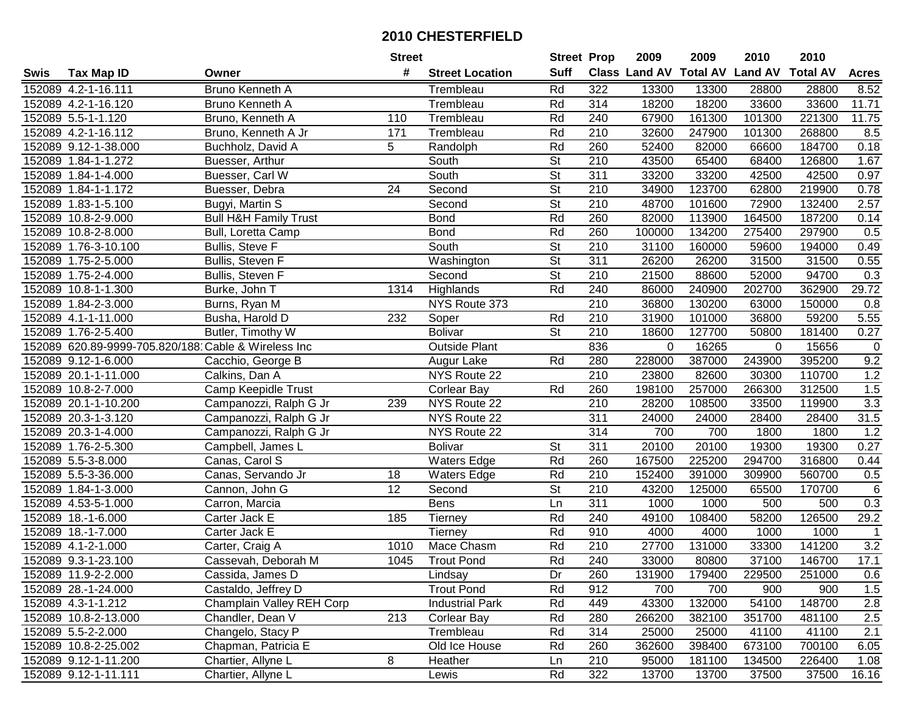# 2010 CHESTERFIELD

| Swis | Tax Map ID | Owner | Street # | Street Location | Street Suff | Prop Class | 2009 Land AV | 2009 Total AV | 2010 Land AV | 2010 Total AV | Acres |
|---|---|---|---|---|---|---|---|---|---|---|---|
| 152089 | 4.2-1-16.111 | Bruno Kenneth A | | Trembleau | Rd | 322 | 13300 | 13300 | 28800 | 28800 | 8.52 |
| 152089 | 4.2-1-16.120 | Bruno Kenneth A | | Trembleau | Rd | 314 | 18200 | 18200 | 33600 | 33600 | 11.71 |
| 152089 | 5.5-1-1.120 | Bruno, Kenneth A | 110 | Trembleau | Rd | 240 | 67900 | 161300 | 101300 | 221300 | 11.75 |
| 152089 | 4.2-1-16.112 | Bruno, Kenneth A Jr | 171 | Trembleau | Rd | 210 | 32600 | 247900 | 101300 | 268800 | 8.5 |
| 152089 | 9.12-1-38.000 | Buchholz, David A | 5 | Randolph | Rd | 260 | 52400 | 82000 | 66600 | 184700 | 0.18 |
| 152089 | 1.84-1-1.272 | Buesser, Arthur | | South | St | 210 | 43500 | 65400 | 68400 | 126800 | 1.67 |
| 152089 | 1.84-1-4.000 | Buesser, Carl W | | South | St | 311 | 33200 | 33200 | 42500 | 42500 | 0.97 |
| 152089 | 1.84-1-1.172 | Buesser, Debra | 24 | Second | St | 210 | 34900 | 123700 | 62800 | 219900 | 0.78 |
| 152089 | 1.83-1-5.100 | Bugyi, Martin S | | Second | St | 210 | 48700 | 101600 | 72900 | 132400 | 2.57 |
| 152089 | 10.8-2-9.000 | Bull H&H Family Trust | | Bond | Rd | 260 | 82000 | 113900 | 164500 | 187200 | 0.14 |
| 152089 | 10.8-2-8.000 | Bull, Loretta Camp | | Bond | Rd | 260 | 100000 | 134200 | 275400 | 297900 | 0.5 |
| 152089 | 1.76-3-10.100 | Bullis, Steve F | | South | St | 210 | 31100 | 160000 | 59600 | 194000 | 0.49 |
| 152089 | 1.75-2-5.000 | Bullis, Steven F | | Washington | St | 311 | 26200 | 26200 | 31500 | 31500 | 0.55 |
| 152089 | 1.75-2-4.000 | Bullis, Steven F | | Second | St | 210 | 21500 | 88600 | 52000 | 94700 | 0.3 |
| 152089 | 10.8-1-1.300 | Burke, John T | 1314 | Highlands | Rd | 240 | 86000 | 240900 | 202700 | 362900 | 29.72 |
| 152089 | 1.84-2-3.000 | Burns, Ryan M | | NYS Route 373 | | 210 | 36800 | 130200 | 63000 | 150000 | 0.8 |
| 152089 | 4.1-1-11.000 | Busha, Harold D | 232 | Soper | Rd | 210 | 31900 | 101000 | 36800 | 59200 | 5.55 |
| 152089 | 1.76-2-5.400 | Butler, Timothy W | | Bolivar | St | 210 | 18600 | 127700 | 50800 | 181400 | 0.27 |
| 152089 | 620.89-9999-705.820/188 | Cable & Wireless Inc | | Outside Plant | | 836 | 0 | 16265 | 0 | 15656 | 0 |
| 152089 | 9.12-1-6.000 | Cacchio, George B | | Augur Lake | Rd | 280 | 228000 | 387000 | 243900 | 395200 | 9.2 |
| 152089 | 20.1-1-11.000 | Calkins, Dan A | | NYS Route 22 | | 210 | 23800 | 82600 | 30300 | 110700 | 1.2 |
| 152089 | 10.8-2-7.000 | Camp Keepidle Trust | | Corlear Bay | Rd | 260 | 198100 | 257000 | 266300 | 312500 | 1.5 |
| 152089 | 20.1-1-10.200 | Campanozzi, Ralph G Jr | 239 | NYS Route 22 | | 210 | 28200 | 108500 | 33500 | 119900 | 3.3 |
| 152089 | 20.3-1-3.120 | Campanozzi, Ralph G Jr | | NYS Route 22 | | 311 | 24000 | 24000 | 28400 | 28400 | 31.5 |
| 152089 | 20.3-1-4.000 | Campanozzi, Ralph G Jr | | NYS Route 22 | | 314 | 700 | 700 | 1800 | 1800 | 1.2 |
| 152089 | 1.76-2-5.300 | Campbell, James L | | Bolivar | St | 311 | 20100 | 20100 | 19300 | 19300 | 0.27 |
| 152089 | 5.5-3-8.000 | Canas, Carol S | | Waters Edge | Rd | 260 | 167500 | 225200 | 294700 | 316800 | 0.44 |
| 152089 | 5.5-3-36.000 | Canas, Servando Jr | 18 | Waters Edge | Rd | 210 | 152400 | 391000 | 309900 | 560700 | 0.5 |
| 152089 | 1.84-1-3.000 | Cannon, John G | 12 | Second | St | 210 | 43200 | 125000 | 65500 | 170700 | 6 |
| 152089 | 4.53-5-1.000 | Carron, Marcia | | Bens | Ln | 311 | 1000 | 1000 | 500 | 500 | 0.3 |
| 152089 | 18.-1-6.000 | Carter Jack E | 185 | Tierney | Rd | 240 | 49100 | 108400 | 58200 | 126500 | 29.2 |
| 152089 | 18.-1-7.000 | Carter Jack E | | Tierney | Rd | 910 | 4000 | 4000 | 1000 | 1000 | 1 |
| 152089 | 4.1-2-1.000 | Carter, Craig A | 1010 | Mace Chasm | Rd | 210 | 27700 | 131000 | 33300 | 141200 | 3.2 |
| 152089 | 9.3-1-23.100 | Cassevah, Deborah M | 1045 | Trout Pond | Rd | 240 | 33000 | 80800 | 37100 | 146700 | 17.1 |
| 152089 | 11.9-2-2.000 | Cassida, James D | | Lindsay | Dr | 260 | 131900 | 179400 | 229500 | 251000 | 0.6 |
| 152089 | 28.-1-24.000 | Castaldo, Jeffrey D | | Trout Pond | Rd | 912 | 700 | 700 | 900 | 900 | 1.5 |
| 152089 | 4.3-1-1.212 | Champlain Valley REH Corp | | Industrial Park | Rd | 449 | 43300 | 132000 | 54100 | 148700 | 2.8 |
| 152089 | 10.8-2-13.000 | Chandler, Dean V | 213 | Corlear Bay | Rd | 280 | 266200 | 382100 | 351700 | 481100 | 2.5 |
| 152089 | 5.5-2-2.000 | Changelo, Stacy P | | Trembleau | Rd | 314 | 25000 | 25000 | 41100 | 41100 | 2.1 |
| 152089 | 10.8-2-25.002 | Chapman, Patricia E | | Old Ice House | Rd | 260 | 362600 | 398400 | 673100 | 700100 | 6.05 |
| 152089 | 9.12-1-11.200 | Chartier, Allyne L | 8 | Heather | Ln | 210 | 95000 | 181100 | 134500 | 226400 | 1.08 |
| 152089 | 9.12-1-11.111 | Chartier, Allyne L | | Lewis | Rd | 322 | 13700 | 13700 | 37500 | 37500 | 16.16 |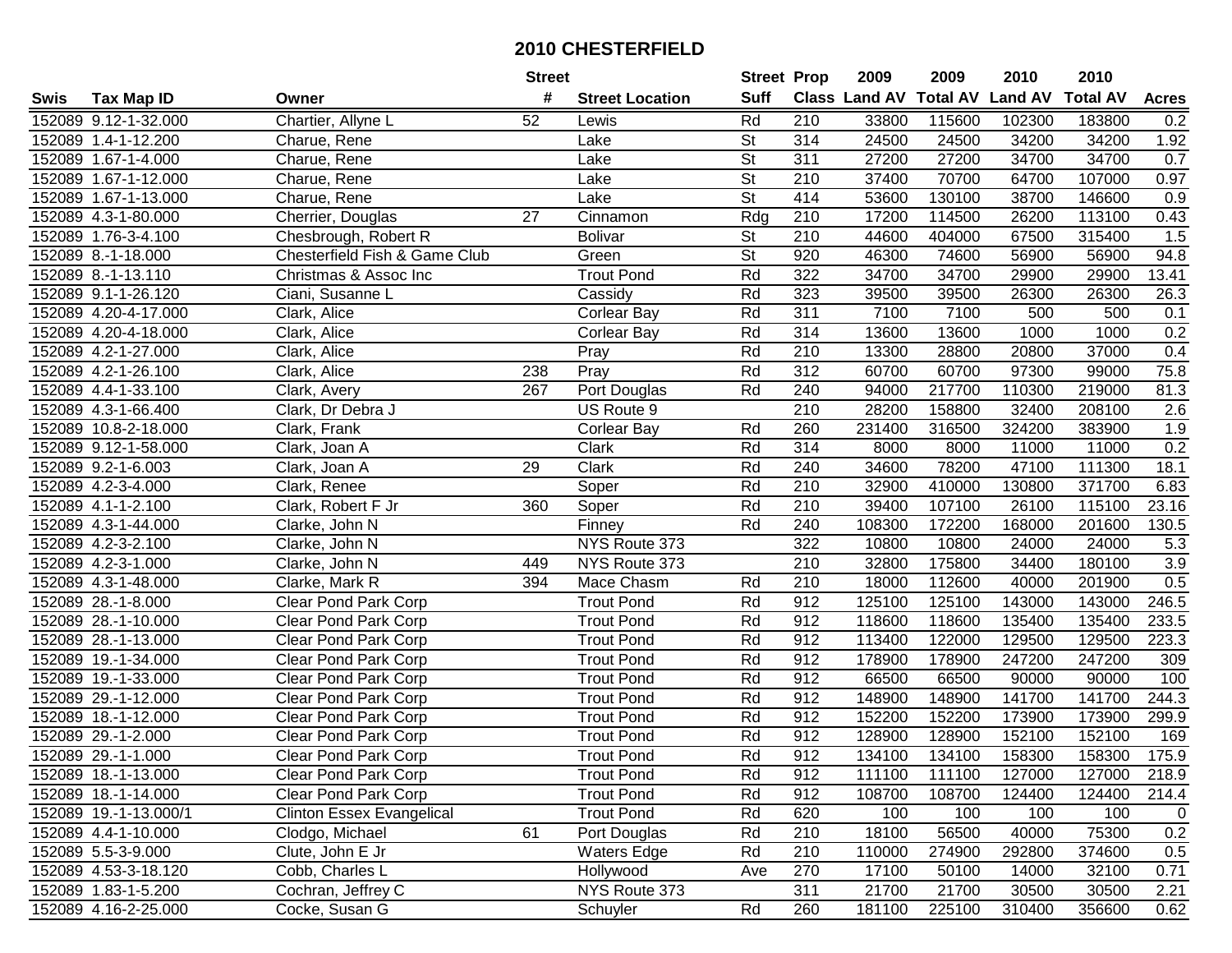# 2010 CHESTERFIELD

| Swis | Tax Map ID | Owner | Street # | Street Location | Street Suff | Prop Class | 2009 Land AV | 2009 Total AV | 2010 Land AV | 2010 Total AV | Acres |
|---|---|---|---|---|---|---|---|---|---|---|---|
| 152089 | 9.12-1-32.000 | Chartier, Allyne L | 52 | Lewis | Rd | 210 | 33800 | 115600 | 102300 | 183800 | 0.2 |
| 152089 | 1.4-1-12.200 | Charue, Rene | | Lake | St | 314 | 24500 | 24500 | 34200 | 34200 | 1.92 |
| 152089 | 1.67-1-4.000 | Charue, Rene | | Lake | St | 311 | 27200 | 27200 | 34700 | 34700 | 0.7 |
| 152089 | 1.67-1-12.000 | Charue, Rene | | Lake | St | 210 | 37400 | 70700 | 64700 | 107000 | 0.97 |
| 152089 | 1.67-1-13.000 | Charue, Rene | | Lake | St | 414 | 53600 | 130100 | 38700 | 146600 | 0.9 |
| 152089 | 4.3-1-80.000 | Cherrier, Douglas | 27 | Cinnamon | Rdg | 210 | 17200 | 114500 | 26200 | 113100 | 0.43 |
| 152089 | 1.76-3-4.100 | Chesbrough, Robert R | | Bolivar | St | 210 | 44600 | 404000 | 67500 | 315400 | 1.5 |
| 152089 | 8.-1-18.000 | Chesterfield Fish & Game Club | | Green | St | 920 | 46300 | 74600 | 56900 | 56900 | 94.8 |
| 152089 | 8.-1-13.110 | Christmas & Assoc Inc | | Trout Pond | Rd | 322 | 34700 | 34700 | 29900 | 29900 | 13.41 |
| 152089 | 9.1-1-26.120 | Ciani, Susanne L | | Cassidy | Rd | 323 | 39500 | 39500 | 26300 | 26300 | 26.3 |
| 152089 | 4.20-4-17.000 | Clark, Alice | | Corlear Bay | Rd | 311 | 7100 | 7100 | 500 | 500 | 0.1 |
| 152089 | 4.20-4-18.000 | Clark, Alice | | Corlear Bay | Rd | 314 | 13600 | 13600 | 1000 | 1000 | 0.2 |
| 152089 | 4.2-1-27.000 | Clark, Alice | | Pray | Rd | 210 | 13300 | 28800 | 20800 | 37000 | 0.4 |
| 152089 | 4.2-1-26.100 | Clark, Alice | 238 | Pray | Rd | 312 | 60700 | 60700 | 97300 | 99000 | 75.8 |
| 152089 | 4.4-1-33.100 | Clark, Avery | 267 | Port Douglas | Rd | 240 | 94000 | 217700 | 110300 | 219000 | 81.3 |
| 152089 | 4.3-1-66.400 | Clark, Dr Debra J | | US Route 9 | | 210 | 28200 | 158800 | 32400 | 208100 | 2.6 |
| 152089 | 10.8-2-18.000 | Clark, Frank | | Corlear Bay | Rd | 260 | 231400 | 316500 | 324200 | 383900 | 1.9 |
| 152089 | 9.12-1-58.000 | Clark, Joan A | | Clark | Rd | 314 | 8000 | 8000 | 11000 | 11000 | 0.2 |
| 152089 | 9.2-1-6.003 | Clark, Joan A | 29 | Clark | Rd | 240 | 34600 | 78200 | 47100 | 111300 | 18.1 |
| 152089 | 4.2-3-4.000 | Clark, Renee | | Soper | Rd | 210 | 32900 | 410000 | 130800 | 371700 | 6.83 |
| 152089 | 4.1-1-2.100 | Clark, Robert F Jr | 360 | Soper | Rd | 210 | 39400 | 107100 | 26100 | 115100 | 23.16 |
| 152089 | 4.3-1-44.000 | Clarke, John N | | Finney | Rd | 240 | 108300 | 172200 | 168000 | 201600 | 130.5 |
| 152089 | 4.2-3-2.100 | Clarke, John N | | NYS Route 373 | | 322 | 10800 | 10800 | 24000 | 24000 | 5.3 |
| 152089 | 4.2-3-1.000 | Clarke, John N | 449 | NYS Route 373 | | 210 | 32800 | 175800 | 34400 | 180100 | 3.9 |
| 152089 | 4.3-1-48.000 | Clarke, Mark R | 394 | Mace Chasm | Rd | 210 | 18000 | 112600 | 40000 | 201900 | 0.5 |
| 152089 | 28.-1-8.000 | Clear Pond Park Corp | | Trout Pond | Rd | 912 | 125100 | 125100 | 143000 | 143000 | 246.5 |
| 152089 | 28.-1-10.000 | Clear Pond Park Corp | | Trout Pond | Rd | 912 | 118600 | 118600 | 135400 | 135400 | 233.5 |
| 152089 | 28.-1-13.000 | Clear Pond Park Corp | | Trout Pond | Rd | 912 | 113400 | 122000 | 129500 | 129500 | 223.3 |
| 152089 | 19.-1-34.000 | Clear Pond Park Corp | | Trout Pond | Rd | 912 | 178900 | 178900 | 247200 | 247200 | 309 |
| 152089 | 19.-1-33.000 | Clear Pond Park Corp | | Trout Pond | Rd | 912 | 66500 | 66500 | 90000 | 90000 | 100 |
| 152089 | 29.-1-12.000 | Clear Pond Park Corp | | Trout Pond | Rd | 912 | 148900 | 148900 | 141700 | 141700 | 244.3 |
| 152089 | 18.-1-12.000 | Clear Pond Park Corp | | Trout Pond | Rd | 912 | 152200 | 152200 | 173900 | 173900 | 299.9 |
| 152089 | 29.-1-2.000 | Clear Pond Park Corp | | Trout Pond | Rd | 912 | 128900 | 128900 | 152100 | 152100 | 169 |
| 152089 | 29.-1-1.000 | Clear Pond Park Corp | | Trout Pond | Rd | 912 | 134100 | 134100 | 158300 | 158300 | 175.9 |
| 152089 | 18.-1-13.000 | Clear Pond Park Corp | | Trout Pond | Rd | 912 | 111100 | 111100 | 127000 | 127000 | 218.9 |
| 152089 | 18.-1-14.000 | Clear Pond Park Corp | | Trout Pond | Rd | 912 | 108700 | 108700 | 124400 | 124400 | 214.4 |
| 152089 | 19.-1-13.000/1 | Clinton Essex Evangelical | | Trout Pond | Rd | 620 | 100 | 100 | 100 | 100 | 0 |
| 152089 | 4.4-1-10.000 | Clodgo, Michael | 61 | Port Douglas | Rd | 210 | 18100 | 56500 | 40000 | 75300 | 0.2 |
| 152089 | 5.5-3-9.000 | Clute, John E Jr | | Waters Edge | Rd | 210 | 110000 | 274900 | 292800 | 374600 | 0.5 |
| 152089 | 4.53-3-18.120 | Cobb, Charles L | | Hollywood | Ave | 270 | 17100 | 50100 | 14000 | 32100 | 0.71 |
| 152089 | 1.83-1-5.200 | Cochran, Jeffrey C | | NYS Route 373 | | 311 | 21700 | 21700 | 30500 | 30500 | 2.21 |
| 152089 | 4.16-2-25.000 | Cocke, Susan G | | Schuyler | Rd | 260 | 181100 | 225100 | 310400 | 356600 | 0.62 |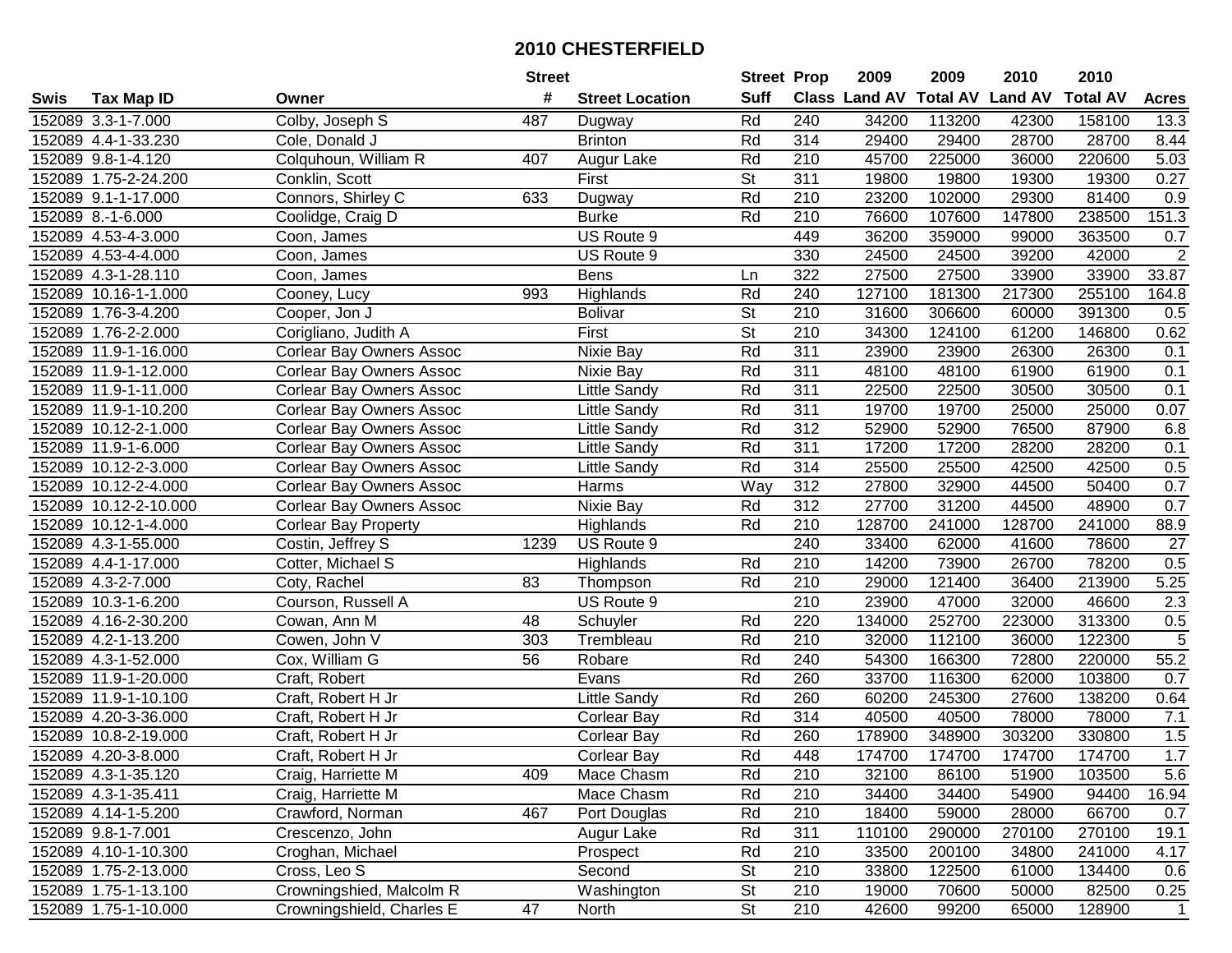# 2010 CHESTERFIELD

| Swis | Tax Map ID | Owner | Street # | Street Location | Street Suff | Prop Class | 2009 Land AV | 2009 Total AV | 2010 Land AV | 2010 Total AV | Acres |
|---|---|---|---|---|---|---|---|---|---|---|---|
| 152089 | 3.3-1-7.000 | Colby, Joseph S | 487 | Dugway | Rd | 240 | 34200 | 113200 | 42300 | 158100 | 13.3 |
| 152089 | 4.4-1-33.230 | Cole, Donald J | | Brinton | Rd | 314 | 29400 | 29400 | 28700 | 28700 | 8.44 |
| 152089 | 9.8-1-4.120 | Colquhoun, William R | 407 | Augur Lake | Rd | 210 | 45700 | 225000 | 36000 | 220600 | 5.03 |
| 152089 | 1.75-2-24.200 | Conklin, Scott | | First | St | 311 | 19800 | 19800 | 19300 | 19300 | 0.27 |
| 152089 | 9.1-1-17.000 | Connors, Shirley C | 633 | Dugway | Rd | 210 | 23200 | 102000 | 29300 | 81400 | 0.9 |
| 152089 | 8.-1-6.000 | Coolidge, Craig D | | Burke | Rd | 210 | 76600 | 107600 | 147800 | 238500 | 151.3 |
| 152089 | 4.53-4-3.000 | Coon, James | | US Route 9 | | 449 | 36200 | 359000 | 99000 | 363500 | 0.7 |
| 152089 | 4.53-4-4.000 | Coon, James | | US Route 9 | | 330 | 24500 | 24500 | 39200 | 42000 | 2 |
| 152089 | 4.3-1-28.110 | Coon, James | | Bens | Ln | 322 | 27500 | 27500 | 33900 | 33900 | 33.87 |
| 152089 | 10.16-1-1.000 | Cooney, Lucy | 993 | Highlands | Rd | 240 | 127100 | 181300 | 217300 | 255100 | 164.8 |
| 152089 | 1.76-3-4.200 | Cooper, Jon J | | Bolivar | St | 210 | 31600 | 306600 | 60000 | 391300 | 0.5 |
| 152089 | 1.76-2-2.000 | Corigliano, Judith A | | First | St | 210 | 34300 | 124100 | 61200 | 146800 | 0.62 |
| 152089 | 11.9-1-16.000 | Corlear Bay Owners Assoc | | Nixie Bay | Rd | 311 | 23900 | 23900 | 26300 | 26300 | 0.1 |
| 152089 | 11.9-1-12.000 | Corlear Bay Owners Assoc | | Nixie Bay | Rd | 311 | 48100 | 48100 | 61900 | 61900 | 0.1 |
| 152089 | 11.9-1-11.000 | Corlear Bay Owners Assoc | | Little Sandy | Rd | 311 | 22500 | 22500 | 30500 | 30500 | 0.1 |
| 152089 | 11.9-1-10.200 | Corlear Bay Owners Assoc | | Little Sandy | Rd | 311 | 19700 | 19700 | 25000 | 25000 | 0.07 |
| 152089 | 10.12-2-1.000 | Corlear Bay Owners Assoc | | Little Sandy | Rd | 312 | 52900 | 52900 | 76500 | 87900 | 6.8 |
| 152089 | 11.9-1-6.000 | Corlear Bay Owners Assoc | | Little Sandy | Rd | 311 | 17200 | 17200 | 28200 | 28200 | 0.1 |
| 152089 | 10.12-2-3.000 | Corlear Bay Owners Assoc | | Little Sandy | Rd | 314 | 25500 | 25500 | 42500 | 42500 | 0.5 |
| 152089 | 10.12-2-4.000 | Corlear Bay Owners Assoc | | Harms | Way | 312 | 27800 | 32900 | 44500 | 50400 | 0.7 |
| 152089 | 10.12-2-10.000 | Corlear Bay Owners Assoc | | Nixie Bay | Rd | 312 | 27700 | 31200 | 44500 | 48900 | 0.7 |
| 152089 | 10.12-1-4.000 | Corlear Bay Property | | Highlands | Rd | 210 | 128700 | 241000 | 128700 | 241000 | 88.9 |
| 152089 | 4.3-1-55.000 | Costin, Jeffrey S | 1239 | US Route 9 | | 240 | 33400 | 62000 | 41600 | 78600 | 27 |
| 152089 | 4.4-1-17.000 | Cotter, Michael S | | Highlands | Rd | 210 | 14200 | 73900 | 26700 | 78200 | 0.5 |
| 152089 | 4.3-2-7.000 | Coty, Rachel | 83 | Thompson | Rd | 210 | 29000 | 121400 | 36400 | 213900 | 5.25 |
| 152089 | 10.3-1-6.200 | Courson, Russell A | | US Route 9 | | 210 | 23900 | 47000 | 32000 | 46600 | 2.3 |
| 152089 | 4.16-2-30.200 | Cowan, Ann M | 48 | Schuyler | Rd | 220 | 134000 | 252700 | 223000 | 313300 | 0.5 |
| 152089 | 4.2-1-13.200 | Cowen, John V | 303 | Trembleau | Rd | 210 | 32000 | 112100 | 36000 | 122300 | 5 |
| 152089 | 4.3-1-52.000 | Cox, William G | 56 | Robare | Rd | 240 | 54300 | 166300 | 72800 | 220000 | 55.2 |
| 152089 | 11.9-1-20.000 | Craft, Robert | | Evans | Rd | 260 | 33700 | 116300 | 62000 | 103800 | 0.7 |
| 152089 | 11.9-1-10.100 | Craft, Robert H Jr | | Little Sandy | Rd | 260 | 60200 | 245300 | 27600 | 138200 | 0.64 |
| 152089 | 4.20-3-36.000 | Craft, Robert H Jr | | Corlear Bay | Rd | 314 | 40500 | 40500 | 78000 | 78000 | 7.1 |
| 152089 | 10.8-2-19.000 | Craft, Robert H Jr | | Corlear Bay | Rd | 260 | 178900 | 348900 | 303200 | 330800 | 1.5 |
| 152089 | 4.20-3-8.000 | Craft, Robert H Jr | | Corlear Bay | Rd | 448 | 174700 | 174700 | 174700 | 174700 | 1.7 |
| 152089 | 4.3-1-35.120 | Craig, Harriette M | 409 | Mace Chasm | Rd | 210 | 32100 | 86100 | 51900 | 103500 | 5.6 |
| 152089 | 4.3-1-35.411 | Craig, Harriette M | | Mace Chasm | Rd | 210 | 34400 | 34400 | 54900 | 94400 | 16.94 |
| 152089 | 4.14-1-5.200 | Crawford, Norman | 467 | Port Douglas | Rd | 210 | 18400 | 59000 | 28000 | 66700 | 0.7 |
| 152089 | 9.8-1-7.001 | Crescenzo, John | | Augur Lake | Rd | 311 | 110100 | 290000 | 270100 | 270100 | 19.1 |
| 152089 | 4.10-1-10.300 | Croghan, Michael | | Prospect | Rd | 210 | 33500 | 200100 | 34800 | 241000 | 4.17 |
| 152089 | 1.75-2-13.000 | Cross, Leo S | | Second | St | 210 | 33800 | 122500 | 61000 | 134400 | 0.6 |
| 152089 | 1.75-1-13.100 | Crowningshied, Malcolm R | | Washington | St | 210 | 19000 | 70600 | 50000 | 82500 | 0.25 |
| 152089 | 1.75-1-10.000 | Crowningshield, Charles E | 47 | North | St | 210 | 42600 | 99200 | 65000 | 128900 | 1 |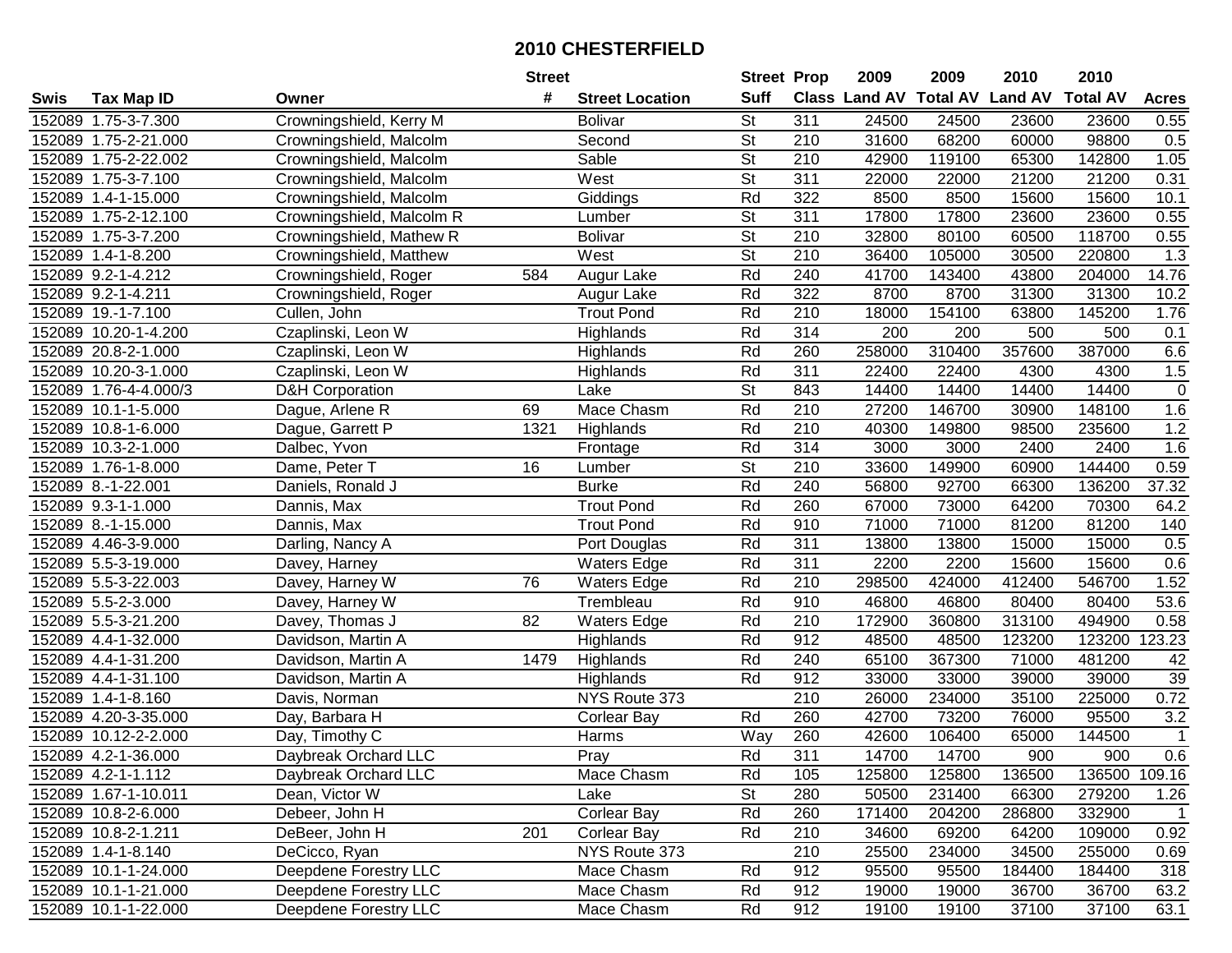# 2010 CHESTERFIELD

| Swis | Tax Map ID | Owner | Street # | Street Location | Street Suff | Prop Class | 2009 Land AV | 2009 Total AV | 2010 Land AV | 2010 Total AV | Acres |
|---|---|---|---|---|---|---|---|---|---|---|---|
| 152089 | 1.75-3-7.300 | Crowningshield, Kerry M | | Bolivar | St | 311 | 24500 | 24500 | 23600 | 23600 | 0.55 |
| 152089 | 1.75-2-21.000 | Crowningshield, Malcolm | | Second | St | 210 | 31600 | 68200 | 60000 | 98800 | 0.5 |
| 152089 | 1.75-2-22.002 | Crowningshield, Malcolm | | Sable | St | 210 | 42900 | 119100 | 65300 | 142800 | 1.05 |
| 152089 | 1.75-3-7.100 | Crowningshield, Malcolm | | West | St | 311 | 22000 | 22000 | 21200 | 21200 | 0.31 |
| 152089 | 1.4-1-15.000 | Crowningshield, Malcolm | | Giddings | Rd | 322 | 8500 | 8500 | 15600 | 15600 | 10.1 |
| 152089 | 1.75-2-12.100 | Crowningshield, Malcolm R | | Lumber | St | 311 | 17800 | 17800 | 23600 | 23600 | 0.55 |
| 152089 | 1.75-3-7.200 | Crowningshield, Mathew R | | Bolivar | St | 210 | 32800 | 80100 | 60500 | 118700 | 0.55 |
| 152089 | 1.4-1-8.200 | Crowningshield, Matthew | | West | St | 210 | 36400 | 105000 | 30500 | 220800 | 1.3 |
| 152089 | 9.2-1-4.212 | Crowningshield, Roger | 584 | Augur Lake | Rd | 240 | 41700 | 143400 | 43800 | 204000 | 14.76 |
| 152089 | 9.2-1-4.211 | Crowningshield, Roger | | Augur Lake | Rd | 322 | 8700 | 8700 | 31300 | 31300 | 10.2 |
| 152089 | 19.-1-7.100 | Cullen, John | | Trout Pond | Rd | 210 | 18000 | 154100 | 63800 | 145200 | 1.76 |
| 152089 | 10.20-1-4.200 | Czaplinski, Leon W | | Highlands | Rd | 314 | 200 | 200 | 500 | 500 | 0.1 |
| 152089 | 20.8-2-1.000 | Czaplinski, Leon W | | Highlands | Rd | 260 | 258000 | 310400 | 357600 | 387000 | 6.6 |
| 152089 | 10.20-3-1.000 | Czaplinski, Leon W | | Highlands | Rd | 311 | 22400 | 22400 | 4300 | 4300 | 1.5 |
| 152089 | 1.76-4-4.000/3 | D&H Corporation | | Lake | St | 843 | 14400 | 14400 | 14400 | 14400 | 0 |
| 152089 | 10.1-1-5.000 | Dague, Arlene R | 69 | Mace Chasm | Rd | 210 | 27200 | 146700 | 30900 | 148100 | 1.6 |
| 152089 | 10.8-1-6.000 | Dague, Garrett P | 1321 | Highlands | Rd | 210 | 40300 | 149800 | 98500 | 235600 | 1.2 |
| 152089 | 10.3-2-1.000 | Dalbec, Yvon | | Frontage | Rd | 314 | 3000 | 3000 | 2400 | 2400 | 1.6 |
| 152089 | 1.76-1-8.000 | Dame, Peter T | 16 | Lumber | St | 210 | 33600 | 149900 | 60900 | 144400 | 0.59 |
| 152089 | 8.-1-22.001 | Daniels, Ronald J | | Burke | Rd | 240 | 56800 | 92700 | 66300 | 136200 | 37.32 |
| 152089 | 9.3-1-1.000 | Dannis, Max | | Trout Pond | Rd | 260 | 67000 | 73000 | 64200 | 70300 | 64.2 |
| 152089 | 8.-1-15.000 | Dannis, Max | | Trout Pond | Rd | 910 | 71000 | 71000 | 81200 | 81200 | 140 |
| 152089 | 4.46-3-9.000 | Darling, Nancy A | | Port Douglas | Rd | 311 | 13800 | 13800 | 15000 | 15000 | 0.5 |
| 152089 | 5.5-3-19.000 | Davey, Harney | | Waters Edge | Rd | 311 | 2200 | 2200 | 15600 | 15600 | 0.6 |
| 152089 | 5.5-3-22.003 | Davey, Harney W | 76 | Waters Edge | Rd | 210 | 298500 | 424000 | 412400 | 546700 | 1.52 |
| 152089 | 5.5-2-3.000 | Davey, Harney W | | Trembleau | Rd | 910 | 46800 | 46800 | 80400 | 80400 | 53.6 |
| 152089 | 5.5-3-21.200 | Davey, Thomas J | 82 | Waters Edge | Rd | 210 | 172900 | 360800 | 313100 | 494900 | 0.58 |
| 152089 | 4.4-1-32.000 | Davidson, Martin A | | Highlands | Rd | 912 | 48500 | 48500 | 123200 | 123200 | 123.23 |
| 152089 | 4.4-1-31.200 | Davidson, Martin A | 1479 | Highlands | Rd | 240 | 65100 | 367300 | 71000 | 481200 | 42 |
| 152089 | 4.4-1-31.100 | Davidson, Martin A | | Highlands | Rd | 912 | 33000 | 33000 | 39000 | 39000 | 39 |
| 152089 | 1.4-1-8.160 | Davis, Norman | | NYS Route 373 | | 210 | 26000 | 234000 | 35100 | 225000 | 0.72 |
| 152089 | 4.20-3-35.000 | Day, Barbara H | | Corlear Bay | Rd | 260 | 42700 | 73200 | 76000 | 95500 | 3.2 |
| 152089 | 10.12-2-2.000 | Day, Timothy C | | Harms | Way | 260 | 42600 | 106400 | 65000 | 144500 | 1 |
| 152089 | 4.2-1-36.000 | Daybreak Orchard LLC | | Pray | Rd | 311 | 14700 | 14700 | 900 | 900 | 0.6 |
| 152089 | 4.2-1-1.112 | Daybreak Orchard LLC | | Mace Chasm | Rd | 105 | 125800 | 125800 | 136500 | 136500 | 109.16 |
| 152089 | 1.67-1-10.011 | Dean, Victor W | | Lake | St | 280 | 50500 | 231400 | 66300 | 279200 | 1.26 |
| 152089 | 10.8-2-6.000 | Debeer, John H | | Corlear Bay | Rd | 260 | 171400 | 204200 | 286800 | 332900 | 1 |
| 152089 | 10.8-2-1.211 | DeBeer, John H | 201 | Corlear Bay | Rd | 210 | 34600 | 69200 | 64200 | 109000 | 0.92 |
| 152089 | 1.4-1-8.140 | DeCicco, Ryan | | NYS Route 373 | | 210 | 25500 | 234000 | 34500 | 255000 | 0.69 |
| 152089 | 10.1-1-24.000 | Deepdene Forestry LLC | | Mace Chasm | Rd | 912 | 95500 | 95500 | 184400 | 184400 | 318 |
| 152089 | 10.1-1-21.000 | Deepdene Forestry LLC | | Mace Chasm | Rd | 912 | 19000 | 19000 | 36700 | 36700 | 63.2 |
| 152089 | 10.1-1-22.000 | Deepdene Forestry LLC | | Mace Chasm | Rd | 912 | 19100 | 19100 | 37100 | 37100 | 63.1 |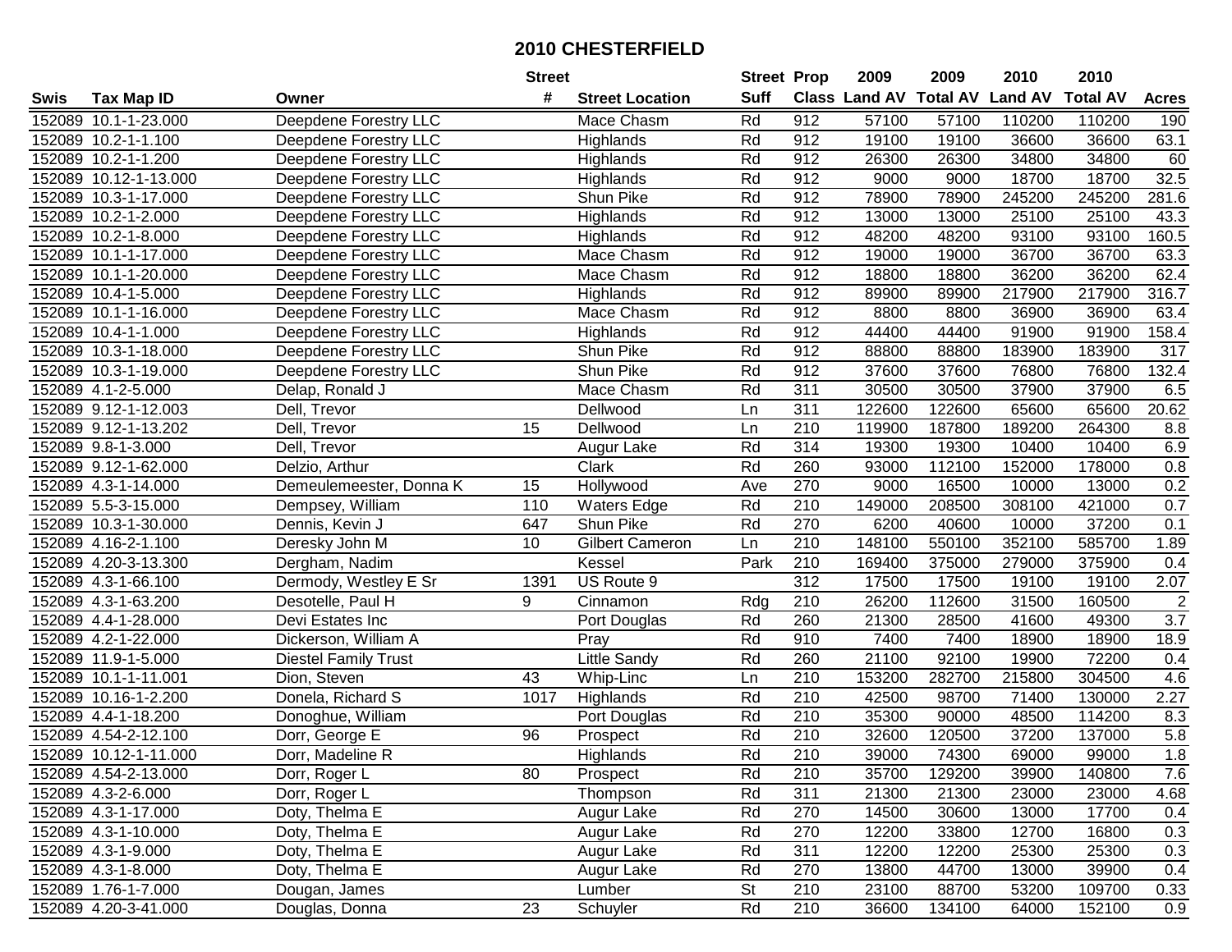# 2010 CHESTERFIELD

| Swis | Tax Map ID | Owner | Street # | Street Location | Street Suff | Prop Class | 2009 Land AV | 2009 Total AV | 2010 Land AV | 2010 Total AV | Acres |
|---|---|---|---|---|---|---|---|---|---|---|---|
| 152089 | 10.1-1-23.000 | Deepdene Forestry LLC | | Mace Chasm | Rd | 912 | 57100 | 57100 | 110200 | 110200 | 190 |
| 152089 | 10.2-1-1.100 | Deepdene Forestry LLC | | Highlands | Rd | 912 | 19100 | 19100 | 36600 | 36600 | 63.1 |
| 152089 | 10.2-1-1.200 | Deepdene Forestry LLC | | Highlands | Rd | 912 | 26300 | 26300 | 34800 | 34800 | 60 |
| 152089 | 10.12-1-13.000 | Deepdene Forestry LLC | | Highlands | Rd | 912 | 9000 | 9000 | 18700 | 18700 | 32.5 |
| 152089 | 10.3-1-17.000 | Deepdene Forestry LLC | | Shun Pike | Rd | 912 | 78900 | 78900 | 245200 | 245200 | 281.6 |
| 152089 | 10.2-1-2.000 | Deepdene Forestry LLC | | Highlands | Rd | 912 | 13000 | 13000 | 25100 | 25100 | 43.3 |
| 152089 | 10.2-1-8.000 | Deepdene Forestry LLC | | Highlands | Rd | 912 | 48200 | 48200 | 93100 | 93100 | 160.5 |
| 152089 | 10.1-1-17.000 | Deepdene Forestry LLC | | Mace Chasm | Rd | 912 | 19000 | 19000 | 36700 | 36700 | 63.3 |
| 152089 | 10.1-1-20.000 | Deepdene Forestry LLC | | Mace Chasm | Rd | 912 | 18800 | 18800 | 36200 | 36200 | 62.4 |
| 152089 | 10.4-1-5.000 | Deepdene Forestry LLC | | Highlands | Rd | 912 | 89900 | 89900 | 217900 | 217900 | 316.7 |
| 152089 | 10.1-1-16.000 | Deepdene Forestry LLC | | Mace Chasm | Rd | 912 | 8800 | 8800 | 36900 | 36900 | 63.4 |
| 152089 | 10.4-1-1.000 | Deepdene Forestry LLC | | Highlands | Rd | 912 | 44400 | 44400 | 91900 | 91900 | 158.4 |
| 152089 | 10.3-1-18.000 | Deepdene Forestry LLC | | Shun Pike | Rd | 912 | 88800 | 88800 | 183900 | 183900 | 317 |
| 152089 | 10.3-1-19.000 | Deepdene Forestry LLC | | Shun Pike | Rd | 912 | 37600 | 37600 | 76800 | 76800 | 132.4 |
| 152089 | 4.1-2-5.000 | Delap, Ronald J | | Mace Chasm | Rd | 311 | 30500 | 30500 | 37900 | 37900 | 6.5 |
| 152089 | 9.12-1-12.003 | Dell, Trevor | | Dellwood | Ln | 311 | 122600 | 122600 | 65600 | 65600 | 20.62 |
| 152089 | 9.12-1-13.202 | Dell, Trevor | 15 | Dellwood | Ln | 210 | 119900 | 187800 | 189200 | 264300 | 8.8 |
| 152089 | 9.8-1-3.000 | Dell, Trevor | | Augur Lake | Rd | 314 | 19300 | 19300 | 10400 | 10400 | 6.9 |
| 152089 | 9.12-1-62.000 | Delzio, Arthur | | Clark | Rd | 260 | 93000 | 112100 | 152000 | 178000 | 0.8 |
| 152089 | 4.3-1-14.000 | Demeulemeester, Donna K | 15 | Hollywood | Ave | 270 | 9000 | 16500 | 10000 | 13000 | 0.2 |
| 152089 | 5.5-3-15.000 | Dempsey, William | 110 | Waters Edge | Rd | 210 | 149000 | 208500 | 308100 | 421000 | 0.7 |
| 152089 | 10.3-1-30.000 | Dennis, Kevin J | 647 | Shun Pike | Rd | 270 | 6200 | 40600 | 10000 | 37200 | 0.1 |
| 152089 | 4.16-2-1.100 | Deresky John M | 10 | Gilbert Cameron | Ln | 210 | 148100 | 550100 | 352100 | 585700 | 1.89 |
| 152089 | 4.20-3-13.300 | Dergham, Nadim | | Kessel | Park | 210 | 169400 | 375000 | 279000 | 375900 | 0.4 |
| 152089 | 4.3-1-66.100 | Dermody, Westley E Sr | 1391 | US Route 9 | | 312 | 17500 | 17500 | 19100 | 19100 | 2.07 |
| 152089 | 4.3-1-63.200 | Desotelle, Paul H | 9 | Cinnamon | Rdg | 210 | 26200 | 112600 | 31500 | 160500 | 2 |
| 152089 | 4.4-1-28.000 | Devi Estates Inc | | Port Douglas | Rd | 260 | 21300 | 28500 | 41600 | 49300 | 3.7 |
| 152089 | 4.2-1-22.000 | Dickerson, William A | | Pray | Rd | 910 | 7400 | 7400 | 18900 | 18900 | 18.9 |
| 152089 | 11.9-1-5.000 | Diestel Family Trust | | Little Sandy | Rd | 260 | 21100 | 92100 | 19900 | 72200 | 0.4 |
| 152089 | 10.1-1-11.001 | Dion, Steven | 43 | Whip-Linc | Ln | 210 | 153200 | 282700 | 215800 | 304500 | 4.6 |
| 152089 | 10.16-1-2.200 | Donela, Richard S | 1017 | Highlands | Rd | 210 | 42500 | 98700 | 71400 | 130000 | 2.27 |
| 152089 | 4.4-1-18.200 | Donoghue, William | | Port Douglas | Rd | 210 | 35300 | 90000 | 48500 | 114200 | 8.3 |
| 152089 | 4.54-2-12.100 | Dorr, George E | 96 | Prospect | Rd | 210 | 32600 | 120500 | 37200 | 137000 | 5.8 |
| 152089 | 10.12-1-11.000 | Dorr, Madeline R | | Highlands | Rd | 210 | 39000 | 74300 | 69000 | 99000 | 1.8 |
| 152089 | 4.54-2-13.000 | Dorr, Roger L | 80 | Prospect | Rd | 210 | 35700 | 129200 | 39900 | 140800 | 7.6 |
| 152089 | 4.3-2-6.000 | Dorr, Roger L | | Thompson | Rd | 311 | 21300 | 21300 | 23000 | 23000 | 4.68 |
| 152089 | 4.3-1-17.000 | Doty, Thelma E | | Augur Lake | Rd | 270 | 14500 | 30600 | 13000 | 17700 | 0.4 |
| 152089 | 4.3-1-10.000 | Doty, Thelma E | | Augur Lake | Rd | 270 | 12200 | 33800 | 12700 | 16800 | 0.3 |
| 152089 | 4.3-1-9.000 | Doty, Thelma E | | Augur Lake | Rd | 311 | 12200 | 12200 | 25300 | 25300 | 0.3 |
| 152089 | 4.3-1-8.000 | Doty, Thelma E | | Augur Lake | Rd | 270 | 13800 | 44700 | 13000 | 39900 | 0.4 |
| 152089 | 1.76-1-7.000 | Dougan, James | | Lumber | St | 210 | 23100 | 88700 | 53200 | 109700 | 0.33 |
| 152089 | 4.20-3-41.000 | Douglas, Donna | 23 | Schuyler | Rd | 210 | 36600 | 134100 | 64000 | 152100 | 0.9 |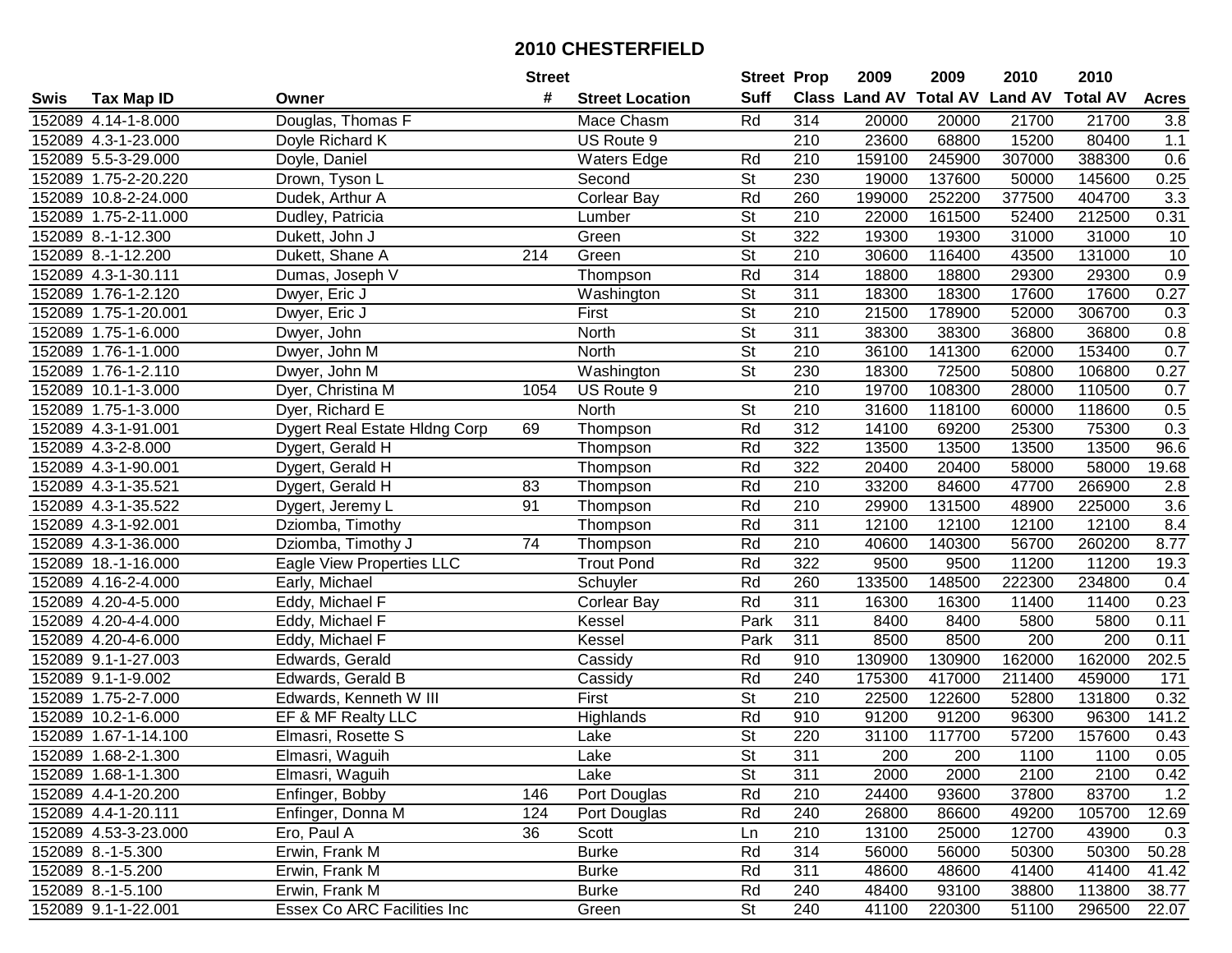# 2010 CHESTERFIELD

| Swis | Tax Map ID | Owner | Street # | Street Location | Street Suff | Prop Class | 2009 Land AV | 2009 Total AV | 2010 Land AV | 2010 Total AV | Acres |
|---|---|---|---|---|---|---|---|---|---|---|---|
| 152089 | 4.14-1-8.000 | Douglas, Thomas F | | Mace Chasm | Rd | 314 | 20000 | 20000 | 21700 | 21700 | 3.8 |
| 152089 | 4.3-1-23.000 | Doyle Richard K | | US Route 9 | | 210 | 23600 | 68800 | 15200 | 80400 | 1.1 |
| 152089 | 5.5-3-29.000 | Doyle, Daniel | | Waters Edge | Rd | 210 | 159100 | 245900 | 307000 | 388300 | 0.6 |
| 152089 | 1.75-2-20.220 | Drown, Tyson L | | Second | St | 230 | 19000 | 137600 | 50000 | 145600 | 0.25 |
| 152089 | 10.8-2-24.000 | Dudek, Arthur A | | Corlear Bay | Rd | 260 | 199000 | 252200 | 377500 | 404700 | 3.3 |
| 152089 | 1.75-2-11.000 | Dudley, Patricia | | Lumber | St | 210 | 22000 | 161500 | 52400 | 212500 | 0.31 |
| 152089 | 8.-1-12.300 | Dukett, John J | | Green | St | 322 | 19300 | 19300 | 31000 | 31000 | 10 |
| 152089 | 8.-1-12.200 | Dukett, Shane A | 214 | Green | St | 210 | 30600 | 116400 | 43500 | 131000 | 10 |
| 152089 | 4.3-1-30.111 | Dumas, Joseph V | | Thompson | Rd | 314 | 18800 | 18800 | 29300 | 29300 | 0.9 |
| 152089 | 1.76-1-2.120 | Dwyer, Eric J | | Washington | St | 311 | 18300 | 18300 | 17600 | 17600 | 0.27 |
| 152089 | 1.75-1-20.001 | Dwyer, Eric J | | First | St | 210 | 21500 | 178900 | 52000 | 306700 | 0.3 |
| 152089 | 1.75-1-6.000 | Dwyer, John | | North | St | 311 | 38300 | 38300 | 36800 | 36800 | 0.8 |
| 152089 | 1.76-1-1.000 | Dwyer, John M | | North | St | 210 | 36100 | 141300 | 62000 | 153400 | 0.7 |
| 152089 | 1.76-1-2.110 | Dwyer, John M | | Washington | St | 230 | 18300 | 72500 | 50800 | 106800 | 0.27 |
| 152089 | 10.1-1-3.000 | Dyer, Christina M | 1054 | US Route 9 | | 210 | 19700 | 108300 | 28000 | 110500 | 0.7 |
| 152089 | 1.75-1-3.000 | Dyer, Richard E | | North | St | 210 | 31600 | 118100 | 60000 | 118600 | 0.5 |
| 152089 | 4.3-1-91.001 | Dygert Real Estate Hldng Corp | 69 | Thompson | Rd | 312 | 14100 | 69200 | 25300 | 75300 | 0.3 |
| 152089 | 4.3-2-8.000 | Dygert, Gerald H | | Thompson | Rd | 322 | 13500 | 13500 | 13500 | 13500 | 96.6 |
| 152089 | 4.3-1-90.001 | Dygert, Gerald H | | Thompson | Rd | 322 | 20400 | 20400 | 58000 | 58000 | 19.68 |
| 152089 | 4.3-1-35.521 | Dygert, Gerald H | 83 | Thompson | Rd | 210 | 33200 | 84600 | 47700 | 266900 | 2.8 |
| 152089 | 4.3-1-35.522 | Dygert, Jeremy L | 91 | Thompson | Rd | 210 | 29900 | 131500 | 48900 | 225000 | 3.6 |
| 152089 | 4.3-1-92.001 | Dziomba, Timothy | | Thompson | Rd | 311 | 12100 | 12100 | 12100 | 12100 | 8.4 |
| 152089 | 4.3-1-36.000 | Dziomba, Timothy J | 74 | Thompson | Rd | 210 | 40600 | 140300 | 56700 | 260200 | 8.77 |
| 152089 | 18.-1-16.000 | Eagle View Properties LLC | | Trout Pond | Rd | 322 | 9500 | 9500 | 11200 | 11200 | 19.3 |
| 152089 | 4.16-2-4.000 | Early, Michael | | Schuyler | Rd | 260 | 133500 | 148500 | 222300 | 234800 | 0.4 |
| 152089 | 4.20-4-5.000 | Eddy, Michael F | | Corlear Bay | Rd | 311 | 16300 | 16300 | 11400 | 11400 | 0.23 |
| 152089 | 4.20-4-4.000 | Eddy, Michael F | | Kessel | Park | 311 | 8400 | 8400 | 5800 | 5800 | 0.11 |
| 152089 | 4.20-4-6.000 | Eddy, Michael F | | Kessel | Park | 311 | 8500 | 8500 | 200 | 200 | 0.11 |
| 152089 | 9.1-1-27.003 | Edwards, Gerald | | Cassidy | Rd | 910 | 130900 | 130900 | 162000 | 162000 | 202.5 |
| 152089 | 9.1-1-9.002 | Edwards, Gerald B | | Cassidy | Rd | 240 | 175300 | 417000 | 211400 | 459000 | 171 |
| 152089 | 1.75-2-7.000 | Edwards, Kenneth W III | | First | St | 210 | 22500 | 122600 | 52800 | 131800 | 0.32 |
| 152089 | 10.2-1-6.000 | EF & MF Realty LLC | | Highlands | Rd | 910 | 91200 | 91200 | 96300 | 96300 | 141.2 |
| 152089 | 1.67-1-14.100 | Elmasri, Rosette S | | Lake | St | 220 | 31100 | 117700 | 57200 | 157600 | 0.43 |
| 152089 | 1.68-2-1.300 | Elmasri, Waguih | | Lake | St | 311 | 200 | 200 | 1100 | 1100 | 0.05 |
| 152089 | 1.68-1-1.300 | Elmasri, Waguih | | Lake | St | 311 | 2000 | 2000 | 2100 | 2100 | 0.42 |
| 152089 | 4.4-1-20.200 | Enfinger, Bobby | 146 | Port Douglas | Rd | 210 | 24400 | 93600 | 37800 | 83700 | 1.2 |
| 152089 | 4.4-1-20.111 | Enfinger, Donna M | 124 | Port Douglas | Rd | 240 | 26800 | 86600 | 49200 | 105700 | 12.69 |
| 152089 | 4.53-3-23.000 | Ero, Paul A | 36 | Scott | Ln | 210 | 13100 | 25000 | 12700 | 43900 | 0.3 |
| 152089 | 8.-1-5.300 | Erwin, Frank M | | Burke | Rd | 314 | 56000 | 56000 | 50300 | 50300 | 50.28 |
| 152089 | 8.-1-5.200 | Erwin, Frank M | | Burke | Rd | 311 | 48600 | 48600 | 41400 | 41400 | 41.42 |
| 152089 | 8.-1-5.100 | Erwin, Frank M | | Burke | Rd | 240 | 48400 | 93100 | 38800 | 113800 | 38.77 |
| 152089 | 9.1-1-22.001 | Essex Co ARC Facilities Inc | | Green | St | 240 | 41100 | 220300 | 51100 | 296500 | 22.07 |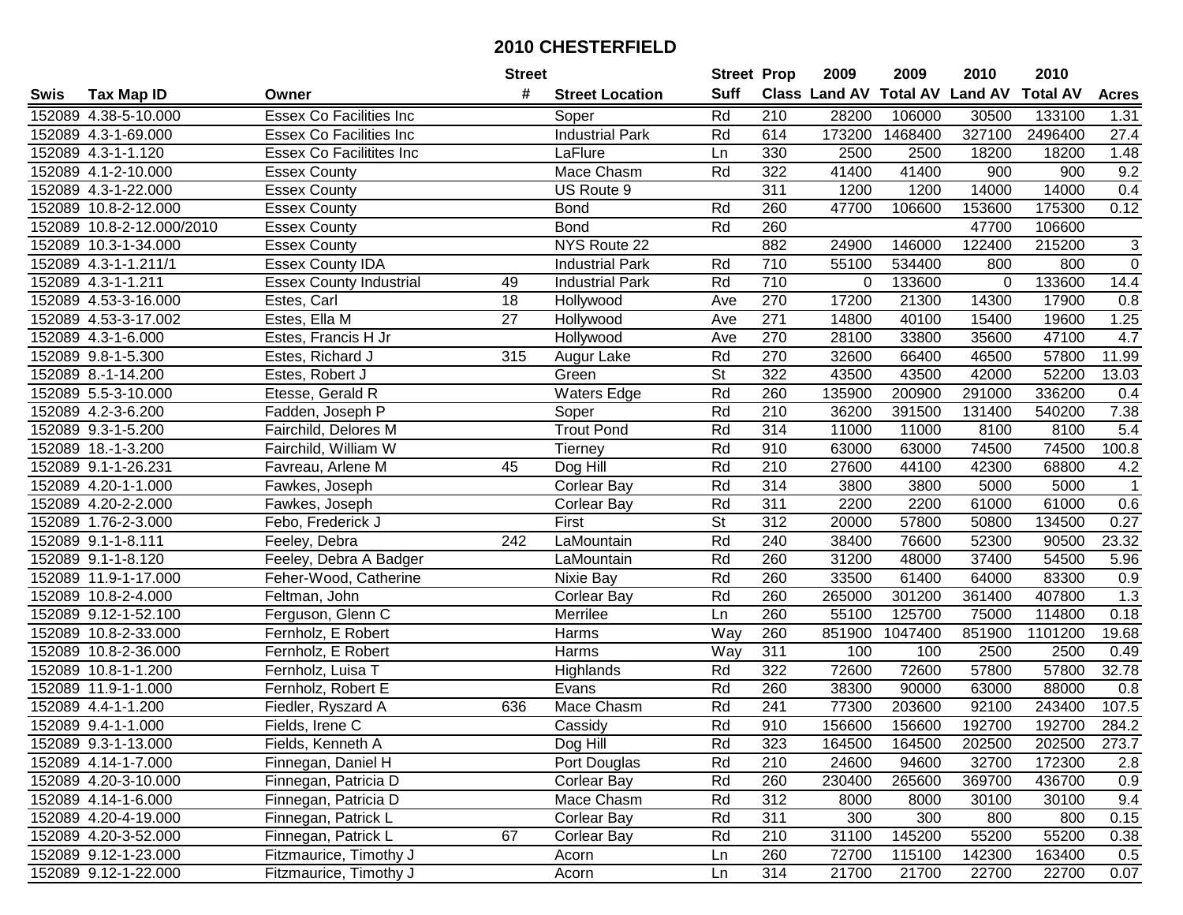# 2010 CHESTERFIELD

| Swis | Tax Map ID | Owner | Street # | Street Location | Street Suff | Prop Class | 2009 Land AV | 2009 Total AV | 2010 Land AV | 2010 Total AV | Acres |
|---|---|---|---|---|---|---|---|---|---|---|---|
| 152089 | 4.38-5-10.000 | Essex Co Facilities Inc | | Soper | Rd | 210 | 28200 | 106000 | 30500 | 133100 | 1.31 |
| 152089 | 4.3-1-69.000 | Essex Co Facilities Inc | | Industrial Park | Rd | 614 | 173200 | 1468400 | 327100 | 2496400 | 27.4 |
| 152089 | 4.3-1-1.120 | Essex Co Facilitites Inc | | LaFlure | Ln | 330 | 2500 | 2500 | 18200 | 18200 | 1.48 |
| 152089 | 4.1-2-10.000 | Essex County | | Mace Chasm | Rd | 322 | 41400 | 41400 | 900 | 900 | 9.2 |
| 152089 | 4.3-1-22.000 | Essex County | | US Route 9 | | 311 | 1200 | 1200 | 14000 | 14000 | 0.4 |
| 152089 | 10.8-2-12.000 | Essex County | | Bond | Rd | 260 | 47700 | 106600 | 153600 | 175300 | 0.12 |
| 152089 | 10.8-2-12.000/2010 | Essex County | | Bond | Rd | 260 | | | 47700 | 106600 | |
| 152089 | 10.3-1-34.000 | Essex County | | NYS Route 22 | | 882 | 24900 | 146000 | 122400 | 215200 | 3 |
| 152089 | 4.3-1-1.211/1 | Essex County IDA | | Industrial Park | Rd | 710 | 55100 | 534400 | 800 | 800 | 0 |
| 152089 | 4.3-1-1.211 | Essex County Industrial | 49 | Industrial Park | Rd | 710 | 0 | 133600 | 0 | 133600 | 14.4 |
| 152089 | 4.53-3-16.000 | Estes, Carl | 18 | Hollywood | Ave | 270 | 17200 | 21300 | 14300 | 17900 | 0.8 |
| 152089 | 4.53-3-17.002 | Estes, Ella M | 27 | Hollywood | Ave | 271 | 14800 | 40100 | 15400 | 19600 | 1.25 |
| 152089 | 4.3-1-6.000 | Estes, Francis H Jr | | Hollywood | Ave | 270 | 28100 | 33800 | 35600 | 47100 | 4.7 |
| 152089 | 9.8-1-5.300 | Estes, Richard J | 315 | Augur Lake | Rd | 270 | 32600 | 66400 | 46500 | 57800 | 11.99 |
| 152089 | 8.-1-14.200 | Estes, Robert J | | Green | St | 322 | 43500 | 43500 | 42000 | 52200 | 13.03 |
| 152089 | 5.5-3-10.000 | Etesse, Gerald R | | Waters Edge | Rd | 260 | 135900 | 200900 | 291000 | 336200 | 0.4 |
| 152089 | 4.2-3-6.200 | Fadden, Joseph P | | Soper | Rd | 210 | 36200 | 391500 | 131400 | 540200 | 7.38 |
| 152089 | 9.3-1-5.200 | Fairchild, Delores M | | Trout Pond | Rd | 314 | 11000 | 11000 | 8100 | 8100 | 5.4 |
| 152089 | 18.-1-3.200 | Fairchild, William W | | Tierney | Rd | 910 | 63000 | 63000 | 74500 | 74500 | 100.8 |
| 152089 | 9.1-1-26.231 | Favreau, Arlene M | 45 | Dog Hill | Rd | 210 | 27600 | 44100 | 42300 | 68800 | 4.2 |
| 152089 | 4.20-1-1.000 | Fawkes, Joseph | | Corlear Bay | Rd | 314 | 3800 | 3800 | 5000 | 5000 | 1 |
| 152089 | 4.20-2-2.000 | Fawkes, Joseph | | Corlear Bay | Rd | 311 | 2200 | 2200 | 61000 | 61000 | 0.6 |
| 152089 | 1.76-2-3.000 | Febo, Frederick J | | First | St | 312 | 20000 | 57800 | 50800 | 134500 | 0.27 |
| 152089 | 9.1-1-8.111 | Feeley, Debra | 242 | LaMountain | Rd | 240 | 38400 | 76600 | 52300 | 90500 | 23.32 |
| 152089 | 9.1-1-8.120 | Feeley, Debra A Badger | | LaMountain | Rd | 260 | 31200 | 48000 | 37400 | 54500 | 5.96 |
| 152089 | 11.9-1-17.000 | Feher-Wood, Catherine | | Nixie Bay | Rd | 260 | 33500 | 61400 | 64000 | 83300 | 0.9 |
| 152089 | 10.8-2-4.000 | Feltman, John | | Corlear Bay | Rd | 260 | 265000 | 301200 | 361400 | 407800 | 1.3 |
| 152089 | 9.12-1-52.100 | Ferguson, Glenn C | | Merrilee | Ln | 260 | 55100 | 125700 | 75000 | 114800 | 0.18 |
| 152089 | 10.8-2-33.000 | Fernholz, E Robert | | Harms | Way | 260 | 851900 | 1047400 | 851900 | 1101200 | 19.68 |
| 152089 | 10.8-2-36.000 | Fernholz, E Robert | | Harms | Way | 311 | 100 | 100 | 2500 | 2500 | 0.49 |
| 152089 | 10.8-1-1.200 | Fernholz, Luisa T | | Highlands | Rd | 322 | 72600 | 72600 | 57800 | 57800 | 32.78 |
| 152089 | 11.9-1-1.000 | Fernholz, Robert E | | Evans | Rd | 260 | 38300 | 90000 | 63000 | 88000 | 0.8 |
| 152089 | 4.4-1-1.200 | Fiedler, Ryszard A | 636 | Mace Chasm | Rd | 241 | 77300 | 203600 | 92100 | 243400 | 107.5 |
| 152089 | 9.4-1-1.000 | Fields, Irene C | | Cassidy | Rd | 910 | 156600 | 156600 | 192700 | 192700 | 284.2 |
| 152089 | 9.3-1-13.000 | Fields, Kenneth A | | Dog Hill | Rd | 323 | 164500 | 164500 | 202500 | 202500 | 273.7 |
| 152089 | 4.14-1-7.000 | Finnegan, Daniel H | | Port Douglas | Rd | 210 | 24600 | 94600 | 32700 | 172300 | 2.8 |
| 152089 | 4.20-3-10.000 | Finnegan, Patricia D | | Corlear Bay | Rd | 260 | 230400 | 265600 | 369700 | 436700 | 0.9 |
| 152089 | 4.14-1-6.000 | Finnegan, Patricia D | | Mace Chasm | Rd | 312 | 8000 | 8000 | 30100 | 30100 | 9.4 |
| 152089 | 4.20-4-19.000 | Finnegan, Patrick L | | Corlear Bay | Rd | 311 | 300 | 300 | 800 | 800 | 0.15 |
| 152089 | 4.20-3-52.000 | Finnegan, Patrick L | 67 | Corlear Bay | Rd | 210 | 31100 | 145200 | 55200 | 55200 | 0.38 |
| 152089 | 9.12-1-23.000 | Fitzmaurice, Timothy J | | Acorn | Ln | 260 | 72700 | 115100 | 142300 | 163400 | 0.5 |
| 152089 | 9.12-1-22.000 | Fitzmaurice, Timothy J | | Acorn | Ln | 314 | 21700 | 21700 | 22700 | 22700 | 0.07 |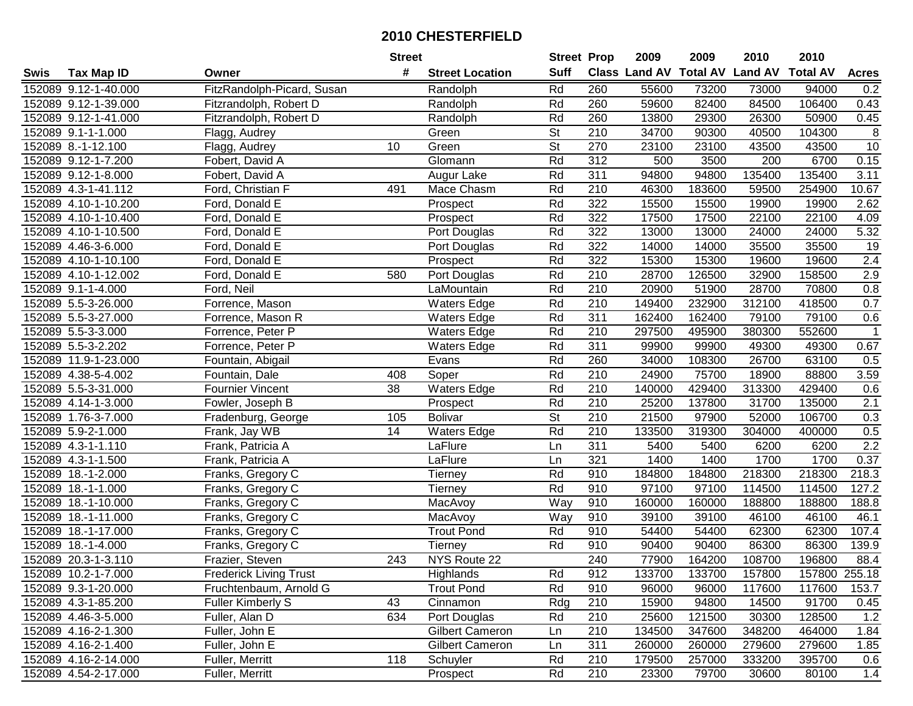## 2010 CHESTERFIELD

| Swis | Tax Map ID | Owner | Street # | Street Location | Street Suff | Prop Class | 2009 Land AV | 2009 Total AV | 2010 Land AV | 2010 Total AV | Acres |
|---|---|---|---|---|---|---|---|---|---|---|---|
| 152089 | 9.12-1-40.000 | FitzRandolph-Picard, Susan | | Randolph | Rd | 260 | 55600 | 73200 | 73000 | 94000 | 0.2 |
| 152089 | 9.12-1-39.000 | Fitzrandolph, Robert D | | Randolph | Rd | 260 | 59600 | 82400 | 84500 | 106400 | 0.43 |
| 152089 | 9.12-1-41.000 | Fitzrandolph, Robert D | | Randolph | Rd | 260 | 13800 | 29300 | 26300 | 50900 | 0.45 |
| 152089 | 9.1-1-1.000 | Flagg, Audrey | | Green | St | 210 | 34700 | 90300 | 40500 | 104300 | 8 |
| 152089 | 8.-1-12.100 | Flagg, Audrey | 10 | Green | St | 270 | 23100 | 23100 | 43500 | 43500 | 10 |
| 152089 | 9.12-1-7.200 | Fobert, David A | | Glomann | Rd | 312 | 500 | 3500 | 200 | 6700 | 0.15 |
| 152089 | 9.12-1-8.000 | Fobert, David A | | Augur Lake | Rd | 311 | 94800 | 94800 | 135400 | 135400 | 3.11 |
| 152089 | 4.3-1-41.112 | Ford, Christian F | 491 | Mace Chasm | Rd | 210 | 46300 | 183600 | 59500 | 254900 | 10.67 |
| 152089 | 4.10-1-10.200 | Ford, Donald E | | Prospect | Rd | 322 | 15500 | 15500 | 19900 | 19900 | 2.62 |
| 152089 | 4.10-1-10.400 | Ford, Donald E | | Prospect | Rd | 322 | 17500 | 17500 | 22100 | 22100 | 4.09 |
| 152089 | 4.10-1-10.500 | Ford, Donald E | | Port Douglas | Rd | 322 | 13000 | 13000 | 24000 | 24000 | 5.32 |
| 152089 | 4.46-3-6.000 | Ford, Donald E | | Port Douglas | Rd | 322 | 14000 | 14000 | 35500 | 35500 | 19 |
| 152089 | 4.10-1-10.100 | Ford, Donald E | | Prospect | Rd | 322 | 15300 | 15300 | 19600 | 19600 | 2.4 |
| 152089 | 4.10-1-12.002 | Ford, Donald E | 580 | Port Douglas | Rd | 210 | 28700 | 126500 | 32900 | 158500 | 2.9 |
| 152089 | 9.1-1-4.000 | Ford, Neil | | LaMountain | Rd | 210 | 20900 | 51900 | 28700 | 70800 | 0.8 |
| 152089 | 5.5-3-26.000 | Forrence, Mason | | Waters Edge | Rd | 210 | 149400 | 232900 | 312100 | 418500 | 0.7 |
| 152089 | 5.5-3-27.000 | Forrence, Mason R | | Waters Edge | Rd | 311 | 162400 | 162400 | 79100 | 79100 | 0.6 |
| 152089 | 5.5-3-3.000 | Forrence, Peter P | | Waters Edge | Rd | 210 | 297500 | 495900 | 380300 | 552600 | 1 |
| 152089 | 5.5-3-2.202 | Forrence, Peter P | | Waters Edge | Rd | 311 | 99900 | 99900 | 49300 | 49300 | 0.67 |
| 152089 | 11.9-1-23.000 | Fountain, Abigail | | Evans | Rd | 260 | 34000 | 108300 | 26700 | 63100 | 0.5 |
| 152089 | 4.38-5-4.002 | Fountain, Dale | 408 | Soper | Rd | 210 | 24900 | 75700 | 18900 | 88800 | 3.59 |
| 152089 | 5.5-3-31.000 | Fournier Vincent | 38 | Waters Edge | Rd | 210 | 140000 | 429400 | 313300 | 429400 | 0.6 |
| 152089 | 4.14-1-3.000 | Fowler, Joseph B | | Prospect | Rd | 210 | 25200 | 137800 | 31700 | 135000 | 2.1 |
| 152089 | 1.76-3-7.000 | Fradenburg, George | 105 | Bolivar | St | 210 | 21500 | 97900 | 52000 | 106700 | 0.3 |
| 152089 | 5.9-2-1.000 | Frank, Jay WB | 14 | Waters Edge | Rd | 210 | 133500 | 319300 | 304000 | 400000 | 0.5 |
| 152089 | 4.3-1-1.110 | Frank, Patricia A | | LaFlure | Ln | 311 | 5400 | 5400 | 6200 | 6200 | 2.2 |
| 152089 | 4.3-1-1.500 | Frank, Patricia A | | LaFlure | Ln | 321 | 1400 | 1400 | 1700 | 1700 | 0.37 |
| 152089 | 18.-1-2.000 | Franks, Gregory C | | Tierney | Rd | 910 | 184800 | 184800 | 218300 | 218300 | 218.3 |
| 152089 | 18.-1-1.000 | Franks, Gregory C | | Tierney | Rd | 910 | 97100 | 97100 | 114500 | 114500 | 127.2 |
| 152089 | 18.-1-10.000 | Franks, Gregory C | | MacAvoy | Way | 910 | 160000 | 160000 | 188800 | 188800 | 188.8 |
| 152089 | 18.-1-11.000 | Franks, Gregory C | | MacAvoy | Way | 910 | 39100 | 39100 | 46100 | 46100 | 46.1 |
| 152089 | 18.-1-17.000 | Franks, Gregory C | | Trout Pond | Rd | 910 | 54400 | 54400 | 62300 | 62300 | 107.4 |
| 152089 | 18.-1-4.000 | Franks, Gregory C | | Tierney | Rd | 910 | 90400 | 90400 | 86300 | 86300 | 139.9 |
| 152089 | 20.3-1-3.110 | Frazier, Steven | 243 | NYS Route 22 | | 240 | 77900 | 164200 | 108700 | 196800 | 88.4 |
| 152089 | 10.2-1-7.000 | Frederick Living Trust | | Highlands | Rd | 912 | 133700 | 133700 | 157800 | 157800 | 255.18 |
| 152089 | 9.3-1-20.000 | Fruchtenbaum, Arnold G | | Trout Pond | Rd | 910 | 96000 | 96000 | 117600 | 117600 | 153.7 |
| 152089 | 4.3-1-85.200 | Fuller Kimberly S | 43 | Cinnamon | Rdg | 210 | 15900 | 94800 | 14500 | 91700 | 0.45 |
| 152089 | 4.46-3-5.000 | Fuller, Alan D | 634 | Port Douglas | Rd | 210 | 25600 | 121500 | 30300 | 128500 | 1.2 |
| 152089 | 4.16-2-1.300 | Fuller, John E | | Gilbert Cameron | Ln | 210 | 134500 | 347600 | 348200 | 464000 | 1.84 |
| 152089 | 4.16-2-1.400 | Fuller, John E | | Gilbert Cameron | Ln | 311 | 260000 | 260000 | 279600 | 279600 | 1.85 |
| 152089 | 4.16-2-14.000 | Fuller, Merritt | 118 | Schuyler | Rd | 210 | 179500 | 257000 | 333200 | 395700 | 0.6 |
| 152089 | 4.54-2-17.000 | Fuller, Merritt | | Prospect | Rd | 210 | 23300 | 79700 | 30600 | 80100 | 1.4 |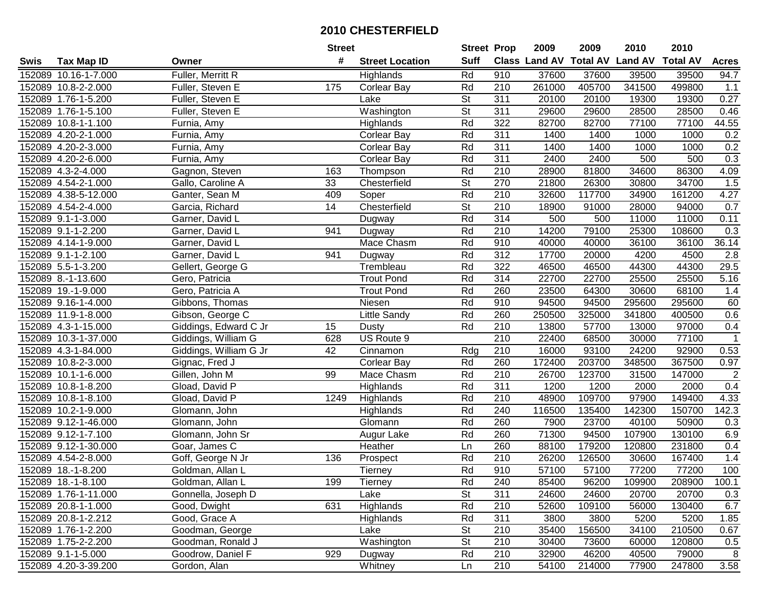# 2010 CHESTERFIELD

| Swis | Tax Map ID | Owner | Street # | Street Location | Street Suff | Prop Class | 2009 Land AV | 2009 Total AV | 2010 Land AV | 2010 Total AV | Acres |
|---|---|---|---|---|---|---|---|---|---|---|---|
| 152089 | 10.16-1-7.000 | Fuller, Merritt R | | Highlands | Rd | 910 | 37600 | 37600 | 39500 | 39500 | 94.7 |
| 152089 | 10.8-2-2.000 | Fuller, Steven E | 175 | Corlear Bay | Rd | 210 | 261000 | 405700 | 341500 | 499800 | 1.1 |
| 152089 | 1.76-1-5.200 | Fuller, Steven E | | Lake | St | 311 | 20100 | 20100 | 19300 | 19300 | 0.27 |
| 152089 | 1.76-1-5.100 | Fuller, Steven E | | Washington | St | 311 | 29600 | 29600 | 28500 | 28500 | 0.46 |
| 152089 | 10.8-1-1.100 | Furnia, Amy | | Highlands | Rd | 322 | 82700 | 82700 | 77100 | 77100 | 44.55 |
| 152089 | 4.20-2-1.000 | Furnia, Amy | | Corlear Bay | Rd | 311 | 1400 | 1400 | 1000 | 1000 | 0.2 |
| 152089 | 4.20-2-3.000 | Furnia, Amy | | Corlear Bay | Rd | 311 | 1400 | 1400 | 1000 | 1000 | 0.2 |
| 152089 | 4.20-2-6.000 | Furnia, Amy | | Corlear Bay | Rd | 311 | 2400 | 2400 | 500 | 500 | 0.3 |
| 152089 | 4.3-2-4.000 | Gagnon, Steven | 163 | Thompson | Rd | 210 | 28900 | 81800 | 34600 | 86300 | 4.09 |
| 152089 | 4.54-2-1.000 | Gallo, Caroline A | 33 | Chesterfield | St | 270 | 21800 | 26300 | 30800 | 34700 | 1.5 |
| 152089 | 4.38-5-12.000 | Ganter, Sean M | 409 | Soper | Rd | 210 | 32600 | 117700 | 34900 | 161200 | 4.27 |
| 152089 | 4.54-2-4.000 | Garcia, Richard | 14 | Chesterfield | St | 210 | 18900 | 91000 | 28000 | 94000 | 0.7 |
| 152089 | 9.1-1-3.000 | Garner, David L | | Dugway | Rd | 314 | 500 | 500 | 11000 | 11000 | 0.11 |
| 152089 | 9.1-1-2.200 | Garner, David L | 941 | Dugway | Rd | 210 | 14200 | 79100 | 25300 | 108600 | 0.3 |
| 152089 | 4.14-1-9.000 | Garner, David L | | Mace Chasm | Rd | 910 | 40000 | 40000 | 36100 | 36100 | 36.14 |
| 152089 | 9.1-1-2.100 | Garner, David L | 941 | Dugway | Rd | 312 | 17700 | 20000 | 4200 | 4500 | 2.8 |
| 152089 | 5.5-1-3.200 | Gellert, George G | | Trembleau | Rd | 322 | 46500 | 46500 | 44300 | 44300 | 29.5 |
| 152089 | 8.-1-13.600 | Gero, Patricia | | Trout Pond | Rd | 314 | 22700 | 22700 | 25500 | 25500 | 5.16 |
| 152089 | 19.-1-9.000 | Gero, Patricia A | | Trout Pond | Rd | 260 | 23500 | 64300 | 30600 | 68100 | 1.4 |
| 152089 | 9.16-1-4.000 | Gibbons, Thomas | | Niesen | Rd | 910 | 94500 | 94500 | 295600 | 295600 | 60 |
| 152089 | 11.9-1-8.000 | Gibson, George C | | Little Sandy | Rd | 260 | 250500 | 325000 | 341800 | 400500 | 0.6 |
| 152089 | 4.3-1-15.000 | Giddings, Edward C Jr | 15 | Dusty | Rd | 210 | 13800 | 57700 | 13000 | 97000 | 0.4 |
| 152089 | 10.3-1-37.000 | Giddings, William G | 628 | US Route 9 | | 210 | 22400 | 68500 | 30000 | 77100 | 1 |
| 152089 | 4.3-1-84.000 | Giddings, William G Jr | 42 | Cinnamon | Rdg | 210 | 16000 | 93100 | 24200 | 92900 | 0.53 |
| 152089 | 10.8-2-3.000 | Gignac, Fred J | | Corlear Bay | Rd | 260 | 172400 | 203700 | 348500 | 367500 | 0.97 |
| 152089 | 10.1-1-6.000 | Gillen, John M | 99 | Mace Chasm | Rd | 210 | 26700 | 123700 | 31500 | 147000 | 2 |
| 152089 | 10.8-1-8.200 | Gload, David P | | Highlands | Rd | 311 | 1200 | 1200 | 2000 | 2000 | 0.4 |
| 152089 | 10.8-1-8.100 | Gload, David P | 1249 | Highlands | Rd | 210 | 48900 | 109700 | 97900 | 149400 | 4.33 |
| 152089 | 10.2-1-9.000 | Glomann, John | | Highlands | Rd | 240 | 116500 | 135400 | 142300 | 150700 | 142.3 |
| 152089 | 9.12-1-46.000 | Glomann, John | | Glomann | Rd | 260 | 7900 | 23700 | 40100 | 50900 | 0.3 |
| 152089 | 9.12-1-7.100 | Glomann, John Sr | | Augur Lake | Rd | 260 | 71300 | 94500 | 107900 | 130100 | 6.9 |
| 152089 | 9.12-1-30.000 | Goar, James C | | Heather | Ln | 260 | 88100 | 179200 | 120800 | 231800 | 0.4 |
| 152089 | 4.54-2-8.000 | Goff, George N Jr | 136 | Prospect | Rd | 210 | 26200 | 126500 | 30600 | 167400 | 1.4 |
| 152089 | 18.-1-8.200 | Goldman, Allan L | | Tierney | Rd | 910 | 57100 | 57100 | 77200 | 77200 | 100 |
| 152089 | 18.-1-8.100 | Goldman, Allan L | 199 | Tierney | Rd | 240 | 85400 | 96200 | 109900 | 208900 | 100.1 |
| 152089 | 1.76-1-11.000 | Gonnella, Joseph D | | Lake | St | 311 | 24600 | 24600 | 20700 | 20700 | 0.3 |
| 152089 | 20.8-1-1.000 | Good, Dwight | 631 | Highlands | Rd | 210 | 52600 | 109100 | 56000 | 130400 | 6.7 |
| 152089 | 20.8-1-2.212 | Good, Grace A | | Highlands | Rd | 311 | 3800 | 3800 | 5200 | 5200 | 1.85 |
| 152089 | 1.76-1-2.200 | Goodman, George | | Lake | St | 210 | 35400 | 156500 | 34100 | 210500 | 0.67 |
| 152089 | 1.75-2-2.200 | Goodman, Ronald J | | Washington | St | 210 | 30400 | 73600 | 60000 | 120800 | 0.5 |
| 152089 | 9.1-1-5.000 | Goodrow, Daniel F | 929 | Dugway | Rd | 210 | 32900 | 46200 | 40500 | 79000 | 8 |
| 152089 | 4.20-3-39.200 | Gordon, Alan | | Whitney | Ln | 210 | 54100 | 214000 | 77900 | 247800 | 3.58 |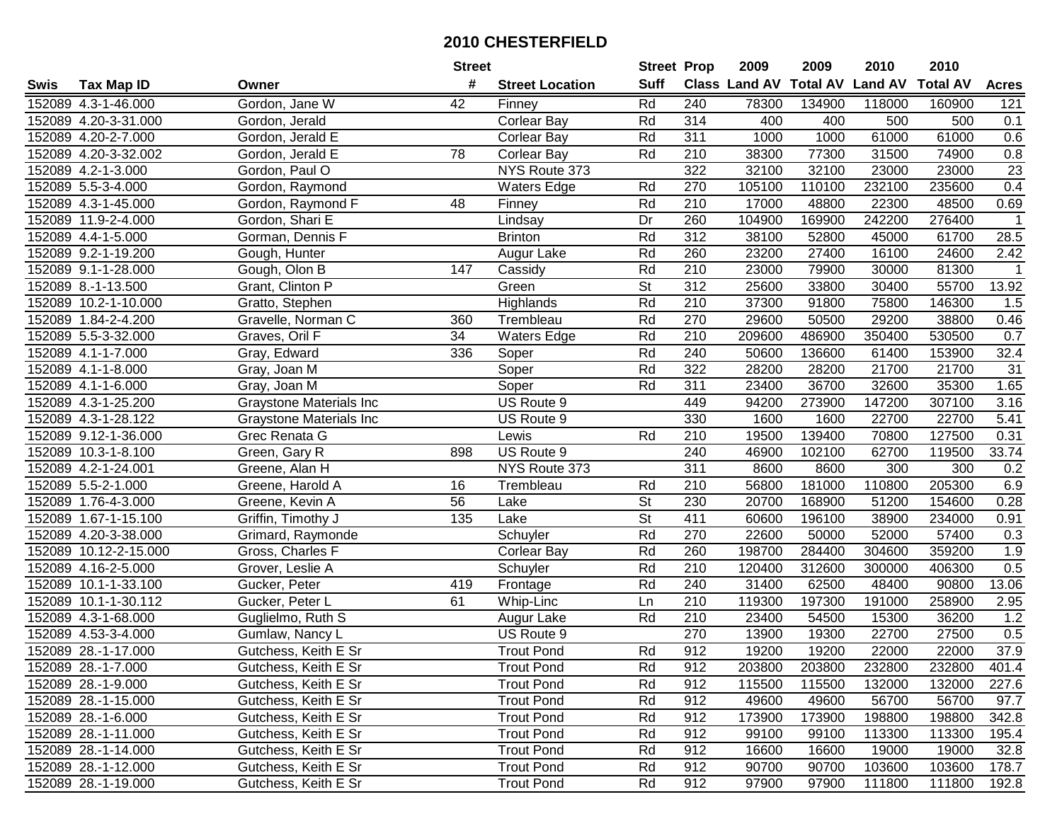# 2010 CHESTERFIELD

| Swis | Tax Map ID | Owner | Street # | Street Location | Street Suff | Prop Class | 2009 Land AV | 2009 Total AV | 2010 Land AV | 2010 Total AV | Acres |
|---|---|---|---|---|---|---|---|---|---|---|---|
| 152089 | 4.3-1-46.000 | Gordon, Jane W | 42 | Finney | Rd | 240 | 78300 | 134900 | 118000 | 160900 | 121 |
| 152089 | 4.20-3-31.000 | Gordon, Jerald | | Corlear Bay | Rd | 314 | 400 | 400 | 500 | 500 | 0.1 |
| 152089 | 4.20-2-7.000 | Gordon, Jerald E | | Corlear Bay | Rd | 311 | 1000 | 1000 | 61000 | 61000 | 0.6 |
| 152089 | 4.20-3-32.002 | Gordon, Jerald E | 78 | Corlear Bay | Rd | 210 | 38300 | 77300 | 31500 | 74900 | 0.8 |
| 152089 | 4.2-1-3.000 | Gordon, Paul O | | NYS Route 373 | | 322 | 32100 | 32100 | 23000 | 23000 | 23 |
| 152089 | 5.5-3-4.000 | Gordon, Raymond | | Waters Edge | Rd | 270 | 105100 | 110100 | 232100 | 235600 | 0.4 |
| 152089 | 4.3-1-45.000 | Gordon, Raymond F | 48 | Finney | Rd | 210 | 17000 | 48800 | 22300 | 48500 | 0.69 |
| 152089 | 11.9-2-4.000 | Gordon, Shari E | | Lindsay | Dr | 260 | 104900 | 169900 | 242200 | 276400 | 1 |
| 152089 | 4.4-1-5.000 | Gorman, Dennis F | | Brinton | Rd | 312 | 38100 | 52800 | 45000 | 61700 | 28.5 |
| 152089 | 9.2-1-19.200 | Gough, Hunter | | Augur Lake | Rd | 260 | 23200 | 27400 | 16100 | 24600 | 2.42 |
| 152089 | 9.1-1-28.000 | Gough, Olon B | 147 | Cassidy | Rd | 210 | 23000 | 79900 | 30000 | 81300 | 1 |
| 152089 | 8.-1-13.500 | Grant, Clinton P | | Green | St | 312 | 25600 | 33800 | 30400 | 55700 | 13.92 |
| 152089 | 10.2-1-10.000 | Gratto, Stephen | | Highlands | Rd | 210 | 37300 | 91800 | 75800 | 146300 | 1.5 |
| 152089 | 1.84-2-4.200 | Gravelle, Norman C | 360 | Trembleau | Rd | 270 | 29600 | 50500 | 29200 | 38800 | 0.46 |
| 152089 | 5.5-3-32.000 | Graves, Oril F | 34 | Waters Edge | Rd | 210 | 209600 | 486900 | 350400 | 530500 | 0.7 |
| 152089 | 4.1-1-7.000 | Gray, Edward | 336 | Soper | Rd | 240 | 50600 | 136600 | 61400 | 153900 | 32.4 |
| 152089 | 4.1-1-8.000 | Gray, Joan M | | Soper | Rd | 322 | 28200 | 28200 | 21700 | 21700 | 31 |
| 152089 | 4.1-1-6.000 | Gray, Joan M | | Soper | Rd | 311 | 23400 | 36700 | 32600 | 35300 | 1.65 |
| 152089 | 4.3-1-25.200 | Graystone Materials Inc | | US Route 9 | | 449 | 94200 | 273900 | 147200 | 307100 | 3.16 |
| 152089 | 4.3-1-28.122 | Graystone Materials Inc | | US Route 9 | | 330 | 1600 | 1600 | 22700 | 22700 | 5.41 |
| 152089 | 9.12-1-36.000 | Grec Renata G | | Lewis | Rd | 210 | 19500 | 139400 | 70800 | 127500 | 0.31 |
| 152089 | 10.3-1-8.100 | Green, Gary R | 898 | US Route 9 | | 240 | 46900 | 102100 | 62700 | 119500 | 33.74 |
| 152089 | 4.2-1-24.001 | Greene, Alan H | | NYS Route 373 | | 311 | 8600 | 8600 | 300 | 300 | 0.2 |
| 152089 | 5.5-2-1.000 | Greene, Harold A | 16 | Trembleau | Rd | 210 | 56800 | 181000 | 110800 | 205300 | 6.9 |
| 152089 | 1.76-4-3.000 | Greene, Kevin A | 56 | Lake | St | 230 | 20700 | 168900 | 51200 | 154600 | 0.28 |
| 152089 | 1.67-1-15.100 | Griffin, Timothy J | 135 | Lake | St | 411 | 60600 | 196100 | 38900 | 234000 | 0.91 |
| 152089 | 4.20-3-38.000 | Grimard, Raymonde | | Schuyler | Rd | 270 | 22600 | 50000 | 52000 | 57400 | 0.3 |
| 152089 | 10.12-2-15.000 | Gross, Charles F | | Corlear Bay | Rd | 260 | 198700 | 284400 | 304600 | 359200 | 1.9 |
| 152089 | 4.16-2-5.000 | Grover, Leslie A | | Schuyler | Rd | 210 | 120400 | 312600 | 300000 | 406300 | 0.5 |
| 152089 | 10.1-1-33.100 | Gucker, Peter | 419 | Frontage | Rd | 240 | 31400 | 62500 | 48400 | 90800 | 13.06 |
| 152089 | 10.1-1-30.112 | Gucker, Peter L | 61 | Whip-Linc | Ln | 210 | 119300 | 197300 | 191000 | 258900 | 2.95 |
| 152089 | 4.3-1-68.000 | Guglielmo, Ruth S | | Augur Lake | Rd | 210 | 23400 | 54500 | 15300 | 36200 | 1.2 |
| 152089 | 4.53-3-4.000 | Gumlaw, Nancy L | | US Route 9 | | 270 | 13900 | 19300 | 22700 | 27500 | 0.5 |
| 152089 | 28.-1-17.000 | Gutchess, Keith E Sr | | Trout Pond | Rd | 912 | 19200 | 19200 | 22000 | 22000 | 37.9 |
| 152089 | 28.-1-7.000 | Gutchess, Keith E Sr | | Trout Pond | Rd | 912 | 203800 | 203800 | 232800 | 232800 | 401.4 |
| 152089 | 28.-1-9.000 | Gutchess, Keith E Sr | | Trout Pond | Rd | 912 | 115500 | 115500 | 132000 | 132000 | 227.6 |
| 152089 | 28.-1-15.000 | Gutchess, Keith E Sr | | Trout Pond | Rd | 912 | 49600 | 49600 | 56700 | 56700 | 97.7 |
| 152089 | 28.-1-6.000 | Gutchess, Keith E Sr | | Trout Pond | Rd | 912 | 173900 | 173900 | 198800 | 198800 | 342.8 |
| 152089 | 28.-1-11.000 | Gutchess, Keith E Sr | | Trout Pond | Rd | 912 | 99100 | 99100 | 113300 | 113300 | 195.4 |
| 152089 | 28.-1-14.000 | Gutchess, Keith E Sr | | Trout Pond | Rd | 912 | 16600 | 16600 | 19000 | 19000 | 32.8 |
| 152089 | 28.-1-12.000 | Gutchess, Keith E Sr | | Trout Pond | Rd | 912 | 90700 | 90700 | 103600 | 103600 | 178.7 |
| 152089 | 28.-1-19.000 | Gutchess, Keith E Sr | | Trout Pond | Rd | 912 | 97900 | 97900 | 111800 | 111800 | 192.8 |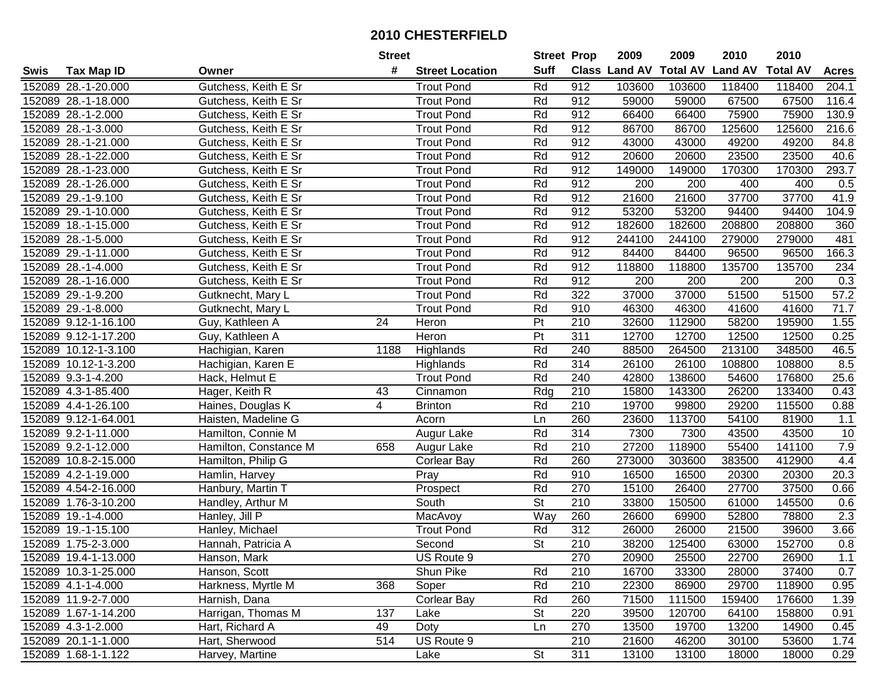# 2010 CHESTERFIELD

| Swis | Tax Map ID | Owner | Street # | Street Location | Street Suff | Prop Class | 2009 Land AV | 2009 Total AV | 2010 Land AV | 2010 Total AV | Acres |
|---|---|---|---|---|---|---|---|---|---|---|---|
| 152089 | 28.-1-20.000 | Gutchess, Keith E Sr | | Trout Pond | Rd | 912 | 103600 | 103600 | 118400 | 118400 | 204.1 |
| 152089 | 28.-1-18.000 | Gutchess, Keith E Sr | | Trout Pond | Rd | 912 | 59000 | 59000 | 67500 | 67500 | 116.4 |
| 152089 | 28.-1-2.000 | Gutchess, Keith E Sr | | Trout Pond | Rd | 912 | 66400 | 66400 | 75900 | 75900 | 130.9 |
| 152089 | 28.-1-3.000 | Gutchess, Keith E Sr | | Trout Pond | Rd | 912 | 86700 | 86700 | 125600 | 125600 | 216.6 |
| 152089 | 28.-1-21.000 | Gutchess, Keith E Sr | | Trout Pond | Rd | 912 | 43000 | 43000 | 49200 | 49200 | 84.8 |
| 152089 | 28.-1-22.000 | Gutchess, Keith E Sr | | Trout Pond | Rd | 912 | 20600 | 20600 | 23500 | 23500 | 40.6 |
| 152089 | 28.-1-23.000 | Gutchess, Keith E Sr | | Trout Pond | Rd | 912 | 149000 | 149000 | 170300 | 170300 | 293.7 |
| 152089 | 28.-1-26.000 | Gutchess, Keith E Sr | | Trout Pond | Rd | 912 | 200 | 200 | 400 | 400 | 0.5 |
| 152089 | 29.-1-9.100 | Gutchess, Keith E Sr | | Trout Pond | Rd | 912 | 21600 | 21600 | 37700 | 37700 | 41.9 |
| 152089 | 29.-1-10.000 | Gutchess, Keith E Sr | | Trout Pond | Rd | 912 | 53200 | 53200 | 94400 | 94400 | 104.9 |
| 152089 | 18.-1-15.000 | Gutchess, Keith E Sr | | Trout Pond | Rd | 912 | 182600 | 182600 | 208800 | 208800 | 360 |
| 152089 | 28.-1-5.000 | Gutchess, Keith E Sr | | Trout Pond | Rd | 912 | 244100 | 244100 | 279000 | 279000 | 481 |
| 152089 | 29.-1-11.000 | Gutchess, Keith E Sr | | Trout Pond | Rd | 912 | 84400 | 84400 | 96500 | 96500 | 166.3 |
| 152089 | 28.-1-4.000 | Gutchess, Keith E Sr | | Trout Pond | Rd | 912 | 118800 | 118800 | 135700 | 135700 | 234 |
| 152089 | 28.-1-16.000 | Gutchess, Keith E Sr | | Trout Pond | Rd | 912 | 200 | 200 | 200 | 200 | 0.3 |
| 152089 | 29.-1-9.200 | Gutknecht, Mary L | | Trout Pond | Rd | 322 | 37000 | 37000 | 51500 | 51500 | 57.2 |
| 152089 | 29.-1-8.000 | Gutknecht, Mary L | | Trout Pond | Rd | 910 | 46300 | 46300 | 41600 | 41600 | 71.7 |
| 152089 | 9.12-1-16.100 | Guy, Kathleen A | 24 | Heron | Pt | 210 | 32600 | 112900 | 58200 | 195900 | 1.55 |
| 152089 | 9.12-1-17.200 | Guy, Kathleen A | | Heron | Pt | 311 | 12700 | 12700 | 12500 | 12500 | 0.25 |
| 152089 | 10.12-1-3.100 | Hachigian, Karen | 1188 | Highlands | Rd | 240 | 88500 | 264500 | 213100 | 348500 | 46.5 |
| 152089 | 10.12-1-3.200 | Hachigian, Karen E | | Highlands | Rd | 314 | 26100 | 26100 | 108800 | 108800 | 8.5 |
| 152089 | 9.3-1-4.200 | Hack, Helmut E | | Trout Pond | Rd | 240 | 42800 | 138600 | 54600 | 176800 | 25.6 |
| 152089 | 4.3-1-85.400 | Hager, Keith R | 43 | Cinnamon | Rdg | 210 | 15800 | 143300 | 26200 | 133400 | 0.43 |
| 152089 | 4.4-1-26.100 | Haines, Douglas K | 4 | Brinton | Rd | 210 | 19700 | 99800 | 29200 | 115500 | 0.88 |
| 152089 | 9.12-1-64.001 | Haisten, Madeline G | | Acorn | Ln | 260 | 23600 | 113700 | 54100 | 81900 | 1.1 |
| 152089 | 9.2-1-11.000 | Hamilton, Connie M | | Augur Lake | Rd | 314 | 7300 | 7300 | 43500 | 43500 | 10 |
| 152089 | 9.2-1-12.000 | Hamilton, Constance M | 658 | Augur Lake | Rd | 210 | 27200 | 118900 | 55400 | 141100 | 7.9 |
| 152089 | 10.8-2-15.000 | Hamilton, Philip G | | Corlear Bay | Rd | 260 | 273000 | 303600 | 383500 | 412900 | 4.4 |
| 152089 | 4.2-1-19.000 | Hamlin, Harvey | | Pray | Rd | 910 | 16500 | 16500 | 20300 | 20300 | 20.3 |
| 152089 | 4.54-2-16.000 | Hanbury, Martin T | | Prospect | Rd | 270 | 15100 | 26400 | 27700 | 37500 | 0.66 |
| 152089 | 1.76-3-10.200 | Handley, Arthur M | | South | St | 210 | 33800 | 150500 | 61000 | 145500 | 0.6 |
| 152089 | 19.-1-4.000 | Hanley, Jill P | | MacAvoy | Way | 260 | 26600 | 69900 | 52800 | 78800 | 2.3 |
| 152089 | 19.-1-15.100 | Hanley, Michael | | Trout Pond | Rd | 312 | 26000 | 26000 | 21500 | 39600 | 3.66 |
| 152089 | 1.75-2-3.000 | Hannah, Patricia A | | Second | St | 210 | 38200 | 125400 | 63000 | 152700 | 0.8 |
| 152089 | 19.4-1-13.000 | Hanson, Mark | | US Route 9 | | 270 | 20900 | 25500 | 22700 | 26900 | 1.1 |
| 152089 | 10.3-1-25.000 | Hanson, Scott | | Shun Pike | Rd | 210 | 16700 | 33300 | 28000 | 37400 | 0.7 |
| 152089 | 4.1-1-4.000 | Harkness, Myrtle M | 368 | Soper | Rd | 210 | 22300 | 86900 | 29700 | 118900 | 0.95 |
| 152089 | 11.9-2-7.000 | Harnish, Dana | | Corlear Bay | Rd | 260 | 71500 | 111500 | 159400 | 176600 | 1.39 |
| 152089 | 1.67-1-14.200 | Harrigan, Thomas M | 137 | Lake | St | 220 | 39500 | 120700 | 64100 | 158800 | 0.91 |
| 152089 | 4.3-1-2.000 | Hart, Richard A | 49 | Doty | Ln | 270 | 13500 | 19700 | 13200 | 14900 | 0.45 |
| 152089 | 20.1-1-1.000 | Hart, Sherwood | 514 | US Route 9 | | 210 | 21600 | 46200 | 30100 | 53600 | 1.74 |
| 152089 | 1.68-1-1.122 | Harvey, Martine | | Lake | St | 311 | 13100 | 13100 | 18000 | 18000 | 0.29 |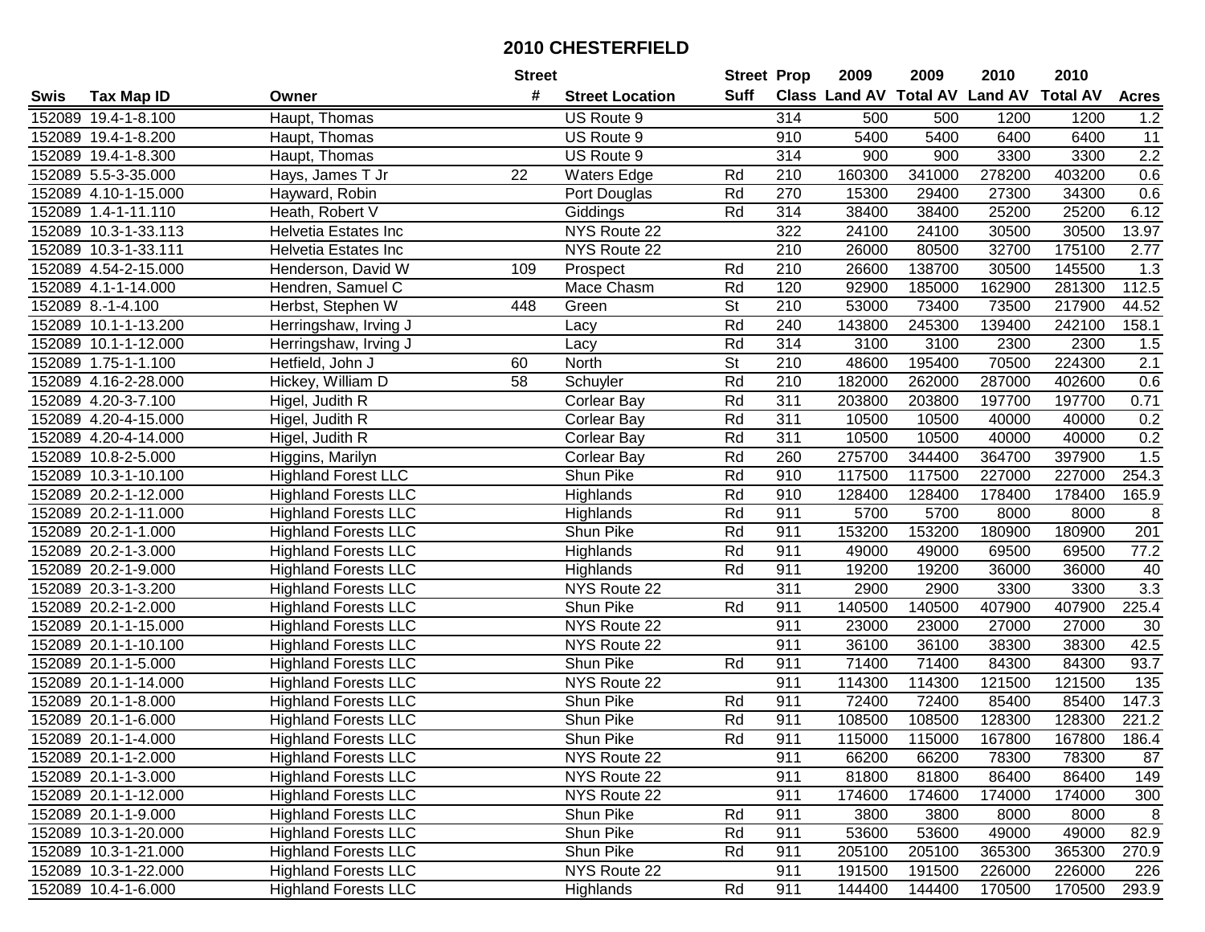# 2010 CHESTERFIELD

| Swis | Tax Map ID | Owner | Street # | Street Location | Street Suff | Prop Class | 2009 Land AV | 2009 Total AV | 2010 Land AV | 2010 Total AV | Acres |
|---|---|---|---|---|---|---|---|---|---|---|---|
| 152089 | 19.4-1-8.100 | Haupt, Thomas | | US Route 9 | | 314 | 500 | 500 | 1200 | 1200 | 1.2 |
| 152089 | 19.4-1-8.200 | Haupt, Thomas | | US Route 9 | | 910 | 5400 | 5400 | 6400 | 6400 | 11 |
| 152089 | 19.4-1-8.300 | Haupt, Thomas | | US Route 9 | | 314 | 900 | 900 | 3300 | 3300 | 2.2 |
| 152089 | 5.5-3-35.000 | Hays, James T Jr | 22 | Waters Edge | Rd | 210 | 160300 | 341000 | 278200 | 403200 | 0.6 |
| 152089 | 4.10-1-15.000 | Hayward, Robin | | Port Douglas | Rd | 270 | 15300 | 29400 | 27300 | 34300 | 0.6 |
| 152089 | 1.4-1-11.110 | Heath, Robert V | | Giddings | Rd | 314 | 38400 | 38400 | 25200 | 25200 | 6.12 |
| 152089 | 10.3-1-33.113 | Helvetia Estates Inc | | NYS Route 22 | | 322 | 24100 | 24100 | 30500 | 30500 | 13.97 |
| 152089 | 10.3-1-33.111 | Helvetia Estates Inc | | NYS Route 22 | | 210 | 26000 | 80500 | 32700 | 175100 | 2.77 |
| 152089 | 4.54-2-15.000 | Henderson, David W | 109 | Prospect | Rd | 210 | 26600 | 138700 | 30500 | 145500 | 1.3 |
| 152089 | 4.1-1-14.000 | Hendren, Samuel C | | Mace Chasm | Rd | 120 | 92900 | 185000 | 162900 | 281300 | 112.5 |
| 152089 | 8.-1-4.100 | Herbst, Stephen W | 448 | Green | St | 210 | 53000 | 73400 | 73500 | 217900 | 44.52 |
| 152089 | 10.1-1-13.200 | Herringshaw, Irving J | | Lacy | Rd | 240 | 143800 | 245300 | 139400 | 242100 | 158.1 |
| 152089 | 10.1-1-12.000 | Herringshaw, Irving J | | Lacy | Rd | 314 | 3100 | 3100 | 2300 | 2300 | 1.5 |
| 152089 | 1.75-1-1.100 | Hetfield, John J | 60 | North | St | 210 | 48600 | 195400 | 70500 | 224300 | 2.1 |
| 152089 | 4.16-2-28.000 | Hickey, William D | 58 | Schuyler | Rd | 210 | 182000 | 262000 | 287000 | 402600 | 0.6 |
| 152089 | 4.20-3-7.100 | Higel, Judith R | | Corlear Bay | Rd | 311 | 203800 | 203800 | 197700 | 197700 | 0.71 |
| 152089 | 4.20-4-15.000 | Higel, Judith R | | Corlear Bay | Rd | 311 | 10500 | 10500 | 40000 | 40000 | 0.2 |
| 152089 | 4.20-4-14.000 | Higel, Judith R | | Corlear Bay | Rd | 311 | 10500 | 10500 | 40000 | 40000 | 0.2 |
| 152089 | 10.8-2-5.000 | Higgins, Marilyn | | Corlear Bay | Rd | 260 | 275700 | 344400 | 364700 | 397900 | 1.5 |
| 152089 | 10.3-1-10.100 | Highland Forest LLC | | Shun Pike | Rd | 910 | 117500 | 117500 | 227000 | 227000 | 254.3 |
| 152089 | 20.2-1-12.000 | Highland Forests LLC | | Highlands | Rd | 910 | 128400 | 128400 | 178400 | 178400 | 165.9 |
| 152089 | 20.2-1-11.000 | Highland Forests LLC | | Highlands | Rd | 911 | 5700 | 5700 | 8000 | 8000 | 8 |
| 152089 | 20.2-1-1.000 | Highland Forests LLC | | Shun Pike | Rd | 911 | 153200 | 153200 | 180900 | 180900 | 201 |
| 152089 | 20.2-1-3.000 | Highland Forests LLC | | Highlands | Rd | 911 | 49000 | 49000 | 69500 | 69500 | 77.2 |
| 152089 | 20.2-1-9.000 | Highland Forests LLC | | Highlands | Rd | 911 | 19200 | 19200 | 36000 | 36000 | 40 |
| 152089 | 20.3-1-3.200 | Highland Forests LLC | | NYS Route 22 | | 311 | 2900 | 2900 | 3300 | 3300 | 3.3 |
| 152089 | 20.2-1-2.000 | Highland Forests LLC | | Shun Pike | Rd | 911 | 140500 | 140500 | 407900 | 407900 | 225.4 |
| 152089 | 20.1-1-15.000 | Highland Forests LLC | | NYS Route 22 | | 911 | 23000 | 23000 | 27000 | 27000 | 30 |
| 152089 | 20.1-1-10.100 | Highland Forests LLC | | NYS Route 22 | | 911 | 36100 | 36100 | 38300 | 38300 | 42.5 |
| 152089 | 20.1-1-5.000 | Highland Forests LLC | | Shun Pike | Rd | 911 | 71400 | 71400 | 84300 | 84300 | 93.7 |
| 152089 | 20.1-1-14.000 | Highland Forests LLC | | NYS Route 22 | | 911 | 114300 | 114300 | 121500 | 121500 | 135 |
| 152089 | 20.1-1-8.000 | Highland Forests LLC | | Shun Pike | Rd | 911 | 72400 | 72400 | 85400 | 85400 | 147.3 |
| 152089 | 20.1-1-6.000 | Highland Forests LLC | | Shun Pike | Rd | 911 | 108500 | 108500 | 128300 | 128300 | 221.2 |
| 152089 | 20.1-1-4.000 | Highland Forests LLC | | Shun Pike | Rd | 911 | 115000 | 115000 | 167800 | 167800 | 186.4 |
| 152089 | 20.1-1-2.000 | Highland Forests LLC | | NYS Route 22 | | 911 | 66200 | 66200 | 78300 | 78300 | 87 |
| 152089 | 20.1-1-3.000 | Highland Forests LLC | | NYS Route 22 | | 911 | 81800 | 81800 | 86400 | 86400 | 149 |
| 152089 | 20.1-1-12.000 | Highland Forests LLC | | NYS Route 22 | | 911 | 174600 | 174600 | 174000 | 174000 | 300 |
| 152089 | 20.1-1-9.000 | Highland Forests LLC | | Shun Pike | Rd | 911 | 3800 | 3800 | 8000 | 8000 | 8 |
| 152089 | 10.3-1-20.000 | Highland Forests LLC | | Shun Pike | Rd | 911 | 53600 | 53600 | 49000 | 49000 | 82.9 |
| 152089 | 10.3-1-21.000 | Highland Forests LLC | | Shun Pike | Rd | 911 | 205100 | 205100 | 365300 | 365300 | 270.9 |
| 152089 | 10.3-1-22.000 | Highland Forests LLC | | NYS Route 22 | | 911 | 191500 | 191500 | 226000 | 226000 | 226 |
| 152089 | 10.4-1-6.000 | Highland Forests LLC | | Highlands | Rd | 911 | 144400 | 144400 | 170500 | 170500 | 293.9 |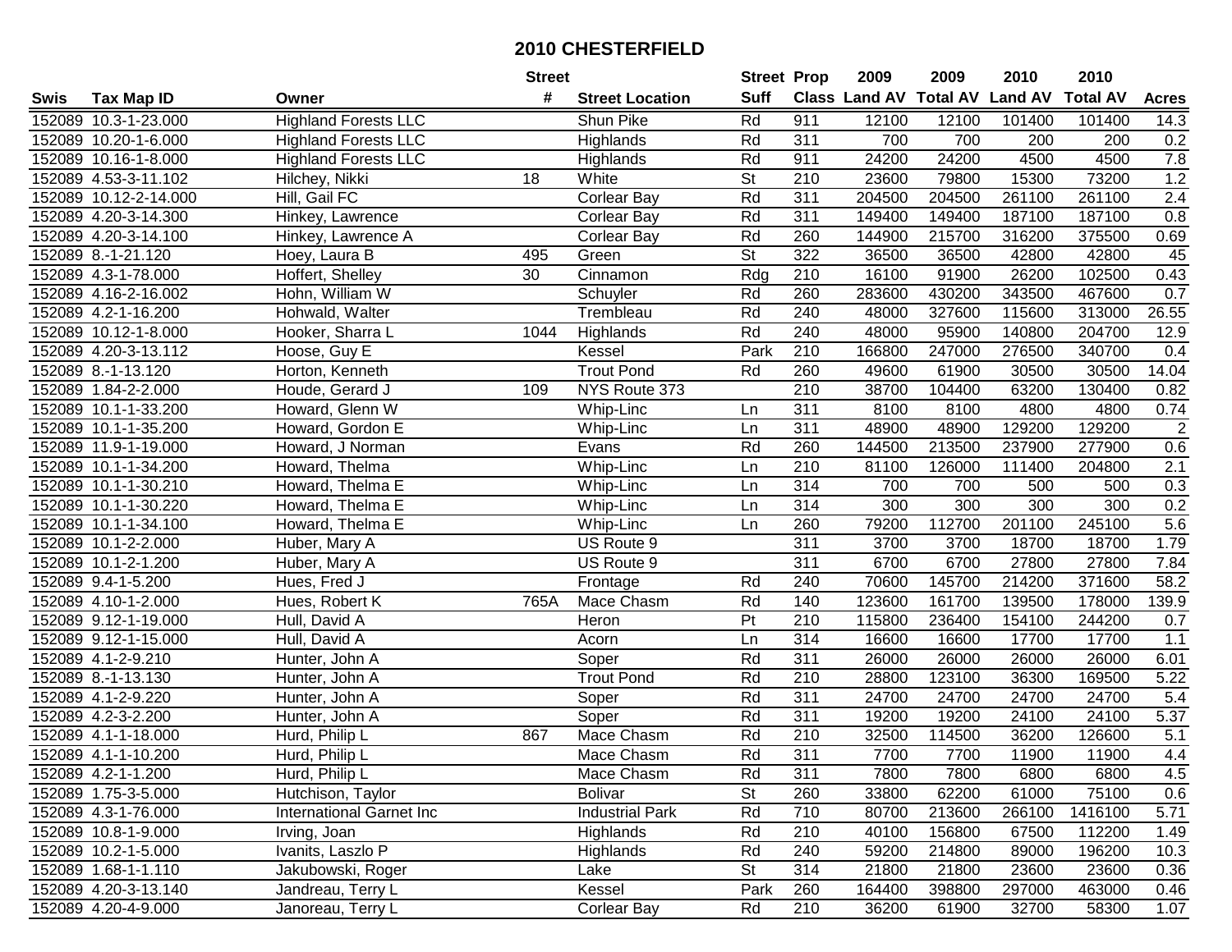# 2010 CHESTERFIELD

| Swis | Tax Map ID | Owner | Street # | Street Location | Street Suff | Prop Class | 2009 Land AV | 2009 Total AV | 2010 Land AV | 2010 Total AV | Acres |
|---|---|---|---|---|---|---|---|---|---|---|---|
| 152089 | 10.3-1-23.000 | Highland Forests LLC | | Shun Pike | Rd | 911 | 12100 | 12100 | 101400 | 101400 | 14.3 |
| 152089 | 10.20-1-6.000 | Highland Forests LLC | | Highlands | Rd | 311 | 700 | 700 | 200 | 200 | 0.2 |
| 152089 | 10.16-1-8.000 | Highland Forests LLC | | Highlands | Rd | 911 | 24200 | 24200 | 4500 | 4500 | 7.8 |
| 152089 | 4.53-3-11.102 | Hilchey, Nikki | 18 | White | St | 210 | 23600 | 79800 | 15300 | 73200 | 1.2 |
| 152089 | 10.12-2-14.000 | Hill, Gail FC | | Corlear Bay | Rd | 311 | 204500 | 204500 | 261100 | 261100 | 2.4 |
| 152089 | 4.20-3-14.300 | Hinkey, Lawrence | | Corlear Bay | Rd | 311 | 149400 | 149400 | 187100 | 187100 | 0.8 |
| 152089 | 4.20-3-14.100 | Hinkey, Lawrence A | | Corlear Bay | Rd | 260 | 144900 | 215700 | 316200 | 375500 | 0.69 |
| 152089 | 8.-1-21.120 | Hoey, Laura B | 495 | Green | St | 322 | 36500 | 36500 | 42800 | 42800 | 45 |
| 152089 | 4.3-1-78.000 | Hoffert, Shelley | 30 | Cinnamon | Rdg | 210 | 16100 | 91900 | 26200 | 102500 | 0.43 |
| 152089 | 4.16-2-16.002 | Hohn, William W | | Schuyler | Rd | 260 | 283600 | 430200 | 343500 | 467600 | 0.7 |
| 152089 | 4.2-1-16.200 | Hohwald, Walter | | Trembleau | Rd | 240 | 48000 | 327600 | 115600 | 313000 | 26.55 |
| 152089 | 10.12-1-8.000 | Hooker, Sharra L | 1044 | Highlands | Rd | 240 | 48000 | 95900 | 140800 | 204700 | 12.9 |
| 152089 | 4.20-3-13.112 | Hoose, Guy E | | Kessel | Park | 210 | 166800 | 247000 | 276500 | 340700 | 0.4 |
| 152089 | 8.-1-13.120 | Horton, Kenneth | | Trout Pond | Rd | 260 | 49600 | 61900 | 30500 | 30500 | 14.04 |
| 152089 | 1.84-2-2.000 | Houde, Gerard J | 109 | NYS Route 373 | | 210 | 38700 | 104400 | 63200 | 130400 | 0.82 |
| 152089 | 10.1-1-33.200 | Howard, Glenn W | | Whip-Linc | Ln | 311 | 8100 | 8100 | 4800 | 4800 | 0.74 |
| 152089 | 10.1-1-35.200 | Howard, Gordon E | | Whip-Linc | Ln | 311 | 48900 | 48900 | 129200 | 129200 | 2 |
| 152089 | 11.9-1-19.000 | Howard, J Norman | | Evans | Rd | 260 | 144500 | 213500 | 237900 | 277900 | 0.6 |
| 152089 | 10.1-1-34.200 | Howard, Thelma | | Whip-Linc | Ln | 210 | 81100 | 126000 | 111400 | 204800 | 2.1 |
| 152089 | 10.1-1-30.210 | Howard, Thelma E | | Whip-Linc | Ln | 314 | 700 | 700 | 500 | 500 | 0.3 |
| 152089 | 10.1-1-30.220 | Howard, Thelma E | | Whip-Linc | Ln | 314 | 300 | 300 | 300 | 300 | 0.2 |
| 152089 | 10.1-1-34.100 | Howard, Thelma E | | Whip-Linc | Ln | 260 | 79200 | 112700 | 201100 | 245100 | 5.6 |
| 152089 | 10.1-2-2.000 | Huber, Mary A | | US Route 9 | | 311 | 3700 | 3700 | 18700 | 18700 | 1.79 |
| 152089 | 10.1-2-1.200 | Huber, Mary A | | US Route 9 | | 311 | 6700 | 6700 | 27800 | 27800 | 7.84 |
| 152089 | 9.4-1-5.200 | Hues, Fred J | | Frontage | Rd | 240 | 70600 | 145700 | 214200 | 371600 | 58.2 |
| 152089 | 4.10-1-2.000 | Hues, Robert K | 765A | Mace Chasm | Rd | 140 | 123600 | 161700 | 139500 | 178000 | 139.9 |
| 152089 | 9.12-1-19.000 | Hull, David A | | Heron | Pt | 210 | 115800 | 236400 | 154100 | 244200 | 0.7 |
| 152089 | 9.12-1-15.000 | Hull, David A | | Acorn | Ln | 314 | 16600 | 16600 | 17700 | 17700 | 1.1 |
| 152089 | 4.1-2-9.210 | Hunter, John A | | Soper | Rd | 311 | 26000 | 26000 | 26000 | 26000 | 6.01 |
| 152089 | 8.-1-13.130 | Hunter, John A | | Trout Pond | Rd | 210 | 28800 | 123100 | 36300 | 169500 | 5.22 |
| 152089 | 4.1-2-9.220 | Hunter, John A | | Soper | Rd | 311 | 24700 | 24700 | 24700 | 24700 | 5.4 |
| 152089 | 4.2-3-2.200 | Hunter, John A | | Soper | Rd | 311 | 19200 | 19200 | 24100 | 24100 | 5.37 |
| 152089 | 4.1-1-18.000 | Hurd, Philip L | 867 | Mace Chasm | Rd | 210 | 32500 | 114500 | 36200 | 126600 | 5.1 |
| 152089 | 4.1-1-10.200 | Hurd, Philip L | | Mace Chasm | Rd | 311 | 7700 | 7700 | 11900 | 11900 | 4.4 |
| 152089 | 4.2-1-1.200 | Hurd, Philip L | | Mace Chasm | Rd | 311 | 7800 | 7800 | 6800 | 6800 | 4.5 |
| 152089 | 1.75-3-5.000 | Hutchison, Taylor | | Bolivar | St | 260 | 33800 | 62200 | 61000 | 75100 | 0.6 |
| 152089 | 4.3-1-76.000 | International Garnet Inc | | Industrial Park | Rd | 710 | 80700 | 213600 | 266100 | 1416100 | 5.71 |
| 152089 | 10.8-1-9.000 | Irving, Joan | | Highlands | Rd | 210 | 40100 | 156800 | 67500 | 112200 | 1.49 |
| 152089 | 10.2-1-5.000 | Ivanits, Laszlo P | | Highlands | Rd | 240 | 59200 | 214800 | 89000 | 196200 | 10.3 |
| 152089 | 1.68-1-1.110 | Jakubowski, Roger | | Lake | St | 314 | 21800 | 21800 | 23600 | 23600 | 0.36 |
| 152089 | 4.20-3-13.140 | Jandreau, Terry L | | Kessel | Park | 260 | 164400 | 398800 | 297000 | 463000 | 0.46 |
| 152089 | 4.20-4-9.000 | Janoreau, Terry L | | Corlear Bay | Rd | 210 | 36200 | 61900 | 32700 | 58300 | 1.07 |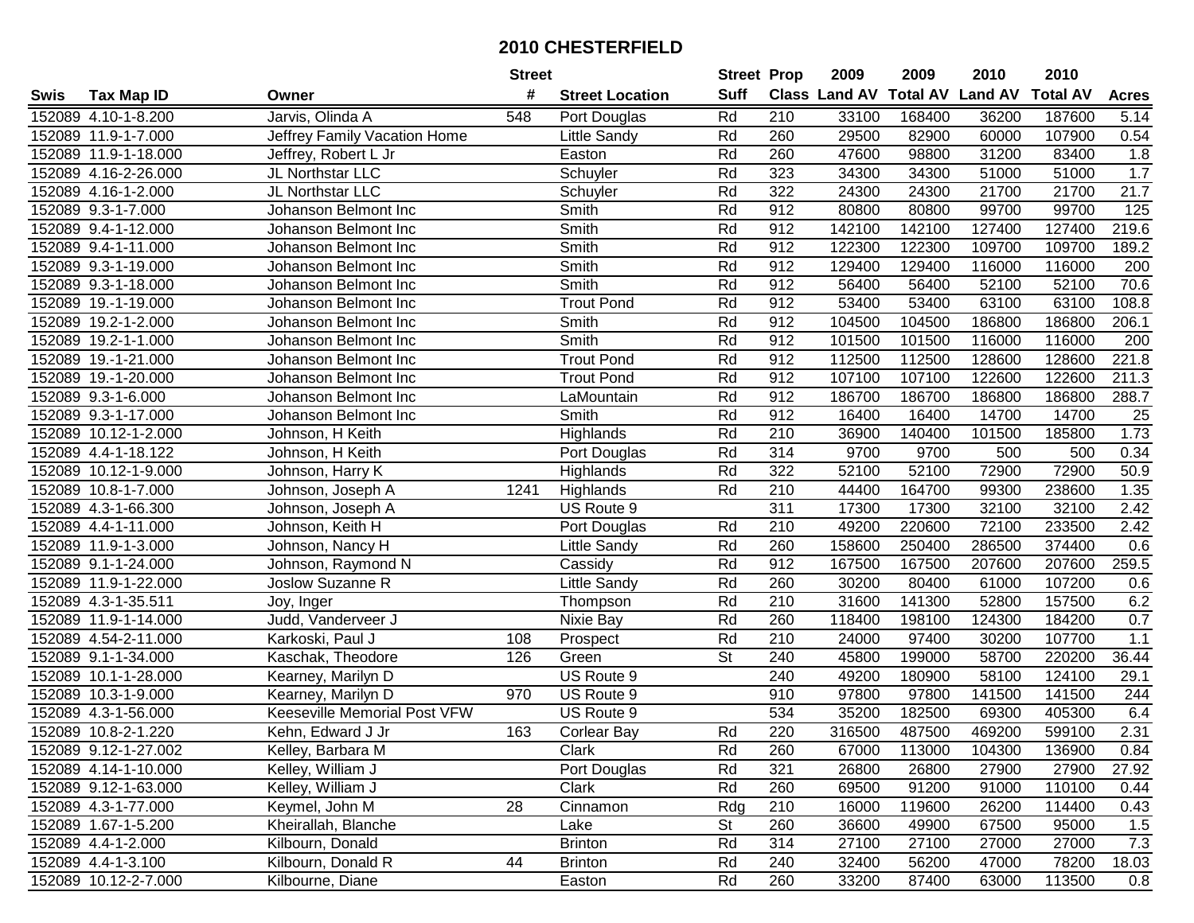# 2010 CHESTERFIELD

| Swis | Tax Map ID | Owner | Street # | Street Location | Street Suff | Prop Class | 2009 Land AV | 2009 Total AV | 2010 Land AV | 2010 Total AV | Acres |
|---|---|---|---|---|---|---|---|---|---|---|---|
| 152089 | 4.10-1-8.200 | Jarvis, Olinda A | 548 | Port Douglas | Rd | 210 | 33100 | 168400 | 36200 | 187600 | 5.14 |
| 152089 | 11.9-1-7.000 | Jeffrey Family Vacation Home | | Little Sandy | Rd | 260 | 29500 | 82900 | 60000 | 107900 | 0.54 |
| 152089 | 11.9-1-18.000 | Jeffrey, Robert L Jr | | Easton | Rd | 260 | 47600 | 98800 | 31200 | 83400 | 1.8 |
| 152089 | 4.16-2-26.000 | JL Northstar LLC | | Schuyler | Rd | 323 | 34300 | 34300 | 51000 | 51000 | 1.7 |
| 152089 | 4.16-1-2.000 | JL Northstar LLC | | Schuyler | Rd | 322 | 24300 | 24300 | 21700 | 21700 | 21.7 |
| 152089 | 9.3-1-7.000 | Johanson Belmont Inc | | Smith | Rd | 912 | 80800 | 80800 | 99700 | 99700 | 125 |
| 152089 | 9.4-1-12.000 | Johanson Belmont Inc | | Smith | Rd | 912 | 142100 | 142100 | 127400 | 127400 | 219.6 |
| 152089 | 9.4-1-11.000 | Johanson Belmont Inc | | Smith | Rd | 912 | 122300 | 122300 | 109700 | 109700 | 189.2 |
| 152089 | 9.3-1-19.000 | Johanson Belmont Inc | | Smith | Rd | 912 | 129400 | 129400 | 116000 | 116000 | 200 |
| 152089 | 9.3-1-18.000 | Johanson Belmont Inc | | Smith | Rd | 912 | 56400 | 56400 | 52100 | 52100 | 70.6 |
| 152089 | 19.-1-19.000 | Johanson Belmont Inc | | Trout Pond | Rd | 912 | 53400 | 53400 | 63100 | 63100 | 108.8 |
| 152089 | 19.2-1-2.000 | Johanson Belmont Inc | | Smith | Rd | 912 | 104500 | 104500 | 186800 | 186800 | 206.1 |
| 152089 | 19.2-1-1.000 | Johanson Belmont Inc | | Smith | Rd | 912 | 101500 | 101500 | 116000 | 116000 | 200 |
| 152089 | 19.-1-21.000 | Johanson Belmont Inc | | Trout Pond | Rd | 912 | 112500 | 112500 | 128600 | 128600 | 221.8 |
| 152089 | 19.-1-20.000 | Johanson Belmont Inc | | Trout Pond | Rd | 912 | 107100 | 107100 | 122600 | 122600 | 211.3 |
| 152089 | 9.3-1-6.000 | Johanson Belmont Inc | | LaMountain | Rd | 912 | 186700 | 186700 | 186800 | 186800 | 288.7 |
| 152089 | 9.3-1-17.000 | Johanson Belmont Inc | | Smith | Rd | 912 | 16400 | 16400 | 14700 | 14700 | 25 |
| 152089 | 10.12-1-2.000 | Johnson, H Keith | | Highlands | Rd | 210 | 36900 | 140400 | 101500 | 185800 | 1.73 |
| 152089 | 4.4-1-18.122 | Johnson, H Keith | | Port Douglas | Rd | 314 | 9700 | 9700 | 500 | 500 | 0.34 |
| 152089 | 10.12-1-9.000 | Johnson, Harry K | | Highlands | Rd | 322 | 52100 | 52100 | 72900 | 72900 | 50.9 |
| 152089 | 10.8-1-7.000 | Johnson, Joseph A | 1241 | Highlands | Rd | 210 | 44400 | 164700 | 99300 | 238600 | 1.35 |
| 152089 | 4.3-1-66.300 | Johnson, Joseph A | | US Route 9 | | 311 | 17300 | 17300 | 32100 | 32100 | 2.42 |
| 152089 | 4.4-1-11.000 | Johnson, Keith H | | Port Douglas | Rd | 210 | 49200 | 220600 | 72100 | 233500 | 2.42 |
| 152089 | 11.9-1-3.000 | Johnson, Nancy H | | Little Sandy | Rd | 260 | 158600 | 250400 | 286500 | 374400 | 0.6 |
| 152089 | 9.1-1-24.000 | Johnson, Raymond N | | Cassidy | Rd | 912 | 167500 | 167500 | 207600 | 207600 | 259.5 |
| 152089 | 11.9-1-22.000 | Joslow Suzanne R | | Little Sandy | Rd | 260 | 30200 | 80400 | 61000 | 107200 | 0.6 |
| 152089 | 4.3-1-35.511 | Joy, Inger | | Thompson | Rd | 210 | 31600 | 141300 | 52800 | 157500 | 6.2 |
| 152089 | 11.9-1-14.000 | Judd, Vanderveer J | | Nixie Bay | Rd | 260 | 118400 | 198100 | 124300 | 184200 | 0.7 |
| 152089 | 4.54-2-11.000 | Karkoski, Paul J | 108 | Prospect | Rd | 210 | 24000 | 97400 | 30200 | 107700 | 1.1 |
| 152089 | 9.1-1-34.000 | Kaschak, Theodore | 126 | Green | St | 240 | 45800 | 199000 | 58700 | 220200 | 36.44 |
| 152089 | 10.1-1-28.000 | Kearney, Marilyn D | | US Route 9 | | 240 | 49200 | 180900 | 58100 | 124100 | 29.1 |
| 152089 | 10.3-1-9.000 | Kearney, Marilyn D | 970 | US Route 9 | | 910 | 97800 | 97800 | 141500 | 141500 | 244 |
| 152089 | 4.3-1-56.000 | Keeseville Memorial Post VFW | | US Route 9 | | 534 | 35200 | 182500 | 69300 | 405300 | 6.4 |
| 152089 | 10.8-2-1.220 | Kehn, Edward J Jr | 163 | Corlear Bay | Rd | 220 | 316500 | 487500 | 469200 | 599100 | 2.31 |
| 152089 | 9.12-1-27.002 | Kelley, Barbara M | | Clark | Rd | 260 | 67000 | 113000 | 104300 | 136900 | 0.84 |
| 152089 | 4.14-1-10.000 | Kelley, William J | | Port Douglas | Rd | 321 | 26800 | 26800 | 27900 | 27900 | 27.92 |
| 152089 | 9.12-1-63.000 | Kelley, William J | | Clark | Rd | 260 | 69500 | 91200 | 91000 | 110100 | 0.44 |
| 152089 | 4.3-1-77.000 | Keymel, John M | 28 | Cinnamon | Rdg | 210 | 16000 | 119600 | 26200 | 114400 | 0.43 |
| 152089 | 1.67-1-5.200 | Kheirallah, Blanche | | Lake | St | 260 | 36600 | 49900 | 67500 | 95000 | 1.5 |
| 152089 | 4.4-1-2.000 | Kilbourn, Donald | | Brinton | Rd | 314 | 27100 | 27100 | 27000 | 27000 | 7.3 |
| 152089 | 4.4-1-3.100 | Kilbourn, Donald R | 44 | Brinton | Rd | 240 | 32400 | 56200 | 47000 | 78200 | 18.03 |
| 152089 | 10.12-2-7.000 | Kilbourne, Diane | | Easton | Rd | 260 | 33200 | 87400 | 63000 | 113500 | 0.8 |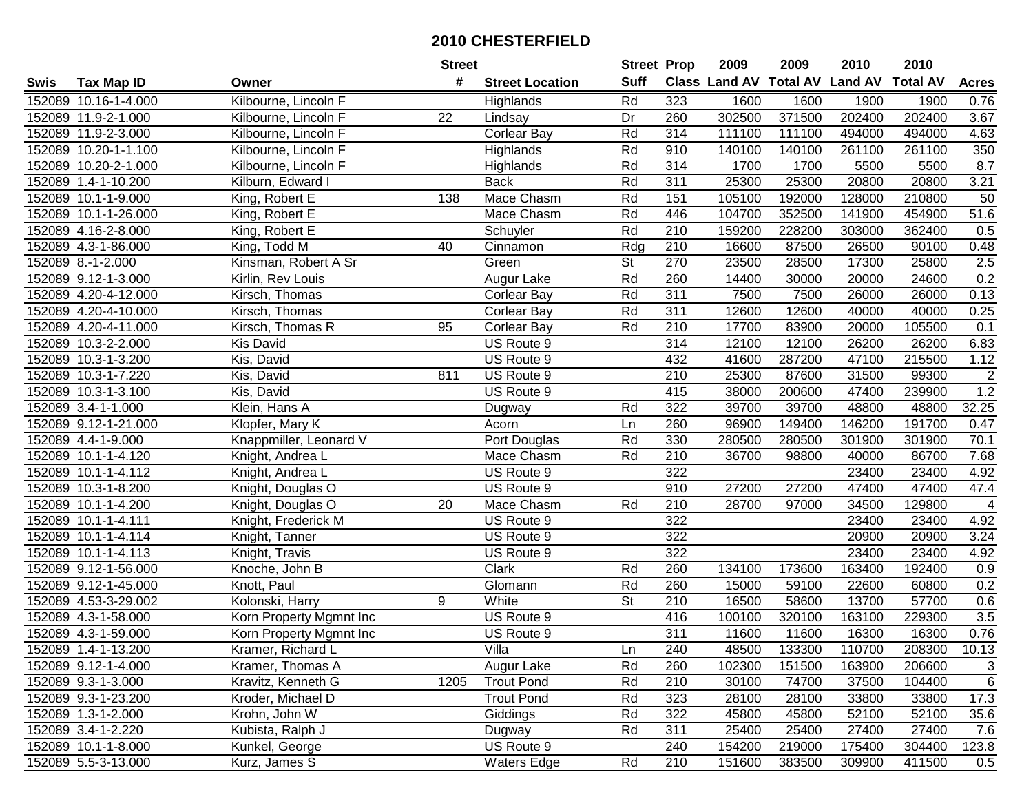# 2010 CHESTERFIELD

| Swis | Tax Map ID | Owner | Street # | Street Location | Street Suff | Prop Class | 2009 Land AV | 2009 Total AV | 2010 Land AV | 2010 Total AV | Acres |
|---|---|---|---|---|---|---|---|---|---|---|---|
| 152089 | 10.16-1-4.000 | Kilbourne, Lincoln F | | Highlands | Rd | 323 | 1600 | 1600 | 1900 | 1900 | 0.76 |
| 152089 | 11.9-2-1.000 | Kilbourne, Lincoln F | 22 | Lindsay | Dr | 260 | 302500 | 371500 | 202400 | 202400 | 3.67 |
| 152089 | 11.9-2-3.000 | Kilbourne, Lincoln F | | Corlear Bay | Rd | 314 | 111100 | 111100 | 494000 | 494000 | 4.63 |
| 152089 | 10.20-1-1.100 | Kilbourne, Lincoln F | | Highlands | Rd | 910 | 140100 | 140100 | 261100 | 261100 | 350 |
| 152089 | 10.20-2-1.000 | Kilbourne, Lincoln F | | Highlands | Rd | 314 | 1700 | 1700 | 5500 | 5500 | 8.7 |
| 152089 | 1.4-1-10.200 | Kilburn, Edward I | | Back | Rd | 311 | 25300 | 25300 | 20800 | 20800 | 3.21 |
| 152089 | 10.1-1-9.000 | King, Robert E | 138 | Mace Chasm | Rd | 151 | 105100 | 192000 | 128000 | 210800 | 50 |
| 152089 | 10.1-1-26.000 | King, Robert E | | Mace Chasm | Rd | 446 | 104700 | 352500 | 141900 | 454900 | 51.6 |
| 152089 | 4.16-2-8.000 | King, Robert E | | Schuyler | Rd | 210 | 159200 | 228200 | 303000 | 362400 | 0.5 |
| 152089 | 4.3-1-86.000 | King, Todd M | 40 | Cinnamon | Rdg | 210 | 16600 | 87500 | 26500 | 90100 | 0.48 |
| 152089 | 8.-1-2.000 | Kinsman, Robert A Sr | | Green | St | 270 | 23500 | 28500 | 17300 | 25800 | 2.5 |
| 152089 | 9.12-1-3.000 | Kirlin, Rev Louis | | Augur Lake | Rd | 260 | 14400 | 30000 | 20000 | 24600 | 0.2 |
| 152089 | 4.20-4-12.000 | Kirsch, Thomas | | Corlear Bay | Rd | 311 | 7500 | 7500 | 26000 | 26000 | 0.13 |
| 152089 | 4.20-4-10.000 | Kirsch, Thomas | | Corlear Bay | Rd | 311 | 12600 | 12600 | 40000 | 40000 | 0.25 |
| 152089 | 4.20-4-11.000 | Kirsch, Thomas R | 95 | Corlear Bay | Rd | 210 | 17700 | 83900 | 20000 | 105500 | 0.1 |
| 152089 | 10.3-2-2.000 | Kis David | | US Route 9 | | 314 | 12100 | 12100 | 26200 | 26200 | 6.83 |
| 152089 | 10.3-1-3.200 | Kis, David | | US Route 9 | | 432 | 41600 | 287200 | 47100 | 215500 | 1.12 |
| 152089 | 10.3-1-7.220 | Kis, David | 811 | US Route 9 | | 210 | 25300 | 87600 | 31500 | 99300 | 2 |
| 152089 | 10.3-1-3.100 | Kis, David | | US Route 9 | | 415 | 38000 | 200600 | 47400 | 239900 | 1.2 |
| 152089 | 3.4-1-1.000 | Klein, Hans A | | Dugway | Rd | 322 | 39700 | 39700 | 48800 | 48800 | 32.25 |
| 152089 | 9.12-1-21.000 | Klopfer, Mary K | | Acorn | Ln | 260 | 96900 | 149400 | 146200 | 191700 | 0.47 |
| 152089 | 4.4-1-9.000 | Knappmiller, Leonard V | | Port Douglas | Rd | 330 | 280500 | 280500 | 301900 | 301900 | 70.1 |
| 152089 | 10.1-1-4.120 | Knight, Andrea L | | Mace Chasm | Rd | 210 | 36700 | 98800 | 40000 | 86700 | 7.68 |
| 152089 | 10.1-1-4.112 | Knight, Andrea L | | US Route 9 | | 322 | | | 23400 | 23400 | 4.92 |
| 152089 | 10.3-1-8.200 | Knight, Douglas O | | US Route 9 | | 910 | 27200 | 27200 | 47400 | 47400 | 47.4 |
| 152089 | 10.1-1-4.200 | Knight, Douglas O | 20 | Mace Chasm | Rd | 210 | 28700 | 97000 | 34500 | 129800 | 4 |
| 152089 | 10.1-1-4.111 | Knight, Frederick M | | US Route 9 | | 322 | | | 23400 | 23400 | 4.92 |
| 152089 | 10.1-1-4.114 | Knight, Tanner | | US Route 9 | | 322 | | | 20900 | 20900 | 3.24 |
| 152089 | 10.1-1-4.113 | Knight, Travis | | US Route 9 | | 322 | | | 23400 | 23400 | 4.92 |
| 152089 | 9.12-1-56.000 | Knoche, John B | | Clark | Rd | 260 | 134100 | 173600 | 163400 | 192400 | 0.9 |
| 152089 | 9.12-1-45.000 | Knott, Paul | | Glomann | Rd | 260 | 15000 | 59100 | 22600 | 60800 | 0.2 |
| 152089 | 4.53-3-29.002 | Kolonski, Harry | 9 | White | St | 210 | 16500 | 58600 | 13700 | 57700 | 0.6 |
| 152089 | 4.3-1-58.000 | Korn Property Mgmnt Inc | | US Route 9 | | 416 | 100100 | 320100 | 163100 | 229300 | 3.5 |
| 152089 | 4.3-1-59.000 | Korn Property Mgmnt Inc | | US Route 9 | | 311 | 11600 | 11600 | 16300 | 16300 | 0.76 |
| 152089 | 1.4-1-13.200 | Kramer, Richard L | | Villa | Ln | 240 | 48500 | 133300 | 110700 | 208300 | 10.13 |
| 152089 | 9.12-1-4.000 | Kramer, Thomas A | | Augur Lake | Rd | 260 | 102300 | 151500 | 163900 | 206600 | 3 |
| 152089 | 9.3-1-3.000 | Kravitz, Kenneth G | 1205 | Trout Pond | Rd | 210 | 30100 | 74700 | 37500 | 104400 | 6 |
| 152089 | 9.3-1-23.200 | Kroder, Michael D | | Trout Pond | Rd | 323 | 28100 | 28100 | 33800 | 33800 | 17.3 |
| 152089 | 1.3-1-2.000 | Krohn, John W | | Giddings | Rd | 322 | 45800 | 45800 | 52100 | 52100 | 35.6 |
| 152089 | 3.4-1-2.220 | Kubista, Ralph J | | Dugway | Rd | 311 | 25400 | 25400 | 27400 | 27400 | 7.6 |
| 152089 | 10.1-1-8.000 | Kunkel, George | | US Route 9 | | 240 | 154200 | 219000 | 175400 | 304400 | 123.8 |
| 152089 | 5.5-3-13.000 | Kurz, James S | | Waters Edge | Rd | 210 | 151600 | 383500 | 309900 | 411500 | 0.5 |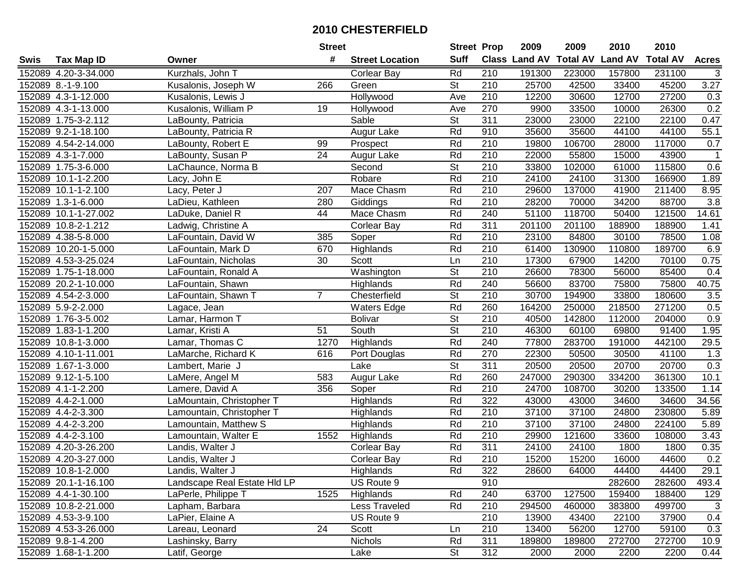# 2010 CHESTERFIELD

| Swis | Tax Map ID | Owner | Street # | Street Location | Street Suff | Prop Class | 2009 Land AV | 2009 Total AV | 2010 Land AV | 2010 Total AV | Acres |
|---|---|---|---|---|---|---|---|---|---|---|---|
| 152089 | 4.20-3-34.000 | Kurzhals, John T | | Corlear Bay | Rd | 210 | 191300 | 223000 | 157800 | 231100 | 3 |
| 152089 | 8.-1-9.100 | Kusalonis, Joseph W | 266 | Green | St | 210 | 25700 | 42500 | 33400 | 45200 | 3.27 |
| 152089 | 4.3-1-12.000 | Kusalonis, Lewis J | | Hollywood | Ave | 210 | 12200 | 30600 | 12700 | 27200 | 0.3 |
| 152089 | 4.3-1-13.000 | Kusalonis, William P | 19 | Hollywood | Ave | 270 | 9900 | 33500 | 10000 | 26300 | 0.2 |
| 152089 | 1.75-3-2.112 | LaBounty, Patricia | | Sable | St | 311 | 23000 | 23000 | 22100 | 22100 | 0.47 |
| 152089 | 9.2-1-18.100 | LaBounty, Patricia R | | Augur Lake | Rd | 910 | 35600 | 35600 | 44100 | 44100 | 55.1 |
| 152089 | 4.54-2-14.000 | LaBounty, Robert E | 99 | Prospect | Rd | 210 | 19800 | 106700 | 28000 | 117000 | 0.7 |
| 152089 | 4.3-1-7.000 | LaBounty, Susan P | 24 | Augur Lake | Rd | 210 | 22000 | 55800 | 15000 | 43900 | 1 |
| 152089 | 1.75-3-6.000 | LaChaunce, Norma B | | Second | St | 210 | 33800 | 102000 | 61000 | 115800 | 0.6 |
| 152089 | 10.1-1-2.200 | Lacy, John E | | Robare | Rd | 210 | 24100 | 24100 | 31300 | 166900 | 1.89 |
| 152089 | 10.1-1-2.100 | Lacy, Peter J | 207 | Mace Chasm | Rd | 210 | 29600 | 137000 | 41900 | 211400 | 8.95 |
| 152089 | 1.3-1-6.000 | LaDieu, Kathleen | 280 | Giddings | Rd | 210 | 28200 | 70000 | 34200 | 88700 | 3.8 |
| 152089 | 10.1-1-27.002 | LaDuke, Daniel R | 44 | Mace Chasm | Rd | 240 | 51100 | 118700 | 50400 | 121500 | 14.61 |
| 152089 | 10.8-2-1.212 | Ladwig, Christine A | | Corlear Bay | Rd | 311 | 201100 | 201100 | 188900 | 188900 | 1.41 |
| 152089 | 4.38-5-8.000 | LaFountain, David W | 385 | Soper | Rd | 210 | 23100 | 84800 | 30100 | 78500 | 1.08 |
| 152089 | 10.20-1-5.000 | LaFountain, Mark D | 670 | Highlands | Rd | 210 | 61400 | 130900 | 110800 | 189700 | 6.9 |
| 152089 | 4.53-3-25.024 | LaFountain, Nicholas | 30 | Scott | Ln | 210 | 17300 | 67900 | 14200 | 70100 | 0.75 |
| 152089 | 1.75-1-18.000 | LaFountain, Ronald A | | Washington | St | 210 | 26600 | 78300 | 56000 | 85400 | 0.4 |
| 152089 | 20.2-1-10.000 | LaFountain, Shawn | | Highlands | Rd | 240 | 56600 | 83700 | 75800 | 75800 | 40.75 |
| 152089 | 4.54-2-3.000 | LaFountain, Shawn T | 7 | Chesterfield | St | 210 | 30700 | 194900 | 33800 | 180600 | 3.5 |
| 152089 | 5.9-2-2.000 | Lagace, Jean | | Waters Edge | Rd | 260 | 164200 | 250000 | 218500 | 271200 | 0.5 |
| 152089 | 1.76-3-5.002 | Lamar, Harmon T | | Bolivar | St | 210 | 40500 | 142800 | 112000 | 204000 | 0.9 |
| 152089 | 1.83-1-1.200 | Lamar, Kristi A | 51 | South | St | 210 | 46300 | 60100 | 69800 | 91400 | 1.95 |
| 152089 | 10.8-1-3.000 | Lamar, Thomas C | 1270 | Highlands | Rd | 240 | 77800 | 283700 | 191000 | 442100 | 29.5 |
| 152089 | 4.10-1-11.001 | LaMarche, Richard K | 616 | Port Douglas | Rd | 270 | 22300 | 50500 | 30500 | 41100 | 1.3 |
| 152089 | 1.67-1-3.000 | Lambert, Marie J | | Lake | St | 311 | 20500 | 20500 | 20700 | 20700 | 0.3 |
| 152089 | 9.12-1-5.100 | LaMere, Angel M | 583 | Augur Lake | Rd | 260 | 247000 | 290300 | 334200 | 361300 | 10.1 |
| 152089 | 4.1-1-2.200 | Lamere, David A | 356 | Soper | Rd | 210 | 24700 | 108700 | 30200 | 133500 | 1.14 |
| 152089 | 4.4-2-1.000 | LaMountain, Christopher T | | Highlands | Rd | 322 | 43000 | 43000 | 34600 | 34600 | 34.56 |
| 152089 | 4.4-2-3.300 | Lamountain, Christopher T | | Highlands | Rd | 210 | 37100 | 37100 | 24800 | 230800 | 5.89 |
| 152089 | 4.4-2-3.200 | Lamountain, Matthew S | | Highlands | Rd | 210 | 37100 | 37100 | 24800 | 224100 | 5.89 |
| 152089 | 4.4-2-3.100 | Lamountain, Walter E | 1552 | Highlands | Rd | 210 | 29900 | 121600 | 33600 | 108000 | 3.43 |
| 152089 | 4.20-3-26.200 | Landis, Walter J | | Corlear Bay | Rd | 311 | 24100 | 24100 | 1800 | 1800 | 0.35 |
| 152089 | 4.20-3-27.000 | Landis, Walter J | | Corlear Bay | Rd | 210 | 15200 | 15200 | 16000 | 44600 | 0.2 |
| 152089 | 10.8-1-2.000 | Landis, Walter J | | Highlands | Rd | 322 | 28600 | 64000 | 44400 | 44400 | 29.1 |
| 152089 | 20.1-1-16.100 | Landscape Real Estate Hld LP | | US Route 9 | | 910 | | | 282600 | 282600 | 493.4 |
| 152089 | 4.4-1-30.100 | LaPerle, Philippe T | 1525 | Highlands | Rd | 240 | 63700 | 127500 | 159400 | 188400 | 129 |
| 152089 | 10.8-2-21.000 | Lapham, Barbara | | Less Traveled | Rd | 210 | 294500 | 460000 | 383800 | 499700 | 3 |
| 152089 | 4.53-3-9.100 | LaPier, Elaine A | | US Route 9 | | 210 | 13900 | 43400 | 22100 | 37900 | 0.4 |
| 152089 | 4.53-3-26.000 | Lareau, Leonard | 24 | Scott | Ln | 210 | 13400 | 56200 | 12700 | 59100 | 0.3 |
| 152089 | 9.8-1-4.200 | Lashinsky, Barry | | Nichols | Rd | 311 | 189800 | 189800 | 272700 | 272700 | 10.9 |
| 152089 | 1.68-1-1.200 | Latif, George | | Lake | St | 312 | 2000 | 2000 | 2200 | 2200 | 0.44 |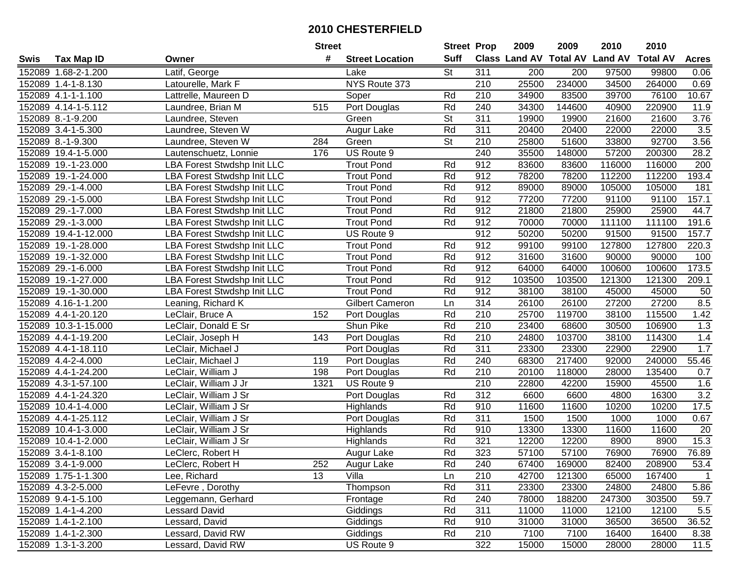# 2010 CHESTERFIELD

| Swis | Tax Map ID | Owner | Street # | Street Location | Street Suff | Prop Class | 2009 Land AV | 2009 Total AV | 2010 Land AV | 2010 Total AV | Acres |
|---|---|---|---|---|---|---|---|---|---|---|---|
| 152089 | 1.68-2-1.200 | Latif, George | | Lake | St | 311 | 200 | 200 | 97500 | 99800 | 0.06 |
| 152089 | 1.4-1-8.130 | Latourelle, Mark F | | NYS Route 373 | | 210 | 25500 | 234000 | 34500 | 264000 | 0.69 |
| 152089 | 4.1-1-1.100 | Lattrelle, Maureen D | | Soper | Rd | 210 | 34900 | 83500 | 39700 | 76100 | 10.67 |
| 152089 | 4.14-1-5.112 | Laundree, Brian M | 515 | Port Douglas | Rd | 240 | 34300 | 144600 | 40900 | 220900 | 11.9 |
| 152089 | 8.-1-9.200 | Laundree, Steven | | Green | St | 311 | 19900 | 19900 | 21600 | 21600 | 3.76 |
| 152089 | 3.4-1-5.300 | Laundree, Steven W | | Augur Lake | Rd | 311 | 20400 | 20400 | 22000 | 22000 | 3.5 |
| 152089 | 8.-1-9.300 | Laundree, Steven W | 284 | Green | St | 210 | 25800 | 51600 | 33800 | 92700 | 3.56 |
| 152089 | 19.4-1-5.000 | Lautenschuetz, Lonnie | 176 | US Route 9 | | 240 | 35500 | 148000 | 57200 | 200300 | 28.2 |
| 152089 | 19.-1-23.000 | LBA Forest Stwdshp Init LLC | | Trout Pond | Rd | 912 | 83600 | 83600 | 116000 | 116000 | 200 |
| 152089 | 19.-1-24.000 | LBA Forest Stwdshp Init LLC | | Trout Pond | Rd | 912 | 78200 | 78200 | 112200 | 112200 | 193.4 |
| 152089 | 29.-1-4.000 | LBA Forest Stwdshp Init LLC | | Trout Pond | Rd | 912 | 89000 | 89000 | 105000 | 105000 | 181 |
| 152089 | 29.-1-5.000 | LBA Forest Stwdshp Init LLC | | Trout Pond | Rd | 912 | 77200 | 77200 | 91100 | 91100 | 157.1 |
| 152089 | 29.-1-7.000 | LBA Forest Stwdshp Init LLC | | Trout Pond | Rd | 912 | 21800 | 21800 | 25900 | 25900 | 44.7 |
| 152089 | 29.-1-3.000 | LBA Forest Stwdshp Init LLC | | Trout Pond | Rd | 912 | 70000 | 70000 | 111100 | 111100 | 191.6 |
| 152089 | 19.4-1-12.000 | LBA Forest Stwdshp Init LLC | | US Route 9 | | 912 | 50200 | 50200 | 91500 | 91500 | 157.7 |
| 152089 | 19.-1-28.000 | LBA Forest Stwdshp Init LLC | | Trout Pond | Rd | 912 | 99100 | 99100 | 127800 | 127800 | 220.3 |
| 152089 | 19.-1-32.000 | LBA Forest Stwdshp Init LLC | | Trout Pond | Rd | 912 | 31600 | 31600 | 90000 | 90000 | 100 |
| 152089 | 29.-1-6.000 | LBA Forest Stwdshp Init LLC | | Trout Pond | Rd | 912 | 64000 | 64000 | 100600 | 100600 | 173.5 |
| 152089 | 19.-1-27.000 | LBA Forest Stwdshp Init LLC | | Trout Pond | Rd | 912 | 103500 | 103500 | 121300 | 121300 | 209.1 |
| 152089 | 19.-1-30.000 | LBA Forest Stwdshp Init LLC | | Trout Pond | Rd | 912 | 38100 | 38100 | 45000 | 45000 | 50 |
| 152089 | 4.16-1-1.200 | Leaning, Richard K | | Gilbert Cameron | Ln | 314 | 26100 | 26100 | 27200 | 27200 | 8.5 |
| 152089 | 4.4-1-20.120 | LeClair, Bruce A | 152 | Port Douglas | Rd | 210 | 25700 | 119700 | 38100 | 115500 | 1.42 |
| 152089 | 10.3-1-15.000 | LeClair, Donald E Sr | | Shun Pike | Rd | 210 | 23400 | 68600 | 30500 | 106900 | 1.3 |
| 152089 | 4.4-1-19.200 | LeClair, Joseph H | 143 | Port Douglas | Rd | 210 | 24800 | 103700 | 38100 | 114300 | 1.4 |
| 152089 | 4.4-1-18.110 | LeClair, Michael J | | Port Douglas | Rd | 311 | 23300 | 23300 | 22900 | 22900 | 1.7 |
| 152089 | 4.4-2-4.000 | LeClair, Michael J | 119 | Port Douglas | Rd | 240 | 68300 | 217400 | 92000 | 240000 | 55.46 |
| 152089 | 4.4-1-24.200 | LeClair, William J | 198 | Port Douglas | Rd | 210 | 20100 | 118000 | 28000 | 135400 | 0.7 |
| 152089 | 4.3-1-57.100 | LeClair, William J Jr | 1321 | US Route 9 | | 210 | 22800 | 42200 | 15900 | 45500 | 1.6 |
| 152089 | 4.4-1-24.320 | LeClair, William J Sr | | Port Douglas | Rd | 312 | 6600 | 6600 | 4800 | 16300 | 3.2 |
| 152089 | 10.4-1-4.000 | LeClair, William J Sr | | Highlands | Rd | 910 | 11600 | 11600 | 10200 | 10200 | 17.5 |
| 152089 | 4.4-1-25.112 | LeClair, William J Sr | | Port Douglas | Rd | 311 | 1500 | 1500 | 1000 | 1000 | 0.67 |
| 152089 | 10.4-1-3.000 | LeClair, William J Sr | | Highlands | Rd | 910 | 13300 | 13300 | 11600 | 11600 | 20 |
| 152089 | 10.4-1-2.000 | LeClair, William J Sr | | Highlands | Rd | 321 | 12200 | 12200 | 8900 | 8900 | 15.3 |
| 152089 | 3.4-1-8.100 | LeClerc, Robert H | | Augur Lake | Rd | 323 | 57100 | 57100 | 76900 | 76900 | 76.89 |
| 152089 | 3.4-1-9.000 | LeClerc, Robert H | 252 | Augur Lake | Rd | 240 | 67400 | 169000 | 82400 | 208900 | 53.4 |
| 152089 | 1.75-1-1.300 | Lee, Richard | 13 | Villa | Ln | 210 | 42700 | 121300 | 65000 | 167400 | 1 |
| 152089 | 4.3-2-5.000 | LeFevre , Dorothy | | Thompson | Rd | 311 | 23300 | 23300 | 24800 | 24800 | 5.86 |
| 152089 | 9.4-1-5.100 | Leggemann, Gerhard | | Frontage | Rd | 240 | 78000 | 188200 | 247300 | 303500 | 59.7 |
| 152089 | 1.4-1-4.200 | Lessard David | | Giddings | Rd | 311 | 11000 | 11000 | 12100 | 12100 | 5.5 |
| 152089 | 1.4-1-2.100 | Lessard, David | | Giddings | Rd | 910 | 31000 | 31000 | 36500 | 36500 | 36.52 |
| 152089 | 1.4-1-2.300 | Lessard, David RW | | Giddings | Rd | 210 | 7100 | 7100 | 16400 | 16400 | 8.38 |
| 152089 | 1.3-1-3.200 | Lessard, David RW | | US Route 9 | | 322 | 15000 | 15000 | 28000 | 28000 | 11.5 |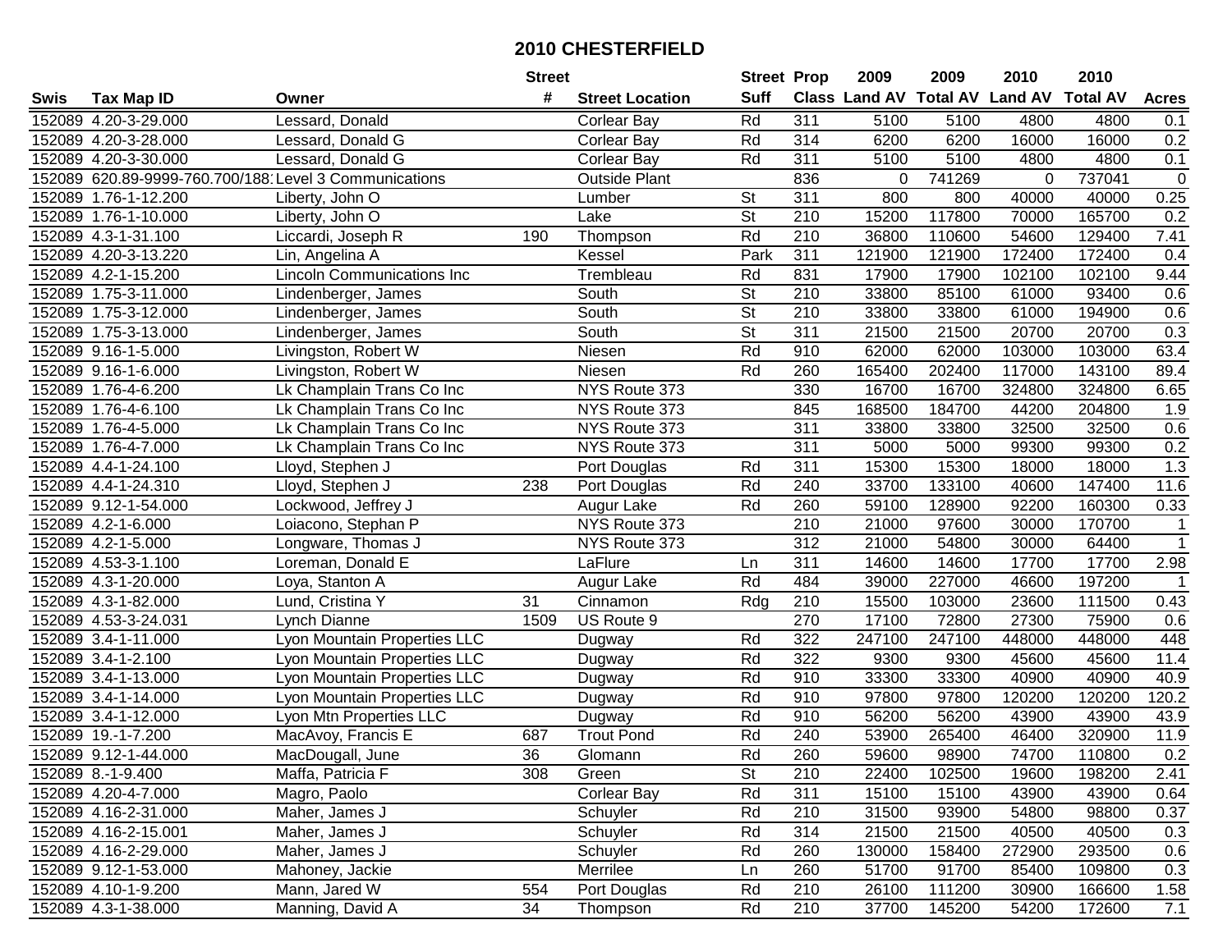# 2010 CHESTERFIELD

| Swis | Tax Map ID | Owner | Street # | Street Location | Street Suff | Prop Class | 2009 Land AV | 2009 Total AV | 2010 Land AV | 2010 Total AV | Acres |
|---|---|---|---|---|---|---|---|---|---|---|---|
| 152089 | 4.20-3-29.000 | Lessard, Donald | | Corlear Bay | Rd | 311 | 5100 | 5100 | 4800 | 4800 | 0.1 |
| 152089 | 4.20-3-28.000 | Lessard, Donald G | | Corlear Bay | Rd | 314 | 6200 | 6200 | 16000 | 16000 | 0.2 |
| 152089 | 4.20-3-30.000 | Lessard, Donald G | | Corlear Bay | Rd | 311 | 5100 | 5100 | 4800 | 4800 | 0.1 |
| 152089 | 620.89-9999-760.700/188 | Level 3 Communications | | Outside Plant | | 836 | 0 | 741269 | 0 | 737041 | 0 |
| 152089 | 1.76-1-12.200 | Liberty, John O | | Lumber | St | 311 | 800 | 800 | 40000 | 40000 | 0.25 |
| 152089 | 1.76-1-10.000 | Liberty, John O | | Lake | St | 210 | 15200 | 117800 | 70000 | 165700 | 0.2 |
| 152089 | 4.3-1-31.100 | Liccardi, Joseph R | 190 | Thompson | Rd | 210 | 36800 | 110600 | 54600 | 129400 | 7.41 |
| 152089 | 4.20-3-13.220 | Lin, Angelina A | | Kessel | Park | 311 | 121900 | 121900 | 172400 | 172400 | 0.4 |
| 152089 | 4.2-1-15.200 | Lincoln Communications Inc | | Trembleau | Rd | 831 | 17900 | 17900 | 102100 | 102100 | 9.44 |
| 152089 | 1.75-3-11.000 | Lindenberger, James | | South | St | 210 | 33800 | 85100 | 61000 | 93400 | 0.6 |
| 152089 | 1.75-3-12.000 | Lindenberger, James | | South | St | 210 | 33800 | 33800 | 61000 | 194900 | 0.6 |
| 152089 | 1.75-3-13.000 | Lindenberger, James | | South | St | 311 | 21500 | 21500 | 20700 | 20700 | 0.3 |
| 152089 | 9.16-1-5.000 | Livingston, Robert W | | Niesen | Rd | 910 | 62000 | 62000 | 103000 | 103000 | 63.4 |
| 152089 | 9.16-1-6.000 | Livingston, Robert W | | Niesen | Rd | 260 | 165400 | 202400 | 117000 | 143100 | 89.4 |
| 152089 | 1.76-4-6.200 | Lk Champlain Trans Co Inc | | NYS Route 373 | | 330 | 16700 | 16700 | 324800 | 324800 | 6.65 |
| 152089 | 1.76-4-6.100 | Lk Champlain Trans Co Inc | | NYS Route 373 | | 845 | 168500 | 184700 | 44200 | 204800 | 1.9 |
| 152089 | 1.76-4-5.000 | Lk Champlain Trans Co Inc | | NYS Route 373 | | 311 | 33800 | 33800 | 32500 | 32500 | 0.6 |
| 152089 | 1.76-4-7.000 | Lk Champlain Trans Co Inc | | NYS Route 373 | | 311 | 5000 | 5000 | 99300 | 99300 | 0.2 |
| 152089 | 4.4-1-24.100 | Lloyd, Stephen J | | Port Douglas | Rd | 311 | 15300 | 15300 | 18000 | 18000 | 1.3 |
| 152089 | 4.4-1-24.310 | Lloyd, Stephen J | 238 | Port Douglas | Rd | 240 | 33700 | 133100 | 40600 | 147400 | 11.6 |
| 152089 | 9.12-1-54.000 | Lockwood, Jeffrey J | | Augur Lake | Rd | 260 | 59100 | 128900 | 92200 | 160300 | 0.33 |
| 152089 | 4.2-1-6.000 | Loiacono, Stephan P | | NYS Route 373 | | 210 | 21000 | 97600 | 30000 | 170700 | 1 |
| 152089 | 4.2-1-5.000 | Longware, Thomas J | | NYS Route 373 | | 312 | 21000 | 54800 | 30000 | 64400 | 1 |
| 152089 | 4.53-3-1.100 | Loreman, Donald E | | LaFlure | Ln | 311 | 14600 | 14600 | 17700 | 17700 | 2.98 |
| 152089 | 4.3-1-20.000 | Loya, Stanton A | | Augur Lake | Rd | 484 | 39000 | 227000 | 46600 | 197200 | 1 |
| 152089 | 4.3-1-82.000 | Lund, Cristina Y | 31 | Cinnamon | Rdg | 210 | 15500 | 103000 | 23600 | 111500 | 0.43 |
| 152089 | 4.53-3-24.031 | Lynch Dianne | 1509 | US Route 9 | | 270 | 17100 | 72800 | 27300 | 75900 | 0.6 |
| 152089 | 3.4-1-11.000 | Lyon Mountain Properties LLC | | Dugway | Rd | 322 | 247100 | 247100 | 448000 | 448000 | 448 |
| 152089 | 3.4-1-2.100 | Lyon Mountain Properties LLC | | Dugway | Rd | 322 | 9300 | 9300 | 45600 | 45600 | 11.4 |
| 152089 | 3.4-1-13.000 | Lyon Mountain Properties LLC | | Dugway | Rd | 910 | 33300 | 33300 | 40900 | 40900 | 40.9 |
| 152089 | 3.4-1-14.000 | Lyon Mountain Properties LLC | | Dugway | Rd | 910 | 97800 | 97800 | 120200 | 120200 | 120.2 |
| 152089 | 3.4-1-12.000 | Lyon Mtn Properties LLC | | Dugway | Rd | 910 | 56200 | 56200 | 43900 | 43900 | 43.9 |
| 152089 | 19.-1-7.200 | MacAvoy, Francis E | 687 | Trout Pond | Rd | 240 | 53900 | 265400 | 46400 | 320900 | 11.9 |
| 152089 | 9.12-1-44.000 | MacDougall, June | 36 | Glomann | Rd | 260 | 59600 | 98900 | 74700 | 110800 | 0.2 |
| 152089 | 8.-1-9.400 | Maffa, Patricia F | 308 | Green | St | 210 | 22400 | 102500 | 19600 | 198200 | 2.41 |
| 152089 | 4.20-4-7.000 | Magro, Paolo | | Corlear Bay | Rd | 311 | 15100 | 15100 | 43900 | 43900 | 0.64 |
| 152089 | 4.16-2-31.000 | Maher, James J | | Schuyler | Rd | 210 | 31500 | 93900 | 54800 | 98800 | 0.37 |
| 152089 | 4.16-2-15.001 | Maher, James J | | Schuyler | Rd | 314 | 21500 | 21500 | 40500 | 40500 | 0.3 |
| 152089 | 4.16-2-29.000 | Maher, James J | | Schuyler | Rd | 260 | 130000 | 158400 | 272900 | 293500 | 0.6 |
| 152089 | 9.12-1-53.000 | Mahoney, Jackie | | Merrilee | Ln | 260 | 51700 | 91700 | 85400 | 109800 | 0.3 |
| 152089 | 4.10-1-9.200 | Mann, Jared W | 554 | Port Douglas | Rd | 210 | 26100 | 111200 | 30900 | 166600 | 1.58 |
| 152089 | 4.3-1-38.000 | Manning, David A | 34 | Thompson | Rd | 210 | 37700 | 145200 | 54200 | 172600 | 7.1 |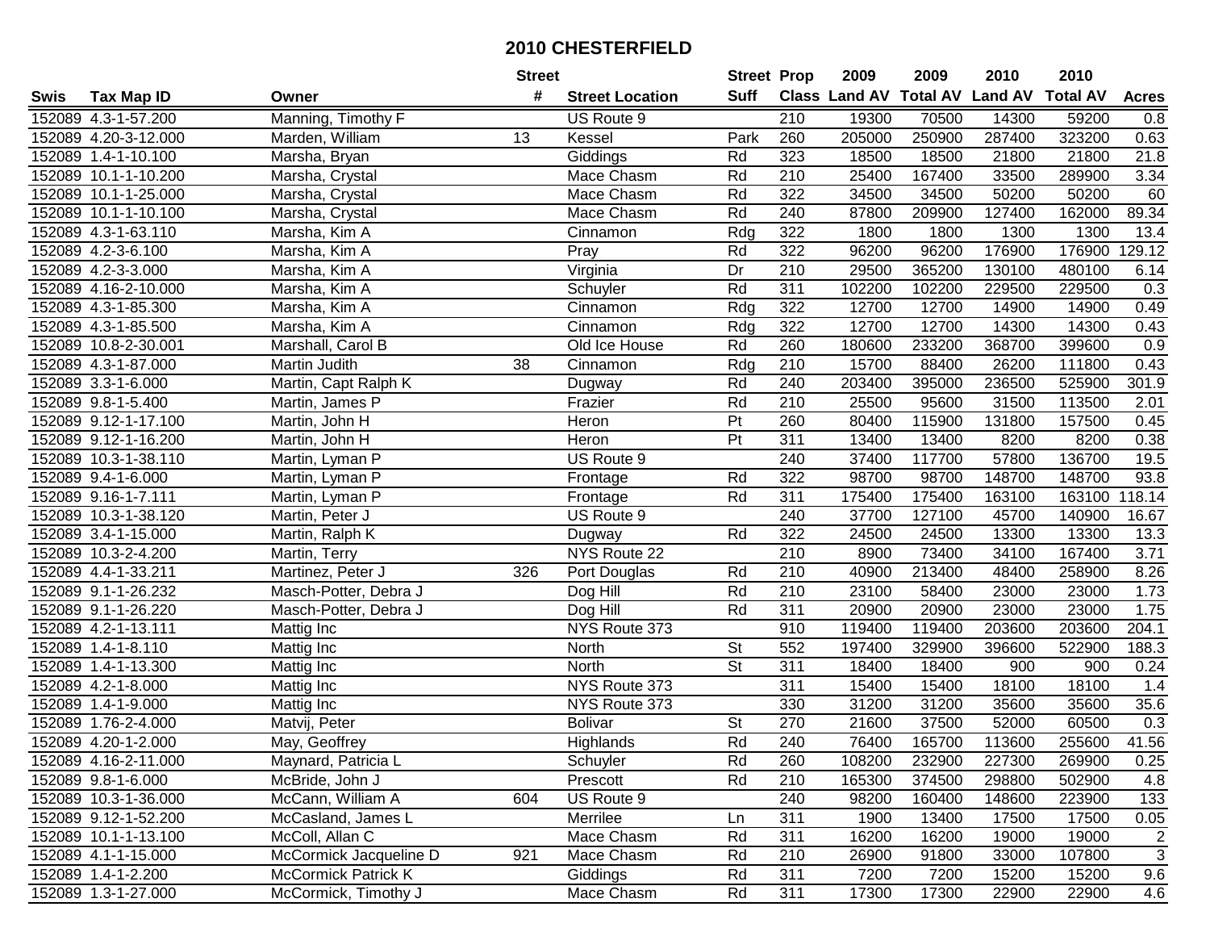# 2010 CHESTERFIELD

| Swis | Tax Map ID | Owner | Street # | Street Location | Street Suff | Prop Class | 2009 Land AV | 2009 Total AV | 2010 Land AV | 2010 Total AV | Acres |
|---|---|---|---|---|---|---|---|---|---|---|---|
| 152089 | 4.3-1-57.200 | Manning, Timothy F | | US Route 9 | | 210 | 19300 | 70500 | 14300 | 59200 | 0.8 |
| 152089 | 4.20-3-12.000 | Marden, William | 13 | Kessel | Park | 260 | 205000 | 250900 | 287400 | 323200 | 0.63 |
| 152089 | 1.4-1-10.100 | Marsha, Bryan | | Giddings | Rd | 323 | 18500 | 18500 | 21800 | 21800 | 21.8 |
| 152089 | 10.1-1-10.200 | Marsha, Crystal | | Mace Chasm | Rd | 210 | 25400 | 167400 | 33500 | 289900 | 3.34 |
| 152089 | 10.1-1-25.000 | Marsha, Crystal | | Mace Chasm | Rd | 322 | 34500 | 34500 | 50200 | 50200 | 60 |
| 152089 | 10.1-1-10.100 | Marsha, Crystal | | Mace Chasm | Rd | 240 | 87800 | 209900 | 127400 | 162000 | 89.34 |
| 152089 | 4.3-1-63.110 | Marsha, Kim A | | Cinnamon | Rdg | 322 | 1800 | 1800 | 1300 | 1300 | 13.4 |
| 152089 | 4.2-3-6.100 | Marsha, Kim A | | Pray | Rd | 322 | 96200 | 96200 | 176900 | 176900 | 129.12 |
| 152089 | 4.2-3-3.000 | Marsha, Kim A | | Virginia | Dr | 210 | 29500 | 365200 | 130100 | 480100 | 6.14 |
| 152089 | 4.16-2-10.000 | Marsha, Kim A | | Schuyler | Rd | 311 | 102200 | 102200 | 229500 | 229500 | 0.3 |
| 152089 | 4.3-1-85.300 | Marsha, Kim A | | Cinnamon | Rdg | 322 | 12700 | 12700 | 14900 | 14900 | 0.49 |
| 152089 | 4.3-1-85.500 | Marsha, Kim A | | Cinnamon | Rdg | 322 | 12700 | 12700 | 14300 | 14300 | 0.43 |
| 152089 | 10.8-2-30.001 | Marshall, Carol B | | Old Ice House | Rd | 260 | 180600 | 233200 | 368700 | 399600 | 0.9 |
| 152089 | 4.3-1-87.000 | Martin Judith | 38 | Cinnamon | Rdg | 210 | 15700 | 88400 | 26200 | 111800 | 0.43 |
| 152089 | 3.3-1-6.000 | Martin, Capt Ralph K | | Dugway | Rd | 240 | 203400 | 395000 | 236500 | 525900 | 301.9 |
| 152089 | 9.8-1-5.400 | Martin, James P | | Frazier | Rd | 210 | 25500 | 95600 | 31500 | 113500 | 2.01 |
| 152089 | 9.12-1-17.100 | Martin, John H | | Heron | Pt | 260 | 80400 | 115900 | 131800 | 157500 | 0.45 |
| 152089 | 9.12-1-16.200 | Martin, John H | | Heron | Pt | 311 | 13400 | 13400 | 8200 | 8200 | 0.38 |
| 152089 | 10.3-1-38.110 | Martin, Lyman P | | US Route 9 | | 240 | 37400 | 117700 | 57800 | 136700 | 19.5 |
| 152089 | 9.4-1-6.000 | Martin, Lyman P | | Frontage | Rd | 322 | 98700 | 98700 | 148700 | 148700 | 93.8 |
| 152089 | 9.16-1-7.111 | Martin, Lyman P | | Frontage | Rd | 311 | 175400 | 175400 | 163100 | 163100 | 118.14 |
| 152089 | 10.3-1-38.120 | Martin, Peter J | | US Route 9 | | 240 | 37700 | 127100 | 45700 | 140900 | 16.67 |
| 152089 | 3.4-1-15.000 | Martin, Ralph K | | Dugway | Rd | 322 | 24500 | 24500 | 13300 | 13300 | 13.3 |
| 152089 | 10.3-2-4.200 | Martin, Terry | | NYS Route 22 | | 210 | 8900 | 73400 | 34100 | 167400 | 3.71 |
| 152089 | 4.4-1-33.211 | Martinez, Peter J | 326 | Port Douglas | Rd | 210 | 40900 | 213400 | 48400 | 258900 | 8.26 |
| 152089 | 9.1-1-26.232 | Masch-Potter, Debra J | | Dog Hill | Rd | 210 | 23100 | 58400 | 23000 | 23000 | 1.73 |
| 152089 | 9.1-1-26.220 | Masch-Potter, Debra J | | Dog Hill | Rd | 311 | 20900 | 20900 | 23000 | 23000 | 1.75 |
| 152089 | 4.2-1-13.111 | Mattig Inc | | NYS Route 373 | | 910 | 119400 | 119400 | 203600 | 203600 | 204.1 |
| 152089 | 1.4-1-8.110 | Mattig Inc | | North | St | 552 | 197400 | 329900 | 396600 | 522900 | 188.3 |
| 152089 | 1.4-1-13.300 | Mattig Inc | | North | St | 311 | 18400 | 18400 | 900 | 900 | 0.24 |
| 152089 | 4.2-1-8.000 | Mattig Inc | | NYS Route 373 | | 311 | 15400 | 15400 | 18100 | 18100 | 1.4 |
| 152089 | 1.4-1-9.000 | Mattig Inc | | NYS Route 373 | | 330 | 31200 | 31200 | 35600 | 35600 | 35.6 |
| 152089 | 1.76-2-4.000 | Matvij, Peter | | Bolivar | St | 270 | 21600 | 37500 | 52000 | 60500 | 0.3 |
| 152089 | 4.20-1-2.000 | May, Geoffrey | | Highlands | Rd | 240 | 76400 | 165700 | 113600 | 255600 | 41.56 |
| 152089 | 4.16-2-11.000 | Maynard, Patricia L | | Schuyler | Rd | 260 | 108200 | 232900 | 227300 | 269900 | 0.25 |
| 152089 | 9.8-1-6.000 | McBride, John J | | Prescott | Rd | 210 | 165300 | 374500 | 298800 | 502900 | 4.8 |
| 152089 | 10.3-1-36.000 | McCann, William A | 604 | US Route 9 | | 240 | 98200 | 160400 | 148600 | 223900 | 133 |
| 152089 | 9.12-1-52.200 | McCasland, James L | | Merrilee | Ln | 311 | 1900 | 13400 | 17500 | 17500 | 0.05 |
| 152089 | 10.1-1-13.100 | McColl, Allan C | | Mace Chasm | Rd | 311 | 16200 | 16200 | 19000 | 19000 | 2 |
| 152089 | 4.1-1-15.000 | McCormick Jacqueline D | 921 | Mace Chasm | Rd | 210 | 26900 | 91800 | 33000 | 107800 | 3 |
| 152089 | 1.4-1-2.200 | McCormick Patrick K | | Giddings | Rd | 311 | 7200 | 7200 | 15200 | 15200 | 9.6 |
| 152089 | 1.3-1-27.000 | McCormick, Timothy J | | Mace Chasm | Rd | 311 | 17300 | 17300 | 22900 | 22900 | 4.6 |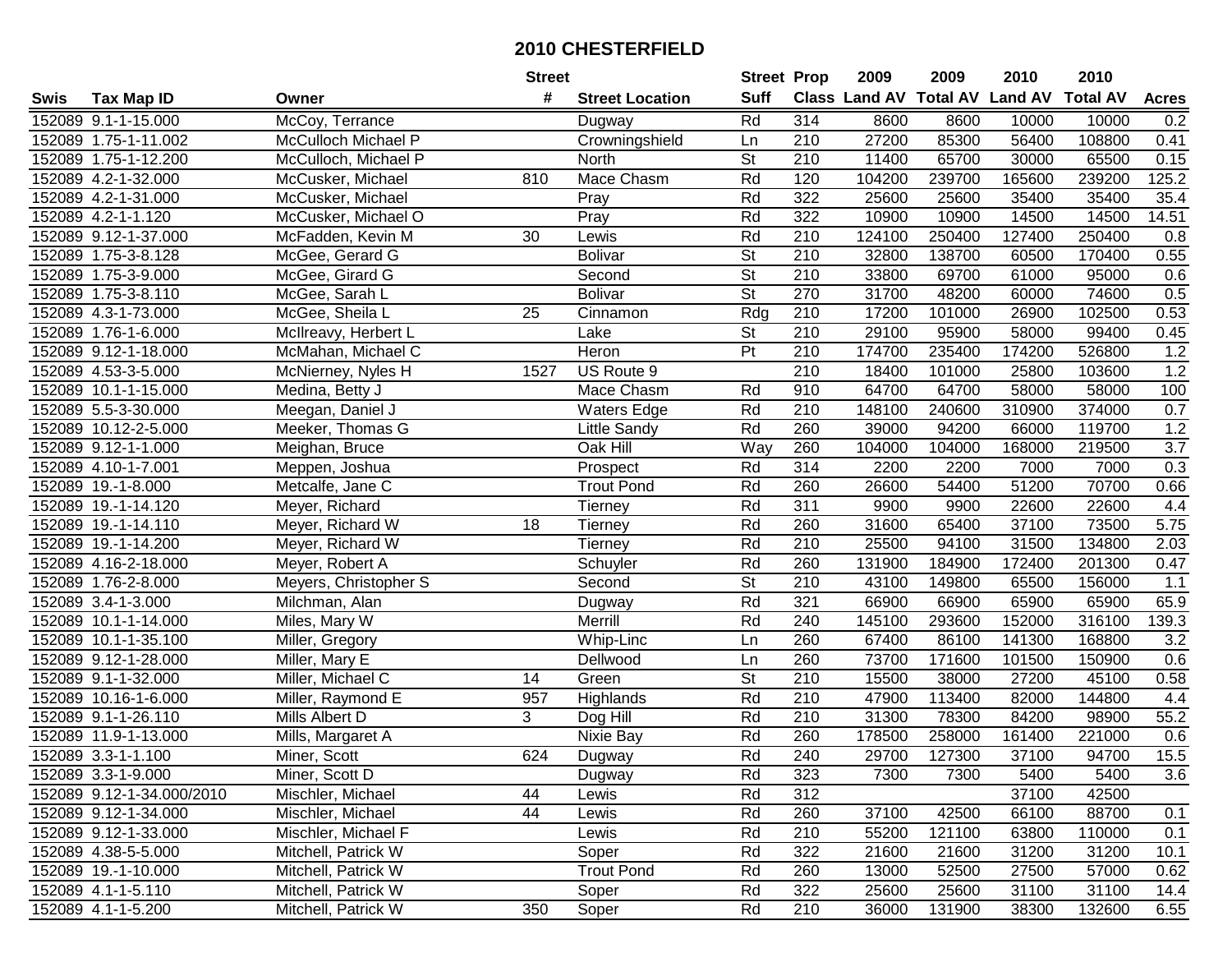# 2010 CHESTERFIELD

| Swis | Tax Map ID | Owner | Street # | Street Location | Street Suff | Prop Class | 2009 Land AV | 2009 Total AV | 2010 Land AV | 2010 Total AV | Acres |
|---|---|---|---|---|---|---|---|---|---|---|---|
| 152089 | 9.1-1-15.000 | McCoy, Terrance | | Dugway | Rd | 314 | 8600 | 8600 | 10000 | 10000 | 0.2 |
| 152089 | 1.75-1-11.002 | McCulloch Michael P | | Crowningshield | Ln | 210 | 27200 | 85300 | 56400 | 108800 | 0.41 |
| 152089 | 1.75-1-12.200 | McCulloch, Michael P | | North | St | 210 | 11400 | 65700 | 30000 | 65500 | 0.15 |
| 152089 | 4.2-1-32.000 | McCusker, Michael | 810 | Mace Chasm | Rd | 120 | 104200 | 239700 | 165600 | 239200 | 125.2 |
| 152089 | 4.2-1-31.000 | McCusker, Michael | | Pray | Rd | 322 | 25600 | 25600 | 35400 | 35400 | 35.4 |
| 152089 | 4.2-1-1.120 | McCusker, Michael O | | Pray | Rd | 322 | 10900 | 10900 | 14500 | 14500 | 14.51 |
| 152089 | 9.12-1-37.000 | McFadden, Kevin M | 30 | Lewis | Rd | 210 | 124100 | 250400 | 127400 | 250400 | 0.8 |
| 152089 | 1.75-3-8.128 | McGee, Gerard G | | Bolivar | St | 210 | 32800 | 138700 | 60500 | 170400 | 0.55 |
| 152089 | 1.75-3-9.000 | McGee, Girard G | | Second | St | 210 | 33800 | 69700 | 61000 | 95000 | 0.6 |
| 152089 | 1.75-3-8.110 | McGee, Sarah L | | Bolivar | St | 270 | 31700 | 48200 | 60000 | 74600 | 0.5 |
| 152089 | 4.3-1-73.000 | McGee, Sheila L | 25 | Cinnamon | Rdg | 210 | 17200 | 101000 | 26900 | 102500 | 0.53 |
| 152089 | 1.76-1-6.000 | McIlreavy, Herbert L | | Lake | St | 210 | 29100 | 95900 | 58000 | 99400 | 0.45 |
| 152089 | 9.12-1-18.000 | McMahan, Michael C | | Heron | Pt | 210 | 174700 | 235400 | 174200 | 526800 | 1.2 |
| 152089 | 4.53-3-5.000 | McNierney, Nyles H | 1527 | US Route 9 | | 210 | 18400 | 101000 | 25800 | 103600 | 1.2 |
| 152089 | 10.1-1-15.000 | Medina, Betty J | | Mace Chasm | Rd | 910 | 64700 | 64700 | 58000 | 58000 | 100 |
| 152089 | 5.5-3-30.000 | Meegan, Daniel J | | Waters Edge | Rd | 210 | 148100 | 240600 | 310900 | 374000 | 0.7 |
| 152089 | 10.12-2-5.000 | Meeker, Thomas G | | Little Sandy | Rd | 260 | 39000 | 94200 | 66000 | 119700 | 1.2 |
| 152089 | 9.12-1-1.000 | Meighan, Bruce | | Oak Hill | Way | 260 | 104000 | 104000 | 168000 | 219500 | 3.7 |
| 152089 | 4.10-1-7.001 | Meppen, Joshua | | Prospect | Rd | 314 | 2200 | 2200 | 7000 | 7000 | 0.3 |
| 152089 | 19.-1-8.000 | Metcalfe, Jane C | | Trout Pond | Rd | 260 | 26600 | 54400 | 51200 | 70700 | 0.66 |
| 152089 | 19.-1-14.120 | Meyer, Richard | | Tierney | Rd | 311 | 9900 | 9900 | 22600 | 22600 | 4.4 |
| 152089 | 19.-1-14.110 | Meyer, Richard W | 18 | Tierney | Rd | 260 | 31600 | 65400 | 37100 | 73500 | 5.75 |
| 152089 | 19.-1-14.200 | Meyer, Richard W | | Tierney | Rd | 210 | 25500 | 94100 | 31500 | 134800 | 2.03 |
| 152089 | 4.16-2-18.000 | Meyer, Robert A | | Schuyler | Rd | 260 | 131900 | 184900 | 172400 | 201300 | 0.47 |
| 152089 | 1.76-2-8.000 | Meyers, Christopher S | | Second | St | 210 | 43100 | 149800 | 65500 | 156000 | 1.1 |
| 152089 | 3.4-1-3.000 | Milchman, Alan | | Dugway | Rd | 321 | 66900 | 66900 | 65900 | 65900 | 65.9 |
| 152089 | 10.1-1-14.000 | Miles, Mary W | | Merrill | Rd | 240 | 145100 | 293600 | 152000 | 316100 | 139.3 |
| 152089 | 10.1-1-35.100 | Miller, Gregory | | Whip-Linc | Ln | 260 | 67400 | 86100 | 141300 | 168800 | 3.2 |
| 152089 | 9.12-1-28.000 | Miller, Mary E | | Dellwood | Ln | 260 | 73700 | 171600 | 101500 | 150900 | 0.6 |
| 152089 | 9.1-1-32.000 | Miller, Michael C | 14 | Green | St | 210 | 15500 | 38000 | 27200 | 45100 | 0.58 |
| 152089 | 10.16-1-6.000 | Miller, Raymond E | 957 | Highlands | Rd | 210 | 47900 | 113400 | 82000 | 144800 | 4.4 |
| 152089 | 9.1-1-26.110 | Mills Albert D | 3 | Dog Hill | Rd | 210 | 31300 | 78300 | 84200 | 98900 | 55.2 |
| 152089 | 11.9-1-13.000 | Mills, Margaret A | | Nixie Bay | Rd | 260 | 178500 | 258000 | 161400 | 221000 | 0.6 |
| 152089 | 3.3-1-1.100 | Miner, Scott | 624 | Dugway | Rd | 240 | 29700 | 127300 | 37100 | 94700 | 15.5 |
| 152089 | 3.3-1-9.000 | Miner, Scott D | | Dugway | Rd | 323 | 7300 | 7300 | 5400 | 5400 | 3.6 |
| 152089 | 9.12-1-34.000/2010 | Mischler, Michael | 44 | Lewis | Rd | 312 | | | 37100 | 42500 | |
| 152089 | 9.12-1-34.000 | Mischler, Michael | 44 | Lewis | Rd | 260 | 37100 | 42500 | 66100 | 88700 | 0.1 |
| 152089 | 9.12-1-33.000 | Mischler, Michael F | | Lewis | Rd | 210 | 55200 | 121100 | 63800 | 110000 | 0.1 |
| 152089 | 4.38-5-5.000 | Mitchell, Patrick W | | Soper | Rd | 322 | 21600 | 21600 | 31200 | 31200 | 10.1 |
| 152089 | 19.-1-10.000 | Mitchell, Patrick W | | Trout Pond | Rd | 260 | 13000 | 52500 | 27500 | 57000 | 0.62 |
| 152089 | 4.1-1-5.110 | Mitchell, Patrick W | | Soper | Rd | 322 | 25600 | 25600 | 31100 | 31100 | 14.4 |
| 152089 | 4.1-1-5.200 | Mitchell, Patrick W | 350 | Soper | Rd | 210 | 36000 | 131900 | 38300 | 132600 | 6.55 |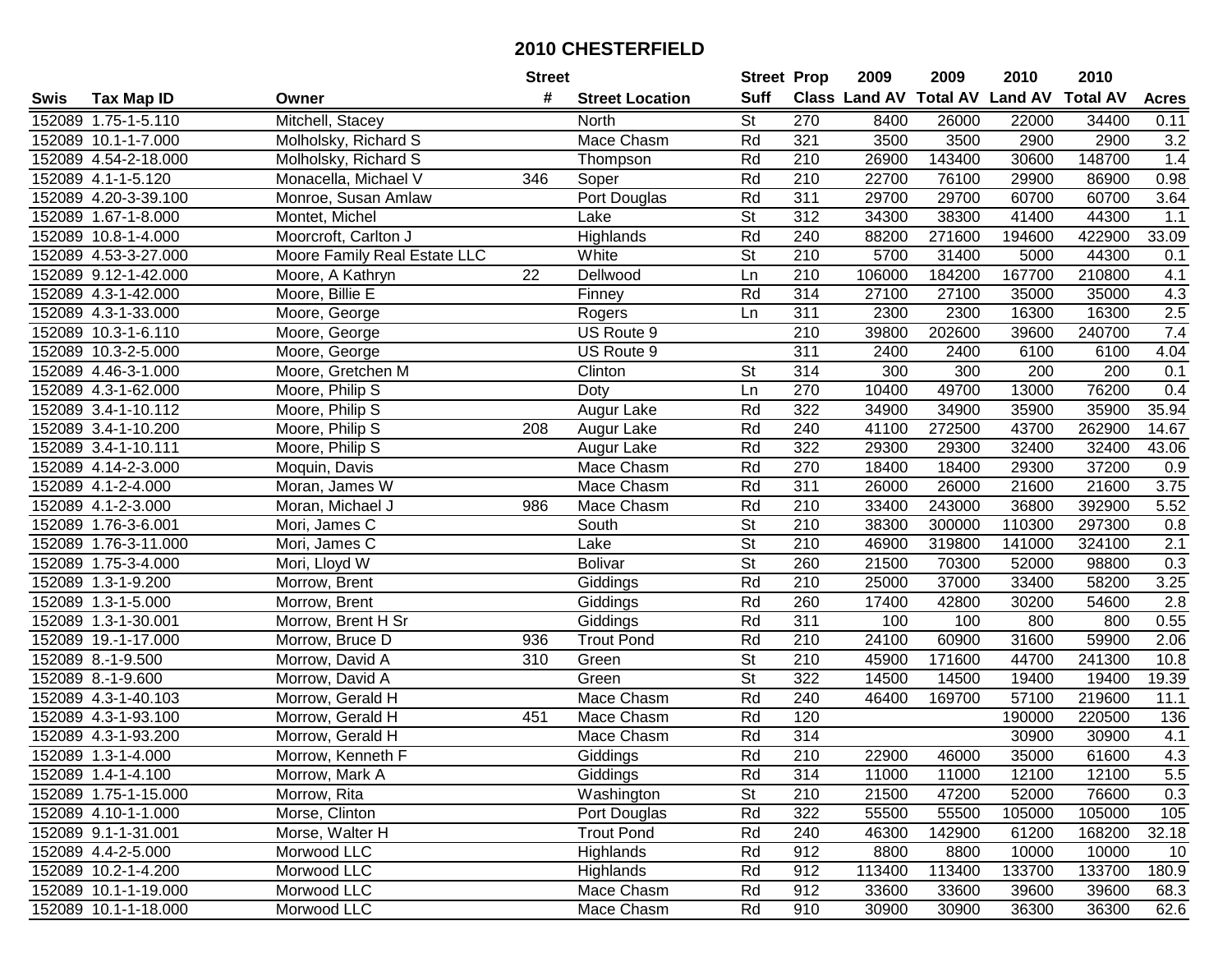# 2010 CHESTERFIELD

| Swis | Tax Map ID | Owner | Street # | Street Location | Street Suff | Prop Class | 2009 Land AV | 2009 Total AV | 2010 Land AV | 2010 Total AV | Acres |
|---|---|---|---|---|---|---|---|---|---|---|---|
| 152089 | 1.75-1-5.110 | Mitchell, Stacey | | North | St | 270 | 8400 | 26000 | 22000 | 34400 | 0.11 |
| 152089 | 10.1-1-7.000 | Molholsky, Richard S | | Mace Chasm | Rd | 321 | 3500 | 3500 | 2900 | 2900 | 3.2 |
| 152089 | 4.54-2-18.000 | Molholsky, Richard S | | Thompson | Rd | 210 | 26900 | 143400 | 30600 | 148700 | 1.4 |
| 152089 | 4.1-1-5.120 | Monacella, Michael V | 346 | Soper | Rd | 210 | 22700 | 76100 | 29900 | 86900 | 0.98 |
| 152089 | 4.20-3-39.100 | Monroe, Susan Amlaw | | Port Douglas | Rd | 311 | 29700 | 29700 | 60700 | 60700 | 3.64 |
| 152089 | 1.67-1-8.000 | Montet, Michel | | Lake | St | 312 | 34300 | 38300 | 41400 | 44300 | 1.1 |
| 152089 | 10.8-1-4.000 | Moorcroft, Carlton J | | Highlands | Rd | 240 | 88200 | 271600 | 194600 | 422900 | 33.09 |
| 152089 | 4.53-3-27.000 | Moore Family Real Estate LLC | | White | St | 210 | 5700 | 31400 | 5000 | 44300 | 0.1 |
| 152089 | 9.12-1-42.000 | Moore, A Kathryn | 22 | Dellwood | Ln | 210 | 106000 | 184200 | 167700 | 210800 | 4.1 |
| 152089 | 4.3-1-42.000 | Moore, Billie E | | Finney | Rd | 314 | 27100 | 27100 | 35000 | 35000 | 4.3 |
| 152089 | 4.3-1-33.000 | Moore, George | | Rogers | Ln | 311 | 2300 | 2300 | 16300 | 16300 | 2.5 |
| 152089 | 10.3-1-6.110 | Moore, George | | US Route 9 | | 210 | 39800 | 202600 | 39600 | 240700 | 7.4 |
| 152089 | 10.3-2-5.000 | Moore, George | | US Route 9 | | 311 | 2400 | 2400 | 6100 | 6100 | 4.04 |
| 152089 | 4.46-3-1.000 | Moore, Gretchen M | | Clinton | St | 314 | 300 | 300 | 200 | 200 | 0.1 |
| 152089 | 4.3-1-62.000 | Moore, Philip S | | Doty | Ln | 270 | 10400 | 49700 | 13000 | 76200 | 0.4 |
| 152089 | 3.4-1-10.112 | Moore, Philip S | | Augur Lake | Rd | 322 | 34900 | 34900 | 35900 | 35900 | 35.94 |
| 152089 | 3.4-1-10.200 | Moore, Philip S | 208 | Augur Lake | Rd | 240 | 41100 | 272500 | 43700 | 262900 | 14.67 |
| 152089 | 3.4-1-10.111 | Moore, Philip S | | Augur Lake | Rd | 322 | 29300 | 29300 | 32400 | 32400 | 43.06 |
| 152089 | 4.14-2-3.000 | Moquin, Davis | | Mace Chasm | Rd | 270 | 18400 | 18400 | 29300 | 37200 | 0.9 |
| 152089 | 4.1-2-4.000 | Moran, James W | | Mace Chasm | Rd | 311 | 26000 | 26000 | 21600 | 21600 | 3.75 |
| 152089 | 4.1-2-3.000 | Moran, Michael J | 986 | Mace Chasm | Rd | 210 | 33400 | 243000 | 36800 | 392900 | 5.52 |
| 152089 | 1.76-3-6.001 | Mori, James C | | South | St | 210 | 38300 | 300000 | 110300 | 297300 | 0.8 |
| 152089 | 1.76-3-11.000 | Mori, James C | | Lake | St | 210 | 46900 | 319800 | 141000 | 324100 | 2.1 |
| 152089 | 1.75-3-4.000 | Mori, Lloyd W | | Bolivar | St | 260 | 21500 | 70300 | 52000 | 98800 | 0.3 |
| 152089 | 1.3-1-9.200 | Morrow, Brent | | Giddings | Rd | 210 | 25000 | 37000 | 33400 | 58200 | 3.25 |
| 152089 | 1.3-1-5.000 | Morrow, Brent | | Giddings | Rd | 260 | 17400 | 42800 | 30200 | 54600 | 2.8 |
| 152089 | 1.3-1-30.001 | Morrow, Brent H Sr | | Giddings | Rd | 311 | 100 | 100 | 800 | 800 | 0.55 |
| 152089 | 19.-1-17.000 | Morrow, Bruce D | 936 | Trout Pond | Rd | 210 | 24100 | 60900 | 31600 | 59900 | 2.06 |
| 152089 | 8.-1-9.500 | Morrow, David A | 310 | Green | St | 210 | 45900 | 171600 | 44700 | 241300 | 10.8 |
| 152089 | 8.-1-9.600 | Morrow, David A | | Green | St | 322 | 14500 | 14500 | 19400 | 19400 | 19.39 |
| 152089 | 4.3-1-40.103 | Morrow, Gerald H | | Mace Chasm | Rd | 240 | 46400 | 169700 | 57100 | 219600 | 11.1 |
| 152089 | 4.3-1-93.100 | Morrow, Gerald H | 451 | Mace Chasm | Rd | 120 | | | 190000 | 220500 | 136 |
| 152089 | 4.3-1-93.200 | Morrow, Gerald H | | Mace Chasm | Rd | 314 | | | 30900 | 30900 | 4.1 |
| 152089 | 1.3-1-4.000 | Morrow, Kenneth F | | Giddings | Rd | 210 | 22900 | 46000 | 35000 | 61600 | 4.3 |
| 152089 | 1.4-1-4.100 | Morrow, Mark A | | Giddings | Rd | 314 | 11000 | 11000 | 12100 | 12100 | 5.5 |
| 152089 | 1.75-1-15.000 | Morrow, Rita | | Washington | St | 210 | 21500 | 47200 | 52000 | 76600 | 0.3 |
| 152089 | 4.10-1-1.000 | Morse, Clinton | | Port Douglas | Rd | 322 | 55500 | 55500 | 105000 | 105000 | 105 |
| 152089 | 9.1-1-31.001 | Morse, Walter H | | Trout Pond | Rd | 240 | 46300 | 142900 | 61200 | 168200 | 32.18 |
| 152089 | 4.4-2-5.000 | Morwood LLC | | Highlands | Rd | 912 | 8800 | 8800 | 10000 | 10000 | 10 |
| 152089 | 10.2-1-4.200 | Morwood LLC | | Highlands | Rd | 912 | 113400 | 113400 | 133700 | 133700 | 180.9 |
| 152089 | 10.1-1-19.000 | Morwood LLC | | Mace Chasm | Rd | 912 | 33600 | 33600 | 39600 | 39600 | 68.3 |
| 152089 | 10.1-1-18.000 | Morwood LLC | | Mace Chasm | Rd | 910 | 30900 | 30900 | 36300 | 36300 | 62.6 |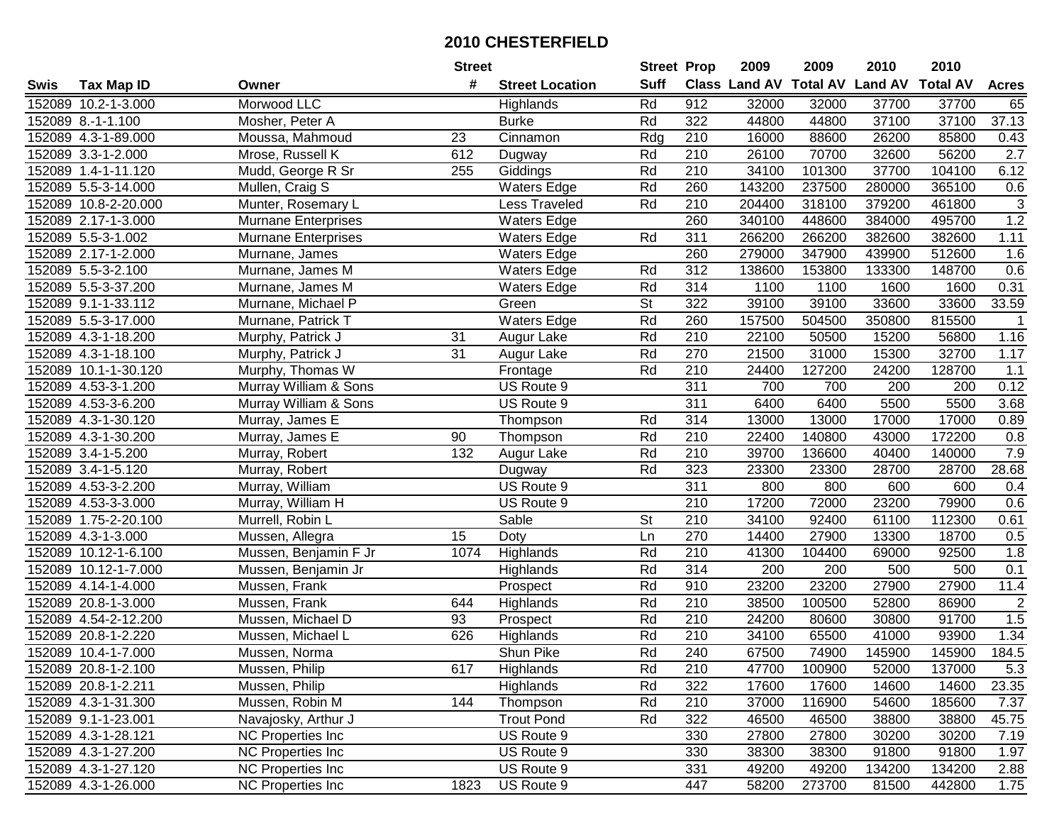# 2010 CHESTERFIELD

| Swis | Tax Map ID | Owner | Street # | Street Location | Street Suff | Prop Class | 2009 Land AV | 2009 Total AV | 2010 Land AV | 2010 Total AV | Acres |
|---|---|---|---|---|---|---|---|---|---|---|---|
| 152089 | 10.2-1-3.000 | Morwood LLC | | Highlands | Rd | 912 | 32000 | 32000 | 37700 | 37700 | 65 |
| 152089 | 8.-1-1.100 | Mosher, Peter A | | Burke | Rd | 322 | 44800 | 44800 | 37100 | 37100 | 37.13 |
| 152089 | 4.3-1-89.000 | Moussa, Mahmoud | 23 | Cinnamon | Rdg | 210 | 16000 | 88600 | 26200 | 85800 | 0.43 |
| 152089 | 3.3-1-2.000 | Mrose, Russell K | 612 | Dugway | Rd | 210 | 26100 | 70700 | 32600 | 56200 | 2.7 |
| 152089 | 1.4-1-11.120 | Mudd, George R Sr | 255 | Giddings | Rd | 210 | 34100 | 101300 | 37700 | 104100 | 6.12 |
| 152089 | 5.5-3-14.000 | Mullen, Craig S | | Waters Edge | Rd | 260 | 143200 | 237500 | 280000 | 365100 | 0.6 |
| 152089 | 10.8-2-20.000 | Munter, Rosemary L | | Less Traveled | Rd | 210 | 204400 | 318100 | 379200 | 461800 | 3 |
| 152089 | 2.17-1-3.000 | Murnane Enterprises | | Waters Edge | | 260 | 340100 | 448600 | 384000 | 495700 | 1.2 |
| 152089 | 5.5-3-1.002 | Murnane Enterprises | | Waters Edge | Rd | 311 | 266200 | 266200 | 382600 | 382600 | 1.11 |
| 152089 | 2.17-1-2.000 | Murnane, James | | Waters Edge | | 260 | 279000 | 347900 | 439900 | 512600 | 1.6 |
| 152089 | 5.5-3-2.100 | Murnane, James M | | Waters Edge | Rd | 312 | 138600 | 153800 | 133300 | 148700 | 0.6 |
| 152089 | 5.5-3-37.200 | Murnane, James M | | Waters Edge | Rd | 314 | 1100 | 1100 | 1600 | 1600 | 0.31 |
| 152089 | 9.1-1-33.112 | Murnane, Michael P | | Green | St | 322 | 39100 | 39100 | 33600 | 33600 | 33.59 |
| 152089 | 5.5-3-17.000 | Murnane, Patrick T | | Waters Edge | Rd | 260 | 157500 | 504500 | 350800 | 815500 | 1 |
| 152089 | 4.3-1-18.200 | Murphy, Patrick J | 31 | Augur Lake | Rd | 210 | 22100 | 50500 | 15200 | 56800 | 1.16 |
| 152089 | 4.3-1-18.100 | Murphy, Patrick J | 31 | Augur Lake | Rd | 270 | 21500 | 31000 | 15300 | 32700 | 1.17 |
| 152089 | 10.1-1-30.120 | Murphy, Thomas W | | Frontage | Rd | 210 | 24400 | 127200 | 24200 | 128700 | 1.1 |
| 152089 | 4.53-3-1.200 | Murray William & Sons | | US Route 9 | | 311 | 700 | 700 | 200 | 200 | 0.12 |
| 152089 | 4.53-3-6.200 | Murray William & Sons | | US Route 9 | | 311 | 6400 | 6400 | 5500 | 5500 | 3.68 |
| 152089 | 4.3-1-30.120 | Murray, James E | | Thompson | Rd | 314 | 13000 | 13000 | 17000 | 17000 | 0.89 |
| 152089 | 4.3-1-30.200 | Murray, James E | 90 | Thompson | Rd | 210 | 22400 | 140800 | 43000 | 172200 | 0.8 |
| 152089 | 3.4-1-5.200 | Murray, Robert | 132 | Augur Lake | Rd | 210 | 39700 | 136600 | 40400 | 140000 | 7.9 |
| 152089 | 3.4-1-5.120 | Murray, Robert | | Dugway | Rd | 323 | 23300 | 23300 | 28700 | 28700 | 28.68 |
| 152089 | 4.53-3-2.200 | Murray, William | | US Route 9 | | 311 | 800 | 800 | 600 | 600 | 0.4 |
| 152089 | 4.53-3-3.000 | Murray, William H | | US Route 9 | | 210 | 17200 | 72000 | 23200 | 79900 | 0.6 |
| 152089 | 1.75-2-20.100 | Murrell, Robin L | | Sable | St | 210 | 34100 | 92400 | 61100 | 112300 | 0.61 |
| 152089 | 4.3-1-3.000 | Mussen, Allegra | 15 | Doty | Ln | 270 | 14400 | 27900 | 13300 | 18700 | 0.5 |
| 152089 | 10.12-1-6.100 | Mussen, Benjamin F Jr | 1074 | Highlands | Rd | 210 | 41300 | 104400 | 69000 | 92500 | 1.8 |
| 152089 | 10.12-1-7.000 | Mussen, Benjamin Jr | | Highlands | Rd | 314 | 200 | 200 | 500 | 500 | 0.1 |
| 152089 | 4.14-1-4.000 | Mussen, Frank | | Prospect | Rd | 910 | 23200 | 23200 | 27900 | 27900 | 11.4 |
| 152089 | 20.8-1-3.000 | Mussen, Frank | 644 | Highlands | Rd | 210 | 38500 | 100500 | 52800 | 86900 | 2 |
| 152089 | 4.54-2-12.200 | Mussen, Michael D | 93 | Prospect | Rd | 210 | 24200 | 80600 | 30800 | 91700 | 1.5 |
| 152089 | 20.8-1-2.220 | Mussen, Michael L | 626 | Highlands | Rd | 210 | 34100 | 65500 | 41000 | 93900 | 1.34 |
| 152089 | 10.4-1-7.000 | Mussen, Norma | | Shun Pike | Rd | 240 | 67500 | 74900 | 145900 | 145900 | 184.5 |
| 152089 | 20.8-1-2.100 | Mussen, Philip | 617 | Highlands | Rd | 210 | 47700 | 100900 | 52000 | 137000 | 5.3 |
| 152089 | 20.8-1-2.211 | Mussen, Philip | | Highlands | Rd | 322 | 17600 | 17600 | 14600 | 14600 | 23.35 |
| 152089 | 4.3-1-31.300 | Mussen, Robin M | 144 | Thompson | Rd | 210 | 37000 | 116900 | 54600 | 185600 | 7.37 |
| 152089 | 9.1-1-23.001 | Navajosky, Arthur J | | Trout Pond | Rd | 322 | 46500 | 46500 | 38800 | 38800 | 45.75 |
| 152089 | 4.3-1-28.121 | NC Properties Inc | | US Route 9 | | 330 | 27800 | 27800 | 30200 | 30200 | 7.19 |
| 152089 | 4.3-1-27.200 | NC Properties Inc | | US Route 9 | | 330 | 38300 | 38300 | 91800 | 91800 | 1.97 |
| 152089 | 4.3-1-27.120 | NC Properties Inc | | US Route 9 | | 331 | 49200 | 49200 | 134200 | 134200 | 2.88 |
| 152089 | 4.3-1-26.000 | NC Properties Inc | 1823 | US Route 9 | | 447 | 58200 | 273700 | 81500 | 442800 | 1.75 |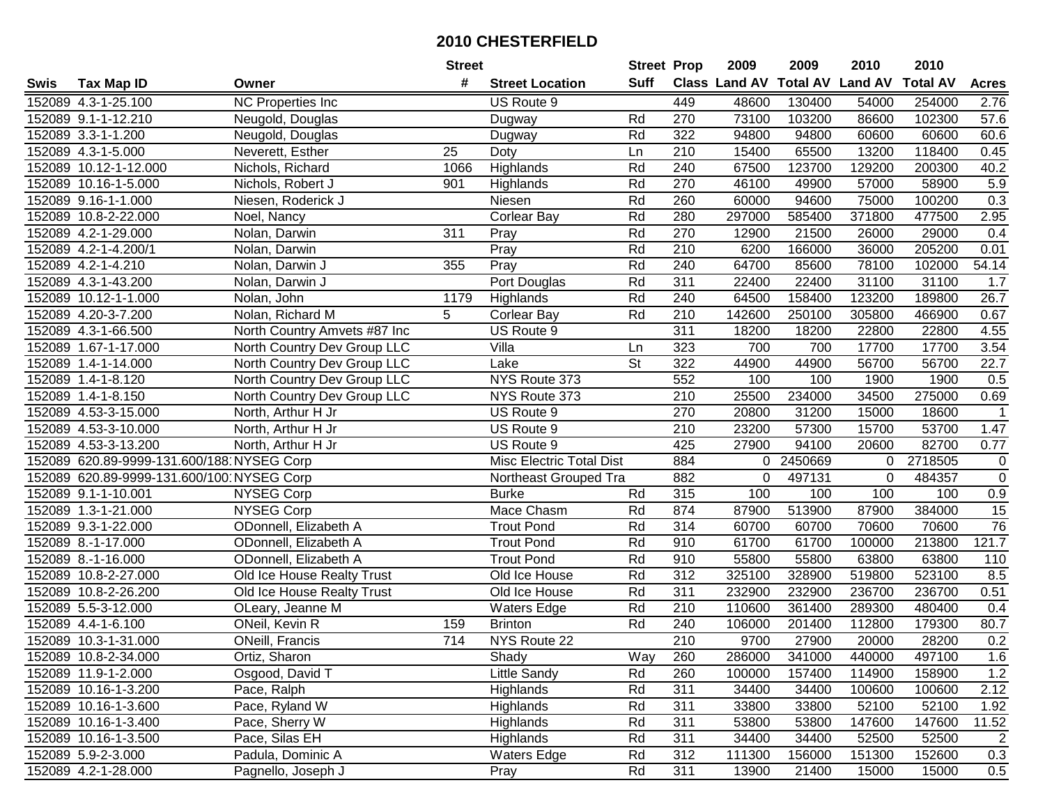# 2010 CHESTERFIELD

| Swis | Tax Map ID | Owner | Street # | Street Location | Street Suff | Prop Class | 2009 Land AV | 2009 Total AV | 2010 Land AV | 2010 Total AV | Acres |
|---|---|---|---|---|---|---|---|---|---|---|---|
| 152089 | 4.3-1-25.100 | NC Properties Inc | | US Route 9 | | 449 | 48600 | 130400 | 54000 | 254000 | 2.76 |
| 152089 | 9.1-1-12.210 | Neugold, Douglas | | Dugway | Rd | 270 | 73100 | 103200 | 86600 | 102300 | 57.6 |
| 152089 | 3.3-1-1.200 | Neugold, Douglas | | Dugway | Rd | 322 | 94800 | 94800 | 60600 | 60600 | 60.6 |
| 152089 | 4.3-1-5.000 | Neverett, Esther | 25 | Doty | Ln | 210 | 15400 | 65500 | 13200 | 118400 | 0.45 |
| 152089 | 10.12-1-12.000 | Nichols, Richard | 1066 | Highlands | Rd | 240 | 67500 | 123700 | 129200 | 200300 | 40.2 |
| 152089 | 10.16-1-5.000 | Nichols, Robert J | 901 | Highlands | Rd | 270 | 46100 | 49900 | 57000 | 58900 | 5.9 |
| 152089 | 9.16-1-1.000 | Niesen, Roderick J | | Niesen | Rd | 260 | 60000 | 94600 | 75000 | 100200 | 0.3 |
| 152089 | 10.8-2-22.000 | Noel, Nancy | | Corlear Bay | Rd | 280 | 297000 | 585400 | 371800 | 477500 | 2.95 |
| 152089 | 4.2-1-29.000 | Nolan, Darwin | 311 | Pray | Rd | 270 | 12900 | 21500 | 26000 | 29000 | 0.4 |
| 152089 | 4.2-1-4.200/1 | Nolan, Darwin | | Pray | Rd | 210 | 6200 | 166000 | 36000 | 205200 | 0.01 |
| 152089 | 4.2-1-4.210 | Nolan, Darwin J | 355 | Pray | Rd | 240 | 64700 | 85600 | 78100 | 102000 | 54.14 |
| 152089 | 4.3-1-43.200 | Nolan, Darwin J | | Port Douglas | Rd | 311 | 22400 | 22400 | 31100 | 31100 | 1.7 |
| 152089 | 10.12-1-1.000 | Nolan, John | 1179 | Highlands | Rd | 240 | 64500 | 158400 | 123200 | 189800 | 26.7 |
| 152089 | 4.20-3-7.200 | Nolan, Richard M | 5 | Corlear Bay | Rd | 210 | 142600 | 250100 | 305800 | 466900 | 0.67 |
| 152089 | 4.3-1-66.500 | North Country Amvets #87 Inc | | US Route 9 | | 311 | 18200 | 18200 | 22800 | 22800 | 4.55 |
| 152089 | 1.67-1-17.000 | North Country Dev Group LLC | | Villa | Ln | 323 | 700 | 700 | 17700 | 17700 | 3.54 |
| 152089 | 1.4-1-14.000 | North Country Dev Group LLC | | Lake | St | 322 | 44900 | 44900 | 56700 | 56700 | 22.7 |
| 152089 | 1.4-1-8.120 | North Country Dev Group LLC | | NYS Route 373 | | 552 | 100 | 100 | 1900 | 1900 | 0.5 |
| 152089 | 1.4-1-8.150 | North Country Dev Group LLC | | NYS Route 373 | | 210 | 25500 | 234000 | 34500 | 275000 | 0.69 |
| 152089 | 4.53-3-15.000 | North, Arthur H Jr | | US Route 9 | | 270 | 20800 | 31200 | 15000 | 18600 | 1 |
| 152089 | 4.53-3-10.000 | North, Arthur H Jr | | US Route 9 | | 210 | 23200 | 57300 | 15700 | 53700 | 1.47 |
| 152089 | 4.53-3-13.200 | North, Arthur H Jr | | US Route 9 | | 425 | 27900 | 94100 | 20600 | 82700 | 0.77 |
| 152089 | 620.89-9999-131.600/188 | NYSEG Corp | | Misc Electric Total Dist | | 884 | 0 | 2450669 | 0 | 2718505 | 0 |
| 152089 | 620.89-9999-131.600/100 | NYSEG Corp | | Northeast Grouped Tra | | 882 | 0 | 497131 | 0 | 484357 | 0 |
| 152089 | 9.1-1-10.001 | NYSEG Corp | | Burke | Rd | 315 | 100 | 100 | 100 | 100 | 0.9 |
| 152089 | 1.3-1-21.000 | NYSEG Corp | | Mace Chasm | Rd | 874 | 87900 | 513900 | 87900 | 384000 | 15 |
| 152089 | 9.3-1-22.000 | ODonnell, Elizabeth A | | Trout Pond | Rd | 314 | 60700 | 60700 | 70600 | 70600 | 76 |
| 152089 | 8.-1-17.000 | ODonnell, Elizabeth A | | Trout Pond | Rd | 910 | 61700 | 61700 | 100000 | 213800 | 121.7 |
| 152089 | 8.-1-16.000 | ODonnell, Elizabeth A | | Trout Pond | Rd | 910 | 55800 | 55800 | 63800 | 63800 | 110 |
| 152089 | 10.8-2-27.000 | Old Ice House Realty Trust | | Old Ice House | Rd | 312 | 325100 | 328900 | 519800 | 523100 | 8.5 |
| 152089 | 10.8-2-26.200 | Old Ice House Realty Trust | | Old Ice House | Rd | 311 | 232900 | 232900 | 236700 | 236700 | 0.51 |
| 152089 | 5.5-3-12.000 | OLeary, Jeanne M | | Waters Edge | Rd | 210 | 110600 | 361400 | 289300 | 480400 | 0.4 |
| 152089 | 4.4-1-6.100 | ONeil, Kevin R | 159 | Brinton | Rd | 240 | 106000 | 201400 | 112800 | 179300 | 80.7 |
| 152089 | 10.3-1-31.000 | ONeill, Francis | 714 | NYS Route 22 | | 210 | 9700 | 27900 | 20000 | 28200 | 0.2 |
| 152089 | 10.8-2-34.000 | Ortiz, Sharon | | Shady | Way | 260 | 286000 | 341000 | 440000 | 497100 | 1.6 |
| 152089 | 11.9-1-2.000 | Osgood, David T | | Little Sandy | Rd | 260 | 100000 | 157400 | 114900 | 158900 | 1.2 |
| 152089 | 10.16-1-3.200 | Pace, Ralph | | Highlands | Rd | 311 | 34400 | 34400 | 100600 | 100600 | 2.12 |
| 152089 | 10.16-1-3.600 | Pace, Ryland W | | Highlands | Rd | 311 | 33800 | 33800 | 52100 | 52100 | 1.92 |
| 152089 | 10.16-1-3.400 | Pace, Sherry W | | Highlands | Rd | 311 | 53800 | 53800 | 147600 | 147600 | 11.52 |
| 152089 | 10.16-1-3.500 | Pace, Silas EH | | Highlands | Rd | 311 | 34400 | 34400 | 52500 | 52500 | 2 |
| 152089 | 5.9-2-3.000 | Padula, Dominic A | | Waters Edge | Rd | 312 | 111300 | 156000 | 151300 | 152600 | 0.3 |
| 152089 | 4.2-1-28.000 | Pagnello, Joseph J | | Pray | Rd | 311 | 13900 | 21400 | 15000 | 15000 | 0.5 |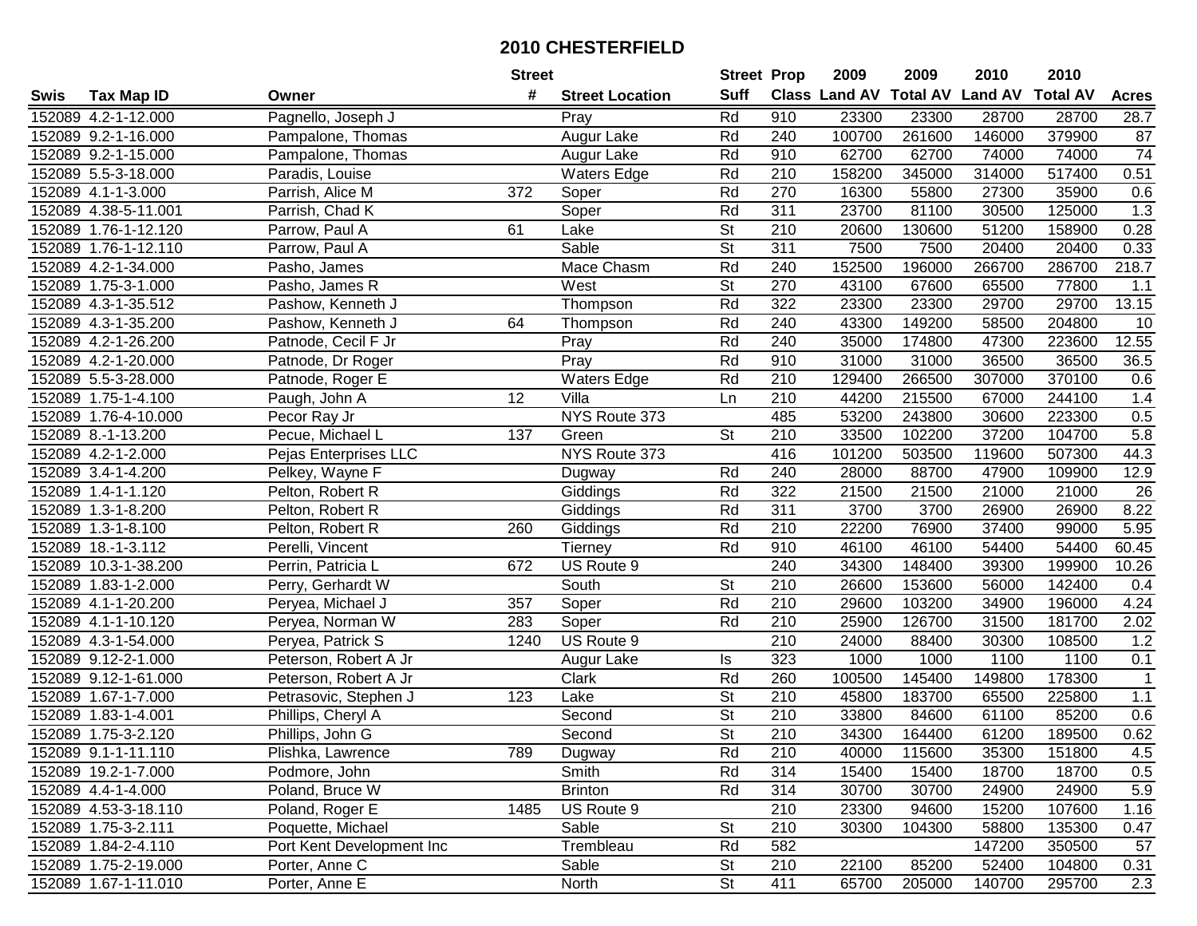# 2010 CHESTERFIELD

| Swis | Tax Map ID | Owner | Street # | Street Location | Street Suff | Prop Class | 2009 Land AV | 2009 Total AV | 2010 Land AV | 2010 Total AV | Acres |
|---|---|---|---|---|---|---|---|---|---|---|---|
| 152089 | 4.2-1-12.000 | Pagnello, Joseph J | | Pray | Rd | 910 | 23300 | 23300 | 28700 | 28700 | 28.7 |
| 152089 | 9.2-1-16.000 | Pampalone, Thomas | | Augur Lake | Rd | 240 | 100700 | 261600 | 146000 | 379900 | 87 |
| 152089 | 9.2-1-15.000 | Pampalone, Thomas | | Augur Lake | Rd | 910 | 62700 | 62700 | 74000 | 74000 | 74 |
| 152089 | 5.5-3-18.000 | Paradis, Louise | | Waters Edge | Rd | 210 | 158200 | 345000 | 314000 | 517400 | 0.51 |
| 152089 | 4.1-1-3.000 | Parrish, Alice M | 372 | Soper | Rd | 270 | 16300 | 55800 | 27300 | 35900 | 0.6 |
| 152089 | 4.38-5-11.001 | Parrish, Chad K | | Soper | Rd | 311 | 23700 | 81100 | 30500 | 125000 | 1.3 |
| 152089 | 1.76-1-12.120 | Parrow, Paul A | 61 | Lake | St | 210 | 20600 | 130600 | 51200 | 158900 | 0.28 |
| 152089 | 1.76-1-12.110 | Parrow, Paul A | | Sable | St | 311 | 7500 | 7500 | 20400 | 20400 | 0.33 |
| 152089 | 4.2-1-34.000 | Pasho, James | | Mace Chasm | Rd | 240 | 152500 | 196000 | 266700 | 286700 | 218.7 |
| 152089 | 1.75-3-1.000 | Pasho, James R | | West | St | 270 | 43100 | 67600 | 65500 | 77800 | 1.1 |
| 152089 | 4.3-1-35.512 | Pashow, Kenneth J | | Thompson | Rd | 322 | 23300 | 23300 | 29700 | 29700 | 13.15 |
| 152089 | 4.3-1-35.200 | Pashow, Kenneth J | 64 | Thompson | Rd | 240 | 43300 | 149200 | 58500 | 204800 | 10 |
| 152089 | 4.2-1-26.200 | Patnode, Cecil F Jr | | Pray | Rd | 240 | 35000 | 174800 | 47300 | 223600 | 12.55 |
| 152089 | 4.2-1-20.000 | Patnode, Dr Roger | | Pray | Rd | 910 | 31000 | 31000 | 36500 | 36500 | 36.5 |
| 152089 | 5.5-3-28.000 | Patnode, Roger E | | Waters Edge | Rd | 210 | 129400 | 266500 | 307000 | 370100 | 0.6 |
| 152089 | 1.75-1-4.100 | Paugh, John A | 12 | Villa | Ln | 210 | 44200 | 215500 | 67000 | 244100 | 1.4 |
| 152089 | 1.76-4-10.000 | Pecor Ray Jr | | NYS Route 373 | | 485 | 53200 | 243800 | 30600 | 223300 | 0.5 |
| 152089 | 8.-1-13.200 | Pecue, Michael L | 137 | Green | St | 210 | 33500 | 102200 | 37200 | 104700 | 5.8 |
| 152089 | 4.2-1-2.000 | Pejas Enterprises LLC | | NYS Route 373 | | 416 | 101200 | 503500 | 119600 | 507300 | 44.3 |
| 152089 | 3.4-1-4.200 | Pelkey, Wayne F | | Dugway | Rd | 240 | 28000 | 88700 | 47900 | 109900 | 12.9 |
| 152089 | 1.4-1-1.120 | Pelton, Robert R | | Giddings | Rd | 322 | 21500 | 21500 | 21000 | 21000 | 26 |
| 152089 | 1.3-1-8.200 | Pelton, Robert R | | Giddings | Rd | 311 | 3700 | 3700 | 26900 | 26900 | 8.22 |
| 152089 | 1.3-1-8.100 | Pelton, Robert R | 260 | Giddings | Rd | 210 | 22200 | 76900 | 37400 | 99000 | 5.95 |
| 152089 | 18.-1-3.112 | Perelli, Vincent | | Tierney | Rd | 910 | 46100 | 46100 | 54400 | 54400 | 60.45 |
| 152089 | 10.3-1-38.200 | Perrin, Patricia L | 672 | US Route 9 | | 240 | 34300 | 148400 | 39300 | 199900 | 10.26 |
| 152089 | 1.83-1-2.000 | Perry, Gerhardt W | | South | St | 210 | 26600 | 153600 | 56000 | 142400 | 0.4 |
| 152089 | 4.1-1-20.200 | Peryea, Michael J | 357 | Soper | Rd | 210 | 29600 | 103200 | 34900 | 196000 | 4.24 |
| 152089 | 4.1-1-10.120 | Peryea, Norman W | 283 | Soper | Rd | 210 | 25900 | 126700 | 31500 | 181700 | 2.02 |
| 152089 | 4.3-1-54.000 | Peryea, Patrick S | 1240 | US Route 9 | | 210 | 24000 | 88400 | 30300 | 108500 | 1.2 |
| 152089 | 9.12-2-1.000 | Peterson, Robert A Jr | | Augur Lake | Is | 323 | 1000 | 1000 | 1100 | 1100 | 0.1 |
| 152089 | 9.12-1-61.000 | Peterson, Robert A Jr | | Clark | Rd | 260 | 100500 | 145400 | 149800 | 178300 | 1 |
| 152089 | 1.67-1-7.000 | Petrasovic, Stephen J | 123 | Lake | St | 210 | 45800 | 183700 | 65500 | 225800 | 1.1 |
| 152089 | 1.83-1-4.001 | Phillips, Cheryl A | | Second | St | 210 | 33800 | 84600 | 61100 | 85200 | 0.6 |
| 152089 | 1.75-3-2.120 | Phillips, John G | | Second | St | 210 | 34300 | 164400 | 61200 | 189500 | 0.62 |
| 152089 | 9.1-1-11.110 | Plishka, Lawrence | 789 | Dugway | Rd | 210 | 40000 | 115600 | 35300 | 151800 | 4.5 |
| 152089 | 19.2-1-7.000 | Podmore, John | | Smith | Rd | 314 | 15400 | 15400 | 18700 | 18700 | 0.5 |
| 152089 | 4.4-1-4.000 | Poland, Bruce W | | Brinton | Rd | 314 | 30700 | 30700 | 24900 | 24900 | 5.9 |
| 152089 | 4.53-3-18.110 | Poland, Roger E | 1485 | US Route 9 | | 210 | 23300 | 94600 | 15200 | 107600 | 1.16 |
| 152089 | 1.75-3-2.111 | Poquette, Michael | | Sable | St | 210 | 30300 | 104300 | 58800 | 135300 | 0.47 |
| 152089 | 1.84-2-4.110 | Port Kent Development Inc | | Trembleau | Rd | 582 | | | 147200 | 350500 | 57 |
| 152089 | 1.75-2-19.000 | Porter, Anne C | | Sable | St | 210 | 22100 | 85200 | 52400 | 104800 | 0.31 |
| 152089 | 1.67-1-11.010 | Porter, Anne E | | North | St | 411 | 65700 | 205000 | 140700 | 295700 | 2.3 |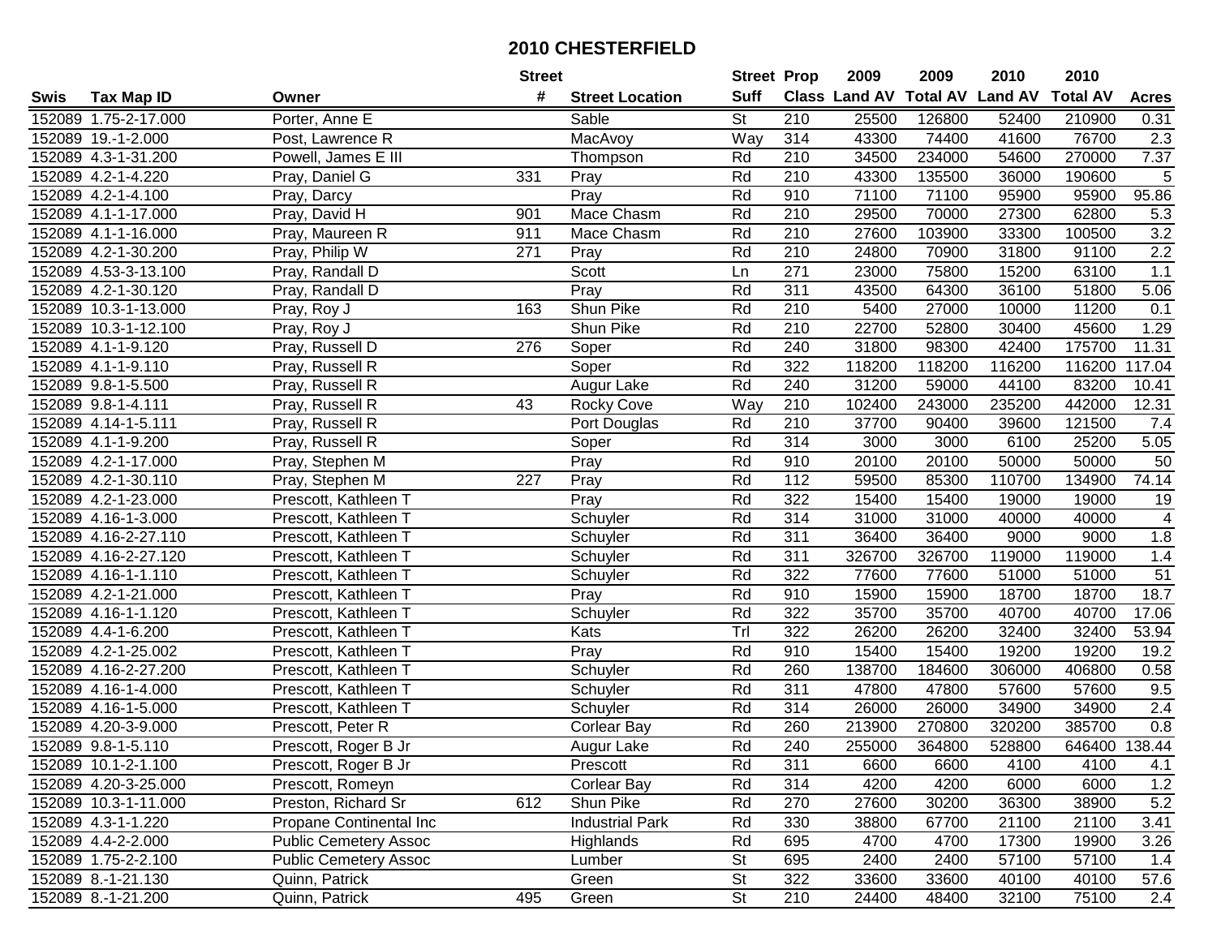# 2010 CHESTERFIELD

| Swis | Tax Map ID | Owner | Street # | Street Location | Street Suff | Prop Class | 2009 Land AV | 2009 Total AV | 2010 Land AV | 2010 Total AV | Acres |
|---|---|---|---|---|---|---|---|---|---|---|---|
| 152089 | 1.75-2-17.000 | Porter, Anne E | | Sable | St | 210 | 25500 | 126800 | 52400 | 210900 | 0.31 |
| 152089 | 19.-1-2.000 | Post, Lawrence R | | MacAvoy | Way | 314 | 43300 | 74400 | 41600 | 76700 | 2.3 |
| 152089 | 4.3-1-31.200 | Powell, James E III | | Thompson | Rd | 210 | 34500 | 234000 | 54600 | 270000 | 7.37 |
| 152089 | 4.2-1-4.220 | Pray, Daniel G | 331 | Pray | Rd | 210 | 43300 | 135500 | 36000 | 190600 | 5 |
| 152089 | 4.2-1-4.100 | Pray, Darcy | | Pray | Rd | 910 | 71100 | 71100 | 95900 | 95900 | 95.86 |
| 152089 | 4.1-1-17.000 | Pray, David H | 901 | Mace Chasm | Rd | 210 | 29500 | 70000 | 27300 | 62800 | 5.3 |
| 152089 | 4.1-1-16.000 | Pray, Maureen R | 911 | Mace Chasm | Rd | 210 | 27600 | 103900 | 33300 | 100500 | 3.2 |
| 152089 | 4.2-1-30.200 | Pray, Philip W | 271 | Pray | Rd | 210 | 24800 | 70900 | 31800 | 91100 | 2.2 |
| 152089 | 4.53-3-13.100 | Pray, Randall D | | Scott | Ln | 271 | 23000 | 75800 | 15200 | 63100 | 1.1 |
| 152089 | 4.2-1-30.120 | Pray, Randall D | | Pray | Rd | 311 | 43500 | 64300 | 36100 | 51800 | 5.06 |
| 152089 | 10.3-1-13.000 | Pray, Roy J | 163 | Shun Pike | Rd | 210 | 5400 | 27000 | 10000 | 11200 | 0.1 |
| 152089 | 10.3-1-12.100 | Pray, Roy J | | Shun Pike | Rd | 210 | 22700 | 52800 | 30400 | 45600 | 1.29 |
| 152089 | 4.1-1-9.120 | Pray, Russell D | 276 | Soper | Rd | 240 | 31800 | 98300 | 42400 | 175700 | 11.31 |
| 152089 | 4.1-1-9.110 | Pray, Russell R | | Soper | Rd | 322 | 118200 | 118200 | 116200 | 116200 | 117.04 |
| 152089 | 9.8-1-5.500 | Pray, Russell R | | Augur Lake | Rd | 240 | 31200 | 59000 | 44100 | 83200 | 10.41 |
| 152089 | 9.8-1-4.111 | Pray, Russell R | 43 | Rocky Cove | Way | 210 | 102400 | 243000 | 235200 | 442000 | 12.31 |
| 152089 | 4.14-1-5.111 | Pray, Russell R | | Port Douglas | Rd | 210 | 37700 | 90400 | 39600 | 121500 | 7.4 |
| 152089 | 4.1-1-9.200 | Pray, Russell R | | Soper | Rd | 314 | 3000 | 3000 | 6100 | 25200 | 5.05 |
| 152089 | 4.2-1-17.000 | Pray, Stephen M | | Pray | Rd | 910 | 20100 | 20100 | 50000 | 50000 | 50 |
| 152089 | 4.2-1-30.110 | Pray, Stephen M | 227 | Pray | Rd | 112 | 59500 | 85300 | 110700 | 134900 | 74.14 |
| 152089 | 4.2-1-23.000 | Prescott, Kathleen T | | Pray | Rd | 322 | 15400 | 15400 | 19000 | 19000 | 19 |
| 152089 | 4.16-1-3.000 | Prescott, Kathleen T | | Schuyler | Rd | 314 | 31000 | 31000 | 40000 | 40000 | 4 |
| 152089 | 4.16-2-27.110 | Prescott, Kathleen T | | Schuyler | Rd | 311 | 36400 | 36400 | 9000 | 9000 | 1.8 |
| 152089 | 4.16-2-27.120 | Prescott, Kathleen T | | Schuyler | Rd | 311 | 326700 | 326700 | 119000 | 119000 | 1.4 |
| 152089 | 4.16-1-1.110 | Prescott, Kathleen T | | Schuyler | Rd | 322 | 77600 | 77600 | 51000 | 51000 | 51 |
| 152089 | 4.2-1-21.000 | Prescott, Kathleen T | | Pray | Rd | 910 | 15900 | 15900 | 18700 | 18700 | 18.7 |
| 152089 | 4.16-1-1.120 | Prescott, Kathleen T | | Schuyler | Rd | 322 | 35700 | 35700 | 40700 | 40700 | 17.06 |
| 152089 | 4.4-1-6.200 | Prescott, Kathleen T | | Kats | Trl | 322 | 26200 | 26200 | 32400 | 32400 | 53.94 |
| 152089 | 4.2-1-25.002 | Prescott, Kathleen T | | Pray | Rd | 910 | 15400 | 15400 | 19200 | 19200 | 19.2 |
| 152089 | 4.16-2-27.200 | Prescott, Kathleen T | | Schuyler | Rd | 260 | 138700 | 184600 | 306000 | 406800 | 0.58 |
| 152089 | 4.16-1-4.000 | Prescott, Kathleen T | | Schuyler | Rd | 311 | 47800 | 47800 | 57600 | 57600 | 9.5 |
| 152089 | 4.16-1-5.000 | Prescott, Kathleen T | | Schuyler | Rd | 314 | 26000 | 26000 | 34900 | 34900 | 2.4 |
| 152089 | 4.20-3-9.000 | Prescott, Peter R | | Corlear Bay | Rd | 260 | 213900 | 270800 | 320200 | 385700 | 0.8 |
| 152089 | 9.8-1-5.110 | Prescott, Roger B Jr | | Augur Lake | Rd | 240 | 255000 | 364800 | 528800 | 646400 | 138.44 |
| 152089 | 10.1-2-1.100 | Prescott, Roger B Jr | | Prescott | Rd | 311 | 6600 | 6600 | 4100 | 4100 | 4.1 |
| 152089 | 4.20-3-25.000 | Prescott, Romeyn | | Corlear Bay | Rd | 314 | 4200 | 4200 | 6000 | 6000 | 1.2 |
| 152089 | 10.3-1-11.000 | Preston, Richard Sr | 612 | Shun Pike | Rd | 270 | 27600 | 30200 | 36300 | 38900 | 5.2 |
| 152089 | 4.3-1-1.220 | Propane Continental Inc | | Industrial Park | Rd | 330 | 38800 | 67700 | 21100 | 21100 | 3.41 |
| 152089 | 4.4-2-2.000 | Public Cemetery Assoc | | Highlands | Rd | 695 | 4700 | 4700 | 17300 | 19900 | 3.26 |
| 152089 | 1.75-2-2.100 | Public Cemetery Assoc | | Lumber | St | 695 | 2400 | 2400 | 57100 | 57100 | 1.4 |
| 152089 | 8.-1-21.130 | Quinn, Patrick | | Green | St | 322 | 33600 | 33600 | 40100 | 40100 | 57.6 |
| 152089 | 8.-1-21.200 | Quinn, Patrick | 495 | Green | St | 210 | 24400 | 48400 | 32100 | 75100 | 2.4 |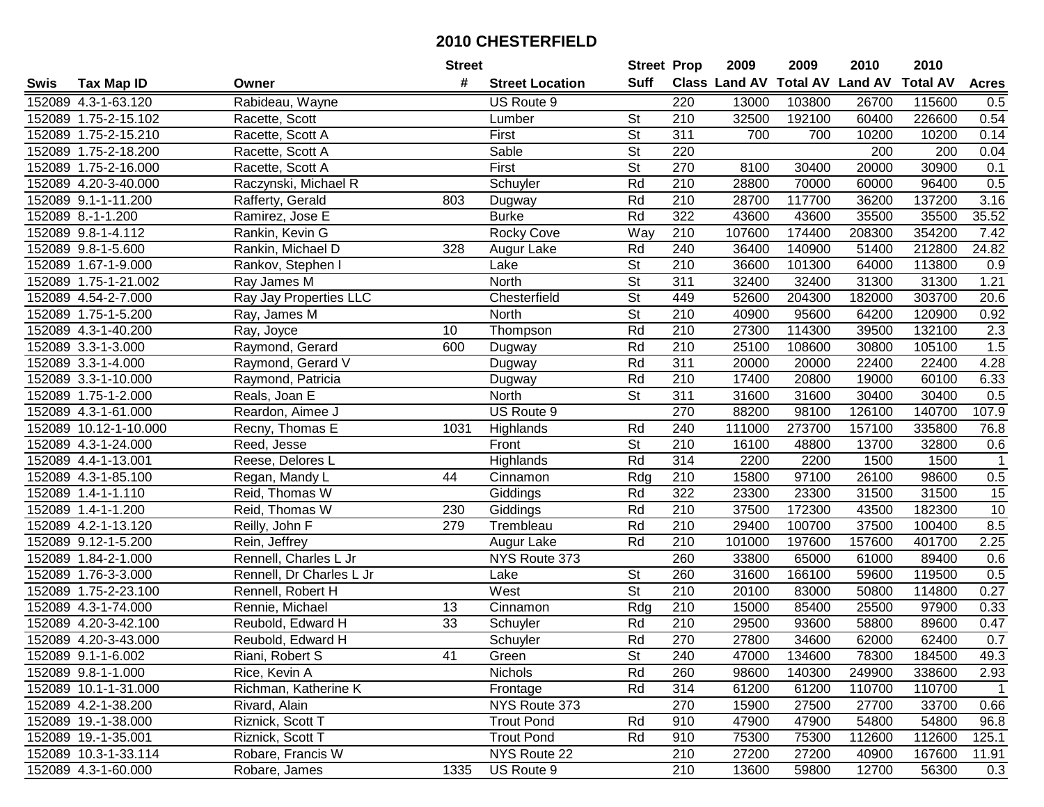# 2010 CHESTERFIELD

| Swis | Tax Map ID | Owner | Street # | Street Location | Street Suff | Prop Class | 2009 Land AV | 2009 Total AV | 2010 Land AV | 2010 Total AV | Acres |
|---|---|---|---|---|---|---|---|---|---|---|---|
| 152089 | 4.3-1-63.120 | Rabideau, Wayne | | US Route 9 | | 220 | 13000 | 103800 | 26700 | 115600 | 0.5 |
| 152089 | 1.75-2-15.102 | Racette, Scott | | Lumber | St | 210 | 32500 | 192100 | 60400 | 226600 | 0.54 |
| 152089 | 1.75-2-15.210 | Racette, Scott A | | First | St | 311 | 700 | 700 | 10200 | 10200 | 0.14 |
| 152089 | 1.75-2-18.200 | Racette, Scott A | | Sable | St | 220 | | | 200 | 200 | 0.04 |
| 152089 | 1.75-2-16.000 | Racette, Scott A | | First | St | 270 | 8100 | 30400 | 20000 | 30900 | 0.1 |
| 152089 | 4.20-3-40.000 | Raczynski, Michael R | | Schuyler | Rd | 210 | 28800 | 70000 | 60000 | 96400 | 0.5 |
| 152089 | 9.1-1-11.200 | Rafferty, Gerald | 803 | Dugway | Rd | 210 | 28700 | 117700 | 36200 | 137200 | 3.16 |
| 152089 | 8.-1-1.200 | Ramirez, Jose E | | Burke | Rd | 322 | 43600 | 43600 | 35500 | 35500 | 35.52 |
| 152089 | 9.8-1-4.112 | Rankin, Kevin G | | Rocky Cove | Way | 210 | 107600 | 174400 | 208300 | 354200 | 7.42 |
| 152089 | 9.8-1-5.600 | Rankin, Michael D | 328 | Augur Lake | Rd | 240 | 36400 | 140900 | 51400 | 212800 | 24.82 |
| 152089 | 1.67-1-9.000 | Rankov, Stephen I | | Lake | St | 210 | 36600 | 101300 | 64000 | 113800 | 0.9 |
| 152089 | 1.75-1-21.002 | Ray James M | | North | St | 311 | 32400 | 32400 | 31300 | 31300 | 1.21 |
| 152089 | 4.54-2-7.000 | Ray Jay Properties LLC | | Chesterfield | St | 449 | 52600 | 204300 | 182000 | 303700 | 20.6 |
| 152089 | 1.75-1-5.200 | Ray, James M | | North | St | 210 | 40900 | 95600 | 64200 | 120900 | 0.92 |
| 152089 | 4.3-1-40.200 | Ray, Joyce | 10 | Thompson | Rd | 210 | 27300 | 114300 | 39500 | 132100 | 2.3 |
| 152089 | 3.3-1-3.000 | Raymond, Gerard | 600 | Dugway | Rd | 210 | 25100 | 108600 | 30800 | 105100 | 1.5 |
| 152089 | 3.3-1-4.000 | Raymond, Gerard V | | Dugway | Rd | 311 | 20000 | 20000 | 22400 | 22400 | 4.28 |
| 152089 | 3.3-1-10.000 | Raymond, Patricia | | Dugway | Rd | 210 | 17400 | 20800 | 19000 | 60100 | 6.33 |
| 152089 | 1.75-1-2.000 | Reals, Joan E | | North | St | 311 | 31600 | 31600 | 30400 | 30400 | 0.5 |
| 152089 | 4.3-1-61.000 | Reardon, Aimee J | | US Route 9 | | 270 | 88200 | 98100 | 126100 | 140700 | 107.9 |
| 152089 | 10.12-1-10.000 | Recny, Thomas E | 1031 | Highlands | Rd | 240 | 111000 | 273700 | 157100 | 335800 | 76.8 |
| 152089 | 4.3-1-24.000 | Reed, Jesse | | Front | St | 210 | 16100 | 48800 | 13700 | 32800 | 0.6 |
| 152089 | 4.4-1-13.001 | Reese, Delores L | | Highlands | Rd | 314 | 2200 | 2200 | 1500 | 1500 | 1 |
| 152089 | 4.3-1-85.100 | Regan, Mandy L | 44 | Cinnamon | Rdg | 210 | 15800 | 97100 | 26100 | 98600 | 0.5 |
| 152089 | 1.4-1-1.110 | Reid, Thomas W | | Giddings | Rd | 322 | 23300 | 23300 | 31500 | 31500 | 15 |
| 152089 | 1.4-1-1.200 | Reid, Thomas W | 230 | Giddings | Rd | 210 | 37500 | 172300 | 43500 | 182300 | 10 |
| 152089 | 4.2-1-13.120 | Reilly, John F | 279 | Trembleau | Rd | 210 | 29400 | 100700 | 37500 | 100400 | 8.5 |
| 152089 | 9.12-1-5.200 | Rein, Jeffrey | | Augur Lake | Rd | 210 | 101000 | 197600 | 157600 | 401700 | 2.25 |
| 152089 | 1.84-2-1.000 | Rennell, Charles L Jr | | NYS Route 373 | | 260 | 33800 | 65000 | 61000 | 89400 | 0.6 |
| 152089 | 1.76-3-3.000 | Rennell, Dr Charles L Jr | | Lake | St | 260 | 31600 | 166100 | 59600 | 119500 | 0.5 |
| 152089 | 1.75-2-23.100 | Rennell, Robert H | | West | St | 210 | 20100 | 83000 | 50800 | 114800 | 0.27 |
| 152089 | 4.3-1-74.000 | Rennie, Michael | 13 | Cinnamon | Rdg | 210 | 15000 | 85400 | 25500 | 97900 | 0.33 |
| 152089 | 4.20-3-42.100 | Reubold, Edward H | 33 | Schuyler | Rd | 210 | 29500 | 93600 | 58800 | 89600 | 0.47 |
| 152089 | 4.20-3-43.000 | Reubold, Edward H | | Schuyler | Rd | 270 | 27800 | 34600 | 62000 | 62400 | 0.7 |
| 152089 | 9.1-1-6.002 | Riani, Robert S | 41 | Green | St | 240 | 47000 | 134600 | 78300 | 184500 | 49.3 |
| 152089 | 9.8-1-1.000 | Rice, Kevin A | | Nichols | Rd | 260 | 98600 | 140300 | 249900 | 338600 | 2.93 |
| 152089 | 10.1-1-31.000 | Richman, Katherine K | | Frontage | Rd | 314 | 61200 | 61200 | 110700 | 110700 | 1 |
| 152089 | 4.2-1-38.200 | Rivard, Alain | | NYS Route 373 | | 270 | 15900 | 27500 | 27700 | 33700 | 0.66 |
| 152089 | 19.-1-38.000 | Riznick, Scott T | | Trout Pond | Rd | 910 | 47900 | 47900 | 54800 | 54800 | 96.8 |
| 152089 | 19.-1-35.001 | Riznick, Scott T | | Trout Pond | Rd | 910 | 75300 | 75300 | 112600 | 112600 | 125.1 |
| 152089 | 10.3-1-33.114 | Robare, Francis W | | NYS Route 22 | | 210 | 27200 | 27200 | 40900 | 167600 | 11.91 |
| 152089 | 4.3-1-60.000 | Robare, James | 1335 | US Route 9 | | 210 | 13600 | 59800 | 12700 | 56300 | 0.3 |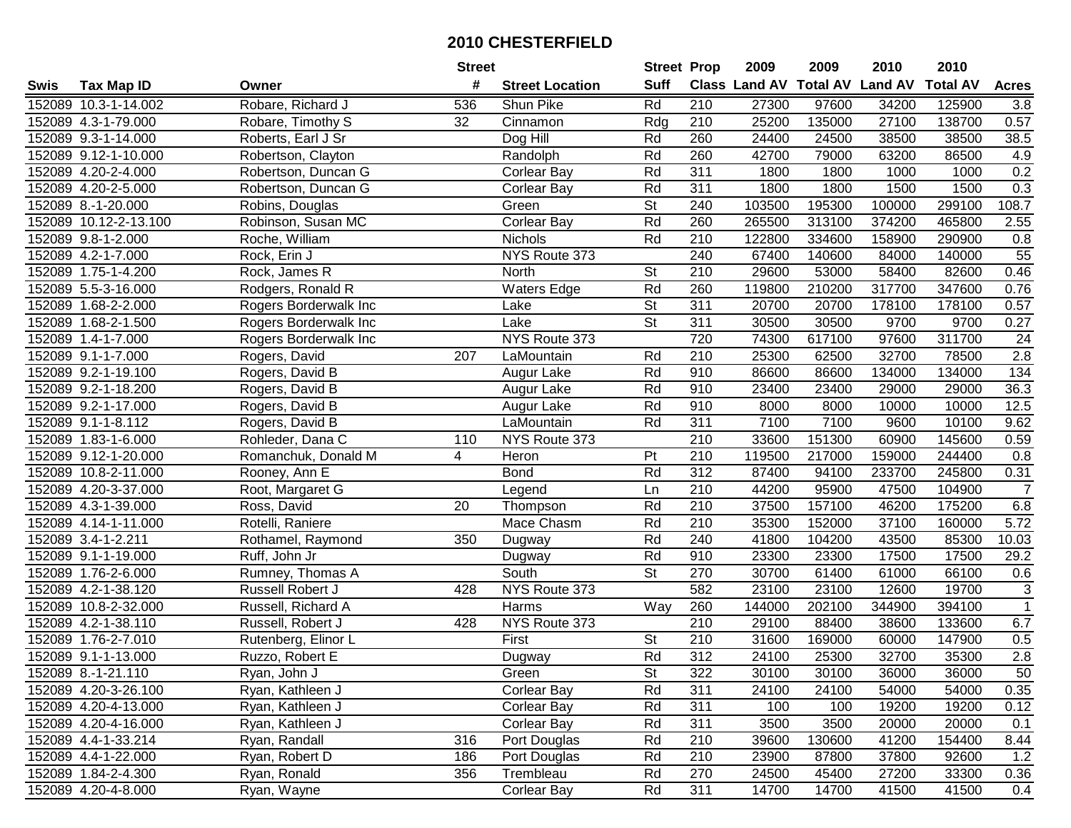# 2010 CHESTERFIELD

| Swis | Tax Map ID | Owner | Street # | Street Location | Street Suff | Prop Class | 2009 Land AV | 2009 Total AV | 2010 Land AV | 2010 Total AV | Acres |
|---|---|---|---|---|---|---|---|---|---|---|---|
| 152089 | 10.3-1-14.002 | Robare, Richard J | 536 | Shun Pike | Rd | 210 | 27300 | 97600 | 34200 | 125900 | 3.8 |
| 152089 | 4.3-1-79.000 | Robare, Timothy S | 32 | Cinnamon | Rdg | 210 | 25200 | 135000 | 27100 | 138700 | 0.57 |
| 152089 | 9.3-1-14.000 | Roberts, Earl J Sr | | Dog Hill | Rd | 260 | 24400 | 24500 | 38500 | 38500 | 38.5 |
| 152089 | 9.12-1-10.000 | Robertson, Clayton | | Randolph | Rd | 260 | 42700 | 79000 | 63200 | 86500 | 4.9 |
| 152089 | 4.20-2-4.000 | Robertson, Duncan G | | Corlear Bay | Rd | 311 | 1800 | 1800 | 1000 | 1000 | 0.2 |
| 152089 | 4.20-2-5.000 | Robertson, Duncan G | | Corlear Bay | Rd | 311 | 1800 | 1800 | 1500 | 1500 | 0.3 |
| 152089 | 8.-1-20.000 | Robins, Douglas | | Green | St | 240 | 103500 | 195300 | 100000 | 299100 | 108.7 |
| 152089 | 10.12-2-13.100 | Robinson, Susan MC | | Corlear Bay | Rd | 260 | 265500 | 313100 | 374200 | 465800 | 2.55 |
| 152089 | 9.8-1-2.000 | Roche, William | | Nichols | Rd | 210 | 122800 | 334600 | 158900 | 290900 | 0.8 |
| 152089 | 4.2-1-7.000 | Rock, Erin J | | NYS Route 373 | | 240 | 67400 | 140600 | 84000 | 140000 | 55 |
| 152089 | 1.75-1-4.200 | Rock, James R | | North | St | 210 | 29600 | 53000 | 58400 | 82600 | 0.46 |
| 152089 | 5.5-3-16.000 | Rodgers, Ronald R | | Waters Edge | Rd | 260 | 119800 | 210200 | 317700 | 347600 | 0.76 |
| 152089 | 1.68-2-2.000 | Rogers Borderwalk Inc | | Lake | St | 311 | 20700 | 20700 | 178100 | 178100 | 0.57 |
| 152089 | 1.68-2-1.500 | Rogers Borderwalk Inc | | Lake | St | 311 | 30500 | 30500 | 9700 | 9700 | 0.27 |
| 152089 | 1.4-1-7.000 | Rogers Borderwalk Inc | | NYS Route 373 | | 720 | 74300 | 617100 | 97600 | 311700 | 24 |
| 152089 | 9.1-1-7.000 | Rogers, David | 207 | LaMountain | Rd | 210 | 25300 | 62500 | 32700 | 78500 | 2.8 |
| 152089 | 9.2-1-19.100 | Rogers, David B | | Augur Lake | Rd | 910 | 86600 | 86600 | 134000 | 134000 | 134 |
| 152089 | 9.2-1-18.200 | Rogers, David B | | Augur Lake | Rd | 910 | 23400 | 23400 | 29000 | 29000 | 36.3 |
| 152089 | 9.2-1-17.000 | Rogers, David B | | Augur Lake | Rd | 910 | 8000 | 8000 | 10000 | 10000 | 12.5 |
| 152089 | 9.1-1-8.112 | Rogers, David B | | LaMountain | Rd | 311 | 7100 | 7100 | 9600 | 10100 | 9.62 |
| 152089 | 1.83-1-6.000 | Rohleder, Dana C | 110 | NYS Route 373 | | 210 | 33600 | 151300 | 60900 | 145600 | 0.59 |
| 152089 | 9.12-1-20.000 | Romanchuk, Donald M | 4 | Heron | Pt | 210 | 119500 | 217000 | 159000 | 244400 | 0.8 |
| 152089 | 10.8-2-11.000 | Rooney, Ann E | | Bond | Rd | 312 | 87400 | 94100 | 233700 | 245800 | 0.31 |
| 152089 | 4.20-3-37.000 | Root, Margaret G | | Legend | Ln | 210 | 44200 | 95900 | 47500 | 104900 | 7 |
| 152089 | 4.3-1-39.000 | Ross, David | 20 | Thompson | Rd | 210 | 37500 | 157100 | 46200 | 175200 | 6.8 |
| 152089 | 4.14-1-11.000 | Rotelli, Raniere | | Mace Chasm | Rd | 210 | 35300 | 152000 | 37100 | 160000 | 5.72 |
| 152089 | 3.4-1-2.211 | Rothamel, Raymond | 350 | Dugway | Rd | 240 | 41800 | 104200 | 43500 | 85300 | 10.03 |
| 152089 | 9.1-1-19.000 | Ruff, John Jr | | Dugway | Rd | 910 | 23300 | 23300 | 17500 | 17500 | 29.2 |
| 152089 | 1.76-2-6.000 | Rumney, Thomas A | | South | St | 270 | 30700 | 61400 | 61000 | 66100 | 0.6 |
| 152089 | 4.2-1-38.120 | Russell Robert J | 428 | NYS Route 373 | | 582 | 23100 | 23100 | 12600 | 19700 | 3 |
| 152089 | 10.8-2-32.000 | Russell, Richard A | | Harms | Way | 260 | 144000 | 202100 | 344900 | 394100 | 1 |
| 152089 | 4.2-1-38.110 | Russell, Robert J | 428 | NYS Route 373 | | 210 | 29100 | 88400 | 38600 | 133600 | 6.7 |
| 152089 | 1.76-2-7.010 | Rutenberg, Elinor L | | First | St | 210 | 31600 | 169000 | 60000 | 147900 | 0.5 |
| 152089 | 9.1-1-13.000 | Ruzzo, Robert E | | Dugway | Rd | 312 | 24100 | 25300 | 32700 | 35300 | 2.8 |
| 152089 | 8.-1-21.110 | Ryan, John J | | Green | St | 322 | 30100 | 30100 | 36000 | 36000 | 50 |
| 152089 | 4.20-3-26.100 | Ryan, Kathleen J | | Corlear Bay | Rd | 311 | 24100 | 24100 | 54000 | 54000 | 0.35 |
| 152089 | 4.20-4-13.000 | Ryan, Kathleen J | | Corlear Bay | Rd | 311 | 100 | 100 | 19200 | 19200 | 0.12 |
| 152089 | 4.20-4-16.000 | Ryan, Kathleen J | | Corlear Bay | Rd | 311 | 3500 | 3500 | 20000 | 20000 | 0.1 |
| 152089 | 4.4-1-33.214 | Ryan, Randall | 316 | Port Douglas | Rd | 210 | 39600 | 130600 | 41200 | 154400 | 8.44 |
| 152089 | 4.4-1-22.000 | Ryan, Robert D | 186 | Port Douglas | Rd | 210 | 23900 | 87800 | 37800 | 92600 | 1.2 |
| 152089 | 1.84-2-4.300 | Ryan, Ronald | 356 | Trembleau | Rd | 270 | 24500 | 45400 | 27200 | 33300 | 0.36 |
| 152089 | 4.20-4-8.000 | Ryan, Wayne | | Corlear Bay | Rd | 311 | 14700 | 14700 | 41500 | 41500 | 0.4 |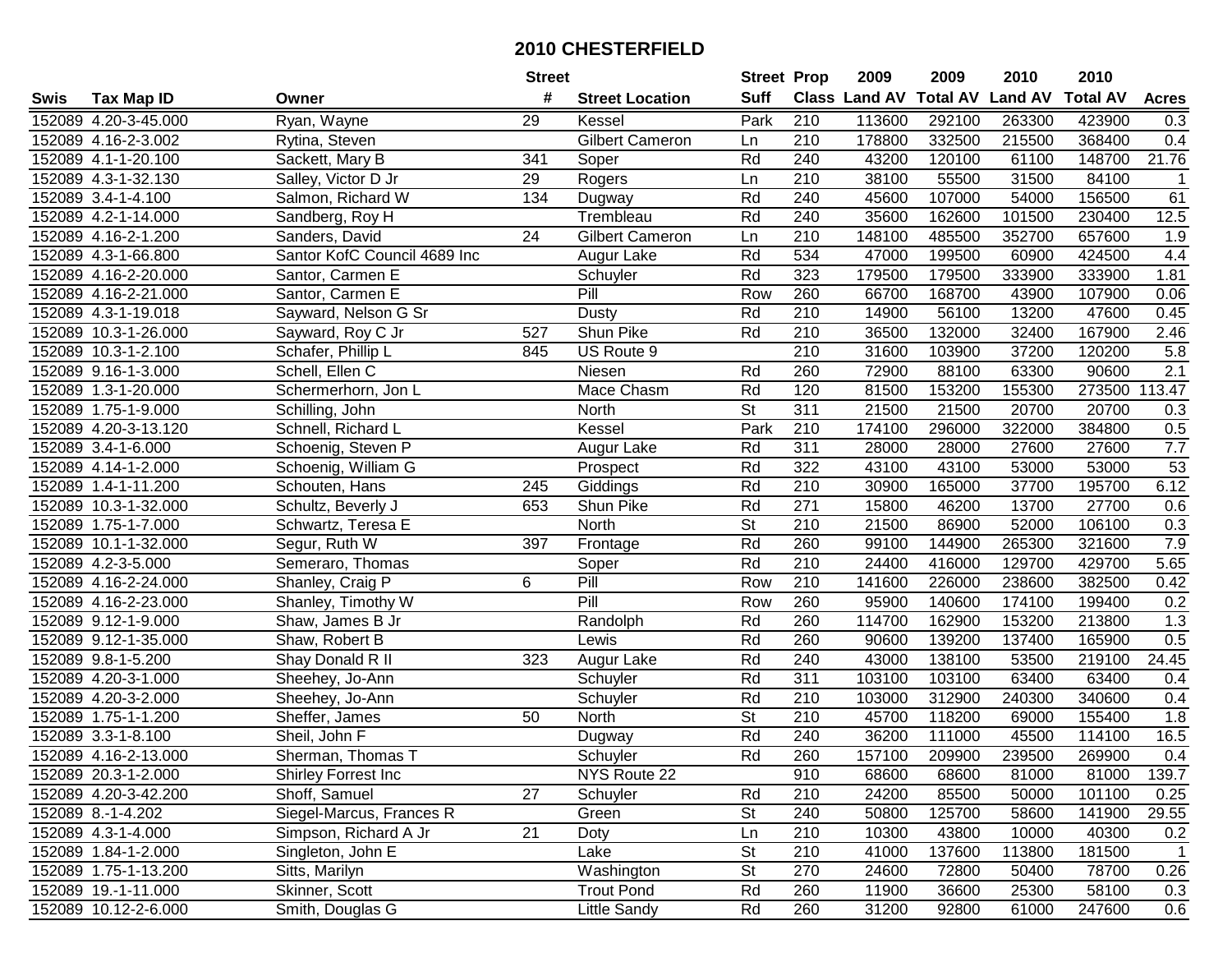# 2010 CHESTERFIELD

| Swis | Tax Map ID | Owner | Street # | Street Location | Street Suff | Prop Class | 2009 Land AV | 2009 Total AV | 2010 Land AV | 2010 Total AV | Acres |
|---|---|---|---|---|---|---|---|---|---|---|---|
| 152089 | 4.20-3-45.000 | Ryan, Wayne | 29 | Kessel | Park | 210 | 113600 | 292100 | 263300 | 423900 | 0.3 |
| 152089 | 4.16-2-3.002 | Rytina, Steven | | Gilbert Cameron | Ln | 210 | 178800 | 332500 | 215500 | 368400 | 0.4 |
| 152089 | 4.1-1-20.100 | Sackett, Mary B | 341 | Soper | Rd | 240 | 43200 | 120100 | 61100 | 148700 | 21.76 |
| 152089 | 4.3-1-32.130 | Salley, Victor D Jr | 29 | Rogers | Ln | 210 | 38100 | 55500 | 31500 | 84100 | 1 |
| 152089 | 3.4-1-4.100 | Salmon, Richard W | 134 | Dugway | Rd | 240 | 45600 | 107000 | 54000 | 156500 | 61 |
| 152089 | 4.2-1-14.000 | Sandberg, Roy H | | Trembleau | Rd | 240 | 35600 | 162600 | 101500 | 230400 | 12.5 |
| 152089 | 4.16-2-1.200 | Sanders, David | 24 | Gilbert Cameron | Ln | 210 | 148100 | 485500 | 352700 | 657600 | 1.9 |
| 152089 | 4.3-1-66.800 | Santor KofC Council 4689 Inc | | Augur Lake | Rd | 534 | 47000 | 199500 | 60900 | 424500 | 4.4 |
| 152089 | 4.16-2-20.000 | Santor, Carmen E | | Schuyler | Rd | 323 | 179500 | 179500 | 333900 | 333900 | 1.81 |
| 152089 | 4.16-2-21.000 | Santor, Carmen E | | Pill | Row | 260 | 66700 | 168700 | 43900 | 107900 | 0.06 |
| 152089 | 4.3-1-19.018 | Sayward, Nelson G Sr | | Dusty | Rd | 210 | 14900 | 56100 | 13200 | 47600 | 0.45 |
| 152089 | 10.3-1-26.000 | Sayward, Roy C Jr | 527 | Shun Pike | Rd | 210 | 36500 | 132000 | 32400 | 167900 | 2.46 |
| 152089 | 10.3-1-2.100 | Schafer, Phillip L | 845 | US Route 9 | | 210 | 31600 | 103900 | 37200 | 120200 | 5.8 |
| 152089 | 9.16-1-3.000 | Schell, Ellen C | | Niesen | Rd | 260 | 72900 | 88100 | 63300 | 90600 | 2.1 |
| 152089 | 1.3-1-20.000 | Schermerhorn, Jon L | | Mace Chasm | Rd | 120 | 81500 | 153200 | 155300 | 273500 | 113.47 |
| 152089 | 1.75-1-9.000 | Schilling, John | | North | St | 311 | 21500 | 21500 | 20700 | 20700 | 0.3 |
| 152089 | 4.20-3-13.120 | Schnell, Richard L | | Kessel | Park | 210 | 174100 | 296000 | 322000 | 384800 | 0.5 |
| 152089 | 3.4-1-6.000 | Schoenig, Steven P | | Augur Lake | Rd | 311 | 28000 | 28000 | 27600 | 27600 | 7.7 |
| 152089 | 4.14-1-2.000 | Schoenig, William G | | Prospect | Rd | 322 | 43100 | 43100 | 53000 | 53000 | 53 |
| 152089 | 1.4-1-11.200 | Schouten, Hans | 245 | Giddings | Rd | 210 | 30900 | 165000 | 37700 | 195700 | 6.12 |
| 152089 | 10.3-1-32.000 | Schultz, Beverly J | 653 | Shun Pike | Rd | 271 | 15800 | 46200 | 13700 | 27700 | 0.6 |
| 152089 | 1.75-1-7.000 | Schwartz, Teresa E | | North | St | 210 | 21500 | 86900 | 52000 | 106100 | 0.3 |
| 152089 | 10.1-1-32.000 | Segur, Ruth W | 397 | Frontage | Rd | 260 | 99100 | 144900 | 265300 | 321600 | 7.9 |
| 152089 | 4.2-3-5.000 | Semeraro, Thomas | | Soper | Rd | 210 | 24400 | 416000 | 129700 | 429700 | 5.65 |
| 152089 | 4.16-2-24.000 | Shanley, Craig P | 6 | Pill | Row | 210 | 141600 | 226000 | 238600 | 382500 | 0.42 |
| 152089 | 4.16-2-23.000 | Shanley, Timothy W | | Pill | Row | 260 | 95900 | 140600 | 174100 | 199400 | 0.2 |
| 152089 | 9.12-1-9.000 | Shaw, James B Jr | | Randolph | Rd | 260 | 114700 | 162900 | 153200 | 213800 | 1.3 |
| 152089 | 9.12-1-35.000 | Shaw, Robert B | | Lewis | Rd | 260 | 90600 | 139200 | 137400 | 165900 | 0.5 |
| 152089 | 9.8-1-5.200 | Shay Donald R II | 323 | Augur Lake | Rd | 240 | 43000 | 138100 | 53500 | 219100 | 24.45 |
| 152089 | 4.20-3-1.000 | Sheehey, Jo-Ann | | Schuyler | Rd | 311 | 103100 | 103100 | 63400 | 63400 | 0.4 |
| 152089 | 4.20-3-2.000 | Sheehey, Jo-Ann | | Schuyler | Rd | 210 | 103000 | 312900 | 240300 | 340600 | 0.4 |
| 152089 | 1.75-1-1.200 | Sheffer, James | 50 | North | St | 210 | 45700 | 118200 | 69000 | 155400 | 1.8 |
| 152089 | 3.3-1-8.100 | Sheil, John F | | Dugway | Rd | 240 | 36200 | 111000 | 45500 | 114100 | 16.5 |
| 152089 | 4.16-2-13.000 | Sherman, Thomas T | | Schuyler | Rd | 260 | 157100 | 209900 | 239500 | 269900 | 0.4 |
| 152089 | 20.3-1-2.000 | Shirley Forrest Inc | | NYS Route 22 | | 910 | 68600 | 68600 | 81000 | 81000 | 139.7 |
| 152089 | 4.20-3-42.200 | Shoff, Samuel | 27 | Schuyler | Rd | 210 | 24200 | 85500 | 50000 | 101100 | 0.25 |
| 152089 | 8.-1-4.202 | Siegel-Marcus, Frances R | | Green | St | 240 | 50800 | 125700 | 58600 | 141900 | 29.55 |
| 152089 | 4.3-1-4.000 | Simpson, Richard A Jr | 21 | Doty | Ln | 210 | 10300 | 43800 | 10000 | 40300 | 0.2 |
| 152089 | 1.84-1-2.000 | Singleton, John E | | Lake | St | 210 | 41000 | 137600 | 113800 | 181500 | 1 |
| 152089 | 1.75-1-13.200 | Sitts, Marilyn | | Washington | St | 270 | 24600 | 72800 | 50400 | 78700 | 0.26 |
| 152089 | 19.-1-11.000 | Skinner, Scott | | Trout Pond | Rd | 260 | 11900 | 36600 | 25300 | 58100 | 0.3 |
| 152089 | 10.12-2-6.000 | Smith, Douglas G | | Little Sandy | Rd | 260 | 31200 | 92800 | 61000 | 247600 | 0.6 |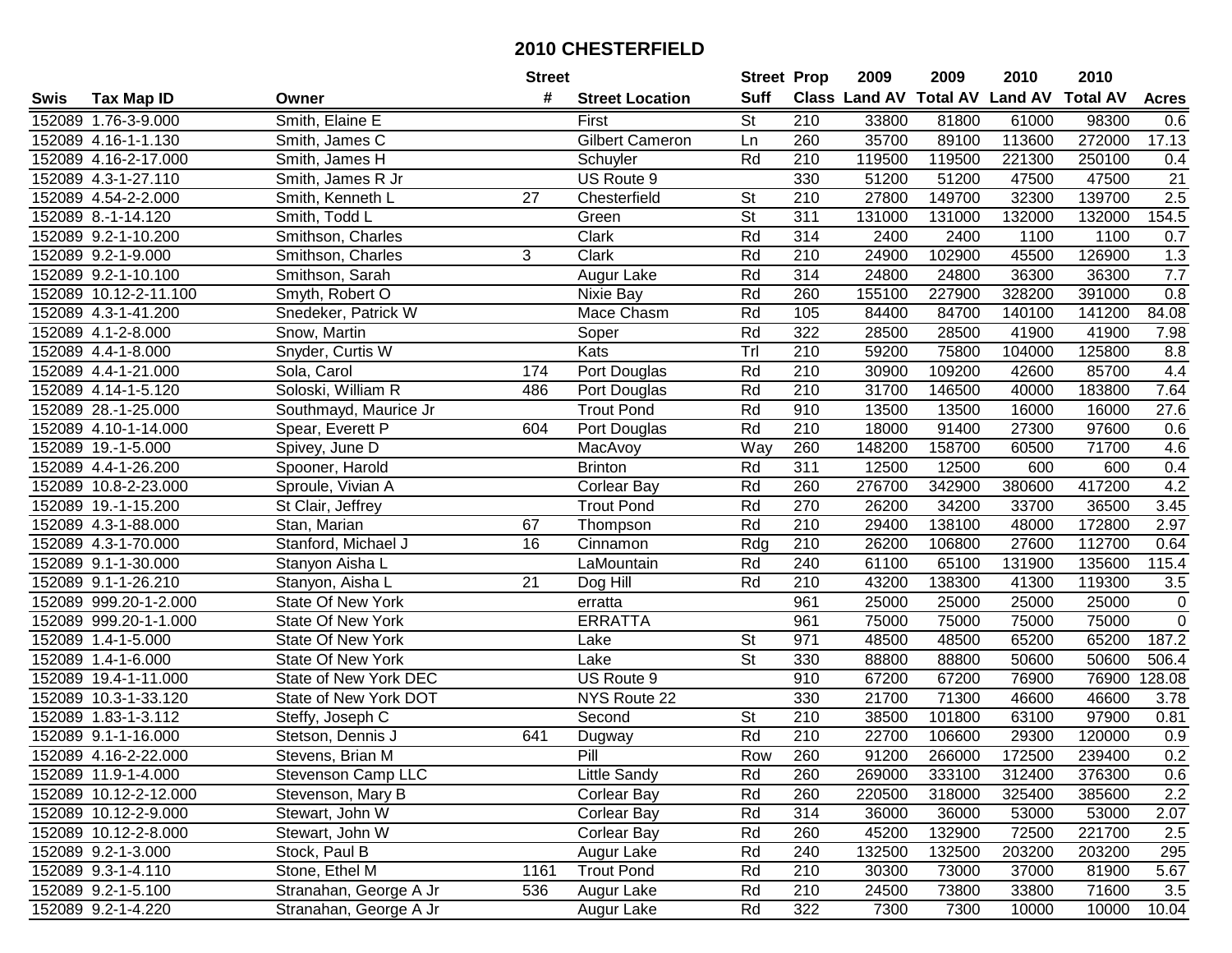# 2010 CHESTERFIELD

| Swis | Tax Map ID | Owner | Street # | Street Location | Street Suff | Prop Class | 2009 Land AV | 2009 Total AV | 2010 Land AV | 2010 Total AV | Acres |
|---|---|---|---|---|---|---|---|---|---|---|---|
| 152089 | 1.76-3-9.000 | Smith, Elaine E | | First | St | 210 | 33800 | 81800 | 61000 | 98300 | 0.6 |
| 152089 | 4.16-1-1.130 | Smith, James C | | Gilbert Cameron | Ln | 260 | 35700 | 89100 | 113600 | 272000 | 17.13 |
| 152089 | 4.16-2-17.000 | Smith, James H | | Schuyler | Rd | 210 | 119500 | 119500 | 221300 | 250100 | 0.4 |
| 152089 | 4.3-1-27.110 | Smith, James R Jr | | US Route 9 | | 330 | 51200 | 51200 | 47500 | 47500 | 21 |
| 152089 | 4.54-2-2.000 | Smith, Kenneth L | 27 | Chesterfield | St | 210 | 27800 | 149700 | 32300 | 139700 | 2.5 |
| 152089 | 8.-1-14.120 | Smith, Todd L | | Green | St | 311 | 131000 | 131000 | 132000 | 132000 | 154.5 |
| 152089 | 9.2-1-10.200 | Smithson, Charles | | Clark | Rd | 314 | 2400 | 2400 | 1100 | 1100 | 0.7 |
| 152089 | 9.2-1-9.000 | Smithson, Charles | 3 | Clark | Rd | 210 | 24900 | 102900 | 45500 | 126900 | 1.3 |
| 152089 | 9.2-1-10.100 | Smithson, Sarah | | Augur Lake | Rd | 314 | 24800 | 24800 | 36300 | 36300 | 7.7 |
| 152089 | 10.12-2-11.100 | Smyth, Robert O | | Nixie Bay | Rd | 260 | 155100 | 227900 | 328200 | 391000 | 0.8 |
| 152089 | 4.3-1-41.200 | Snedeker, Patrick W | | Mace Chasm | Rd | 105 | 84400 | 84700 | 140100 | 141200 | 84.08 |
| 152089 | 4.1-2-8.000 | Snow, Martin | | Soper | Rd | 322 | 28500 | 28500 | 41900 | 41900 | 7.98 |
| 152089 | 4.4-1-8.000 | Snyder, Curtis W | | Kats | Trl | 210 | 59200 | 75800 | 104000 | 125800 | 8.8 |
| 152089 | 4.4-1-21.000 | Sola, Carol | 174 | Port Douglas | Rd | 210 | 30900 | 109200 | 42600 | 85700 | 4.4 |
| 152089 | 4.14-1-5.120 | Soloski, William R | 486 | Port Douglas | Rd | 210 | 31700 | 146500 | 40000 | 183800 | 7.64 |
| 152089 | 28.-1-25.000 | Southmayd, Maurice Jr | | Trout Pond | Rd | 910 | 13500 | 13500 | 16000 | 16000 | 27.6 |
| 152089 | 4.10-1-14.000 | Spear, Everett P | 604 | Port Douglas | Rd | 210 | 18000 | 91400 | 27300 | 97600 | 0.6 |
| 152089 | 19.-1-5.000 | Spivey, June D | | MacAvoy | Way | 260 | 148200 | 158700 | 60500 | 71700 | 4.6 |
| 152089 | 4.4-1-26.200 | Spooner, Harold | | Brinton | Rd | 311 | 12500 | 12500 | 600 | 600 | 0.4 |
| 152089 | 10.8-2-23.000 | Sproule, Vivian A | | Corlear Bay | Rd | 260 | 276700 | 342900 | 380600 | 417200 | 4.2 |
| 152089 | 19.-1-15.200 | St Clair, Jeffrey | | Trout Pond | Rd | 270 | 26200 | 34200 | 33700 | 36500 | 3.45 |
| 152089 | 4.3-1-88.000 | Stan, Marian | 67 | Thompson | Rd | 210 | 29400 | 138100 | 48000 | 172800 | 2.97 |
| 152089 | 4.3-1-70.000 | Stanford, Michael J | 16 | Cinnamon | Rdg | 210 | 26200 | 106800 | 27600 | 112700 | 0.64 |
| 152089 | 9.1-1-30.000 | Stanyon Aisha L | | LaMountain | Rd | 240 | 61100 | 65100 | 131900 | 135600 | 115.4 |
| 152089 | 9.1-1-26.210 | Stanyon, Aisha L | 21 | Dog Hill | Rd | 210 | 43200 | 138300 | 41300 | 119300 | 3.5 |
| 152089 | 999.20-1-2.000 | State Of New York | | erratta | | 961 | 25000 | 25000 | 25000 | 25000 | 0 |
| 152089 | 999.20-1-1.000 | State Of New York | | ERRATTA | | 961 | 75000 | 75000 | 75000 | 75000 | 0 |
| 152089 | 1.4-1-5.000 | State Of New York | | Lake | St | 971 | 48500 | 48500 | 65200 | 65200 | 187.2 |
| 152089 | 1.4-1-6.000 | State Of New York | | Lake | St | 330 | 88800 | 88800 | 50600 | 50600 | 506.4 |
| 152089 | 19.4-1-11.000 | State of New York DEC | | US Route 9 | | 910 | 67200 | 67200 | 76900 | 76900 | 128.08 |
| 152089 | 10.3-1-33.120 | State of New York DOT | | NYS Route 22 | | 330 | 21700 | 71300 | 46600 | 46600 | 3.78 |
| 152089 | 1.83-1-3.112 | Steffy, Joseph C | | Second | St | 210 | 38500 | 101800 | 63100 | 97900 | 0.81 |
| 152089 | 9.1-1-16.000 | Stetson, Dennis J | 641 | Dugway | Rd | 210 | 22700 | 106600 | 29300 | 120000 | 0.9 |
| 152089 | 4.16-2-22.000 | Stevens, Brian M | | Pill | Row | 260 | 91200 | 266000 | 172500 | 239400 | 0.2 |
| 152089 | 11.9-1-4.000 | Stevenson Camp LLC | | Little Sandy | Rd | 260 | 269000 | 333100 | 312400 | 376300 | 0.6 |
| 152089 | 10.12-2-12.000 | Stevenson, Mary B | | Corlear Bay | Rd | 260 | 220500 | 318000 | 325400 | 385600 | 2.2 |
| 152089 | 10.12-2-9.000 | Stewart, John W | | Corlear Bay | Rd | 314 | 36000 | 36000 | 53000 | 53000 | 2.07 |
| 152089 | 10.12-2-8.000 | Stewart, John W | | Corlear Bay | Rd | 260 | 45200 | 132900 | 72500 | 221700 | 2.5 |
| 152089 | 9.2-1-3.000 | Stock, Paul B | | Augur Lake | Rd | 240 | 132500 | 132500 | 203200 | 203200 | 295 |
| 152089 | 9.3-1-4.110 | Stone, Ethel M | 1161 | Trout Pond | Rd | 210 | 30300 | 73000 | 37000 | 81900 | 5.67 |
| 152089 | 9.2-1-5.100 | Stranahan, George A Jr | 536 | Augur Lake | Rd | 210 | 24500 | 73800 | 33800 | 71600 | 3.5 |
| 152089 | 9.2-1-4.220 | Stranahan, George A Jr | | Augur Lake | Rd | 322 | 7300 | 7300 | 10000 | 10000 | 10.04 |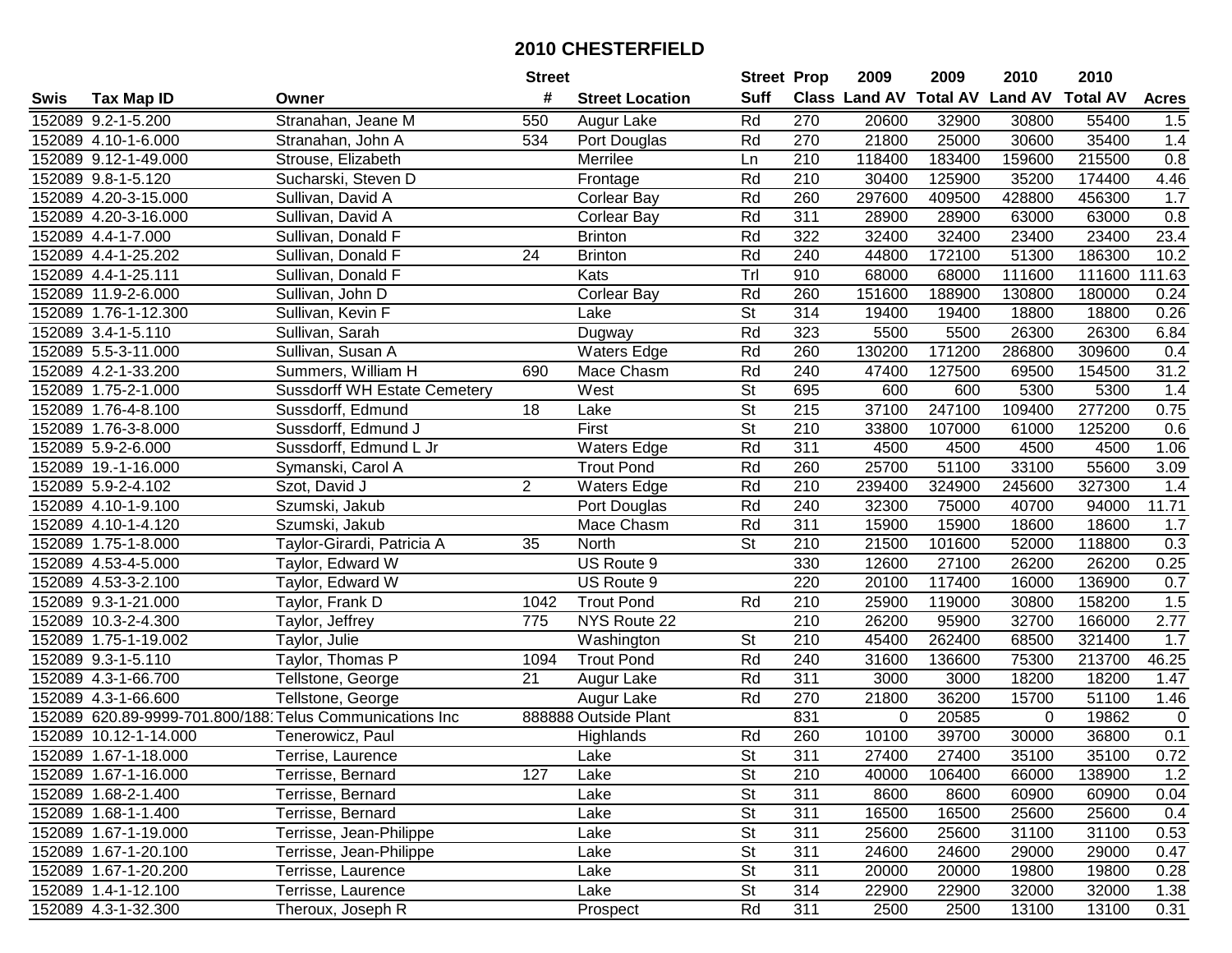# 2010 CHESTERFIELD

| Swis | Tax Map ID | Owner | Street # | Street Location | Street Suff | Prop Class | 2009 Land AV | 2009 Total AV | 2010 Land AV | 2010 Total AV | Acres |
|---|---|---|---|---|---|---|---|---|---|---|---|
| 152089 | 9.2-1-5.200 | Stranahan, Jeane M | 550 | Augur Lake | Rd | 270 | 20600 | 32900 | 30800 | 55400 | 1.5 |
| 152089 | 4.10-1-6.000 | Stranahan, John A | 534 | Port Douglas | Rd | 270 | 21800 | 25000 | 30600 | 35400 | 1.4 |
| 152089 | 9.12-1-49.000 | Strouse, Elizabeth | | Merrilee | Ln | 210 | 118400 | 183400 | 159600 | 215500 | 0.8 |
| 152089 | 9.8-1-5.120 | Sucharski, Steven D | | Frontage | Rd | 210 | 30400 | 125900 | 35200 | 174400 | 4.46 |
| 152089 | 4.20-3-15.000 | Sullivan, David A | | Corlear Bay | Rd | 260 | 297600 | 409500 | 428800 | 456300 | 1.7 |
| 152089 | 4.20-3-16.000 | Sullivan, David A | | Corlear Bay | Rd | 311 | 28900 | 28900 | 63000 | 63000 | 0.8 |
| 152089 | 4.4-1-7.000 | Sullivan, Donald F | | Brinton | Rd | 322 | 32400 | 32400 | 23400 | 23400 | 23.4 |
| 152089 | 4.4-1-25.202 | Sullivan, Donald F | 24 | Brinton | Rd | 240 | 44800 | 172100 | 51300 | 186300 | 10.2 |
| 152089 | 4.4-1-25.111 | Sullivan, Donald F | | Kats | Trl | 910 | 68000 | 68000 | 111600 | 111600 | 111.63 |
| 152089 | 11.9-2-6.000 | Sullivan, John D | | Corlear Bay | Rd | 260 | 151600 | 188900 | 130800 | 180000 | 0.24 |
| 152089 | 1.76-1-12.300 | Sullivan, Kevin F | | Lake | St | 314 | 19400 | 19400 | 18800 | 18800 | 0.26 |
| 152089 | 3.4-1-5.110 | Sullivan, Sarah | | Dugway | Rd | 323 | 5500 | 5500 | 26300 | 26300 | 6.84 |
| 152089 | 5.5-3-11.000 | Sullivan, Susan A | | Waters Edge | Rd | 260 | 130200 | 171200 | 286800 | 309600 | 0.4 |
| 152089 | 4.2-1-33.200 | Summers, William H | 690 | Mace Chasm | Rd | 240 | 47400 | 127500 | 69500 | 154500 | 31.2 |
| 152089 | 1.75-2-1.000 | Sussdorff WH Estate Cemetery | | West | St | 695 | 600 | 600 | 5300 | 5300 | 1.4 |
| 152089 | 1.76-4-8.100 | Sussdorff, Edmund | 18 | Lake | St | 215 | 37100 | 247100 | 109400 | 277200 | 0.75 |
| 152089 | 1.76-3-8.000 | Sussdorff, Edmund J | | First | St | 210 | 33800 | 107000 | 61000 | 125200 | 0.6 |
| 152089 | 5.9-2-6.000 | Sussdorff, Edmund L Jr | | Waters Edge | Rd | 311 | 4500 | 4500 | 4500 | 4500 | 1.06 |
| 152089 | 19.-1-16.000 | Symanski, Carol A | | Trout Pond | Rd | 260 | 25700 | 51100 | 33100 | 55600 | 3.09 |
| 152089 | 5.9-2-4.102 | Szot, David J | 2 | Waters Edge | Rd | 210 | 239400 | 324900 | 245600 | 327300 | 1.4 |
| 152089 | 4.10-1-9.100 | Szumski, Jakub | | Port Douglas | Rd | 240 | 32300 | 75000 | 40700 | 94000 | 11.71 |
| 152089 | 4.10-1-4.120 | Szumski, Jakub | | Mace Chasm | Rd | 311 | 15900 | 15900 | 18600 | 18600 | 1.7 |
| 152089 | 1.75-1-8.000 | Taylor-Girardi, Patricia A | 35 | North | St | 210 | 21500 | 101600 | 52000 | 118800 | 0.3 |
| 152089 | 4.53-4-5.000 | Taylor, Edward W | | US Route 9 | | 330 | 12600 | 27100 | 26200 | 26200 | 0.25 |
| 152089 | 4.53-3-2.100 | Taylor, Edward W | | US Route 9 | | 220 | 20100 | 117400 | 16000 | 136900 | 0.7 |
| 152089 | 9.3-1-21.000 | Taylor, Frank D | 1042 | Trout Pond | Rd | 210 | 25900 | 119000 | 30800 | 158200 | 1.5 |
| 152089 | 10.3-2-4.300 | Taylor, Jeffrey | 775 | NYS Route 22 | | 210 | 26200 | 95900 | 32700 | 166000 | 2.77 |
| 152089 | 1.75-1-19.002 | Taylor, Julie | | Washington | St | 210 | 45400 | 262400 | 68500 | 321400 | 1.7 |
| 152089 | 9.3-1-5.110 | Taylor, Thomas P | 1094 | Trout Pond | Rd | 240 | 31600 | 136600 | 75300 | 213700 | 46.25 |
| 152089 | 4.3-1-66.700 | Tellstone, George | 21 | Augur Lake | Rd | 311 | 3000 | 3000 | 18200 | 18200 | 1.47 |
| 152089 | 4.3-1-66.600 | Tellstone, George | | Augur Lake | Rd | 270 | 21800 | 36200 | 15700 | 51100 | 1.46 |
| 152089 | 620.89-9999-701.800/188 | Telus Communications Inc | 888888 | Outside Plant | | 831 | 0 | 20585 | 0 | 19862 | 0 |
| 152089 | 10.12-1-14.000 | Tenerowicz, Paul | | Highlands | Rd | 260 | 10100 | 39700 | 30000 | 36800 | 0.1 |
| 152089 | 1.67-1-18.000 | Terrise, Laurence | | Lake | St | 311 | 27400 | 27400 | 35100 | 35100 | 0.72 |
| 152089 | 1.67-1-16.000 | Terrisse, Bernard | 127 | Lake | St | 210 | 40000 | 106400 | 66000 | 138900 | 1.2 |
| 152089 | 1.68-2-1.400 | Terrisse, Bernard | | Lake | St | 311 | 8600 | 8600 | 60900 | 60900 | 0.04 |
| 152089 | 1.68-1-1.400 | Terrisse, Bernard | | Lake | St | 311 | 16500 | 16500 | 25600 | 25600 | 0.4 |
| 152089 | 1.67-1-19.000 | Terrisse, Jean-Philippe | | Lake | St | 311 | 25600 | 25600 | 31100 | 31100 | 0.53 |
| 152089 | 1.67-1-20.100 | Terrisse, Jean-Philippe | | Lake | St | 311 | 24600 | 24600 | 29000 | 29000 | 0.47 |
| 152089 | 1.67-1-20.200 | Terrisse, Laurence | | Lake | St | 311 | 20000 | 20000 | 19800 | 19800 | 0.28 |
| 152089 | 1.4-1-12.100 | Terrisse, Laurence | | Lake | St | 314 | 22900 | 22900 | 32000 | 32000 | 1.38 |
| 152089 | 4.3-1-32.300 | Theroux, Joseph R | | Prospect | Rd | 311 | 2500 | 2500 | 13100 | 13100 | 0.31 |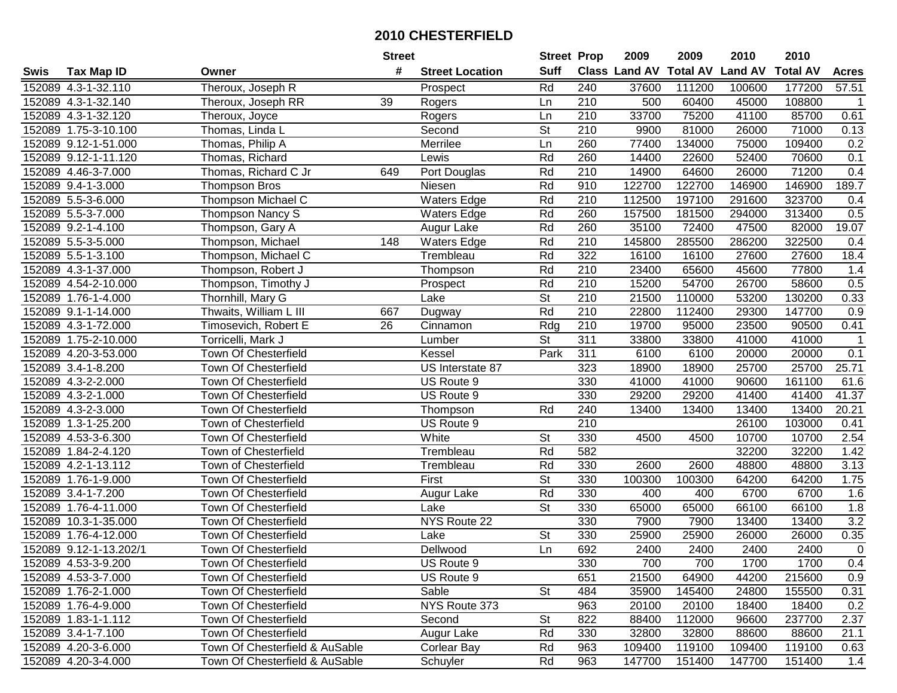# 2010 CHESTERFIELD

| Swis | Tax Map ID | Owner | Street # | Street Location | Street Suff | Prop Class | 2009 Land AV | 2009 Total AV | 2010 Land AV | 2010 Total AV | Acres |
|---|---|---|---|---|---|---|---|---|---|---|---|
| 152089 | 4.3-1-32.110 | Theroux, Joseph R | | Prospect | Rd | 240 | 37600 | 111200 | 100600 | 177200 | 57.51 |
| 152089 | 4.3-1-32.140 | Theroux, Joseph RR | 39 | Rogers | Ln | 210 | 500 | 60400 | 45000 | 108800 | 1 |
| 152089 | 4.3-1-32.120 | Theroux, Joyce | | Rogers | Ln | 210 | 33700 | 75200 | 41100 | 85700 | 0.61 |
| 152089 | 1.75-3-10.100 | Thomas, Linda L | | Second | St | 210 | 9900 | 81000 | 26000 | 71000 | 0.13 |
| 152089 | 9.12-1-51.000 | Thomas, Philip A | | Merrilee | Ln | 260 | 77400 | 134000 | 75000 | 109400 | 0.2 |
| 152089 | 9.12-1-11.120 | Thomas, Richard | | Lewis | Rd | 260 | 14400 | 22600 | 52400 | 70600 | 0.1 |
| 152089 | 4.46-3-7.000 | Thomas, Richard C Jr | 649 | Port Douglas | Rd | 210 | 14900 | 64600 | 26000 | 71200 | 0.4 |
| 152089 | 9.4-1-3.000 | Thompson Bros | | Niesen | Rd | 910 | 122700 | 122700 | 146900 | 146900 | 189.7 |
| 152089 | 5.5-3-6.000 | Thompson Michael C | | Waters Edge | Rd | 210 | 112500 | 197100 | 291600 | 323700 | 0.4 |
| 152089 | 5.5-3-7.000 | Thompson Nancy S | | Waters Edge | Rd | 260 | 157500 | 181500 | 294000 | 313400 | 0.5 |
| 152089 | 9.2-1-4.100 | Thompson, Gary A | | Augur Lake | Rd | 260 | 35100 | 72400 | 47500 | 82000 | 19.07 |
| 152089 | 5.5-3-5.000 | Thompson, Michael | 148 | Waters Edge | Rd | 210 | 145800 | 285500 | 286200 | 322500 | 0.4 |
| 152089 | 5.5-1-3.100 | Thompson, Michael C | | Trembleau | Rd | 322 | 16100 | 16100 | 27600 | 27600 | 18.4 |
| 152089 | 4.3-1-37.000 | Thompson, Robert J | | Thompson | Rd | 210 | 23400 | 65600 | 45600 | 77800 | 1.4 |
| 152089 | 4.54-2-10.000 | Thompson, Timothy J | | Prospect | Rd | 210 | 15200 | 54700 | 26700 | 58600 | 0.5 |
| 152089 | 1.76-1-4.000 | Thornhill, Mary G | | Lake | St | 210 | 21500 | 110000 | 53200 | 130200 | 0.33 |
| 152089 | 9.1-1-14.000 | Thwaits, William L III | 667 | Dugway | Rd | 210 | 22800 | 112400 | 29300 | 147700 | 0.9 |
| 152089 | 4.3-1-72.000 | Timosevich, Robert E | 26 | Cinnamon | Rdg | 210 | 19700 | 95000 | 23500 | 90500 | 0.41 |
| 152089 | 1.75-2-10.000 | Torricelli, Mark J | | Lumber | St | 311 | 33800 | 33800 | 41000 | 41000 | 1 |
| 152089 | 4.20-3-53.000 | Town Of Chesterfield | | Kessel | Park | 311 | 6100 | 6100 | 20000 | 20000 | 0.1 |
| 152089 | 3.4-1-8.200 | Town Of Chesterfield | | US Interstate 87 | | 323 | 18900 | 18900 | 25700 | 25700 | 25.71 |
| 152089 | 4.3-2-2.000 | Town Of Chesterfield | | US Route 9 | | 330 | 41000 | 41000 | 90600 | 161100 | 61.6 |
| 152089 | 4.3-2-1.000 | Town Of Chesterfield | | US Route 9 | | 330 | 29200 | 29200 | 41400 | 41400 | 41.37 |
| 152089 | 4.3-2-3.000 | Town Of Chesterfield | | Thompson | Rd | 240 | 13400 | 13400 | 13400 | 13400 | 20.21 |
| 152089 | 1.3-1-25.200 | Town of Chesterfield | | US Route 9 | | 210 | | | 26100 | 103000 | 0.41 |
| 152089 | 4.53-3-6.300 | Town Of Chesterfield | | White | St | 330 | 4500 | 4500 | 10700 | 10700 | 2.54 |
| 152089 | 1.84-2-4.120 | Town of Chesterfield | | Trembleau | Rd | 582 | | | 32200 | 32200 | 1.42 |
| 152089 | 4.2-1-13.112 | Town of Chesterfield | | Trembleau | Rd | 330 | 2600 | 2600 | 48800 | 48800 | 3.13 |
| 152089 | 1.76-1-9.000 | Town Of Chesterfield | | First | St | 330 | 100300 | 100300 | 64200 | 64200 | 1.75 |
| 152089 | 3.4-1-7.200 | Town Of Chesterfield | | Augur Lake | Rd | 330 | 400 | 400 | 6700 | 6700 | 1.6 |
| 152089 | 1.76-4-11.000 | Town Of Chesterfield | | Lake | St | 330 | 65000 | 65000 | 66100 | 66100 | 1.8 |
| 152089 | 10.3-1-35.000 | Town Of Chesterfield | | NYS Route 22 | | 330 | 7900 | 7900 | 13400 | 13400 | 3.2 |
| 152089 | 1.76-4-12.000 | Town Of Chesterfield | | Lake | St | 330 | 25900 | 25900 | 26000 | 26000 | 0.35 |
| 152089 | 9.12-1-13.202/1 | Town Of Chesterfield | | Dellwood | Ln | 692 | 2400 | 2400 | 2400 | 2400 | 0 |
| 152089 | 4.53-3-9.200 | Town Of Chesterfield | | US Route 9 | | 330 | 700 | 700 | 1700 | 1700 | 0.4 |
| 152089 | 4.53-3-7.000 | Town Of Chesterfield | | US Route 9 | | 651 | 21500 | 64900 | 44200 | 215600 | 0.9 |
| 152089 | 1.76-2-1.000 | Town Of Chesterfield | | Sable | St | 484 | 35900 | 145400 | 24800 | 155500 | 0.31 |
| 152089 | 1.76-4-9.000 | Town Of Chesterfield | | NYS Route 373 | | 963 | 20100 | 20100 | 18400 | 18400 | 0.2 |
| 152089 | 1.83-1-1.112 | Town Of Chesterfield | | Second | St | 822 | 88400 | 112000 | 96600 | 237700 | 2.37 |
| 152089 | 3.4-1-7.100 | Town Of Chesterfield | | Augur Lake | Rd | 330 | 32800 | 32800 | 88600 | 88600 | 21.1 |
| 152089 | 4.20-3-6.000 | Town Of Chesterfield & AuSable | | Corlear Bay | Rd | 963 | 109400 | 119100 | 109400 | 119100 | 0.63 |
| 152089 | 4.20-3-4.000 | Town Of Chesterfield & AuSable | | Schuyler | Rd | 963 | 147700 | 151400 | 147700 | 151400 | 1.4 |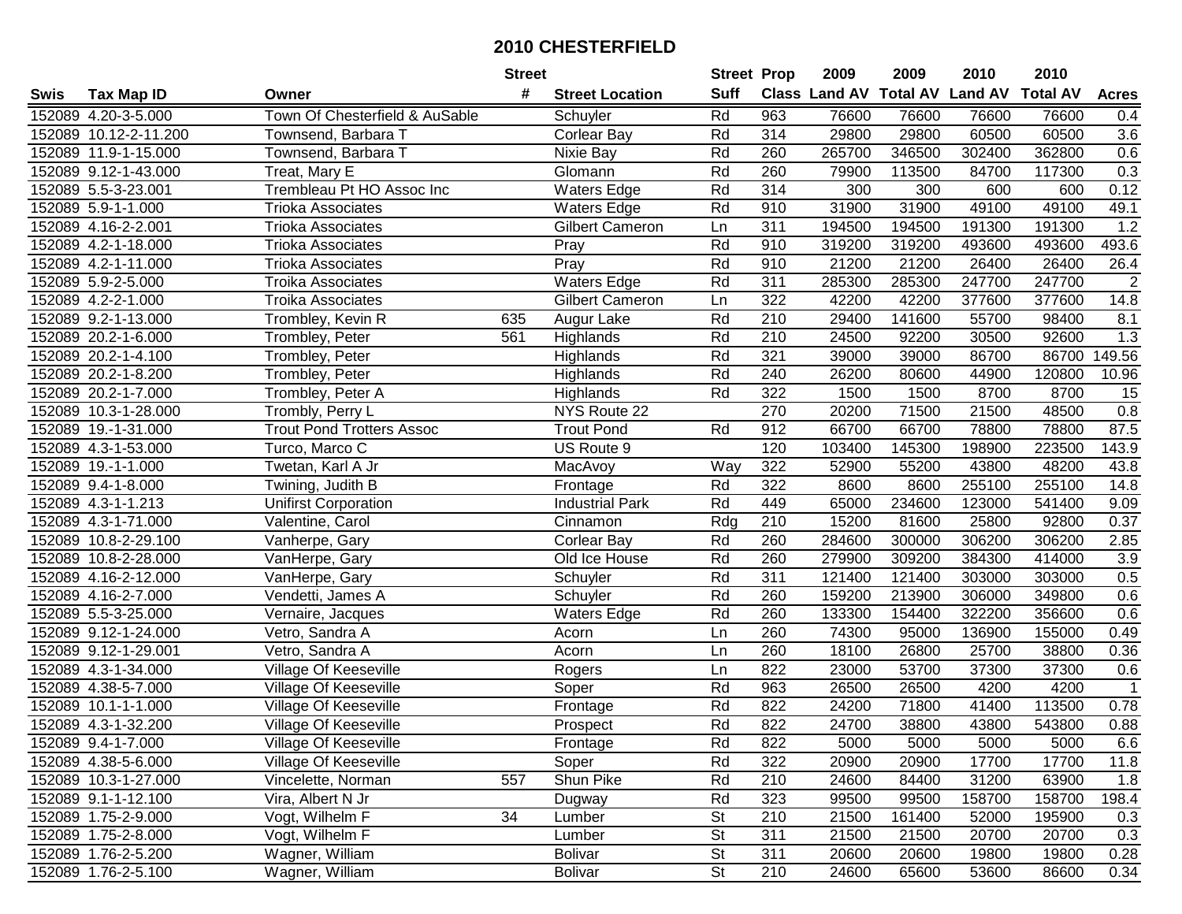# 2010 CHESTERFIELD

| Swis | Tax Map ID | Owner | Street # | Street Location | Street Suff | Prop Class | 2009 Land AV | 2009 Total AV | 2010 Land AV | 2010 Total AV | Acres |
|---|---|---|---|---|---|---|---|---|---|---|---|
| 152089 | 4.20-3-5.000 | Town Of Chesterfield & AuSable | | Schuyler | Rd | 963 | 76600 | 76600 | 76600 | 76600 | 0.4 |
| 152089 | 10.12-2-11.200 | Townsend, Barbara T | | Corlear Bay | Rd | 314 | 29800 | 29800 | 60500 | 60500 | 3.6 |
| 152089 | 11.9-1-15.000 | Townsend, Barbara T | | Nixie Bay | Rd | 260 | 265700 | 346500 | 302400 | 362800 | 0.6 |
| 152089 | 9.12-1-43.000 | Treat, Mary E | | Glomann | Rd | 260 | 79900 | 113500 | 84700 | 117300 | 0.3 |
| 152089 | 5.5-3-23.001 | Trembleau Pt HO Assoc Inc | | Waters Edge | Rd | 314 | 300 | 300 | 600 | 600 | 0.12 |
| 152089 | 5.9-1-1.000 | Trioka Associates | | Waters Edge | Rd | 910 | 31900 | 31900 | 49100 | 49100 | 49.1 |
| 152089 | 4.16-2-2.001 | Trioka Associates | | Gilbert Cameron | Ln | 311 | 194500 | 194500 | 191300 | 191300 | 1.2 |
| 152089 | 4.2-1-18.000 | Trioka Associates | | Pray | Rd | 910 | 319200 | 319200 | 493600 | 493600 | 493.6 |
| 152089 | 4.2-1-11.000 | Trioka Associates | | Pray | Rd | 910 | 21200 | 21200 | 26400 | 26400 | 26.4 |
| 152089 | 5.9-2-5.000 | Troika Associates | | Waters Edge | Rd | 311 | 285300 | 285300 | 247700 | 247700 | 2 |
| 152089 | 4.2-2-1.000 | Troika Associates | | Gilbert Cameron | Ln | 322 | 42200 | 42200 | 377600 | 377600 | 14.8 |
| 152089 | 9.2-1-13.000 | Trombley, Kevin R | 635 | Augur Lake | Rd | 210 | 29400 | 141600 | 55700 | 98400 | 8.1 |
| 152089 | 20.2-1-6.000 | Trombley, Peter | 561 | Highlands | Rd | 210 | 24500 | 92200 | 30500 | 92600 | 1.3 |
| 152089 | 20.2-1-4.100 | Trombley, Peter | | Highlands | Rd | 321 | 39000 | 39000 | 86700 | 86700 | 149.56 |
| 152089 | 20.2-1-8.200 | Trombley, Peter | | Highlands | Rd | 240 | 26200 | 80600 | 44900 | 120800 | 10.96 |
| 152089 | 20.2-1-7.000 | Trombley, Peter A | | Highlands | Rd | 322 | 1500 | 1500 | 8700 | 8700 | 15 |
| 152089 | 10.3-1-28.000 | Trombly, Perry L | | NYS Route 22 | | 270 | 20200 | 71500 | 21500 | 48500 | 0.8 |
| 152089 | 19.-1-31.000 | Trout Pond Trotters Assoc | | Trout Pond | Rd | 912 | 66700 | 66700 | 78800 | 78800 | 87.5 |
| 152089 | 4.3-1-53.000 | Turco, Marco C | | US Route 9 | | 120 | 103400 | 145300 | 198900 | 223500 | 143.9 |
| 152089 | 19.-1-1.000 | Twetan, Karl A Jr | | MacAvoy | Way | 322 | 52900 | 55200 | 43800 | 48200 | 43.8 |
| 152089 | 9.4-1-8.000 | Twining, Judith B | | Frontage | Rd | 322 | 8600 | 8600 | 255100 | 255100 | 14.8 |
| 152089 | 4.3-1-1.213 | Unifirst Corporation | | Industrial Park | Rd | 449 | 65000 | 234600 | 123000 | 541400 | 9.09 |
| 152089 | 4.3-1-71.000 | Valentine, Carol | | Cinnamon | Rdg | 210 | 15200 | 81600 | 25800 | 92800 | 0.37 |
| 152089 | 10.8-2-29.100 | Vanherpe, Gary | | Corlear Bay | Rd | 260 | 284600 | 300000 | 306200 | 306200 | 2.85 |
| 152089 | 10.8-2-28.000 | VanHerpe, Gary | | Old Ice House | Rd | 260 | 279900 | 309200 | 384300 | 414000 | 3.9 |
| 152089 | 4.16-2-12.000 | VanHerpe, Gary | | Schuyler | Rd | 311 | 121400 | 121400 | 303000 | 303000 | 0.5 |
| 152089 | 4.16-2-7.000 | Vendetti, James A | | Schuyler | Rd | 260 | 159200 | 213900 | 306000 | 349800 | 0.6 |
| 152089 | 5.5-3-25.000 | Vernaire, Jacques | | Waters Edge | Rd | 260 | 133300 | 154400 | 322200 | 356600 | 0.6 |
| 152089 | 9.12-1-24.000 | Vetro, Sandra A | | Acorn | Ln | 260 | 74300 | 95000 | 136900 | 155000 | 0.49 |
| 152089 | 9.12-1-29.001 | Vetro, Sandra A | | Acorn | Ln | 260 | 18100 | 26800 | 25700 | 38800 | 0.36 |
| 152089 | 4.3-1-34.000 | Village Of Keeseville | | Rogers | Ln | 822 | 23000 | 53700 | 37300 | 37300 | 0.6 |
| 152089 | 4.38-5-7.000 | Village Of Keeseville | | Soper | Rd | 963 | 26500 | 26500 | 4200 | 4200 | 1 |
| 152089 | 10.1-1-1.000 | Village Of Keeseville | | Frontage | Rd | 822 | 24200 | 71800 | 41400 | 113500 | 0.78 |
| 152089 | 4.3-1-32.200 | Village Of Keeseville | | Prospect | Rd | 822 | 24700 | 38800 | 43800 | 543800 | 0.88 |
| 152089 | 9.4-1-7.000 | Village Of Keeseville | | Frontage | Rd | 822 | 5000 | 5000 | 5000 | 5000 | 6.6 |
| 152089 | 4.38-5-6.000 | Village Of Keeseville | | Soper | Rd | 322 | 20900 | 20900 | 17700 | 17700 | 11.8 |
| 152089 | 10.3-1-27.000 | Vincelette, Norman | 557 | Shun Pike | Rd | 210 | 24600 | 84400 | 31200 | 63900 | 1.8 |
| 152089 | 9.1-1-12.100 | Vira, Albert N Jr | | Dugway | Rd | 323 | 99500 | 99500 | 158700 | 158700 | 198.4 |
| 152089 | 1.75-2-9.000 | Vogt, Wilhelm F | 34 | Lumber | St | 210 | 21500 | 161400 | 52000 | 195900 | 0.3 |
| 152089 | 1.75-2-8.000 | Vogt, Wilhelm F | | Lumber | St | 311 | 21500 | 21500 | 20700 | 20700 | 0.3 |
| 152089 | 1.76-2-5.200 | Wagner, William | | Bolivar | St | 311 | 20600 | 20600 | 19800 | 19800 | 0.28 |
| 152089 | 1.76-2-5.100 | Wagner, William | | Bolivar | St | 210 | 24600 | 65600 | 53600 | 86600 | 0.34 |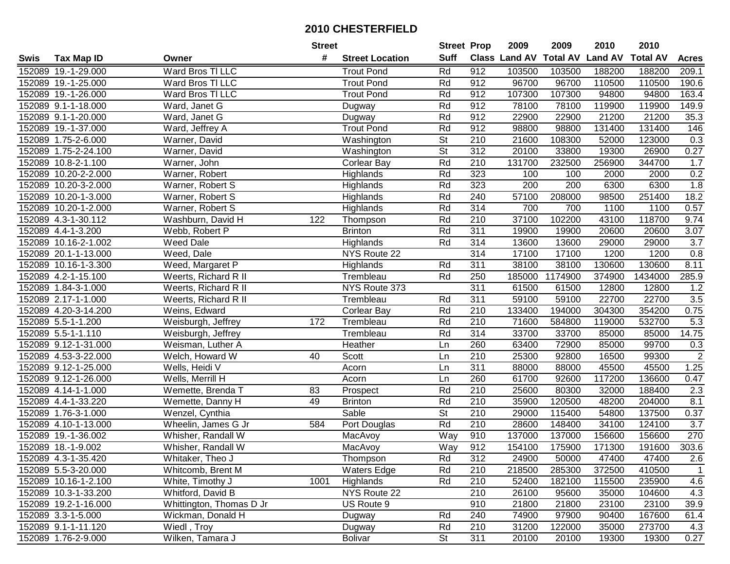# 2010 CHESTERFIELD

| Swis | Tax Map ID | Owner | Street # | Street Location | Street Suff | Prop Class | 2009 Land AV | 2009 Total AV | 2010 Land AV | 2010 Total AV | Acres |
|---|---|---|---|---|---|---|---|---|---|---|---|
| 152089 | 19.-1-29.000 | Ward Bros Tl LLC | | Trout Pond | Rd | 912 | 103500 | 103500 | 188200 | 188200 | 209.1 |
| 152089 | 19.-1-25.000 | Ward Bros Tl LLC | | Trout Pond | Rd | 912 | 96700 | 96700 | 110500 | 110500 | 190.6 |
| 152089 | 19.-1-26.000 | Ward Bros Tl LLC | | Trout Pond | Rd | 912 | 107300 | 107300 | 94800 | 94800 | 163.4 |
| 152089 | 9.1-1-18.000 | Ward, Janet G | | Dugway | Rd | 912 | 78100 | 78100 | 119900 | 119900 | 149.9 |
| 152089 | 9.1-1-20.000 | Ward, Janet G | | Dugway | Rd | 912 | 22900 | 22900 | 21200 | 21200 | 35.3 |
| 152089 | 19.-1-37.000 | Ward, Jeffrey A | | Trout Pond | Rd | 912 | 98800 | 98800 | 131400 | 131400 | 146 |
| 152089 | 1.75-2-6.000 | Warner, David | | Washington | St | 210 | 21600 | 108300 | 52000 | 123000 | 0.3 |
| 152089 | 1.75-2-24.100 | Warner, David | | Washington | St | 312 | 20100 | 33800 | 19300 | 26900 | 0.27 |
| 152089 | 10.8-2-1.100 | Warner, John | | Corlear Bay | Rd | 210 | 131700 | 232500 | 256900 | 344700 | 1.7 |
| 152089 | 10.20-2-2.000 | Warner, Robert | | Highlands | Rd | 323 | 100 | 100 | 2000 | 2000 | 0.2 |
| 152089 | 10.20-3-2.000 | Warner, Robert S | | Highlands | Rd | 323 | 200 | 200 | 6300 | 6300 | 1.8 |
| 152089 | 10.20-1-3.000 | Warner, Robert S | | Highlands | Rd | 240 | 57100 | 208000 | 98500 | 251400 | 18.2 |
| 152089 | 10.20-1-2.000 | Warner, Robert S | | Highlands | Rd | 314 | 700 | 700 | 1100 | 1100 | 0.57 |
| 152089 | 4.3-1-30.112 | Washburn, David H | 122 | Thompson | Rd | 210 | 37100 | 102200 | 43100 | 118700 | 9.74 |
| 152089 | 4.4-1-3.200 | Webb, Robert P | | Brinton | Rd | 311 | 19900 | 19900 | 20600 | 20600 | 3.07 |
| 152089 | 10.16-2-1.002 | Weed Dale | | Highlands | Rd | 314 | 13600 | 13600 | 29000 | 29000 | 3.7 |
| 152089 | 20.1-1-13.000 | Weed, Dale | | NYS Route 22 | | 314 | 17100 | 17100 | 1200 | 1200 | 0.8 |
| 152089 | 10.16-1-3.300 | Weed, Margaret P | | Highlands | Rd | 311 | 38100 | 38100 | 130600 | 130600 | 8.11 |
| 152089 | 4.2-1-15.100 | Weerts, Richard R II | | Trembleau | Rd | 250 | 185000 | 1174900 | 374900 | 1434000 | 285.9 |
| 152089 | 1.84-3-1.000 | Weerts, Richard R II | | NYS Route 373 | | 311 | 61500 | 61500 | 12800 | 12800 | 1.2 |
| 152089 | 2.17-1-1.000 | Weerts, Richard R II | | Trembleau | Rd | 311 | 59100 | 59100 | 22700 | 22700 | 3.5 |
| 152089 | 4.20-3-14.200 | Weins, Edward | | Corlear Bay | Rd | 210 | 133400 | 194000 | 304300 | 354200 | 0.75 |
| 152089 | 5.5-1-1.200 | Weisburgh, Jeffrey | 172 | Trembleau | Rd | 210 | 71600 | 584800 | 119000 | 532700 | 5.3 |
| 152089 | 5.5-1-1.110 | Weisburgh, Jeffrey | | Trembleau | Rd | 314 | 33700 | 33700 | 85000 | 85000 | 14.75 |
| 152089 | 9.12-1-31.000 | Weisman, Luther A | | Heather | Ln | 260 | 63400 | 72900 | 85000 | 99700 | 0.3 |
| 152089 | 4.53-3-22.000 | Welch, Howard W | 40 | Scott | Ln | 210 | 25300 | 92800 | 16500 | 99300 | 2 |
| 152089 | 9.12-1-25.000 | Wells, Heidi V | | Acorn | Ln | 311 | 88000 | 88000 | 45500 | 45500 | 1.25 |
| 152089 | 9.12-1-26.000 | Wells, Merrill H | | Acorn | Ln | 260 | 61700 | 92600 | 117200 | 136600 | 0.47 |
| 152089 | 4.14-1-1.000 | Wemette, Brenda T | 83 | Prospect | Rd | 210 | 25600 | 80300 | 32000 | 188400 | 2.3 |
| 152089 | 4.4-1-33.220 | Wemette, Danny H | 49 | Brinton | Rd | 210 | 35900 | 120500 | 48200 | 204000 | 8.1 |
| 152089 | 1.76-3-1.000 | Wenzel, Cynthia | | Sable | St | 210 | 29000 | 115400 | 54800 | 137500 | 0.37 |
| 152089 | 4.10-1-13.000 | Wheelin, James G Jr | 584 | Port Douglas | Rd | 210 | 28600 | 148400 | 34100 | 124100 | 3.7 |
| 152089 | 19.-1-36.002 | Whisher, Randall W | | MacAvoy | Way | 910 | 137000 | 137000 | 156600 | 156600 | 270 |
| 152089 | 18.-1-9.002 | Whisher, Randall W | | MacAvoy | Way | 912 | 154100 | 175900 | 171300 | 191600 | 303.6 |
| 152089 | 4.3-1-35.420 | Whitaker, Theo J | | Thompson | Rd | 312 | 24900 | 50000 | 47400 | 47400 | 2.6 |
| 152089 | 5.5-3-20.000 | Whitcomb, Brent M | | Waters Edge | Rd | 210 | 218500 | 285300 | 372500 | 410500 | 1 |
| 152089 | 10.16-1-2.100 | White, Timothy J | 1001 | Highlands | Rd | 210 | 52400 | 182100 | 115500 | 235900 | 4.6 |
| 152089 | 10.3-1-33.200 | Whitford, David B | | NYS Route 22 | | 210 | 26100 | 95600 | 35000 | 104600 | 4.3 |
| 152089 | 19.2-1-16.000 | Whittington, Thomas D Jr | | US Route 9 | | 910 | 21800 | 21800 | 23100 | 23100 | 39.9 |
| 152089 | 3.3-1-5.000 | Wickman, Donald H | | Dugway | Rd | 240 | 74900 | 97900 | 90400 | 167600 | 61.4 |
| 152089 | 9.1-1-11.120 | Wiedl , Troy | | Dugway | Rd | 210 | 31200 | 122000 | 35000 | 273700 | 4.3 |
| 152089 | 1.76-2-9.000 | Wilken, Tamara J | | Bolivar | St | 311 | 20100 | 20100 | 19300 | 19300 | 0.27 |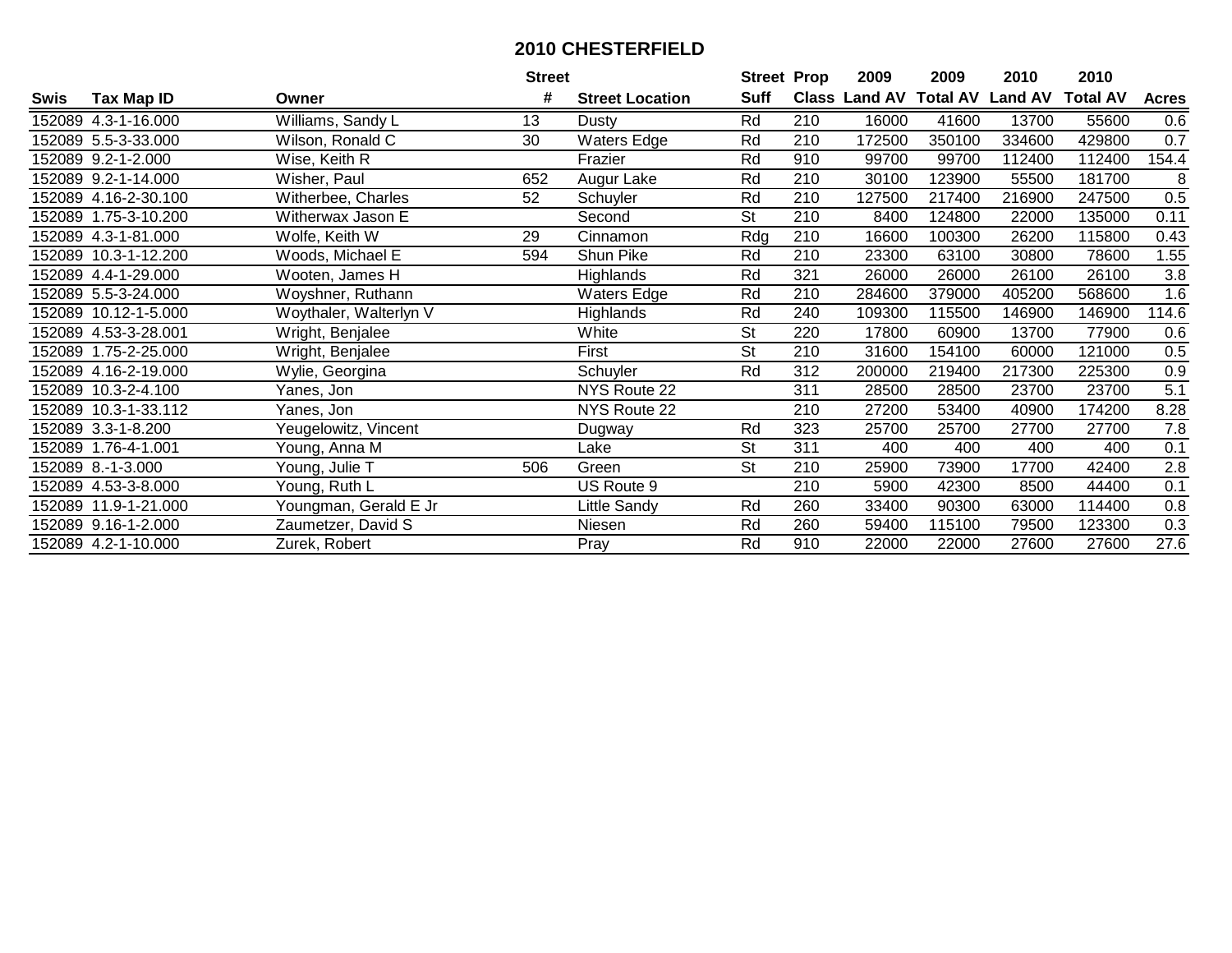## 2010 CHESTERFIELD

| Swis | Tax Map ID | Owner | Street # | Street Location | Street Suff | Prop Class | 2009 Land AV | 2009 Total AV | 2010 Land AV | 2010 Total AV | Acres |
|---|---|---|---|---|---|---|---|---|---|---|---|
| 152089 | 4.3-1-16.000 | Williams, Sandy L | 13 | Dusty | Rd | 210 | 16000 | 41600 | 13700 | 55600 | 0.6 |
| 152089 | 5.5-3-33.000 | Wilson, Ronald C | 30 | Waters Edge | Rd | 210 | 172500 | 350100 | 334600 | 429800 | 0.7 |
| 152089 | 9.2-1-2.000 | Wise, Keith R | | Frazier | Rd | 910 | 99700 | 99700 | 112400 | 112400 | 154.4 |
| 152089 | 9.2-1-14.000 | Wisher, Paul | 652 | Augur Lake | Rd | 210 | 30100 | 123900 | 55500 | 181700 | 8 |
| 152089 | 4.16-2-30.100 | Witherbee, Charles | 52 | Schuyler | Rd | 210 | 127500 | 217400 | 216900 | 247500 | 0.5 |
| 152089 | 1.75-3-10.200 | Witherwax Jason E | | Second | St | 210 | 8400 | 124800 | 22000 | 135000 | 0.11 |
| 152089 | 4.3-1-81.000 | Wolfe, Keith W | 29 | Cinnamon | Rdg | 210 | 16600 | 100300 | 26200 | 115800 | 0.43 |
| 152089 | 10.3-1-12.200 | Woods, Michael E | 594 | Shun Pike | Rd | 210 | 23300 | 63100 | 30800 | 78600 | 1.55 |
| 152089 | 4.4-1-29.000 | Wooten, James H | | Highlands | Rd | 321 | 26000 | 26000 | 26100 | 26100 | 3.8 |
| 152089 | 5.5-3-24.000 | Woyshner, Ruthann | | Waters Edge | Rd | 210 | 284600 | 379000 | 405200 | 568600 | 1.6 |
| 152089 | 10.12-1-5.000 | Woythaler, Walterlyn V | | Highlands | Rd | 240 | 109300 | 115500 | 146900 | 146900 | 114.6 |
| 152089 | 4.53-3-28.001 | Wright, Benjalee | | White | St | 220 | 17800 | 60900 | 13700 | 77900 | 0.6 |
| 152089 | 1.75-2-25.000 | Wright, Benjalee | | First | St | 210 | 31600 | 154100 | 60000 | 121000 | 0.5 |
| 152089 | 4.16-2-19.000 | Wylie, Georgina | | Schuyler | Rd | 312 | 200000 | 219400 | 217300 | 225300 | 0.9 |
| 152089 | 10.3-2-4.100 | Yanes, Jon | | NYS Route 22 | | 311 | 28500 | 28500 | 23700 | 23700 | 5.1 |
| 152089 | 10.3-1-33.112 | Yanes, Jon | | NYS Route 22 | | 210 | 27200 | 53400 | 40900 | 174200 | 8.28 |
| 152089 | 3.3-1-8.200 | Yeugelowitz, Vincent | | Dugway | Rd | 323 | 25700 | 25700 | 27700 | 27700 | 7.8 |
| 152089 | 1.76-4-1.001 | Young, Anna M | | Lake | St | 311 | 400 | 400 | 400 | 400 | 0.1 |
| 152089 | 8.-1-3.000 | Young, Julie T | 506 | Green | St | 210 | 25900 | 73900 | 17700 | 42400 | 2.8 |
| 152089 | 4.53-3-8.000 | Young, Ruth L | | US Route 9 | | 210 | 5900 | 42300 | 8500 | 44400 | 0.1 |
| 152089 | 11.9-1-21.000 | Youngman, Gerald E Jr | | Little Sandy | Rd | 260 | 33400 | 90300 | 63000 | 114400 | 0.8 |
| 152089 | 9.16-1-2.000 | Zaumetzer, David S | | Niesen | Rd | 260 | 59400 | 115100 | 79500 | 123300 | 0.3 |
| 152089 | 4.2-1-10.000 | Zurek, Robert | | Pray | Rd | 910 | 22000 | 22000 | 27600 | 27600 | 27.6 |